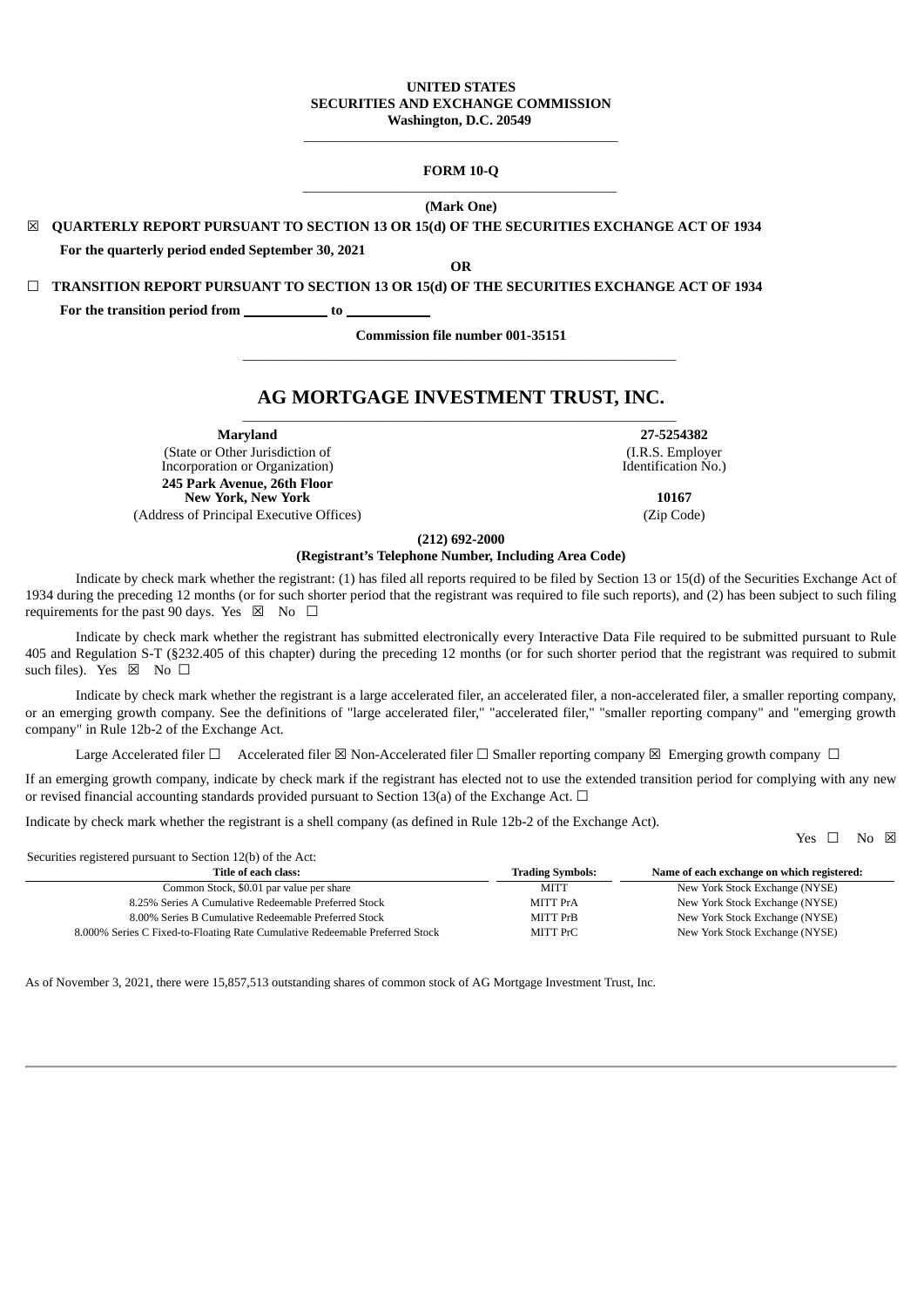**UNITED STATES**
**SECURITIES AND EXCHANGE COMMISSION**
**Washington, D.C. 20549**

---

**FORM 10-Q**

---

**(Mark One)**

☒ **QUARTERLY REPORT PURSUANT TO SECTION 13 OR 15(d) OF THE SECURITIES EXCHANGE ACT OF 1934**

**For the quarterly period ended September 30, 2021**

**OR**

☐ **TRANSITION REPORT PURSUANT TO SECTION 13 OR 15(d) OF THE SECURITIES EXCHANGE ACT OF 1934**

**For the transition period from \_\_\_\_\_\_\_\_\_\_\_\_ to \_\_\_\_\_\_\_\_\_\_\_\_**

**Commission file number 001-35151**

---

# AG MORTGAGE INVESTMENT TRUST, INC.

---

| **Maryland** | **27-5254382** |
|---|---|
| (State or Other Jurisdiction of Incorporation or Organization) | (I.R.S. Employer Identification No.) |
| **245 Park Avenue, 26th Floor New York, New York** | **10167** |
| (Address of Principal Executive Offices) | (Zip Code) |

**(212) 692-2000**
**(Registrant's Telephone Number, Including Area Code)**

Indicate by check mark whether the registrant: (1) has filed all reports required to be filed by Section 13 or 15(d) of the Securities Exchange Act of 1934 during the preceding 12 months (or for such shorter period that the registrant was required to file such reports), and (2) has been subject to such filing requirements for the past 90 days. Yes ☒ No ☐

Indicate by check mark whether the registrant has submitted electronically every Interactive Data File required to be submitted pursuant to Rule 405 and Regulation S-T (§232.405 of this chapter) during the preceding 12 months (or for such shorter period that the registrant was required to submit such files). Yes ☒ No ☐

Indicate by check mark whether the registrant is a large accelerated filer, an accelerated filer, a non-accelerated filer, a smaller reporting company, or an emerging growth company. See the definitions of "large accelerated filer," "accelerated filer," "smaller reporting company" and "emerging growth company" in Rule 12b-2 of the Exchange Act.

Large Accelerated filer ☐ Accelerated filer ☒ Non-Accelerated filer ☐ Smaller reporting company ☒ Emerging growth company ☐

If an emerging growth company, indicate by check mark if the registrant has elected not to use the extended transition period for complying with any new or revised financial accounting standards provided pursuant to Section 13(a) of the Exchange Act. ☐

Indicate by check mark whether the registrant is a shell company (as defined in Rule 12b-2 of the Exchange Act).

Yes ☐ No ☒

Securities registered pursuant to Section 12(b) of the Act:

| Title of each class: | Trading Symbols: | Name of each exchange on which registered: |
|---|---|---|
| Common Stock, $0.01 par value per share | MITT | New York Stock Exchange (NYSE) |
| 8.25% Series A Cumulative Redeemable Preferred Stock | MITT PrA | New York Stock Exchange (NYSE) |
| 8.00% Series B Cumulative Redeemable Preferred Stock | MITT PrB | New York Stock Exchange (NYSE) |
| 8.000% Series C Fixed-to-Floating Rate Cumulative Redeemable Preferred Stock | MITT PrC | New York Stock Exchange (NYSE) |

As of November 3, 2021, there were 15,857,513 outstanding shares of common stock of AG Mortgage Investment Trust, Inc.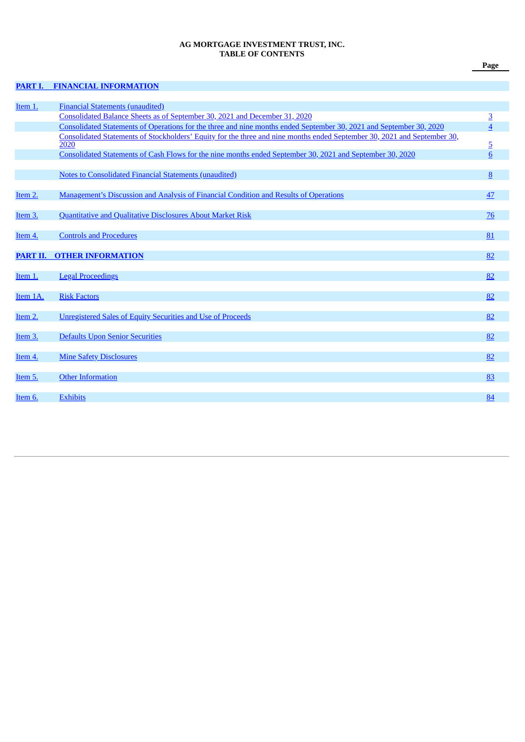**AG MORTGAGE INVESTMENT TRUST, INC.**
**TABLE OF CONTENTS**

| | | Page |
|---|---|---|
| **PART I.** | **FINANCIAL INFORMATION** | |
| Item 1. | Financial Statements (unaudited) | |
| | Consolidated Balance Sheets as of September 30, 2021 and December 31, 2020 | 3 |
| | Consolidated Statements of Operations for the three and nine months ended September 30, 2021 and September 30, 2020 | 4 |
| | Consolidated Statements of Stockholders' Equity for the three and nine months ended September 30, 2021 and September 30, 2020 | 5 |
| | Consolidated Statements of Cash Flows for the nine months ended September 30, 2021 and September 30, 2020 | 6 |
| | Notes to Consolidated Financial Statements (unaudited) | 8 |
| Item 2. | Management's Discussion and Analysis of Financial Condition and Results of Operations | 47 |
| Item 3. | Quantitative and Qualitative Disclosures About Market Risk | 76 |
| Item 4. | Controls and Procedures | 81 |
| **PART II.** | **OTHER INFORMATION** | 82 |
| Item 1. | Legal Proceedings | 82 |
| Item 1A. | Risk Factors | 82 |
| Item 2. | Unregistered Sales of Equity Securities and Use of Proceeds | 82 |
| Item 3. | Defaults Upon Senior Securities | 82 |
| Item 4. | Mine Safety Disclosures | 82 |
| Item 5. | Other Information | 83 |
| Item 6. | Exhibits | 84 |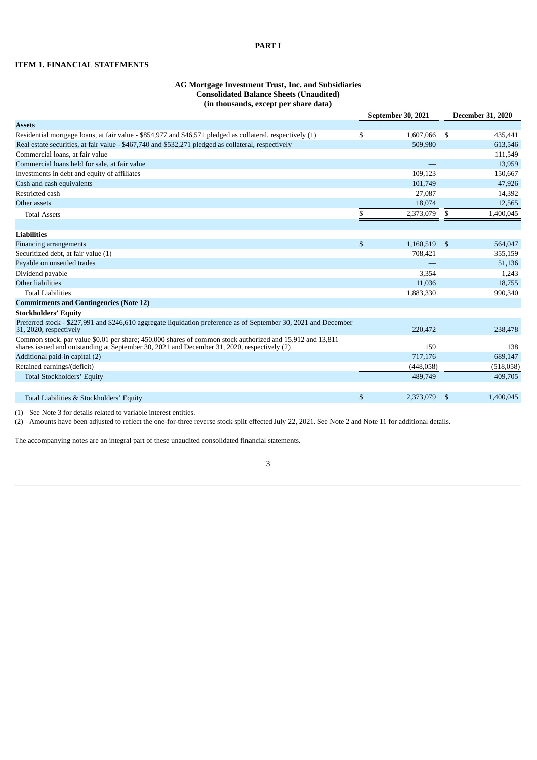# PART I

## ITEM 1. FINANCIAL STATEMENTS

### AG Mortgage Investment Trust, Inc. and Subsidiaries
### Consolidated Balance Sheets (Unaudited)
### (in thousands, except per share data)

| | September 30, 2021 | December 31, 2020 |
|---|---|---|
| **Assets** | | |
| Residential mortgage loans, at fair value - $854,977 and $46,571 pledged as collateral, respectively (1) | $ 1,607,066 | $ 435,441 |
| Real estate securities, at fair value - $467,740 and $532,271 pledged as collateral, respectively | 509,980 | 613,546 |
| Commercial loans, at fair value | — | 111,549 |
| Commercial loans held for sale, at fair value | — | 13,959 |
| Investments in debt and equity of affiliates | 109,123 | 150,667 |
| Cash and cash equivalents | 101,749 | 47,926 |
| Restricted cash | 27,087 | 14,392 |
| Other assets | 18,074 | 12,565 |
| Total Assets | $ 2,373,079 | $ 1,400,045 |
| | | |
| **Liabilities** | | |
| Financing arrangements | $ 1,160,519 | $ 564,047 |
| Securitized debt, at fair value (1) | 708,421 | 355,159 |
| Payable on unsettled trades | — | 51,136 |
| Dividend payable | 3,354 | 1,243 |
| Other liabilities | 11,036 | 18,755 |
| Total Liabilities | 1,883,330 | 990,340 |
| **Commitments and Contingencies (Note 12)** | | |
| **Stockholders' Equity** | | |
| Preferred stock - $227,991 and $246,610 aggregate liquidation preference as of September 30, 2021 and December 31, 2020, respectively | 220,472 | 238,478 |
| Common stock, par value $0.01 per share; 450,000 shares of common stock authorized and 15,912 and 13,811 shares issued and outstanding at September 30, 2021 and December 31, 2020, respectively (2) | 159 | 138 |
| Additional paid-in capital (2) | 717,176 | 689,147 |
| Retained earnings/(deficit) | (448,058) | (518,058) |
| Total Stockholders' Equity | 489,749 | 409,705 |
| | | |
| Total Liabilities & Stockholders' Equity | $ 2,373,079 | $ 1,400,045 |

(1) See Note 3 for details related to variable interest entities.
(2) Amounts have been adjusted to reflect the one-for-three reverse stock split effected July 22, 2021. See Note 2 and Note 11 for additional details.

The accompanying notes are an integral part of these unaudited consolidated financial statements.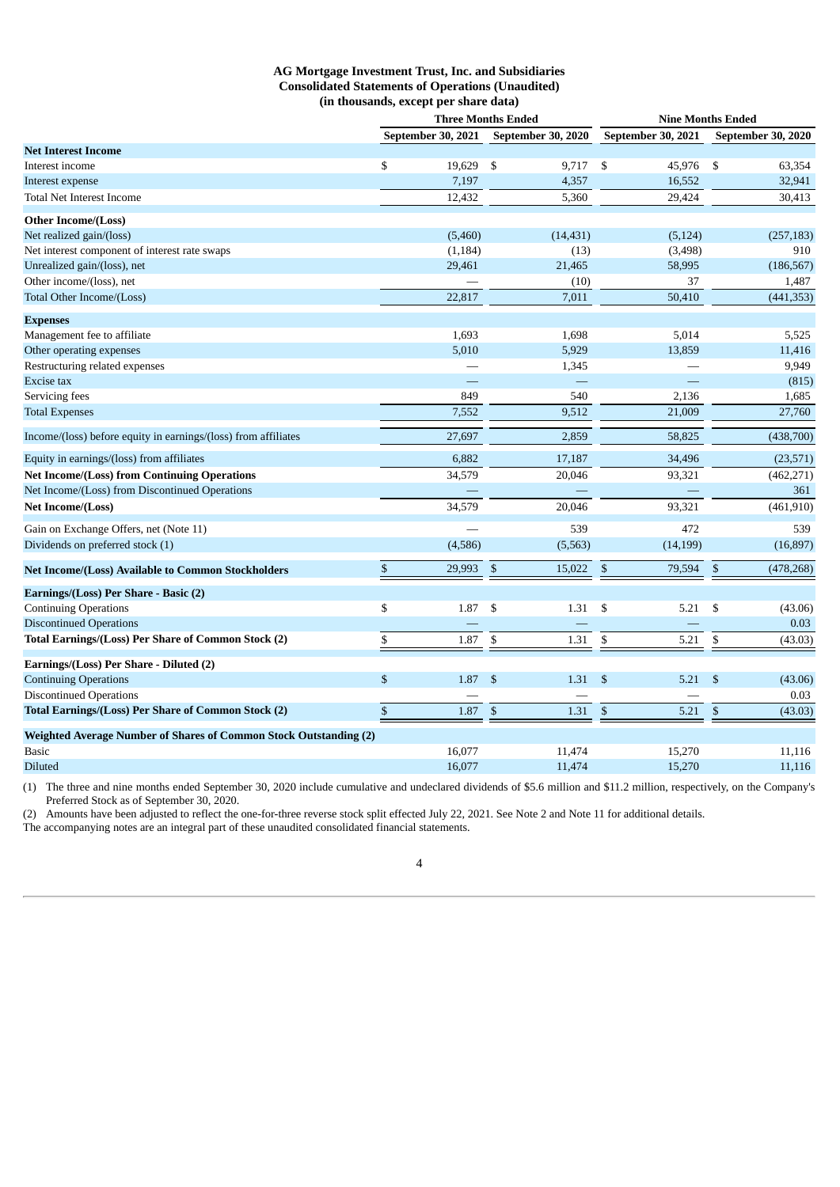**AG Mortgage Investment Trust, Inc. and Subsidiaries**
**Consolidated Statements of Operations (Unaudited)**
**(in thousands, except per share data)**

| | Three Months Ended | | Nine Months Ended | |
|---|---|---|---|---|
| | September 30, 2021 | September 30, 2020 | September 30, 2021 | September 30, 2020 |
| **Net Interest Income** | | | | |
| Interest income | $ 19,629 | $ 9,717 | $ 45,976 | $ 63,354 |
| Interest expense | 7,197 | 4,357 | 16,552 | 32,941 |
| Total Net Interest Income | 12,432 | 5,360 | 29,424 | 30,413 |
| **Other Income/(Loss)** | | | | |
| Net realized gain/(loss) | (5,460) | (14,431) | (5,124) | (257,183) |
| Net interest component of interest rate swaps | (1,184) | (13) | (3,498) | 910 |
| Unrealized gain/(loss), net | 29,461 | 21,465 | 58,995 | (186,567) |
| Other income/(loss), net | — | (10) | 37 | 1,487 |
| Total Other Income/(Loss) | 22,817 | 7,011 | 50,410 | (441,353) |
| **Expenses** | | | | |
| Management fee to affiliate | 1,693 | 1,698 | 5,014 | 5,525 |
| Other operating expenses | 5,010 | 5,929 | 13,859 | 11,416 |
| Restructuring related expenses | — | 1,345 | — | 9,949 |
| Excise tax | — | — | — | (815) |
| Servicing fees | 849 | 540 | 2,136 | 1,685 |
| Total Expenses | 7,552 | 9,512 | 21,009 | 27,760 |
| Income/(loss) before equity in earnings/(loss) from affiliates | 27,697 | 2,859 | 58,825 | (438,700) |
| Equity in earnings/(loss) from affiliates | 6,882 | 17,187 | 34,496 | (23,571) |
| **Net Income/(Loss) from Continuing Operations** | 34,579 | 20,046 | 93,321 | (462,271) |
| Net Income/(Loss) from Discontinued Operations | — | — | — | 361 |
| **Net Income/(Loss)** | 34,579 | 20,046 | 93,321 | (461,910) |
| Gain on Exchange Offers, net (Note 11) | — | 539 | 472 | 539 |
| Dividends on preferred stock (1) | (4,586) | (5,563) | (14,199) | (16,897) |
| **Net Income/(Loss) Available to Common Stockholders** | $ 29,993 | $ 15,022 | $ 79,594 | $ (478,268) |
| **Earnings/(Loss) Per Share - Basic (2)** | | | | |
| Continuing Operations | $ 1.87 | $ 1.31 | $ 5.21 | $ (43.06) |
| Discontinued Operations | — | — | — | 0.03 |
| **Total Earnings/(Loss) Per Share of Common Stock (2)** | $ 1.87 | $ 1.31 | $ 5.21 | $ (43.03) |
| **Earnings/(Loss) Per Share - Diluted (2)** | | | | |
| Continuing Operations | $ 1.87 | $ 1.31 | $ 5.21 | $ (43.06) |
| Discontinued Operations | — | — | — | 0.03 |
| **Total Earnings/(Loss) Per Share of Common Stock (2)** | $ 1.87 | $ 1.31 | $ 5.21 | $ (43.03) |
| **Weighted Average Number of Shares of Common Stock Outstanding (2)** | | | | |
| Basic | 16,077 | 11,474 | 15,270 | 11,116 |
| Diluted | 16,077 | 11,474 | 15,270 | 11,116 |

(1) The three and nine months ended September 30, 2020 include cumulative and undeclared dividends of $5.6 million and $11.2 million, respectively, on the Company's Preferred Stock as of September 30, 2020.

(2) Amounts have been adjusted to reflect the one-for-three reverse stock split effected July 22, 2021. See Note 2 and Note 11 for additional details.

The accompanying notes are an integral part of these unaudited consolidated financial statements.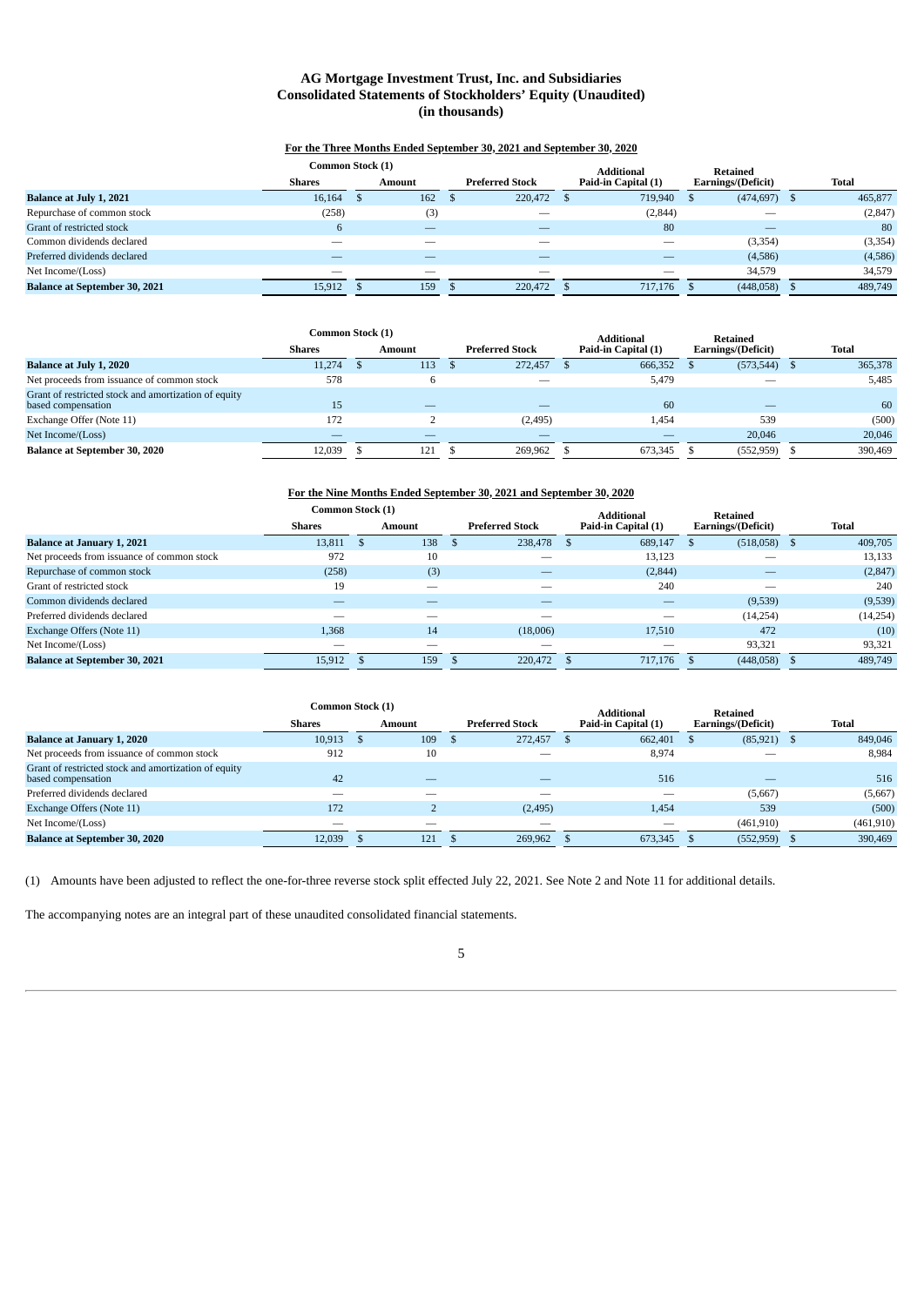# AG Mortgage Investment Trust, Inc. and Subsidiaries
## Consolidated Statements of Stockholders' Equity (Unaudited)
### (in thousands)

**For the Three Months Ended September 30, 2021 and September 30, 2020**

| | Common Stock (1) | | | | | |
|---|---|---|---|---|---|---|
| | Shares | Amount | Preferred Stock | Additional Paid-in Capital (1) | Retained Earnings/(Deficit) | Total |
| **Balance at July 1, 2021** | 16,164 | $ 162 | $ 220,472 | $ 719,940 | $ (474,697) | $ 465,877 |
| Repurchase of common stock | (258) | (3) | — | (2,844) | — | (2,847) |
| Grant of restricted stock | 6 | — | — | 80 | — | 80 |
| Common dividends declared | — | — | — | — | (3,354) | (3,354) |
| Preferred dividends declared | — | — | — | — | (4,586) | (4,586) |
| Net Income/(Loss) | — | — | — | — | 34,579 | 34,579 |
| **Balance at September 30, 2021** | 15,912 | $ 159 | $ 220,472 | $ 717,176 | $ (448,058) | $ 489,749 |

| | Common Stock (1) | | | | | |
|---|---|---|---|---|---|---|
| | Shares | Amount | Preferred Stock | Additional Paid-in Capital (1) | Retained Earnings/(Deficit) | Total |
| **Balance at July 1, 2020** | 11,274 | $ 113 | $ 272,457 | $ 666,352 | $ (573,544) | $ 365,378 |
| Net proceeds from issuance of common stock | 578 | 6 | — | 5,479 | — | 5,485 |
| Grant of restricted stock and amortization of equity based compensation | 15 | — | — | 60 | — | 60 |
| Exchange Offer (Note 11) | 172 | 2 | (2,495) | 1,454 | 539 | (500) |
| Net Income/(Loss) | — | — | — | — | 20,046 | 20,046 |
| **Balance at September 30, 2020** | 12,039 | $ 121 | $ 269,962 | $ 673,345 | $ (552,959) | $ 390,469 |

**For the Nine Months Ended September 30, 2021 and September 30, 2020**

| | Common Stock (1) | | | | | |
|---|---|---|---|---|---|---|
| | Shares | Amount | Preferred Stock | Additional Paid-in Capital (1) | Retained Earnings/(Deficit) | Total |
| **Balance at January 1, 2021** | 13,811 | $ 138 | $ 238,478 | $ 689,147 | $ (518,058) | $ 409,705 |
| Net proceeds from issuance of common stock | 972 | 10 | — | 13,123 | — | 13,133 |
| Repurchase of common stock | (258) | (3) | — | (2,844) | — | (2,847) |
| Grant of restricted stock | 19 | — | — | 240 | — | 240 |
| Common dividends declared | — | — | — | — | (9,539) | (9,539) |
| Preferred dividends declared | — | — | — | — | (14,254) | (14,254) |
| Exchange Offers (Note 11) | 1,368 | 14 | (18,006) | 17,510 | 472 | (10) |
| Net Income/(Loss) | — | — | — | — | 93,321 | 93,321 |
| **Balance at September 30, 2021** | 15,912 | $ 159 | $ 220,472 | $ 717,176 | $ (448,058) | $ 489,749 |

| | Common Stock (1) | | | | | |
|---|---|---|---|---|---|---|
| | Shares | Amount | Preferred Stock | Additional Paid-in Capital (1) | Retained Earnings/(Deficit) | Total |
| **Balance at January 1, 2020** | 10,913 | $ 109 | $ 272,457 | $ 662,401 | $ (85,921) | $ 849,046 |
| Net proceeds from issuance of common stock | 912 | 10 | — | 8,974 | — | 8,984 |
| Grant of restricted stock and amortization of equity based compensation | 42 | — | — | 516 | — | 516 |
| Preferred dividends declared | — | — | — | — | (5,667) | (5,667) |
| Exchange Offers (Note 11) | 172 | 2 | (2,495) | 1,454 | 539 | (500) |
| Net Income/(Loss) | — | — | — | — | (461,910) | (461,910) |
| **Balance at September 30, 2020** | 12,039 | $ 121 | $ 269,962 | $ 673,345 | $ (552,959) | $ 390,469 |

(1) Amounts have been adjusted to reflect the one-for-three reverse stock split effected July 22, 2021. See Note 2 and Note 11 for additional details.

The accompanying notes are an integral part of these unaudited consolidated financial statements.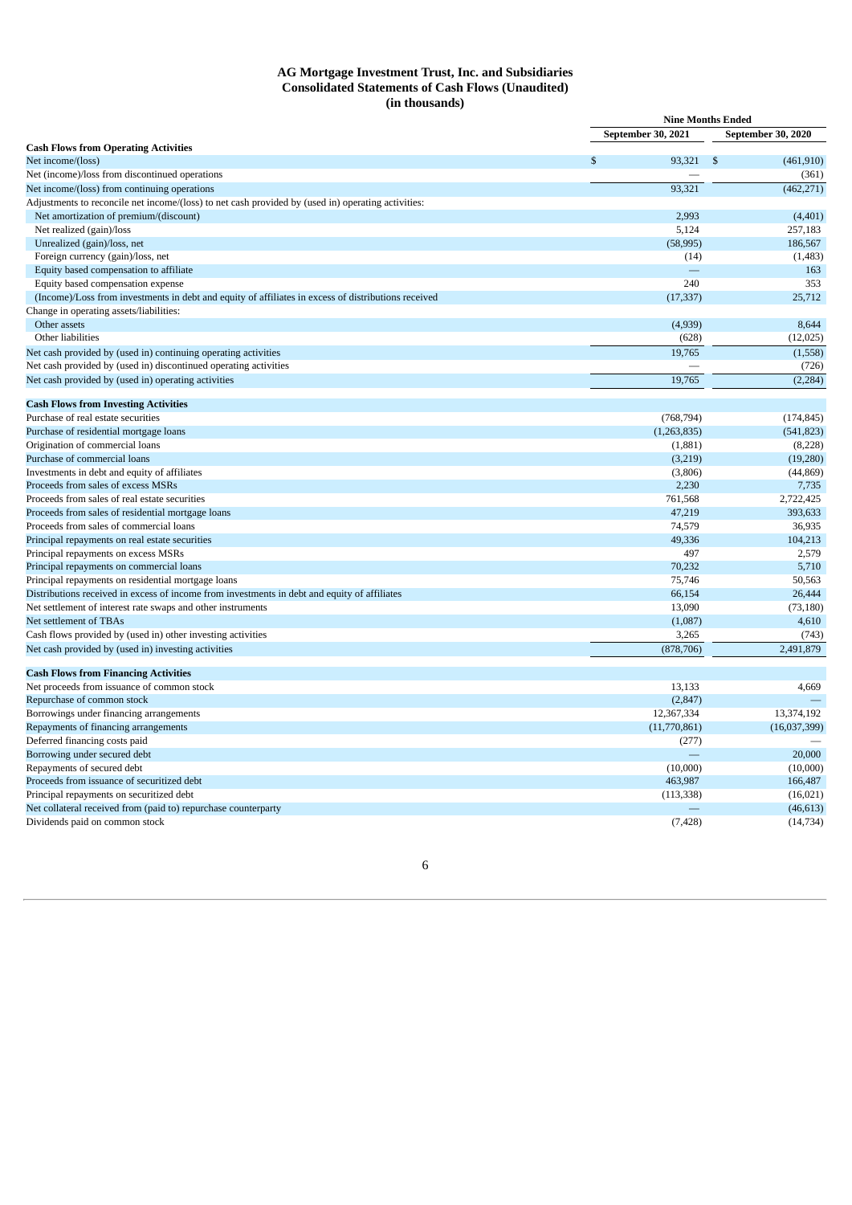# AG Mortgage Investment Trust, Inc. and Subsidiaries
## Consolidated Statements of Cash Flows (Unaudited)
### (in thousands)

| | Nine Months Ended | |
|---|---|---|
| | September 30, 2021 | September 30, 2020 |
| **Cash Flows from Operating Activities** | | |
| Net income/(loss) | $ 93,321 | $ (461,910) |
| Net (income)/loss from discontinued operations | — | (361) |
| Net income/(loss) from continuing operations | 93,321 | (462,271) |
| Adjustments to reconcile net income/(loss) to net cash provided by (used in) operating activities: | | |
| Net amortization of premium/(discount) | 2,993 | (4,401) |
| Net realized (gain)/loss | 5,124 | 257,183 |
| Unrealized (gain)/loss, net | (58,995) | 186,567 |
| Foreign currency (gain)/loss, net | (14) | (1,483) |
| Equity based compensation to affiliate | — | 163 |
| Equity based compensation expense | 240 | 353 |
| (Income)/Loss from investments in debt and equity of affiliates in excess of distributions received | (17,337) | 25,712 |
| Change in operating assets/liabilities: | | |
| Other assets | (4,939) | 8,644 |
| Other liabilities | (628) | (12,025) |
| Net cash provided by (used in) continuing operating activities | 19,765 | (1,558) |
| Net cash provided by (used in) discontinued operating activities | — | (726) |
| Net cash provided by (used in) operating activities | 19,765 | (2,284) |
| **Cash Flows from Investing Activities** | | |
| Purchase of real estate securities | (768,794) | (174,845) |
| Purchase of residential mortgage loans | (1,263,835) | (541,823) |
| Origination of commercial loans | (1,881) | (8,228) |
| Purchase of commercial loans | (3,219) | (19,280) |
| Investments in debt and equity of affiliates | (3,806) | (44,869) |
| Proceeds from sales of excess MSRs | 2,230 | 7,735 |
| Proceeds from sales of real estate securities | 761,568 | 2,722,425 |
| Proceeds from sales of residential mortgage loans | 47,219 | 393,633 |
| Proceeds from sales of commercial loans | 74,579 | 36,935 |
| Principal repayments on real estate securities | 49,336 | 104,213 |
| Principal repayments on excess MSRs | 497 | 2,579 |
| Principal repayments on commercial loans | 70,232 | 5,710 |
| Principal repayments on residential mortgage loans | 75,746 | 50,563 |
| Distributions received in excess of income from investments in debt and equity of affiliates | 66,154 | 26,444 |
| Net settlement of interest rate swaps and other instruments | 13,090 | (73,180) |
| Net settlement of TBAs | (1,087) | 4,610 |
| Cash flows provided by (used in) other investing activities | 3,265 | (743) |
| Net cash provided by (used in) investing activities | (878,706) | 2,491,879 |
| **Cash Flows from Financing Activities** | | |
| Net proceeds from issuance of common stock | 13,133 | 4,669 |
| Repurchase of common stock | (2,847) | — |
| Borrowings under financing arrangements | 12,367,334 | 13,374,192 |
| Repayments of financing arrangements | (11,770,861) | (16,037,399) |
| Deferred financing costs paid | (277) | — |
| Borrowing under secured debt | — | 20,000 |
| Repayments of secured debt | (10,000) | (10,000) |
| Proceeds from issuance of securitized debt | 463,987 | 166,487 |
| Principal repayments on securitized debt | (113,338) | (16,021) |
| Net collateral received from (paid to) repurchase counterparty | — | (46,613) |
| Dividends paid on common stock | (7,428) | (14,734) |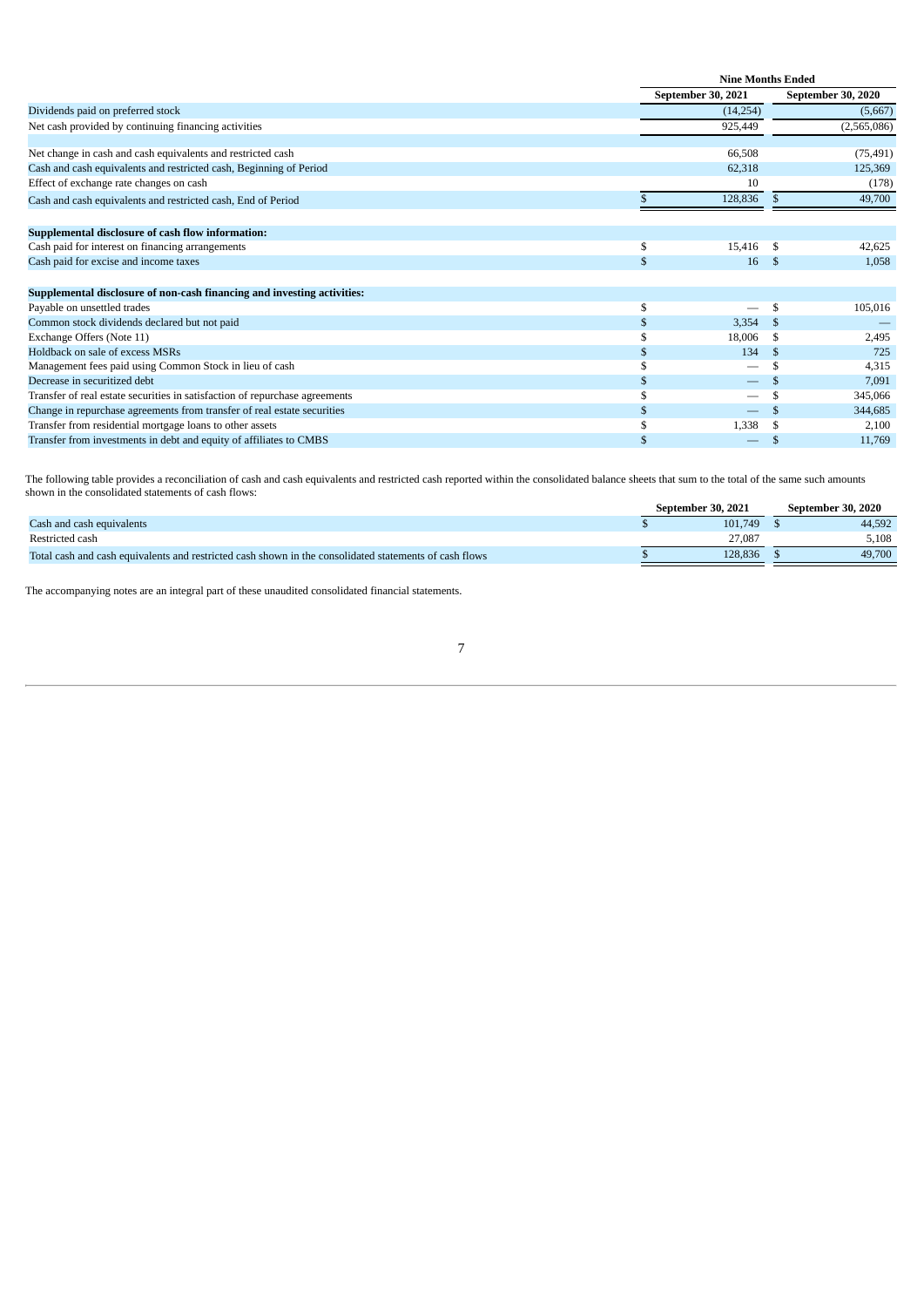| | Nine Months Ended | |
|---|---|---|
| | September 30, 2021 | September 30, 2020 |
| Dividends paid on preferred stock | (14,254) | (5,667) |
| Net cash provided by continuing financing activities | 925,449 | (2,565,086) |
| | | |
| Net change in cash and cash equivalents and restricted cash | 66,508 | (75,491) |
| Cash and cash equivalents and restricted cash, Beginning of Period | 62,318 | 125,369 |
| Effect of exchange rate changes on cash | 10 | (178) |
| Cash and cash equivalents and restricted cash, End of Period | $ 128,836 | $ 49,700 |
| | | |
| **Supplemental disclosure of cash flow information:** | | |
| Cash paid for interest on financing arrangements | $ 15,416 | $ 42,625 |
| Cash paid for excise and income taxes | $ 16 | $ 1,058 |
| | | |
| **Supplemental disclosure of non-cash financing and investing activities:** | | |
| Payable on unsettled trades | $ — | $ 105,016 |
| Common stock dividends declared but not paid | $ 3,354 | $ — |
| Exchange Offers (Note 11) | $ 18,006 | $ 2,495 |
| Holdback on sale of excess MSRs | $ 134 | $ 725 |
| Management fees paid using Common Stock in lieu of cash | $ — | $ 4,315 |
| Decrease in securitized debt | $ — | $ 7,091 |
| Transfer of real estate securities in satisfaction of repurchase agreements | $ — | $ 345,066 |
| Change in repurchase agreements from transfer of real estate securities | $ — | $ 344,685 |
| Transfer from residential mortgage loans to other assets | $ 1,338 | $ 2,100 |
| Transfer from investments in debt and equity of affiliates to CMBS | $ — | $ 11,769 |

The following table provides a reconciliation of cash and cash equivalents and restricted cash reported within the consolidated balance sheets that sum to the total of the same such amounts shown in the consolidated statements of cash flows:

| | September 30, 2021 | September 30, 2020 |
|---|---|---|
| Cash and cash equivalents | $ 101,749 | $ 44,592 |
| Restricted cash | 27,087 | 5,108 |
| Total cash and cash equivalents and restricted cash shown in the consolidated statements of cash flows | $ 128,836 | $ 49,700 |

The accompanying notes are an integral part of these unaudited consolidated financial statements.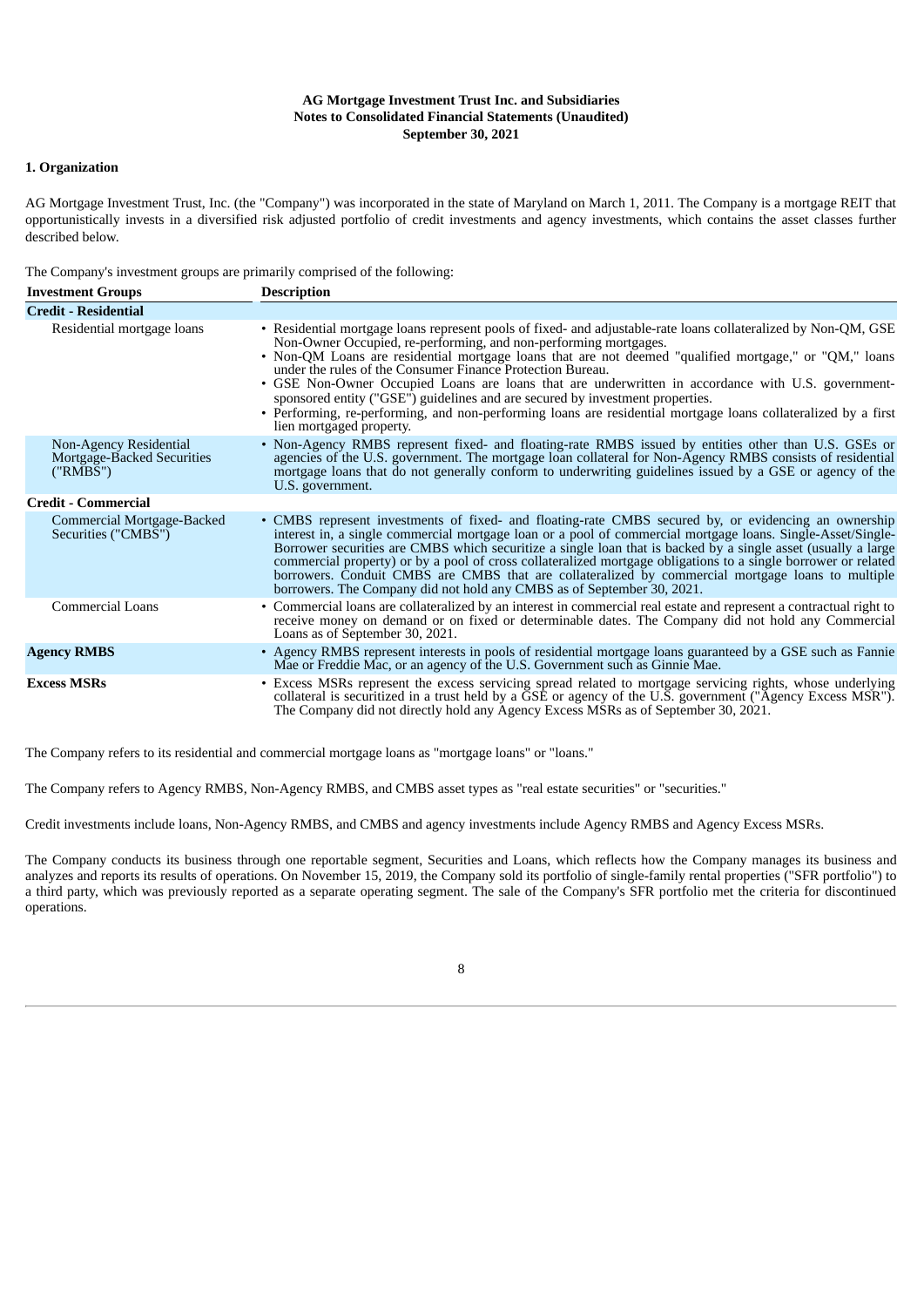**AG Mortgage Investment Trust Inc. and Subsidiaries**
**Notes to Consolidated Financial Statements (Unaudited)**
**September 30, 2021**

## 1. Organization

AG Mortgage Investment Trust, Inc. (the "Company") was incorporated in the state of Maryland on March 1, 2011. The Company is a mortgage REIT that opportunistically invests in a diversified risk adjusted portfolio of credit investments and agency investments, which contains the asset classes further described below.

The Company's investment groups are primarily comprised of the following:

| Investment Groups | Description |
|---|---|
| **Credit - Residential** | |
| Residential mortgage loans | • Residential mortgage loans represent pools of fixed- and adjustable-rate loans collateralized by Non-QM, GSE Non-Owner Occupied, re-performing, and non-performing mortgages.<br>• Non-QM Loans are residential mortgage loans that are not deemed "qualified mortgage," or "QM," loans under the rules of the Consumer Finance Protection Bureau.<br>• GSE Non-Owner Occupied Loans are loans that are underwritten in accordance with U.S. government-sponsored entity ("GSE") guidelines and are secured by investment properties.<br>• Performing, re-performing, and non-performing loans are residential mortgage loans collateralized by a first lien mortgaged property. |
| Non-Agency Residential Mortgage-Backed Securities ("RMBS") | • Non-Agency RMBS represent fixed- and floating-rate RMBS issued by entities other than U.S. GSEs or agencies of the U.S. government. The mortgage loan collateral for Non-Agency RMBS consists of residential mortgage loans that do not generally conform to underwriting guidelines issued by a GSE or agency of the U.S. government. |
| **Credit - Commercial** | |
| Commercial Mortgage-Backed Securities ("CMBS") | • CMBS represent investments of fixed- and floating-rate CMBS secured by, or evidencing an ownership interest in, a single commercial mortgage loan or a pool of commercial mortgage loans. Single-Asset/Single-Borrower securities are CMBS which securitize a single loan that is backed by a single asset (usually a large commercial property) or by a pool of cross collateralized mortgage obligations to a single borrower or related borrowers. Conduit CMBS are CMBS that are collateralized by commercial mortgage loans to multiple borrowers. The Company did not hold any CMBS as of September 30, 2021. |
| Commercial Loans | • Commercial loans are collateralized by an interest in commercial real estate and represent a contractual right to receive money on demand or on fixed or determinable dates. The Company did not hold any Commercial Loans as of September 30, 2021. |
| **Agency RMBS** | • Agency RMBS represent interests in pools of residential mortgage loans guaranteed by a GSE such as Fannie Mae or Freddie Mac, or an agency of the U.S. Government such as Ginnie Mae. |
| **Excess MSRs** | • Excess MSRs represent the excess servicing spread related to mortgage servicing rights, whose underlying collateral is securitized in a trust held by a GSE or agency of the U.S. government ("Agency Excess MSR"). The Company did not directly hold any Agency Excess MSRs as of September 30, 2021. |

The Company refers to its residential and commercial mortgage loans as "mortgage loans" or "loans."

The Company refers to Agency RMBS, Non-Agency RMBS, and CMBS asset types as "real estate securities" or "securities."

Credit investments include loans, Non-Agency RMBS, and CMBS and agency investments include Agency RMBS and Agency Excess MSRs.

The Company conducts its business through one reportable segment, Securities and Loans, which reflects how the Company manages its business and analyzes and reports its results of operations. On November 15, 2019, the Company sold its portfolio of single-family rental properties ("SFR portfolio") to a third party, which was previously reported as a separate operating segment. The sale of the Company's SFR portfolio met the criteria for discontinued operations.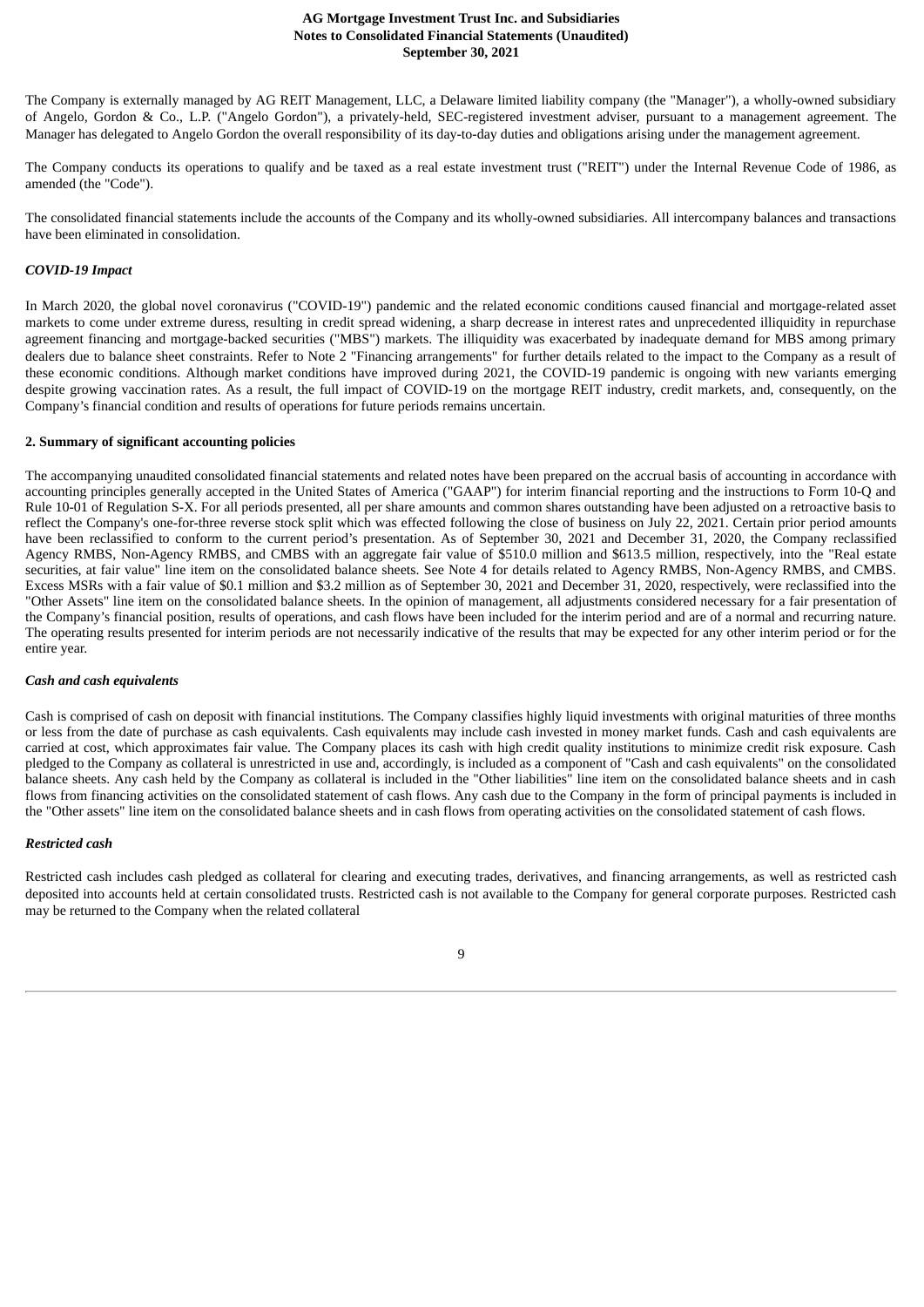The Company is externally managed by AG REIT Management, LLC, a Delaware limited liability company (the "Manager"), a wholly-owned subsidiary of Angelo, Gordon & Co., L.P. ("Angelo Gordon"), a privately-held, SEC-registered investment adviser, pursuant to a management agreement. The Manager has delegated to Angelo Gordon the overall responsibility of its day-to-day duties and obligations arising under the management agreement.

The Company conducts its operations to qualify and be taxed as a real estate investment trust ("REIT") under the Internal Revenue Code of 1986, as amended (the "Code").

The consolidated financial statements include the accounts of the Company and its wholly-owned subsidiaries. All intercompany balances and transactions have been eliminated in consolidation.

### *COVID-19 Impact*

In March 2020, the global novel coronavirus ("COVID-19") pandemic and the related economic conditions caused financial and mortgage-related asset markets to come under extreme duress, resulting in credit spread widening, a sharp decrease in interest rates and unprecedented illiquidity in repurchase agreement financing and mortgage-backed securities ("MBS") markets. The illiquidity was exacerbated by inadequate demand for MBS among primary dealers due to balance sheet constraints. Refer to Note 2 "Financing arrangements" for further details related to the impact to the Company as a result of these economic conditions. Although market conditions have improved during 2021, the COVID-19 pandemic is ongoing with new variants emerging despite growing vaccination rates. As a result, the full impact of COVID-19 on the mortgage REIT industry, credit markets, and, consequently, on the Company's financial condition and results of operations for future periods remains uncertain.

## 2. Summary of significant accounting policies

The accompanying unaudited consolidated financial statements and related notes have been prepared on the accrual basis of accounting in accordance with accounting principles generally accepted in the United States of America ("GAAP") for interim financial reporting and the instructions to Form 10-Q and Rule 10-01 of Regulation S-X. For all periods presented, all per share amounts and common shares outstanding have been adjusted on a retroactive basis to reflect the Company's one-for-three reverse stock split which was effected following the close of business on July 22, 2021. Certain prior period amounts have been reclassified to conform to the current period's presentation. As of September 30, 2021 and December 31, 2020, the Company reclassified Agency RMBS, Non-Agency RMBS, and CMBS with an aggregate fair value of $510.0 million and $613.5 million, respectively, into the "Real estate securities, at fair value" line item on the consolidated balance sheets. See Note 4 for details related to Agency RMBS, Non-Agency RMBS, and CMBS. Excess MSRs with a fair value of $0.1 million and $3.2 million as of September 30, 2021 and December 31, 2020, respectively, were reclassified into the "Other Assets" line item on the consolidated balance sheets. In the opinion of management, all adjustments considered necessary for a fair presentation of the Company's financial position, results of operations, and cash flows have been included for the interim period and are of a normal and recurring nature. The operating results presented for interim periods are not necessarily indicative of the results that may be expected for any other interim period or for the entire year.

### *Cash and cash equivalents*

Cash is comprised of cash on deposit with financial institutions. The Company classifies highly liquid investments with original maturities of three months or less from the date of purchase as cash equivalents. Cash equivalents may include cash invested in money market funds. Cash and cash equivalents are carried at cost, which approximates fair value. The Company places its cash with high credit quality institutions to minimize credit risk exposure. Cash pledged to the Company as collateral is unrestricted in use and, accordingly, is included as a component of "Cash and cash equivalents" on the consolidated balance sheets. Any cash held by the Company as collateral is included in the "Other liabilities" line item on the consolidated balance sheets and in cash flows from financing activities on the consolidated statement of cash flows. Any cash due to the Company in the form of principal payments is included in the "Other assets" line item on the consolidated balance sheets and in cash flows from operating activities on the consolidated statement of cash flows.

### *Restricted cash*

Restricted cash includes cash pledged as collateral for clearing and executing trades, derivatives, and financing arrangements, as well as restricted cash deposited into accounts held at certain consolidated trusts. Restricted cash is not available to the Company for general corporate purposes. Restricted cash may be returned to the Company when the related collateral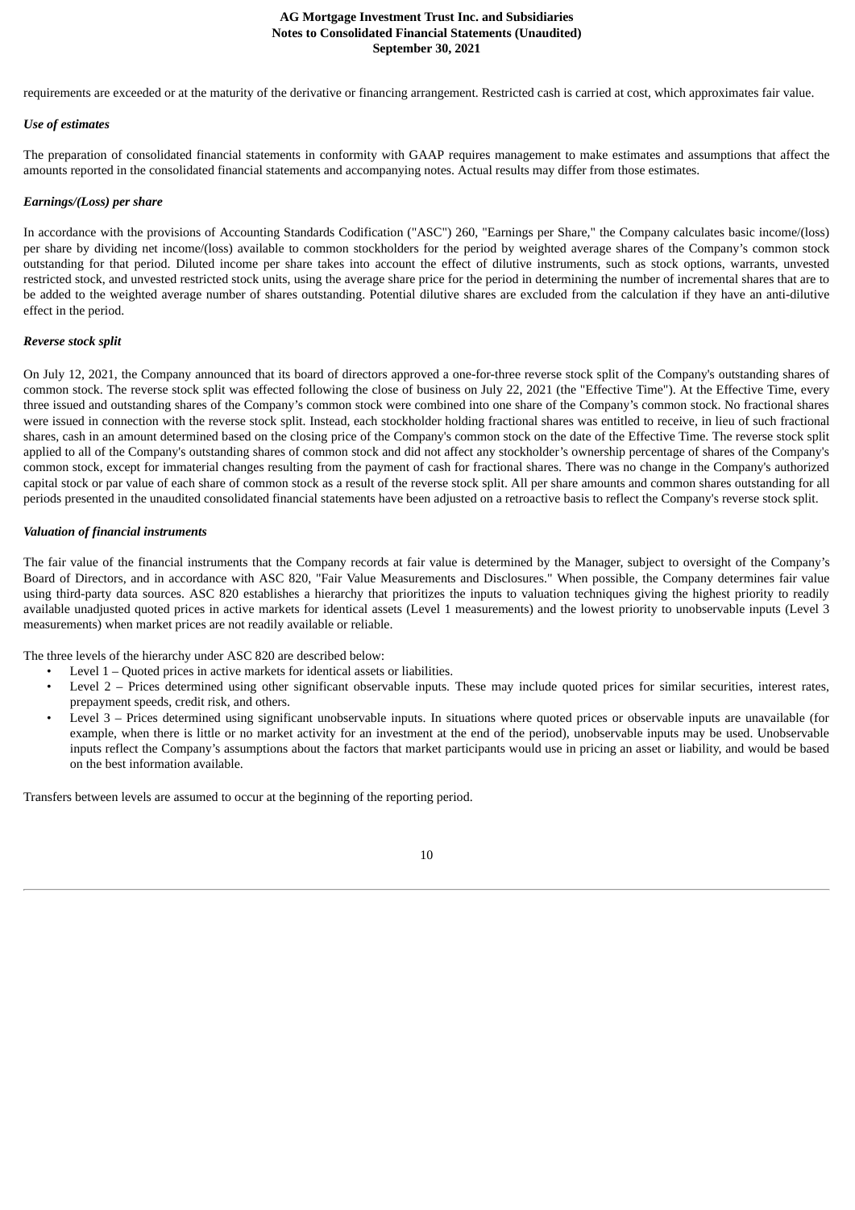requirements are exceeded or at the maturity of the derivative or financing arrangement. Restricted cash is carried at cost, which approximates fair value.

*Use of estimates*

The preparation of consolidated financial statements in conformity with GAAP requires management to make estimates and assumptions that affect the amounts reported in the consolidated financial statements and accompanying notes. Actual results may differ from those estimates.

*Earnings/(Loss) per share*

In accordance with the provisions of Accounting Standards Codification ("ASC") 260, "Earnings per Share," the Company calculates basic income/(loss) per share by dividing net income/(loss) available to common stockholders for the period by weighted average shares of the Company's common stock outstanding for that period. Diluted income per share takes into account the effect of dilutive instruments, such as stock options, warrants, unvested restricted stock, and unvested restricted stock units, using the average share price for the period in determining the number of incremental shares that are to be added to the weighted average number of shares outstanding. Potential dilutive shares are excluded from the calculation if they have an anti-dilutive effect in the period.

*Reverse stock split*

On July 12, 2021, the Company announced that its board of directors approved a one-for-three reverse stock split of the Company's outstanding shares of common stock. The reverse stock split was effected following the close of business on July 22, 2021 (the "Effective Time"). At the Effective Time, every three issued and outstanding shares of the Company's common stock were combined into one share of the Company's common stock. No fractional shares were issued in connection with the reverse stock split. Instead, each stockholder holding fractional shares was entitled to receive, in lieu of such fractional shares, cash in an amount determined based on the closing price of the Company's common stock on the date of the Effective Time. The reverse stock split applied to all of the Company's outstanding shares of common stock and did not affect any stockholder's ownership percentage of shares of the Company's common stock, except for immaterial changes resulting from the payment of cash for fractional shares. There was no change in the Company's authorized capital stock or par value of each share of common stock as a result of the reverse stock split. All per share amounts and common shares outstanding for all periods presented in the unaudited consolidated financial statements have been adjusted on a retroactive basis to reflect the Company's reverse stock split.

*Valuation of financial instruments*

The fair value of the financial instruments that the Company records at fair value is determined by the Manager, subject to oversight of the Company's Board of Directors, and in accordance with ASC 820, "Fair Value Measurements and Disclosures." When possible, the Company determines fair value using third-party data sources. ASC 820 establishes a hierarchy that prioritizes the inputs to valuation techniques giving the highest priority to readily available unadjusted quoted prices in active markets for identical assets (Level 1 measurements) and the lowest priority to unobservable inputs (Level 3 measurements) when market prices are not readily available or reliable.

The three levels of the hierarchy under ASC 820 are described below:

- Level 1 – Quoted prices in active markets for identical assets or liabilities.
- Level 2 – Prices determined using other significant observable inputs. These may include quoted prices for similar securities, interest rates, prepayment speeds, credit risk, and others.
- Level 3 – Prices determined using significant unobservable inputs. In situations where quoted prices or observable inputs are unavailable (for example, when there is little or no market activity for an investment at the end of the period), unobservable inputs may be used. Unobservable inputs reflect the Company's assumptions about the factors that market participants would use in pricing an asset or liability, and would be based on the best information available.

Transfers between levels are assumed to occur at the beginning of the reporting period.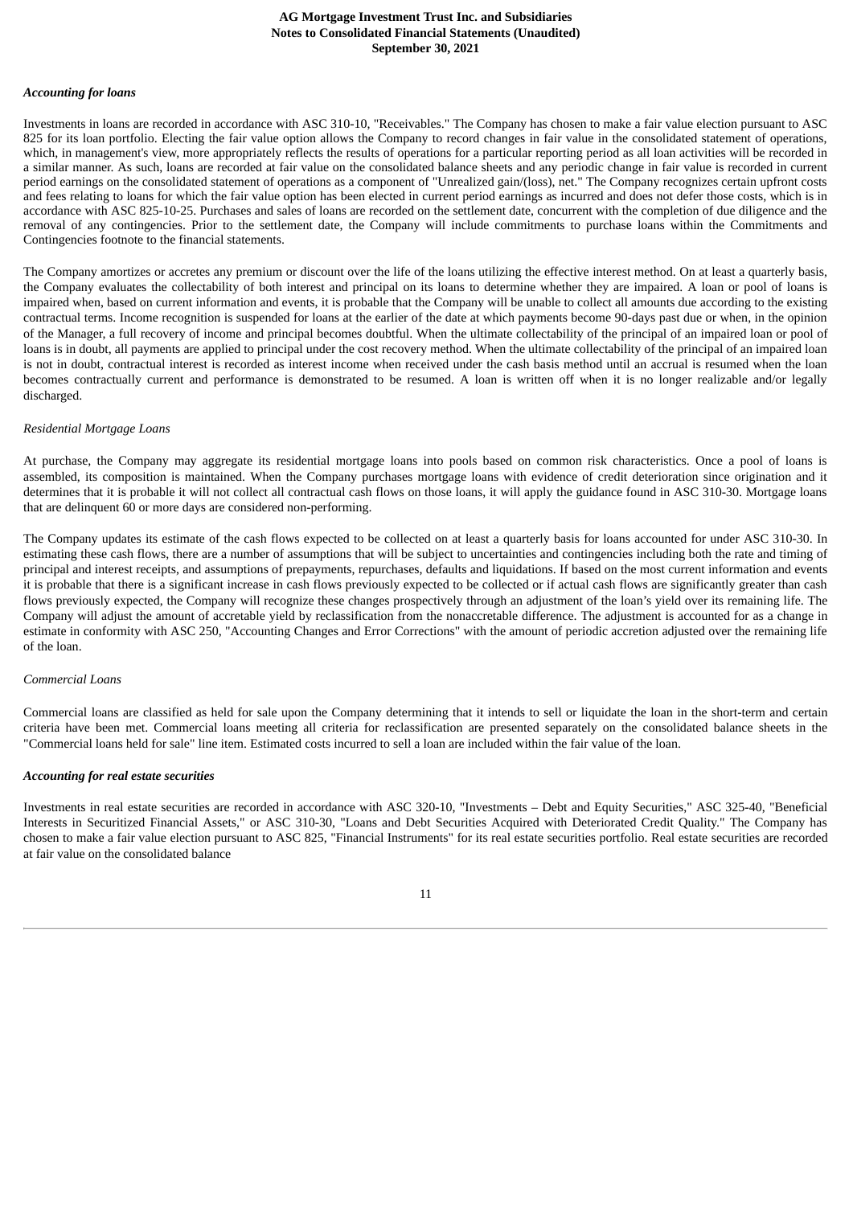***Accounting for loans***

Investments in loans are recorded in accordance with ASC 310-10, "Receivables." The Company has chosen to make a fair value election pursuant to ASC 825 for its loan portfolio. Electing the fair value option allows the Company to record changes in fair value in the consolidated statement of operations, which, in management's view, more appropriately reflects the results of operations for a particular reporting period as all loan activities will be recorded in a similar manner. As such, loans are recorded at fair value on the consolidated balance sheets and any periodic change in fair value is recorded in current period earnings on the consolidated statement of operations as a component of "Unrealized gain/(loss), net." The Company recognizes certain upfront costs and fees relating to loans for which the fair value option has been elected in current period earnings as incurred and does not defer those costs, which is in accordance with ASC 825-10-25. Purchases and sales of loans are recorded on the settlement date, concurrent with the completion of due diligence and the removal of any contingencies. Prior to the settlement date, the Company will include commitments to purchase loans within the Commitments and Contingencies footnote to the financial statements.

The Company amortizes or accretes any premium or discount over the life of the loans utilizing the effective interest method. On at least a quarterly basis, the Company evaluates the collectability of both interest and principal on its loans to determine whether they are impaired. A loan or pool of loans is impaired when, based on current information and events, it is probable that the Company will be unable to collect all amounts due according to the existing contractual terms. Income recognition is suspended for loans at the earlier of the date at which payments become 90-days past due or when, in the opinion of the Manager, a full recovery of income and principal becomes doubtful. When the ultimate collectability of the principal of an impaired loan or pool of loans is in doubt, all payments are applied to principal under the cost recovery method. When the ultimate collectability of the principal of an impaired loan is not in doubt, contractual interest is recorded as interest income when received under the cash basis method until an accrual is resumed when the loan becomes contractually current and performance is demonstrated to be resumed. A loan is written off when it is no longer realizable and/or legally discharged.

*Residential Mortgage Loans*

At purchase, the Company may aggregate its residential mortgage loans into pools based on common risk characteristics. Once a pool of loans is assembled, its composition is maintained. When the Company purchases mortgage loans with evidence of credit deterioration since origination and it determines that it is probable it will not collect all contractual cash flows on those loans, it will apply the guidance found in ASC 310-30. Mortgage loans that are delinquent 60 or more days are considered non-performing.

The Company updates its estimate of the cash flows expected to be collected on at least a quarterly basis for loans accounted for under ASC 310-30. In estimating these cash flows, there are a number of assumptions that will be subject to uncertainties and contingencies including both the rate and timing of principal and interest receipts, and assumptions of prepayments, repurchases, defaults and liquidations. If based on the most current information and events it is probable that there is a significant increase in cash flows previously expected to be collected or if actual cash flows are significantly greater than cash flows previously expected, the Company will recognize these changes prospectively through an adjustment of the loan's yield over its remaining life. The Company will adjust the amount of accretable yield by reclassification from the nonaccretable difference. The adjustment is accounted for as a change in estimate in conformity with ASC 250, "Accounting Changes and Error Corrections" with the amount of periodic accretion adjusted over the remaining life of the loan.

*Commercial Loans*

Commercial loans are classified as held for sale upon the Company determining that it intends to sell or liquidate the loan in the short-term and certain criteria have been met. Commercial loans meeting all criteria for reclassification are presented separately on the consolidated balance sheets in the "Commercial loans held for sale" line item. Estimated costs incurred to sell a loan are included within the fair value of the loan.

***Accounting for real estate securities***

Investments in real estate securities are recorded in accordance with ASC 320-10, "Investments – Debt and Equity Securities," ASC 325-40, "Beneficial Interests in Securitized Financial Assets," or ASC 310-30, "Loans and Debt Securities Acquired with Deteriorated Credit Quality." The Company has chosen to make a fair value election pursuant to ASC 825, "Financial Instruments" for its real estate securities portfolio. Real estate securities are recorded at fair value on the consolidated balance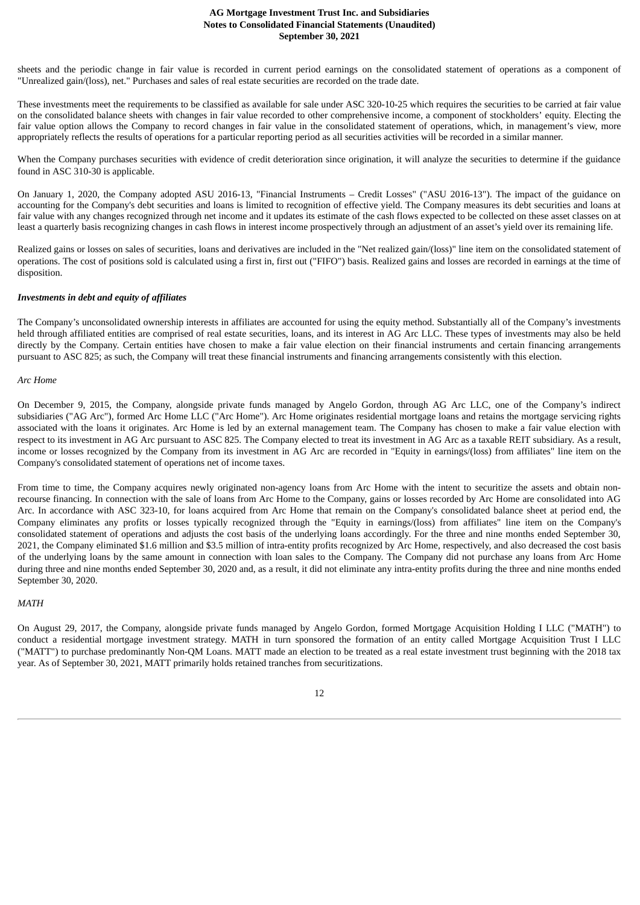sheets and the periodic change in fair value is recorded in current period earnings on the consolidated statement of operations as a component of "Unrealized gain/(loss), net." Purchases and sales of real estate securities are recorded on the trade date.

These investments meet the requirements to be classified as available for sale under ASC 320-10-25 which requires the securities to be carried at fair value on the consolidated balance sheets with changes in fair value recorded to other comprehensive income, a component of stockholders' equity. Electing the fair value option allows the Company to record changes in fair value in the consolidated statement of operations, which, in management's view, more appropriately reflects the results of operations for a particular reporting period as all securities activities will be recorded in a similar manner.

When the Company purchases securities with evidence of credit deterioration since origination, it will analyze the securities to determine if the guidance found in ASC 310-30 is applicable.

On January 1, 2020, the Company adopted ASU 2016-13, "Financial Instruments – Credit Losses" ("ASU 2016-13"). The impact of the guidance on accounting for the Company's debt securities and loans is limited to recognition of effective yield. The Company measures its debt securities and loans at fair value with any changes recognized through net income and it updates its estimate of the cash flows expected to be collected on these asset classes on at least a quarterly basis recognizing changes in cash flows in interest income prospectively through an adjustment of an asset's yield over its remaining life.

Realized gains or losses on sales of securities, loans and derivatives are included in the "Net realized gain/(loss)" line item on the consolidated statement of operations. The cost of positions sold is calculated using a first in, first out ("FIFO") basis. Realized gains and losses are recorded in earnings at the time of disposition.

***Investments in debt and equity of affiliates***

The Company's unconsolidated ownership interests in affiliates are accounted for using the equity method. Substantially all of the Company's investments held through affiliated entities are comprised of real estate securities, loans, and its interest in AG Arc LLC. These types of investments may also be held directly by the Company. Certain entities have chosen to make a fair value election on their financial instruments and certain financing arrangements pursuant to ASC 825; as such, the Company will treat these financial instruments and financing arrangements consistently with this election.

*Arc Home*

On December 9, 2015, the Company, alongside private funds managed by Angelo Gordon, through AG Arc LLC, one of the Company's indirect subsidiaries ("AG Arc"), formed Arc Home LLC ("Arc Home"). Arc Home originates residential mortgage loans and retains the mortgage servicing rights associated with the loans it originates. Arc Home is led by an external management team. The Company has chosen to make a fair value election with respect to its investment in AG Arc pursuant to ASC 825. The Company elected to treat its investment in AG Arc as a taxable REIT subsidiary. As a result, income or losses recognized by the Company from its investment in AG Arc are recorded in "Equity in earnings/(loss) from affiliates" line item on the Company's consolidated statement of operations net of income taxes.

From time to time, the Company acquires newly originated non-agency loans from Arc Home with the intent to securitize the assets and obtain non-recourse financing. In connection with the sale of loans from Arc Home to the Company, gains or losses recorded by Arc Home are consolidated into AG Arc. In accordance with ASC 323-10, for loans acquired from Arc Home that remain on the Company's consolidated balance sheet at period end, the Company eliminates any profits or losses typically recognized through the "Equity in earnings/(loss) from affiliates" line item on the Company's consolidated statement of operations and adjusts the cost basis of the underlying loans accordingly. For the three and nine months ended September 30, 2021, the Company eliminated $1.6 million and $3.5 million of intra-entity profits recognized by Arc Home, respectively, and also decreased the cost basis of the underlying loans by the same amount in connection with loan sales to the Company. The Company did not purchase any loans from Arc Home during three and nine months ended September 30, 2020 and, as a result, it did not eliminate any intra-entity profits during the three and nine months ended September 30, 2020.

*MATH*

On August 29, 2017, the Company, alongside private funds managed by Angelo Gordon, formed Mortgage Acquisition Holding I LLC ("MATH") to conduct a residential mortgage investment strategy. MATH in turn sponsored the formation of an entity called Mortgage Acquisition Trust I LLC ("MATT") to purchase predominantly Non-QM Loans. MATT made an election to be treated as a real estate investment trust beginning with the 2018 tax year. As of September 30, 2021, MATT primarily holds retained tranches from securitizations.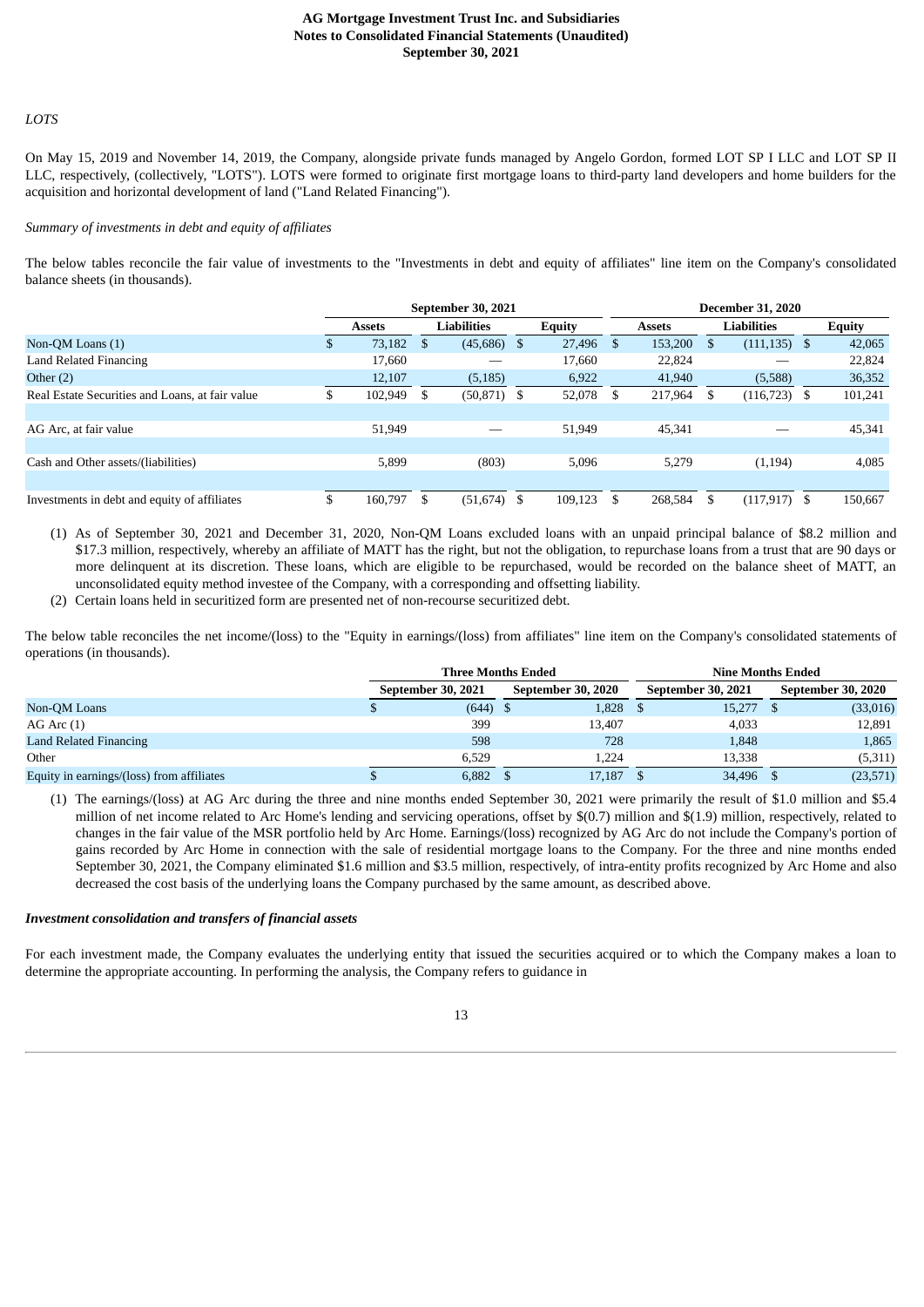*LOTS*

On May 15, 2019 and November 14, 2019, the Company, alongside private funds managed by Angelo Gordon, formed LOT SP I LLC and LOT SP II LLC, respectively, (collectively, "LOTS"). LOTS were formed to originate first mortgage loans to third-party land developers and home builders for the acquisition and horizontal development of land ("Land Related Financing").

*Summary of investments in debt and equity of affiliates*

The below tables reconcile the fair value of investments to the "Investments in debt and equity of affiliates" line item on the Company's consolidated balance sheets (in thousands).

| | September 30, 2021 | | | December 31, 2020 | | |
|---|---|---|---|---|---|---|
| | Assets | Liabilities | Equity | Assets | Liabilities | Equity |
| Non-QM Loans (1) | $ 73,182 | $ (45,686) | $ 27,496 | $ 153,200 | $ (111,135) | $ 42,065 |
| Land Related Financing | 17,660 | — | 17,660 | 22,824 | — | 22,824 |
| Other (2) | 12,107 | (5,185) | 6,922 | 41,940 | (5,588) | 36,352 |
| Real Estate Securities and Loans, at fair value | $ 102,949 | $ (50,871) | $ 52,078 | $ 217,964 | $ (116,723) | $ 101,241 |
| | | | | | | |
| AG Arc, at fair value | 51,949 | — | 51,949 | 45,341 | — | 45,341 |
| | | | | | | |
| Cash and Other assets/(liabilities) | 5,899 | (803) | 5,096 | 5,279 | (1,194) | 4,085 |
| | | | | | | |
| Investments in debt and equity of affiliates | $ 160,797 | $ (51,674) | $ 109,123 | $ 268,584 | $ (117,917) | $ 150,667 |

(1) As of September 30, 2021 and December 31, 2020, Non-QM Loans excluded loans with an unpaid principal balance of $8.2 million and $17.3 million, respectively, whereby an affiliate of MATT has the right, but not the obligation, to repurchase loans from a trust that are 90 days or more delinquent at its discretion. These loans, which are eligible to be repurchased, would be recorded on the balance sheet of MATT, an unconsolidated equity method investee of the Company, with a corresponding and offsetting liability.

(2) Certain loans held in securitized form are presented net of non-recourse securitized debt.

The below table reconciles the net income/(loss) to the "Equity in earnings/(loss) from affiliates" line item on the Company's consolidated statements of operations (in thousands).

| | Three Months Ended | | Nine Months Ended | |
|---|---|---|---|---|
| | September 30, 2021 | September 30, 2020 | September 30, 2021 | September 30, 2020 |
| Non-QM Loans | $ (644) | $ 1,828 | $ 15,277 | $ (33,016) |
| AG Arc (1) | 399 | 13,407 | 4,033 | 12,891 |
| Land Related Financing | 598 | 728 | 1,848 | 1,865 |
| Other | 6,529 | 1,224 | 13,338 | (5,311) |
| Equity in earnings/(loss) from affiliates | $ 6,882 | $ 17,187 | $ 34,496 | $ (23,571) |

(1) The earnings/(loss) at AG Arc during the three and nine months ended September 30, 2021 were primarily the result of $1.0 million and $5.4 million of net income related to Arc Home's lending and servicing operations, offset by $(0.7) million and $(1.9) million, respectively, related to changes in the fair value of the MSR portfolio held by Arc Home. Earnings/(loss) recognized by AG Arc do not include the Company's portion of gains recorded by Arc Home in connection with the sale of residential mortgage loans to the Company. For the three and nine months ended September 30, 2021, the Company eliminated $1.6 million and $3.5 million, respectively, of intra-entity profits recognized by Arc Home and also decreased the cost basis of the underlying loans the Company purchased by the same amount, as described above.

***Investment consolidation and transfers of financial assets***

For each investment made, the Company evaluates the underlying entity that issued the securities acquired or to which the Company makes a loan to determine the appropriate accounting. In performing the analysis, the Company refers to guidance in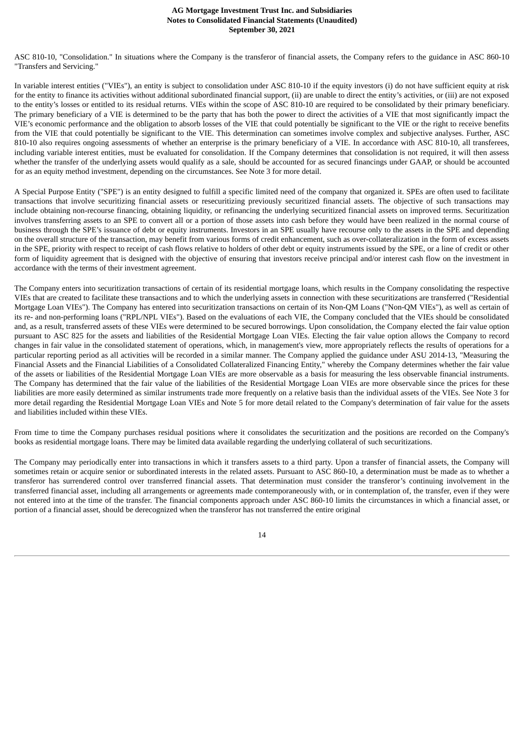ASC 810-10, "Consolidation." In situations where the Company is the transferor of financial assets, the Company refers to the guidance in ASC 860-10 "Transfers and Servicing."

In variable interest entities ("VIEs"), an entity is subject to consolidation under ASC 810-10 if the equity investors (i) do not have sufficient equity at risk for the entity to finance its activities without additional subordinated financial support, (ii) are unable to direct the entity's activities, or (iii) are not exposed to the entity's losses or entitled to its residual returns. VIEs within the scope of ASC 810-10 are required to be consolidated by their primary beneficiary. The primary beneficiary of a VIE is determined to be the party that has both the power to direct the activities of a VIE that most significantly impact the VIE's economic performance and the obligation to absorb losses of the VIE that could potentially be significant to the VIE or the right to receive benefits from the VIE that could potentially be significant to the VIE. This determination can sometimes involve complex and subjective analyses. Further, ASC 810-10 also requires ongoing assessments of whether an enterprise is the primary beneficiary of a VIE. In accordance with ASC 810-10, all transferees, including variable interest entities, must be evaluated for consolidation. If the Company determines that consolidation is not required, it will then assess whether the transfer of the underlying assets would qualify as a sale, should be accounted for as secured financings under GAAP, or should be accounted for as an equity method investment, depending on the circumstances. See Note 3 for more detail.

A Special Purpose Entity ("SPE") is an entity designed to fulfill a specific limited need of the company that organized it. SPEs are often used to facilitate transactions that involve securitizing financial assets or resecuritizing previously securitized financial assets. The objective of such transactions may include obtaining non-recourse financing, obtaining liquidity, or refinancing the underlying securitized financial assets on improved terms. Securitization involves transferring assets to an SPE to convert all or a portion of those assets into cash before they would have been realized in the normal course of business through the SPE's issuance of debt or equity instruments. Investors in an SPE usually have recourse only to the assets in the SPE and depending on the overall structure of the transaction, may benefit from various forms of credit enhancement, such as over-collateralization in the form of excess assets in the SPE, priority with respect to receipt of cash flows relative to holders of other debt or equity instruments issued by the SPE, or a line of credit or other form of liquidity agreement that is designed with the objective of ensuring that investors receive principal and/or interest cash flow on the investment in accordance with the terms of their investment agreement.

The Company enters into securitization transactions of certain of its residential mortgage loans, which results in the Company consolidating the respective VIEs that are created to facilitate these transactions and to which the underlying assets in connection with these securitizations are transferred ("Residential Mortgage Loan VIEs"). The Company has entered into securitization transactions on certain of its Non-QM Loans ("Non-QM VIEs"), as well as certain of its re- and non-performing loans ("RPL/NPL VIEs"). Based on the evaluations of each VIE, the Company concluded that the VIEs should be consolidated and, as a result, transferred assets of these VIEs were determined to be secured borrowings. Upon consolidation, the Company elected the fair value option pursuant to ASC 825 for the assets and liabilities of the Residential Mortgage Loan VIEs. Electing the fair value option allows the Company to record changes in fair value in the consolidated statement of operations, which, in management's view, more appropriately reflects the results of operations for a particular reporting period as all activities will be recorded in a similar manner. The Company applied the guidance under ASU 2014-13, "Measuring the Financial Assets and the Financial Liabilities of a Consolidated Collateralized Financing Entity," whereby the Company determines whether the fair value of the assets or liabilities of the Residential Mortgage Loan VIEs are more observable as a basis for measuring the less observable financial instruments. The Company has determined that the fair value of the liabilities of the Residential Mortgage Loan VIEs are more observable since the prices for these liabilities are more easily determined as similar instruments trade more frequently on a relative basis than the individual assets of the VIEs. See Note 3 for more detail regarding the Residential Mortgage Loan VIEs and Note 5 for more detail related to the Company's determination of fair value for the assets and liabilities included within these VIEs.

From time to time the Company purchases residual positions where it consolidates the securitization and the positions are recorded on the Company's books as residential mortgage loans. There may be limited data available regarding the underlying collateral of such securitizations.

The Company may periodically enter into transactions in which it transfers assets to a third party. Upon a transfer of financial assets, the Company will sometimes retain or acquire senior or subordinated interests in the related assets. Pursuant to ASC 860-10, a determination must be made as to whether a transferor has surrendered control over transferred financial assets. That determination must consider the transferor's continuing involvement in the transferred financial asset, including all arrangements or agreements made contemporaneously with, or in contemplation of, the transfer, even if they were not entered into at the time of the transfer. The financial components approach under ASC 860-10 limits the circumstances in which a financial asset, or portion of a financial asset, should be derecognized when the transferor has not transferred the entire original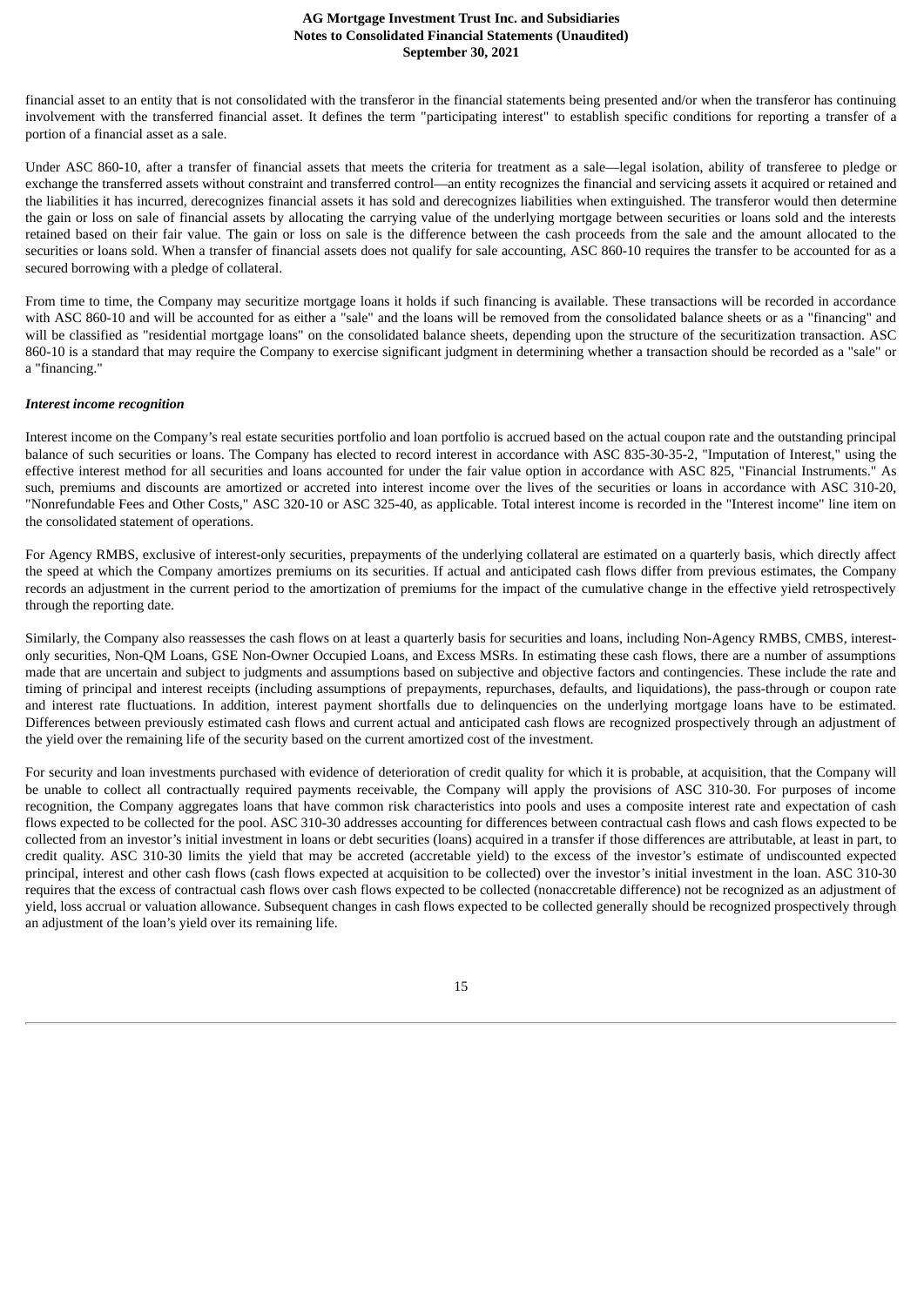financial asset to an entity that is not consolidated with the transferor in the financial statements being presented and/or when the transferor has continuing involvement with the transferred financial asset. It defines the term "participating interest" to establish specific conditions for reporting a transfer of a portion of a financial asset as a sale.

Under ASC 860-10, after a transfer of financial assets that meets the criteria for treatment as a sale—legal isolation, ability of transferee to pledge or exchange the transferred assets without constraint and transferred control—an entity recognizes the financial and servicing assets it acquired or retained and the liabilities it has incurred, derecognizes financial assets it has sold and derecognizes liabilities when extinguished. The transferor would then determine the gain or loss on sale of financial assets by allocating the carrying value of the underlying mortgage between securities or loans sold and the interests retained based on their fair value. The gain or loss on sale is the difference between the cash proceeds from the sale and the amount allocated to the securities or loans sold. When a transfer of financial assets does not qualify for sale accounting, ASC 860-10 requires the transfer to be accounted for as a secured borrowing with a pledge of collateral.

From time to time, the Company may securitize mortgage loans it holds if such financing is available. These transactions will be recorded in accordance with ASC 860-10 and will be accounted for as either a "sale" and the loans will be removed from the consolidated balance sheets or as a "financing" and will be classified as "residential mortgage loans" on the consolidated balance sheets, depending upon the structure of the securitization transaction. ASC 860-10 is a standard that may require the Company to exercise significant judgment in determining whether a transaction should be recorded as a "sale" or a "financing."

***Interest income recognition***

Interest income on the Company's real estate securities portfolio and loan portfolio is accrued based on the actual coupon rate and the outstanding principal balance of such securities or loans. The Company has elected to record interest in accordance with ASC 835-30-35-2, "Imputation of Interest," using the effective interest method for all securities and loans accounted for under the fair value option in accordance with ASC 825, "Financial Instruments." As such, premiums and discounts are amortized or accreted into interest income over the lives of the securities or loans in accordance with ASC 310-20, "Nonrefundable Fees and Other Costs," ASC 320-10 or ASC 325-40, as applicable. Total interest income is recorded in the "Interest income" line item on the consolidated statement of operations.

For Agency RMBS, exclusive of interest-only securities, prepayments of the underlying collateral are estimated on a quarterly basis, which directly affect the speed at which the Company amortizes premiums on its securities. If actual and anticipated cash flows differ from previous estimates, the Company records an adjustment in the current period to the amortization of premiums for the impact of the cumulative change in the effective yield retrospectively through the reporting date.

Similarly, the Company also reassesses the cash flows on at least a quarterly basis for securities and loans, including Non-Agency RMBS, CMBS, interest-only securities, Non-QM Loans, GSE Non-Owner Occupied Loans, and Excess MSRs. In estimating these cash flows, there are a number of assumptions made that are uncertain and subject to judgments and assumptions based on subjective and objective factors and contingencies. These include the rate and timing of principal and interest receipts (including assumptions of prepayments, repurchases, defaults, and liquidations), the pass-through or coupon rate and interest rate fluctuations. In addition, interest payment shortfalls due to delinquencies on the underlying mortgage loans have to be estimated. Differences between previously estimated cash flows and current actual and anticipated cash flows are recognized prospectively through an adjustment of the yield over the remaining life of the security based on the current amortized cost of the investment.

For security and loan investments purchased with evidence of deterioration of credit quality for which it is probable, at acquisition, that the Company will be unable to collect all contractually required payments receivable, the Company will apply the provisions of ASC 310-30. For purposes of income recognition, the Company aggregates loans that have common risk characteristics into pools and uses a composite interest rate and expectation of cash flows expected to be collected for the pool. ASC 310-30 addresses accounting for differences between contractual cash flows and cash flows expected to be collected from an investor's initial investment in loans or debt securities (loans) acquired in a transfer if those differences are attributable, at least in part, to credit quality. ASC 310-30 limits the yield that may be accreted (accretable yield) to the excess of the investor's estimate of undiscounted expected principal, interest and other cash flows (cash flows expected at acquisition to be collected) over the investor's initial investment in the loan. ASC 310-30 requires that the excess of contractual cash flows over cash flows expected to be collected (nonaccretable difference) not be recognized as an adjustment of yield, loss accrual or valuation allowance. Subsequent changes in cash flows expected to be collected generally should be recognized prospectively through an adjustment of the loan's yield over its remaining life.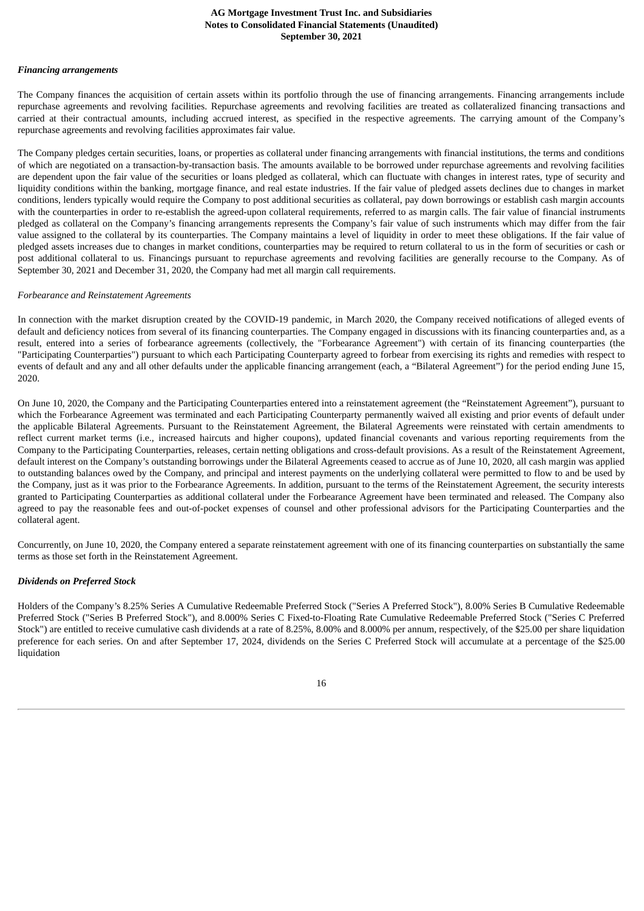***Financing arrangements***

The Company finances the acquisition of certain assets within its portfolio through the use of financing arrangements. Financing arrangements include repurchase agreements and revolving facilities. Repurchase agreements and revolving facilities are treated as collateralized financing transactions and carried at their contractual amounts, including accrued interest, as specified in the respective agreements. The carrying amount of the Company's repurchase agreements and revolving facilities approximates fair value.

The Company pledges certain securities, loans, or properties as collateral under financing arrangements with financial institutions, the terms and conditions of which are negotiated on a transaction-by-transaction basis. The amounts available to be borrowed under repurchase agreements and revolving facilities are dependent upon the fair value of the securities or loans pledged as collateral, which can fluctuate with changes in interest rates, type of security and liquidity conditions within the banking, mortgage finance, and real estate industries. If the fair value of pledged assets declines due to changes in market conditions, lenders typically would require the Company to post additional securities as collateral, pay down borrowings or establish cash margin accounts with the counterparties in order to re-establish the agreed-upon collateral requirements, referred to as margin calls. The fair value of financial instruments pledged as collateral on the Company's financing arrangements represents the Company's fair value of such instruments which may differ from the fair value assigned to the collateral by its counterparties. The Company maintains a level of liquidity in order to meet these obligations. If the fair value of pledged assets increases due to changes in market conditions, counterparties may be required to return collateral to us in the form of securities or cash or post additional collateral to us. Financings pursuant to repurchase agreements and revolving facilities are generally recourse to the Company. As of September 30, 2021 and December 31, 2020, the Company had met all margin call requirements.

*Forbearance and Reinstatement Agreements*

In connection with the market disruption created by the COVID-19 pandemic, in March 2020, the Company received notifications of alleged events of default and deficiency notices from several of its financing counterparties. The Company engaged in discussions with its financing counterparties and, as a result, entered into a series of forbearance agreements (collectively, the "Forbearance Agreement") with certain of its financing counterparties (the "Participating Counterparties") pursuant to which each Participating Counterparty agreed to forbear from exercising its rights and remedies with respect to events of default and any and all other defaults under the applicable financing arrangement (each, a "Bilateral Agreement") for the period ending June 15, 2020.

On June 10, 2020, the Company and the Participating Counterparties entered into a reinstatement agreement (the "Reinstatement Agreement"), pursuant to which the Forbearance Agreement was terminated and each Participating Counterparty permanently waived all existing and prior events of default under the applicable Bilateral Agreements. Pursuant to the Reinstatement Agreement, the Bilateral Agreements were reinstated with certain amendments to reflect current market terms (i.e., increased haircuts and higher coupons), updated financial covenants and various reporting requirements from the Company to the Participating Counterparties, releases, certain netting obligations and cross-default provisions. As a result of the Reinstatement Agreement, default interest on the Company's outstanding borrowings under the Bilateral Agreements ceased to accrue as of June 10, 2020, all cash margin was applied to outstanding balances owed by the Company, and principal and interest payments on the underlying collateral were permitted to flow to and be used by the Company, just as it was prior to the Forbearance Agreements. In addition, pursuant to the terms of the Reinstatement Agreement, the security interests granted to Participating Counterparties as additional collateral under the Forbearance Agreement have been terminated and released. The Company also agreed to pay the reasonable fees and out-of-pocket expenses of counsel and other professional advisors for the Participating Counterparties and the collateral agent.

Concurrently, on June 10, 2020, the Company entered a separate reinstatement agreement with one of its financing counterparties on substantially the same terms as those set forth in the Reinstatement Agreement.

***Dividends on Preferred Stock***

Holders of the Company's 8.25% Series A Cumulative Redeemable Preferred Stock ("Series A Preferred Stock"), 8.00% Series B Cumulative Redeemable Preferred Stock ("Series B Preferred Stock"), and 8.000% Series C Fixed-to-Floating Rate Cumulative Redeemable Preferred Stock ("Series C Preferred Stock") are entitled to receive cumulative cash dividends at a rate of 8.25%, 8.00% and 8.000% per annum, respectively, of the $25.00 per share liquidation preference for each series. On and after September 17, 2024, dividends on the Series C Preferred Stock will accumulate at a percentage of the $25.00 liquidation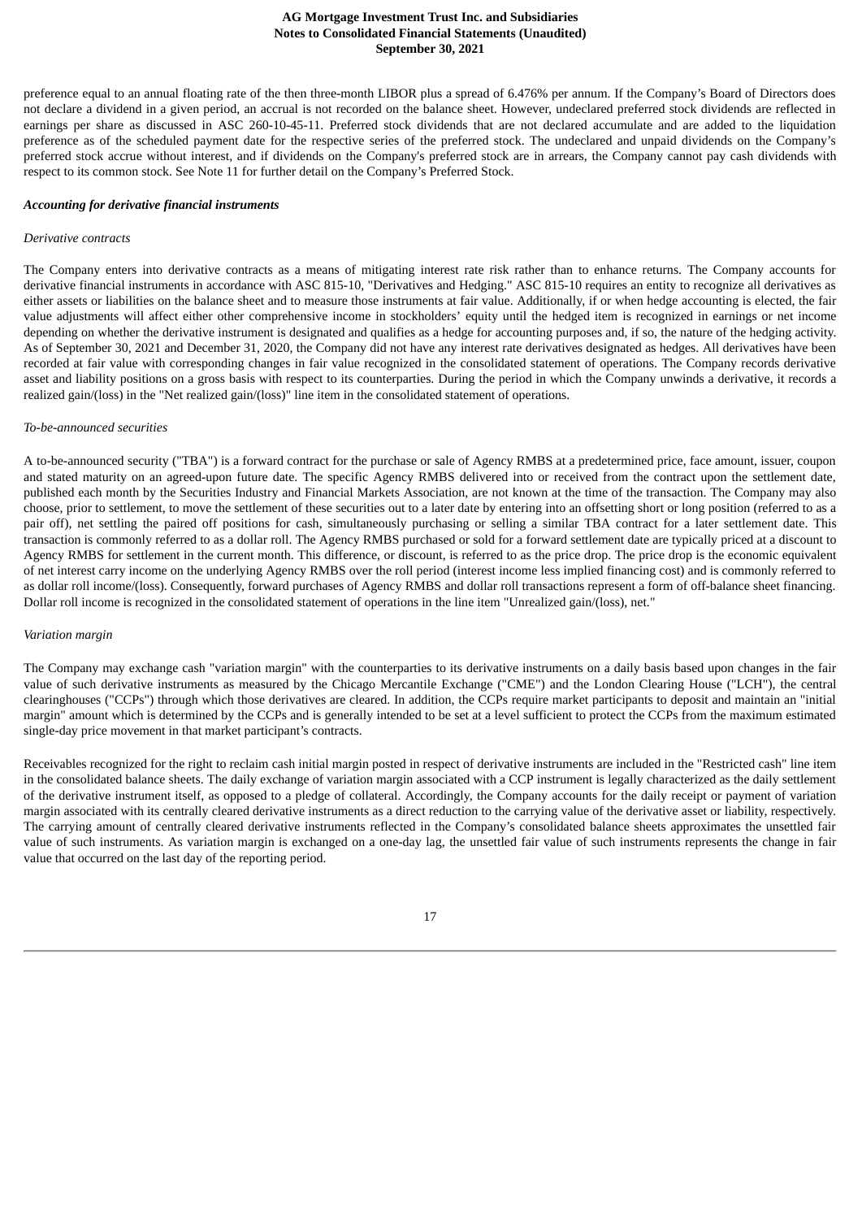preference equal to an annual floating rate of the then three-month LIBOR plus a spread of 6.476% per annum. If the Company's Board of Directors does not declare a dividend in a given period, an accrual is not recorded on the balance sheet. However, undeclared preferred stock dividends are reflected in earnings per share as discussed in ASC 260-10-45-11. Preferred stock dividends that are not declared accumulate and are added to the liquidation preference as of the scheduled payment date for the respective series of the preferred stock. The undeclared and unpaid dividends on the Company's preferred stock accrue without interest, and if dividends on the Company's preferred stock are in arrears, the Company cannot pay cash dividends with respect to its common stock. See Note 11 for further detail on the Company's Preferred Stock.

***Accounting for derivative financial instruments***

*Derivative contracts*

The Company enters into derivative contracts as a means of mitigating interest rate risk rather than to enhance returns. The Company accounts for derivative financial instruments in accordance with ASC 815-10, "Derivatives and Hedging." ASC 815-10 requires an entity to recognize all derivatives as either assets or liabilities on the balance sheet and to measure those instruments at fair value. Additionally, if or when hedge accounting is elected, the fair value adjustments will affect either other comprehensive income in stockholders' equity until the hedged item is recognized in earnings or net income depending on whether the derivative instrument is designated and qualifies as a hedge for accounting purposes and, if so, the nature of the hedging activity. As of September 30, 2021 and December 31, 2020, the Company did not have any interest rate derivatives designated as hedges. All derivatives have been recorded at fair value with corresponding changes in fair value recognized in the consolidated statement of operations. The Company records derivative asset and liability positions on a gross basis with respect to its counterparties. During the period in which the Company unwinds a derivative, it records a realized gain/(loss) in the "Net realized gain/(loss)" line item in the consolidated statement of operations.

*To-be-announced securities*

A to-be-announced security ("TBA") is a forward contract for the purchase or sale of Agency RMBS at a predetermined price, face amount, issuer, coupon and stated maturity on an agreed-upon future date. The specific Agency RMBS delivered into or received from the contract upon the settlement date, published each month by the Securities Industry and Financial Markets Association, are not known at the time of the transaction. The Company may also choose, prior to settlement, to move the settlement of these securities out to a later date by entering into an offsetting short or long position (referred to as a pair off), net settling the paired off positions for cash, simultaneously purchasing or selling a similar TBA contract for a later settlement date. This transaction is commonly referred to as a dollar roll. The Agency RMBS purchased or sold for a forward settlement date are typically priced at a discount to Agency RMBS for settlement in the current month. This difference, or discount, is referred to as the price drop. The price drop is the economic equivalent of net interest carry income on the underlying Agency RMBS over the roll period (interest income less implied financing cost) and is commonly referred to as dollar roll income/(loss). Consequently, forward purchases of Agency RMBS and dollar roll transactions represent a form of off-balance sheet financing. Dollar roll income is recognized in the consolidated statement of operations in the line item "Unrealized gain/(loss), net."

*Variation margin*

The Company may exchange cash "variation margin" with the counterparties to its derivative instruments on a daily basis based upon changes in the fair value of such derivative instruments as measured by the Chicago Mercantile Exchange ("CME") and the London Clearing House ("LCH"), the central clearinghouses ("CCPs") through which those derivatives are cleared. In addition, the CCPs require market participants to deposit and maintain an "initial margin" amount which is determined by the CCPs and is generally intended to be set at a level sufficient to protect the CCPs from the maximum estimated single-day price movement in that market participant's contracts.

Receivables recognized for the right to reclaim cash initial margin posted in respect of derivative instruments are included in the "Restricted cash" line item in the consolidated balance sheets. The daily exchange of variation margin associated with a CCP instrument is legally characterized as the daily settlement of the derivative instrument itself, as opposed to a pledge of collateral. Accordingly, the Company accounts for the daily receipt or payment of variation margin associated with its centrally cleared derivative instruments as a direct reduction to the carrying value of the derivative asset or liability, respectively. The carrying amount of centrally cleared derivative instruments reflected in the Company's consolidated balance sheets approximates the unsettled fair value of such instruments. As variation margin is exchanged on a one-day lag, the unsettled fair value of such instruments represents the change in fair value that occurred on the last day of the reporting period.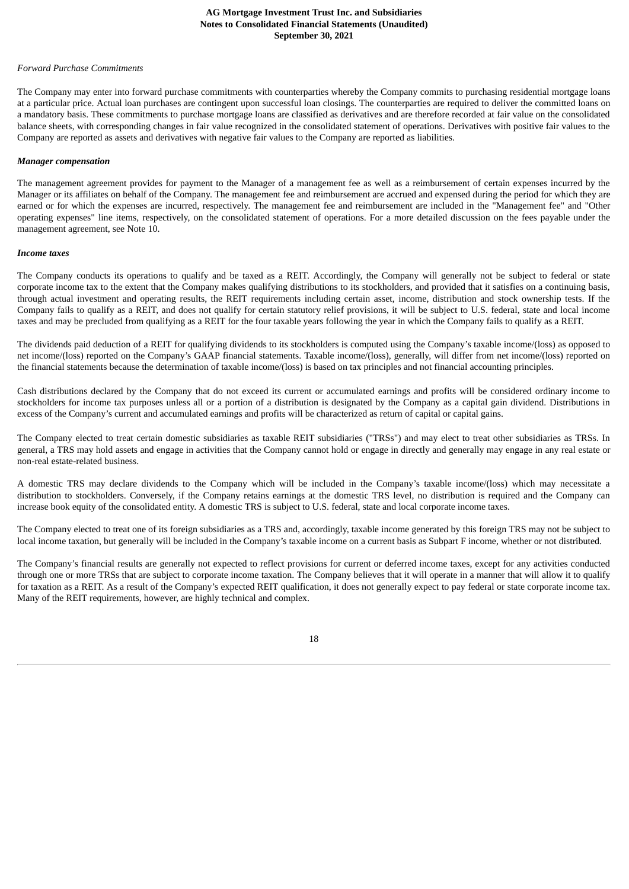*Forward Purchase Commitments*

The Company may enter into forward purchase commitments with counterparties whereby the Company commits to purchasing residential mortgage loans at a particular price. Actual loan purchases are contingent upon successful loan closings. The counterparties are required to deliver the committed loans on a mandatory basis. These commitments to purchase mortgage loans are classified as derivatives and are therefore recorded at fair value on the consolidated balance sheets, with corresponding changes in fair value recognized in the consolidated statement of operations. Derivatives with positive fair values to the Company are reported as assets and derivatives with negative fair values to the Company are reported as liabilities.

***Manager compensation***

The management agreement provides for payment to the Manager of a management fee as well as a reimbursement of certain expenses incurred by the Manager or its affiliates on behalf of the Company. The management fee and reimbursement are accrued and expensed during the period for which they are earned or for which the expenses are incurred, respectively. The management fee and reimbursement are included in the "Management fee" and "Other operating expenses" line items, respectively, on the consolidated statement of operations. For a more detailed discussion on the fees payable under the management agreement, see Note 10.

***Income taxes***

The Company conducts its operations to qualify and be taxed as a REIT. Accordingly, the Company will generally not be subject to federal or state corporate income tax to the extent that the Company makes qualifying distributions to its stockholders, and provided that it satisfies on a continuing basis, through actual investment and operating results, the REIT requirements including certain asset, income, distribution and stock ownership tests. If the Company fails to qualify as a REIT, and does not qualify for certain statutory relief provisions, it will be subject to U.S. federal, state and local income taxes and may be precluded from qualifying as a REIT for the four taxable years following the year in which the Company fails to qualify as a REIT.

The dividends paid deduction of a REIT for qualifying dividends to its stockholders is computed using the Company's taxable income/(loss) as opposed to net income/(loss) reported on the Company's GAAP financial statements. Taxable income/(loss), generally, will differ from net income/(loss) reported on the financial statements because the determination of taxable income/(loss) is based on tax principles and not financial accounting principles.

Cash distributions declared by the Company that do not exceed its current or accumulated earnings and profits will be considered ordinary income to stockholders for income tax purposes unless all or a portion of a distribution is designated by the Company as a capital gain dividend. Distributions in excess of the Company's current and accumulated earnings and profits will be characterized as return of capital or capital gains.

The Company elected to treat certain domestic subsidiaries as taxable REIT subsidiaries ("TRSs") and may elect to treat other subsidiaries as TRSs. In general, a TRS may hold assets and engage in activities that the Company cannot hold or engage in directly and generally may engage in any real estate or non-real estate-related business.

A domestic TRS may declare dividends to the Company which will be included in the Company's taxable income/(loss) which may necessitate a distribution to stockholders. Conversely, if the Company retains earnings at the domestic TRS level, no distribution is required and the Company can increase book equity of the consolidated entity. A domestic TRS is subject to U.S. federal, state and local corporate income taxes.

The Company elected to treat one of its foreign subsidiaries as a TRS and, accordingly, taxable income generated by this foreign TRS may not be subject to local income taxation, but generally will be included in the Company's taxable income on a current basis as Subpart F income, whether or not distributed.

The Company's financial results are generally not expected to reflect provisions for current or deferred income taxes, except for any activities conducted through one or more TRSs that are subject to corporate income taxation. The Company believes that it will operate in a manner that will allow it to qualify for taxation as a REIT. As a result of the Company's expected REIT qualification, it does not generally expect to pay federal or state corporate income tax. Many of the REIT requirements, however, are highly technical and complex.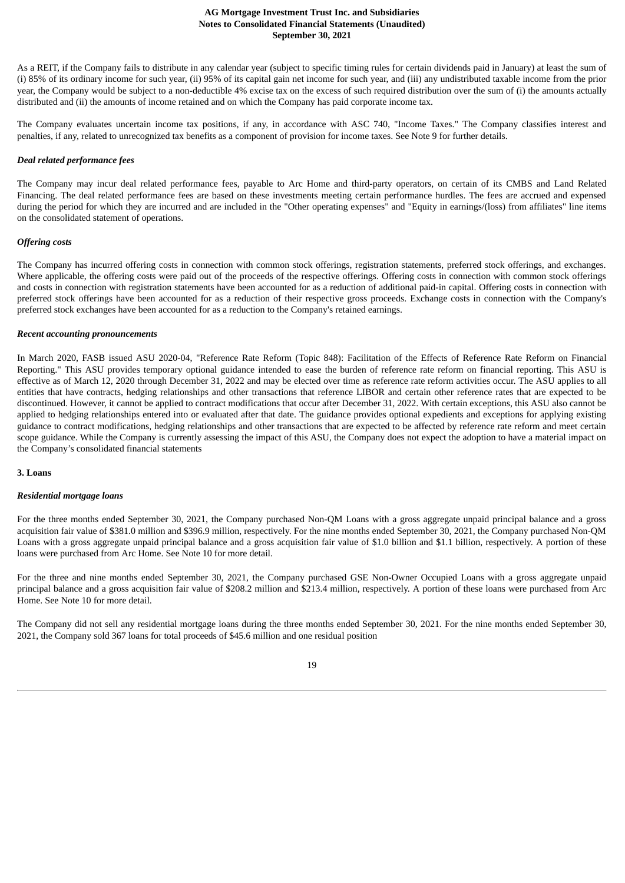As a REIT, if the Company fails to distribute in any calendar year (subject to specific timing rules for certain dividends paid in January) at least the sum of (i) 85% of its ordinary income for such year, (ii) 95% of its capital gain net income for such year, and (iii) any undistributed taxable income from the prior year, the Company would be subject to a non-deductible 4% excise tax on the excess of such required distribution over the sum of (i) the amounts actually distributed and (ii) the amounts of income retained and on which the Company has paid corporate income tax.

The Company evaluates uncertain income tax positions, if any, in accordance with ASC 740, "Income Taxes." The Company classifies interest and penalties, if any, related to unrecognized tax benefits as a component of provision for income taxes. See Note 9 for further details.

***Deal related performance fees***

The Company may incur deal related performance fees, payable to Arc Home and third-party operators, on certain of its CMBS and Land Related Financing. The deal related performance fees are based on these investments meeting certain performance hurdles. The fees are accrued and expensed during the period for which they are incurred and are included in the "Other operating expenses" and "Equity in earnings/(loss) from affiliates" line items on the consolidated statement of operations.

***Offering costs***

The Company has incurred offering costs in connection with common stock offerings, registration statements, preferred stock offerings, and exchanges. Where applicable, the offering costs were paid out of the proceeds of the respective offerings. Offering costs in connection with common stock offerings and costs in connection with registration statements have been accounted for as a reduction of additional paid-in capital. Offering costs in connection with preferred stock offerings have been accounted for as a reduction of their respective gross proceeds. Exchange costs in connection with the Company's preferred stock exchanges have been accounted for as a reduction to the Company's retained earnings.

***Recent accounting pronouncements***

In March 2020, FASB issued ASU 2020-04, "Reference Rate Reform (Topic 848): Facilitation of the Effects of Reference Rate Reform on Financial Reporting." This ASU provides temporary optional guidance intended to ease the burden of reference rate reform on financial reporting. This ASU is effective as of March 12, 2020 through December 31, 2022 and may be elected over time as reference rate reform activities occur. The ASU applies to all entities that have contracts, hedging relationships and other transactions that reference LIBOR and certain other reference rates that are expected to be discontinued. However, it cannot be applied to contract modifications that occur after December 31, 2022. With certain exceptions, this ASU also cannot be applied to hedging relationships entered into or evaluated after that date. The guidance provides optional expedients and exceptions for applying existing guidance to contract modifications, hedging relationships and other transactions that are expected to be affected by reference rate reform and meet certain scope guidance. While the Company is currently assessing the impact of this ASU, the Company does not expect the adoption to have a material impact on the Company's consolidated financial statements

**3. Loans**

***Residential mortgage loans***

For the three months ended September 30, 2021, the Company purchased Non-QM Loans with a gross aggregate unpaid principal balance and a gross acquisition fair value of $381.0 million and $396.9 million, respectively. For the nine months ended September 30, 2021, the Company purchased Non-QM Loans with a gross aggregate unpaid principal balance and a gross acquisition fair value of $1.0 billion and $1.1 billion, respectively. A portion of these loans were purchased from Arc Home. See Note 10 for more detail.

For the three and nine months ended September 30, 2021, the Company purchased GSE Non-Owner Occupied Loans with a gross aggregate unpaid principal balance and a gross acquisition fair value of $208.2 million and $213.4 million, respectively. A portion of these loans were purchased from Arc Home. See Note 10 for more detail.

The Company did not sell any residential mortgage loans during the three months ended September 30, 2021. For the nine months ended September 30, 2021, the Company sold 367 loans for total proceeds of $45.6 million and one residual position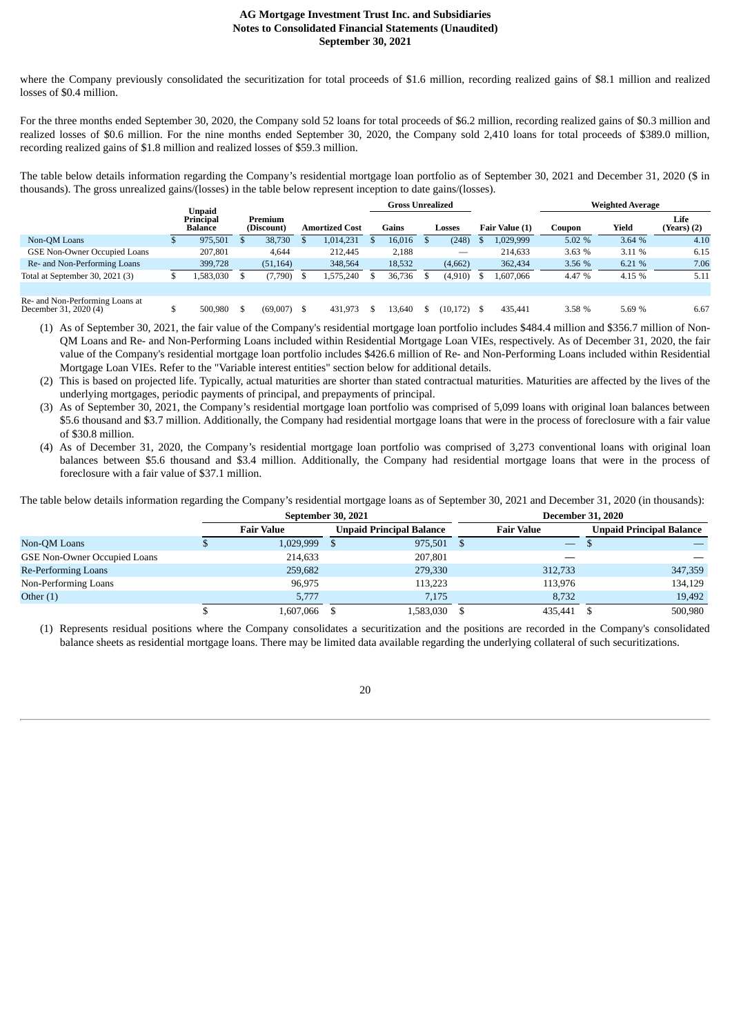where the Company previously consolidated the securitization for total proceeds of $1.6 million, recording realized gains of $8.1 million and realized losses of $0.4 million.

For the three months ended September 30, 2020, the Company sold 52 loans for total proceeds of $6.2 million, recording realized gains of $0.3 million and realized losses of $0.6 million. For the nine months ended September 30, 2020, the Company sold 2,410 loans for total proceeds of $389.0 million, recording realized gains of $1.8 million and realized losses of $59.3 million.

The table below details information regarding the Company's residential mortgage loan portfolio as of September 30, 2021 and December 31, 2020 ($ in thousands). The gross unrealized gains/(losses) in the table below represent inception to date gains/(losses).

| | Unpaid Principal Balance | Premium (Discount) | Amortized Cost | Gross Unrealized | | Fair Value (1) | Weighted Average | | |
|---|---|---|---|---|---|---|---|---|---|
| | | | | Gains | Losses | | Coupon | Yield | Life (Years) (2) |
| Non-QM Loans | $ 975,501 | $ 38,730 | $ 1,014,231 | $ 16,016 | $ (248) | $ 1,029,999 | 5.02 % | 3.64 % | 4.10 |
| GSE Non-Owner Occupied Loans | 207,801 | 4,644 | 212,445 | 2,188 | — | 214,633 | 3.63 % | 3.11 % | 6.15 |
| Re- and Non-Performing Loans | 399,728 | (51,164) | 348,564 | 18,532 | (4,662) | 362,434 | 3.56 % | 6.21 % | 7.06 |
| Total at September 30, 2021 (3) | $ 1,583,030 | $ (7,790) | $ 1,575,240 | $ 36,736 | $ (4,910) | $ 1,607,066 | 4.47 % | 4.15 % | 5.11 |
| | | | | | | | | | |
| Re- and Non-Performing Loans at December 31, 2020 (4) | $ 500,980 | $ (69,007) | $ 431,973 | $ 13,640 | $ (10,172) | $ 435,441 | 3.58 % | 5.69 % | 6.67 |

(1) As of September 30, 2021, the fair value of the Company's residential mortgage loan portfolio includes $484.4 million and $356.7 million of Non-QM Loans and Re- and Non-Performing Loans included within Residential Mortgage Loan VIEs, respectively. As of December 31, 2020, the fair value of the Company's residential mortgage loan portfolio includes $426.6 million of Re- and Non-Performing Loans included within Residential Mortgage Loan VIEs. Refer to the "Variable interest entities" section below for additional details.

(2) This is based on projected life. Typically, actual maturities are shorter than stated contractual maturities. Maturities are affected by the lives of the underlying mortgages, periodic payments of principal, and prepayments of principal.

(3) As of September 30, 2021, the Company's residential mortgage loan portfolio was comprised of 5,099 loans with original loan balances between $5.6 thousand and $3.7 million. Additionally, the Company had residential mortgage loans that were in the process of foreclosure with a fair value of $30.8 million.

(4) As of December 31, 2020, the Company's residential mortgage loan portfolio was comprised of 3,273 conventional loans with original loan balances between $5.6 thousand and $3.4 million. Additionally, the Company had residential mortgage loans that were in the process of foreclosure with a fair value of $37.1 million.

The table below details information regarding the Company's residential mortgage loans as of September 30, 2021 and December 31, 2020 (in thousands):

| | September 30, 2021 | | December 31, 2020 | |
|---|---|---|---|---|
| | Fair Value | Unpaid Principal Balance | Fair Value | Unpaid Principal Balance |
| Non-QM Loans | $ 1,029,999 | $ 975,501 | $ — | $ — |
| GSE Non-Owner Occupied Loans | 214,633 | 207,801 | — | — |
| Re-Performing Loans | 259,682 | 279,330 | 312,733 | 347,359 |
| Non-Performing Loans | 96,975 | 113,223 | 113,976 | 134,129 |
| Other (1) | 5,777 | 7,175 | 8,732 | 19,492 |
| | $ 1,607,066 | $ 1,583,030 | $ 435,441 | $ 500,980 |

(1) Represents residual positions where the Company consolidates a securitization and the positions are recorded in the Company's consolidated balance sheets as residential mortgage loans. There may be limited data available regarding the underlying collateral of such securitizations.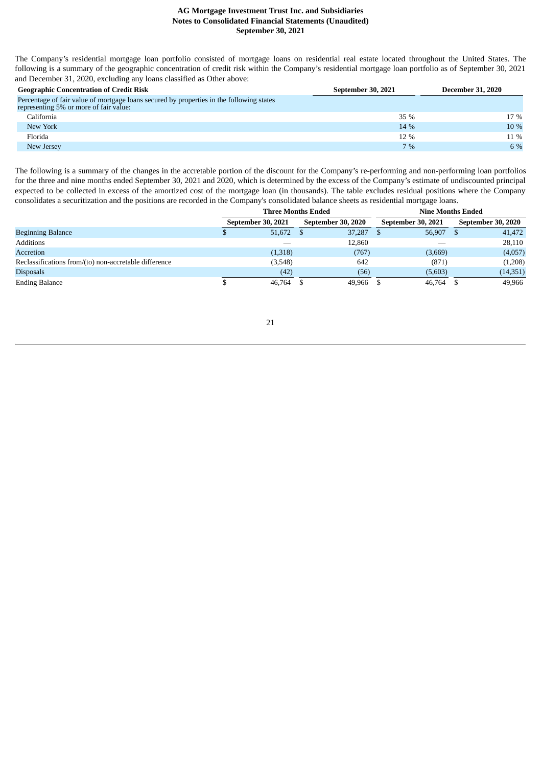The Company's residential mortgage loan portfolio consisted of mortgage loans on residential real estate located throughout the United States. The following is a summary of the geographic concentration of credit risk within the Company's residential mortgage loan portfolio as of September 30, 2021 and December 31, 2020, excluding any loans classified as Other above:

| Geographic Concentration of Credit Risk | September 30, 2021 | December 31, 2020 |
|---|---|---|
| Percentage of fair value of mortgage loans secured by properties in the following states representing 5% or more of fair value: | | |
| California | 35 % | 17 % |
| New York | 14 % | 10 % |
| Florida | 12 % | 11 % |
| New Jersey | 7 % | 6 % |

The following is a summary of the changes in the accretable portion of the discount for the Company's re-performing and non-performing loan portfolios for the three and nine months ended September 30, 2021 and 2020, which is determined by the excess of the Company's estimate of undiscounted principal expected to be collected in excess of the amortized cost of the mortgage loan (in thousands). The table excludes residual positions where the Company consolidates a securitization and the positions are recorded in the Company's consolidated balance sheets as residential mortgage loans.

| | Three Months Ended | | Nine Months Ended | |
|---|---|---|---|---|
| | September 30, 2021 | September 30, 2020 | September 30, 2021 | September 30, 2020 |
| Beginning Balance | $ 51,672 | $ 37,287 | $ 56,907 | $ 41,472 |
| Additions | — | 12,860 | — | 28,110 |
| Accretion | (1,318) | (767) | (3,669) | (4,057) |
| Reclassifications from/(to) non-accretable difference | (3,548) | 642 | (871) | (1,208) |
| Disposals | (42) | (56) | (5,603) | (14,351) |
| Ending Balance | $ 46,764 | $ 49,966 | $ 46,764 | $ 49,966 |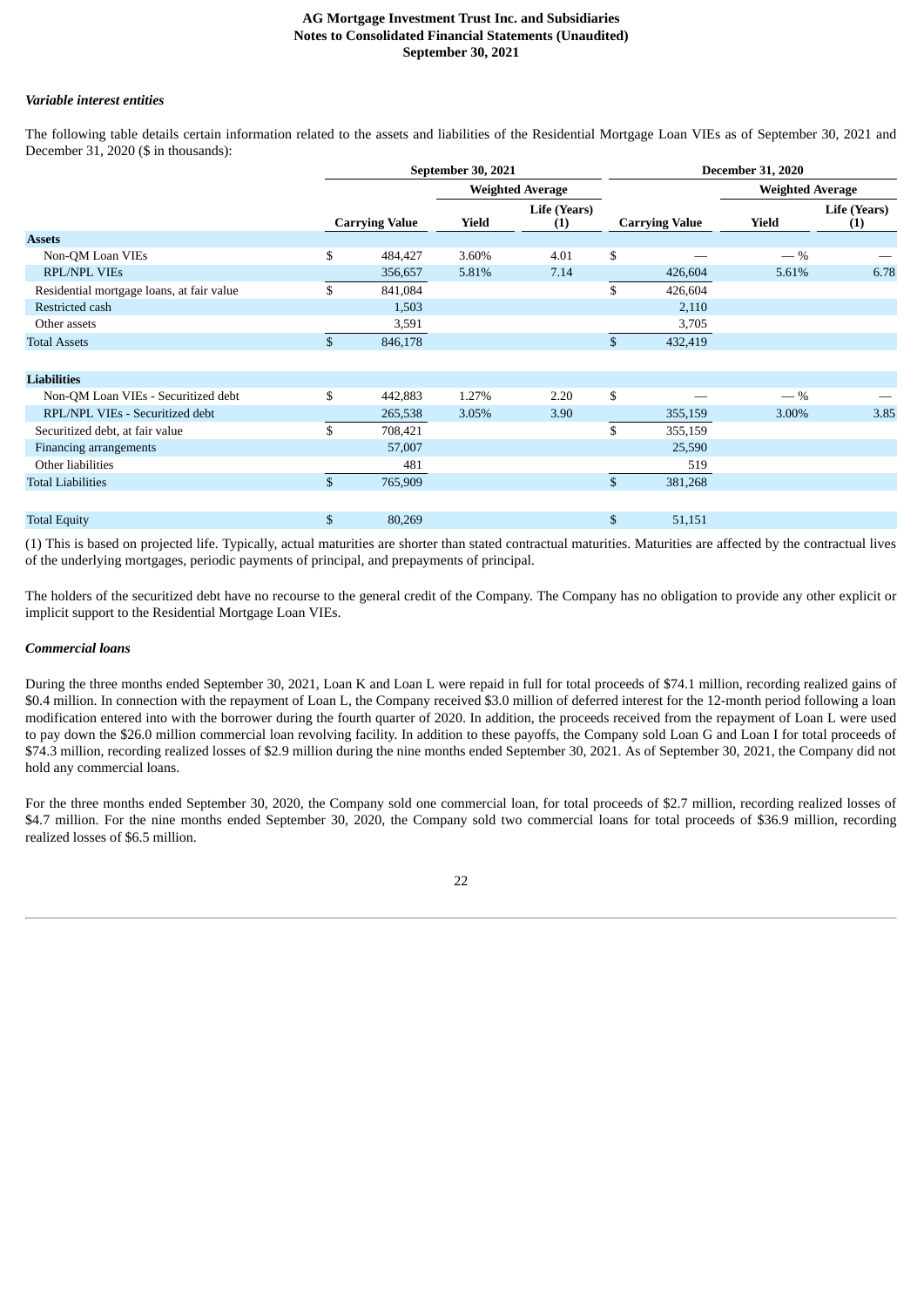### *Variable interest entities*

The following table details certain information related to the assets and liabilities of the Residential Mortgage Loan VIEs as of September 30, 2021 and December 31, 2020 ($ in thousands):

| | September 30, 2021 | | | December 31, 2020 | | |
|---|---|---|---|---|---|---|
| | | Weighted Average | | | Weighted Average | |
| | Carrying Value | Yield | Life (Years) (1) | Carrying Value | Yield | Life (Years) (1) |
| **Assets** | | | | | | |
| Non-QM Loan VIEs | $ 484,427 | 3.60% | 4.01 | $ — | — % | — |
| RPL/NPL VIEs | 356,657 | 5.81% | 7.14 | 426,604 | 5.61% | 6.78 |
| Residential mortgage loans, at fair value | $ 841,084 | | | $ 426,604 | | |
| Restricted cash | 1,503 | | | 2,110 | | |
| Other assets | 3,591 | | | 3,705 | | |
| Total Assets | $ 846,178 | | | $ 432,419 | | |
| | | | | | | |
| **Liabilities** | | | | | | |
| Non-QM Loan VIEs - Securitized debt | $ 442,883 | 1.27% | 2.20 | $ — | — % | — |
| RPL/NPL VIEs - Securitized debt | 265,538 | 3.05% | 3.90 | 355,159 | 3.00% | 3.85 |
| Securitized debt, at fair value | $ 708,421 | | | $ 355,159 | | |
| Financing arrangements | 57,007 | | | 25,590 | | |
| Other liabilities | 481 | | | 519 | | |
| Total Liabilities | $ 765,909 | | | $ 381,268 | | |
| | | | | | | |
| Total Equity | $ 80,269 | | | $ 51,151 | | |

(1) This is based on projected life. Typically, actual maturities are shorter than stated contractual maturities. Maturities are affected by the contractual lives of the underlying mortgages, periodic payments of principal, and prepayments of principal.

The holders of the securitized debt have no recourse to the general credit of the Company. The Company has no obligation to provide any other explicit or implicit support to the Residential Mortgage Loan VIEs.

### *Commercial loans*

During the three months ended September 30, 2021, Loan K and Loan L were repaid in full for total proceeds of $74.1 million, recording realized gains of $0.4 million. In connection with the repayment of Loan L, the Company received $3.0 million of deferred interest for the 12-month period following a loan modification entered into with the borrower during the fourth quarter of 2020. In addition, the proceeds received from the repayment of Loan L were used to pay down the $26.0 million commercial loan revolving facility. In addition to these payoffs, the Company sold Loan G and Loan I for total proceeds of $74.3 million, recording realized losses of $2.9 million during the nine months ended September 30, 2021. As of September 30, 2021, the Company did not hold any commercial loans.

For the three months ended September 30, 2020, the Company sold one commercial loan, for total proceeds of $2.7 million, recording realized losses of $4.7 million. For the nine months ended September 30, 2020, the Company sold two commercial loans for total proceeds of $36.9 million, recording realized losses of $6.5 million.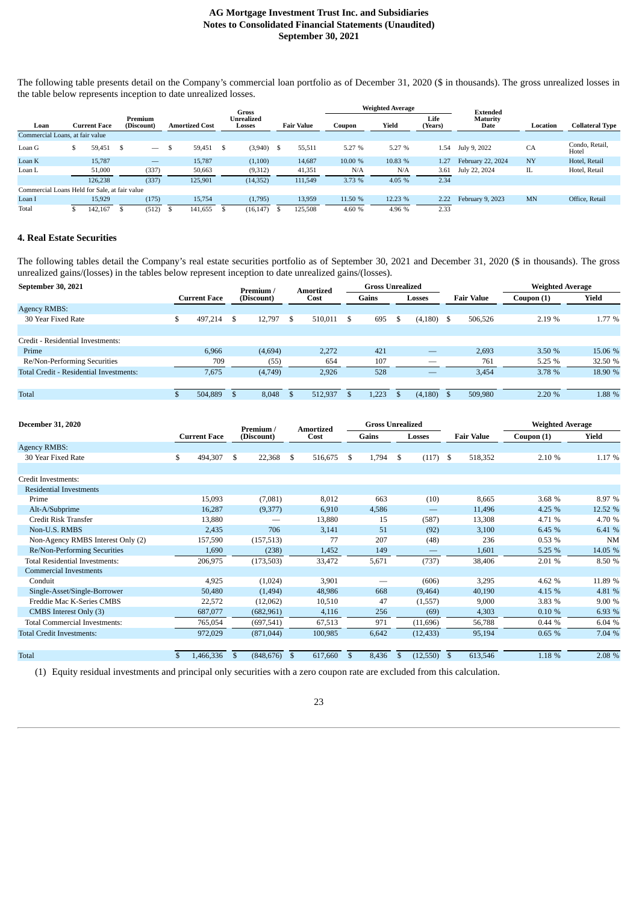The following table presents detail on the Company's commercial loan portfolio as of December 31, 2020 ($ in thousands). The gross unrealized losses in the table below represents inception to date unrealized losses.

| Loan | Current Face | Premium (Discount) | Amortized Cost | Gross Unrealized Losses | Fair Value | Weighted Average | | | Extended Maturity Date | Location | Collateral Type |
|---|---|---|---|---|---|---|---|---|---|---|---|
| | | | | | | Coupon | Yield | Life (Years) | | | |
| Commercial Loans, at fair value | | | | | | | | | | | |
| Loan G | $ 59,451 | $ — | $ 59,451 | $ (3,940) | $ 55,511 | 5.27 % | 5.27 % | 1.54 | July 9, 2022 | CA | Condo, Retail, Hotel |
| Loan K | 15,787 | — | 15,787 | (1,100) | 14,687 | 10.00 % | 10.83 % | 1.27 | February 22, 2024 | NY | Hotel, Retail |
| Loan L | 51,000 | (337) | 50,663 | (9,312) | 41,351 | N/A | N/A | 3.61 | July 22, 2024 | IL | Hotel, Retail |
| | 126,238 | (337) | 125,901 | (14,352) | 111,549 | 3.73 % | 4.05 % | 2.34 | | | |
| Commercial Loans Held for Sale, at fair value | | | | | | | | | | | |
| Loan I | 15,929 | (175) | 15,754 | (1,795) | 13,959 | 11.50 % | 12.23 % | 2.22 | February 9, 2023 | MN | Office, Retail |
| Total | $ 142,167 | $ (512) | $ 141,655 | $ (16,147) | $ 125,508 | 4.60 % | 4.96 % | 2.33 | | | |

## 4. Real Estate Securities

The following tables detail the Company's real estate securities portfolio as of September 30, 2021 and December 31, 2020 ($ in thousands). The gross unrealized gains/(losses) in the tables below represent inception to date unrealized gains/(losses).

| September 30, 2021 | Current Face | Premium / (Discount) | Amortized Cost | Gross Unrealized | | Fair Value | Weighted Average | |
|---|---|---|---|---|---|---|---|---|
| | | | | Gains | Losses | | Coupon (1) | Yield |
| Agency RMBS: | | | | | | | | |
| 30 Year Fixed Rate | $ 497,214 | $ 12,797 | $ 510,011 | $ 695 | $ (4,180) | $ 506,526 | 2.19 % | 1.77 % |
| | | | | | | | | |
| Credit - Residential Investments: | | | | | | | | |
| Prime | 6,966 | (4,694) | 2,272 | 421 | — | 2,693 | 3.50 % | 15.06 % |
| Re/Non-Performing Securities | 709 | (55) | 654 | 107 | — | 761 | 5.25 % | 32.50 % |
| Total Credit - Residential Investments: | 7,675 | (4,749) | 2,926 | 528 | — | 3,454 | 3.78 % | 18.90 % |
| | | | | | | | | |
| Total | $ 504,889 | $ 8,048 | $ 512,937 | $ 1,223 | $ (4,180) | $ 509,980 | 2.20 % | 1.88 % |

| December 31, 2020 | Current Face | Premium / (Discount) | Amortized Cost | Gross Unrealized | | Fair Value | Weighted Average | |
|---|---|---|---|---|---|---|---|---|
| | | | | Gains | Losses | | Coupon (1) | Yield |
| Agency RMBS: | | | | | | | | |
| 30 Year Fixed Rate | $ 494,307 | $ 22,368 | $ 516,675 | $ 1,794 | $ (117) | $ 518,352 | 2.10 % | 1.17 % |
| | | | | | | | | |
| Credit Investments: | | | | | | | | |
| Residential Investments | | | | | | | | |
| Prime | 15,093 | (7,081) | 8,012 | 663 | (10) | 8,665 | 3.68 % | 8.97 % |
| Alt-A/Subprime | 16,287 | (9,377) | 6,910 | 4,586 | — | 11,496 | 4.25 % | 12.52 % |
| Credit Risk Transfer | 13,880 | — | 13,880 | 15 | (587) | 13,308 | 4.71 % | 4.70 % |
| Non-U.S. RMBS | 2,435 | 706 | 3,141 | 51 | (92) | 3,100 | 6.45 % | 6.41 % |
| Non-Agency RMBS Interest Only (2) | 157,590 | (157,513) | 77 | 207 | (48) | 236 | 0.53 % | NM |
| Re/Non-Performing Securities | 1,690 | (238) | 1,452 | 149 | — | 1,601 | 5.25 % | 14.05 % |
| Total Residential Investments: | 206,975 | (173,503) | 33,472 | 5,671 | (737) | 38,406 | 2.01 % | 8.50 % |
| Commercial Investments | | | | | | | | |
| Conduit | 4,925 | (1,024) | 3,901 | — | (606) | 3,295 | 4.62 % | 11.89 % |
| Single-Asset/Single-Borrower | 50,480 | (1,494) | 48,986 | 668 | (9,464) | 40,190 | 4.15 % | 4.81 % |
| Freddie Mac K-Series CMBS | 22,572 | (12,062) | 10,510 | 47 | (1,557) | 9,000 | 3.83 % | 9.00 % |
| CMBS Interest Only (3) | 687,077 | (682,961) | 4,116 | 256 | (69) | 4,303 | 0.10 % | 6.93 % |
| Total Commercial Investments: | 765,054 | (697,541) | 67,513 | 971 | (11,696) | 56,788 | 0.44 % | 6.04 % |
| Total Credit Investments: | 972,029 | (871,044) | 100,985 | 6,642 | (12,433) | 95,194 | 0.65 % | 7.04 % |
| | | | | | | | | |
| Total | $ 1,466,336 | $ (848,676) | $ 617,660 | $ 8,436 | $ (12,550) | $ 613,546 | 1.18 % | 2.08 % |

(1) Equity residual investments and principal only securities with a zero coupon rate are excluded from this calculation.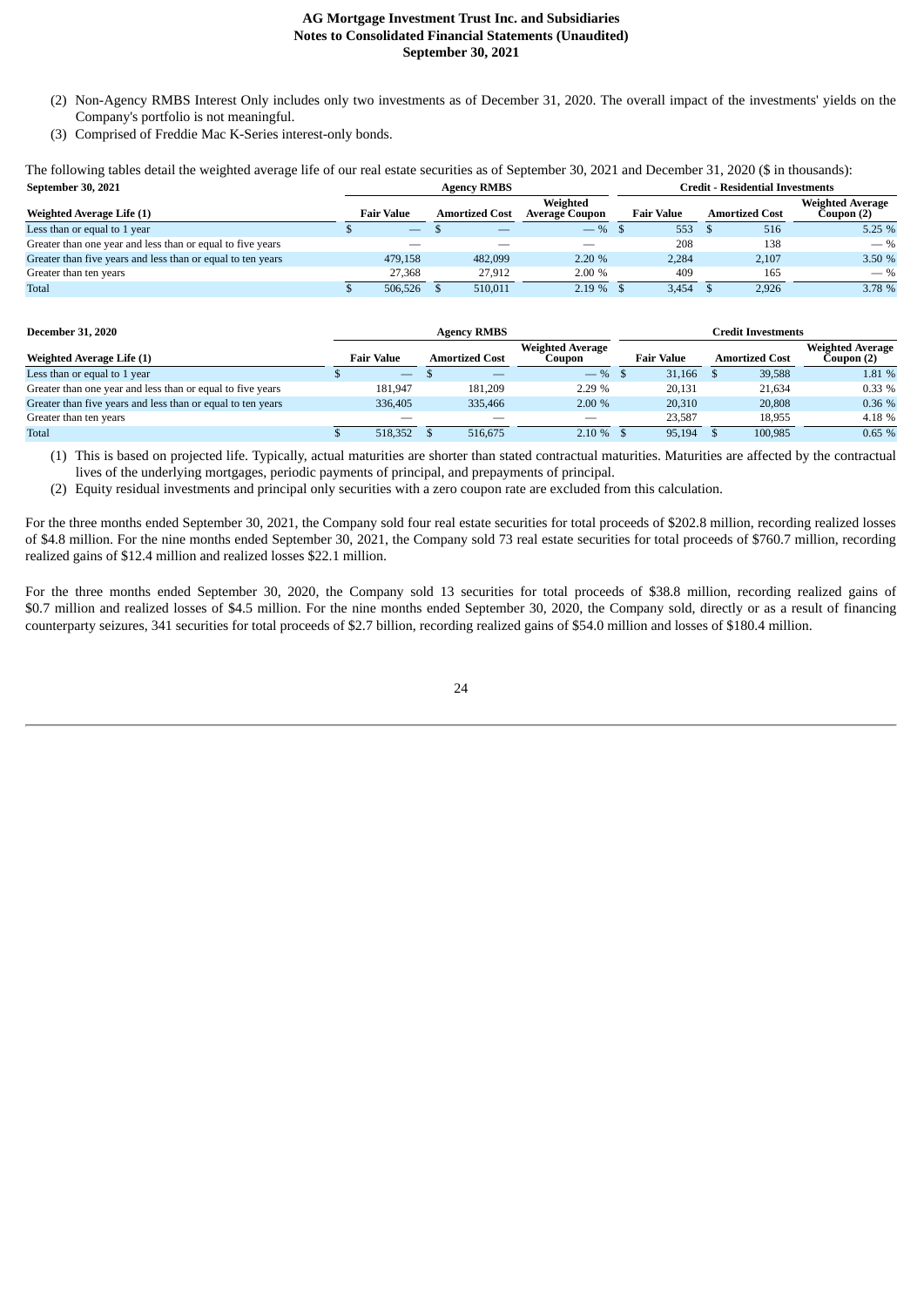(2) Non-Agency RMBS Interest Only includes only two investments as of December 31, 2020. The overall impact of the investments' yields on the Company's portfolio is not meaningful.

(3) Comprised of Freddie Mac K-Series interest-only bonds.

The following tables detail the weighted average life of our real estate securities as of September 30, 2021 and December 31, 2020 ($ in thousands):

| September 30, 2021 | Agency RMBS | | | Credit - Residential Investments | | |
|---|---|---|---|---|---|---|
| Weighted Average Life (1) | Fair Value | Amortized Cost | Weighted Average Coupon | Fair Value | Amortized Cost | Weighted Average Coupon (2) |
| Less than or equal to 1 year | $ — | $ — | — % | $ 553 | $ 516 | 5.25 % |
| Greater than one year and less than or equal to five years | — | — | — | 208 | 138 | — % |
| Greater than five years and less than or equal to ten years | 479,158 | 482,099 | 2.20 % | 2,284 | 2,107 | 3.50 % |
| Greater than ten years | 27,368 | 27,912 | 2.00 % | 409 | 165 | — % |
| Total | $ 506,526 | $ 510,011 | 2.19 % | $ 3,454 | $ 2,926 | 3.78 % |

| December 31, 2020 | Agency RMBS | | | Credit Investments | | |
|---|---|---|---|---|---|---|
| Weighted Average Life (1) | Fair Value | Amortized Cost | Weighted Average Coupon | Fair Value | Amortized Cost | Weighted Average Coupon (2) |
| Less than or equal to 1 year | $ — | $ — | — % | $ 31,166 | $ 39,588 | 1.81 % |
| Greater than one year and less than or equal to five years | 181,947 | 181,209 | 2.29 % | 20,131 | 21,634 | 0.33 % |
| Greater than five years and less than or equal to ten years | 336,405 | 335,466 | 2.00 % | 20,310 | 20,808 | 0.36 % |
| Greater than ten years | — | — | — | 23,587 | 18,955 | 4.18 % |
| Total | $ 518,352 | $ 516,675 | 2.10 % | $ 95,194 | $ 100,985 | 0.65 % |

(1) This is based on projected life. Typically, actual maturities are shorter than stated contractual maturities. Maturities are affected by the contractual lives of the underlying mortgages, periodic payments of principal, and prepayments of principal.

(2) Equity residual investments and principal only securities with a zero coupon rate are excluded from this calculation.

For the three months ended September 30, 2021, the Company sold four real estate securities for total proceeds of $202.8 million, recording realized losses of $4.8 million. For the nine months ended September 30, 2021, the Company sold 73 real estate securities for total proceeds of $760.7 million, recording realized gains of $12.4 million and realized losses $22.1 million.

For the three months ended September 30, 2020, the Company sold 13 securities for total proceeds of $38.8 million, recording realized gains of $0.7 million and realized losses of $4.5 million. For the nine months ended September 30, 2020, the Company sold, directly or as a result of financing counterparty seizures, 341 securities for total proceeds of $2.7 billion, recording realized gains of $54.0 million and losses of $180.4 million.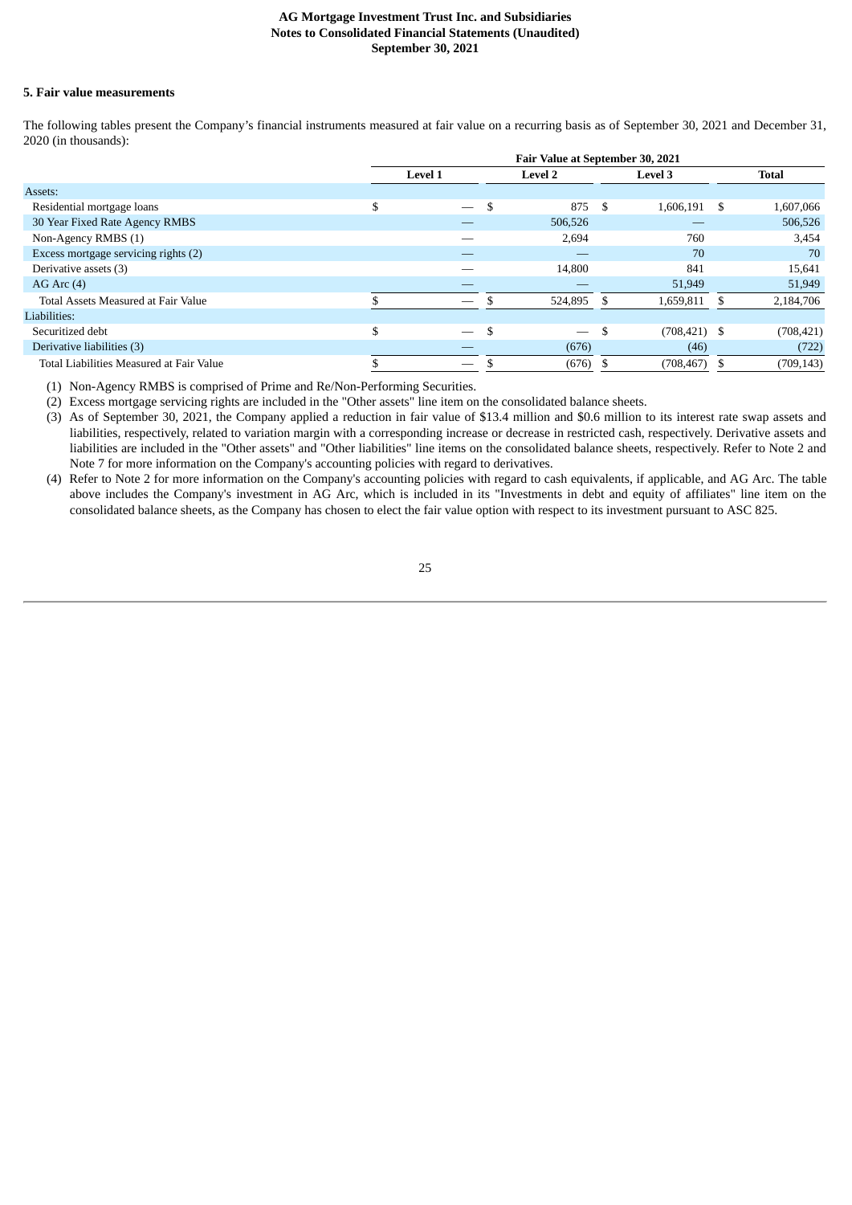### 5. Fair value measurements

The following tables present the Company's financial instruments measured at fair value on a recurring basis as of September 30, 2021 and December 31, 2020 (in thousands):

| | Fair Value at September 30, 2021 | | | |
|---|---|---|---|---|
| | Level 1 | Level 2 | Level 3 | Total |
| Assets: | | | | |
| Residential mortgage loans | $ — | $ 875 | $ 1,606,191 | $ 1,607,066 |
| 30 Year Fixed Rate Agency RMBS | — | 506,526 | — | 506,526 |
| Non-Agency RMBS (1) | — | 2,694 | 760 | 3,454 |
| Excess mortgage servicing rights (2) | — | — | 70 | 70 |
| Derivative assets (3) | — | 14,800 | 841 | 15,641 |
| AG Arc (4) | — | — | 51,949 | 51,949 |
| Total Assets Measured at Fair Value | $ — | $ 524,895 | $ 1,659,811 | $ 2,184,706 |
| Liabilities: | | | | |
| Securitized debt | $ — | $ — | $ (708,421) | $ (708,421) |
| Derivative liabilities (3) | — | (676) | (46) | (722) |
| Total Liabilities Measured at Fair Value | $ — | $ (676) | $ (708,467) | $ (709,143) |

(1) Non-Agency RMBS is comprised of Prime and Re/Non-Performing Securities.

(2) Excess mortgage servicing rights are included in the "Other assets" line item on the consolidated balance sheets.

(3) As of September 30, 2021, the Company applied a reduction in fair value of $13.4 million and $0.6 million to its interest rate swap assets and liabilities, respectively, related to variation margin with a corresponding increase or decrease in restricted cash, respectively. Derivative assets and liabilities are included in the "Other assets" and "Other liabilities" line items on the consolidated balance sheets, respectively. Refer to Note 2 and Note 7 for more information on the Company's accounting policies with regard to derivatives.

(4) Refer to Note 2 for more information on the Company's accounting policies with regard to cash equivalents, if applicable, and AG Arc. The table above includes the Company's investment in AG Arc, which is included in its "Investments in debt and equity of affiliates" line item on the consolidated balance sheets, as the Company has chosen to elect the fair value option with respect to its investment pursuant to ASC 825.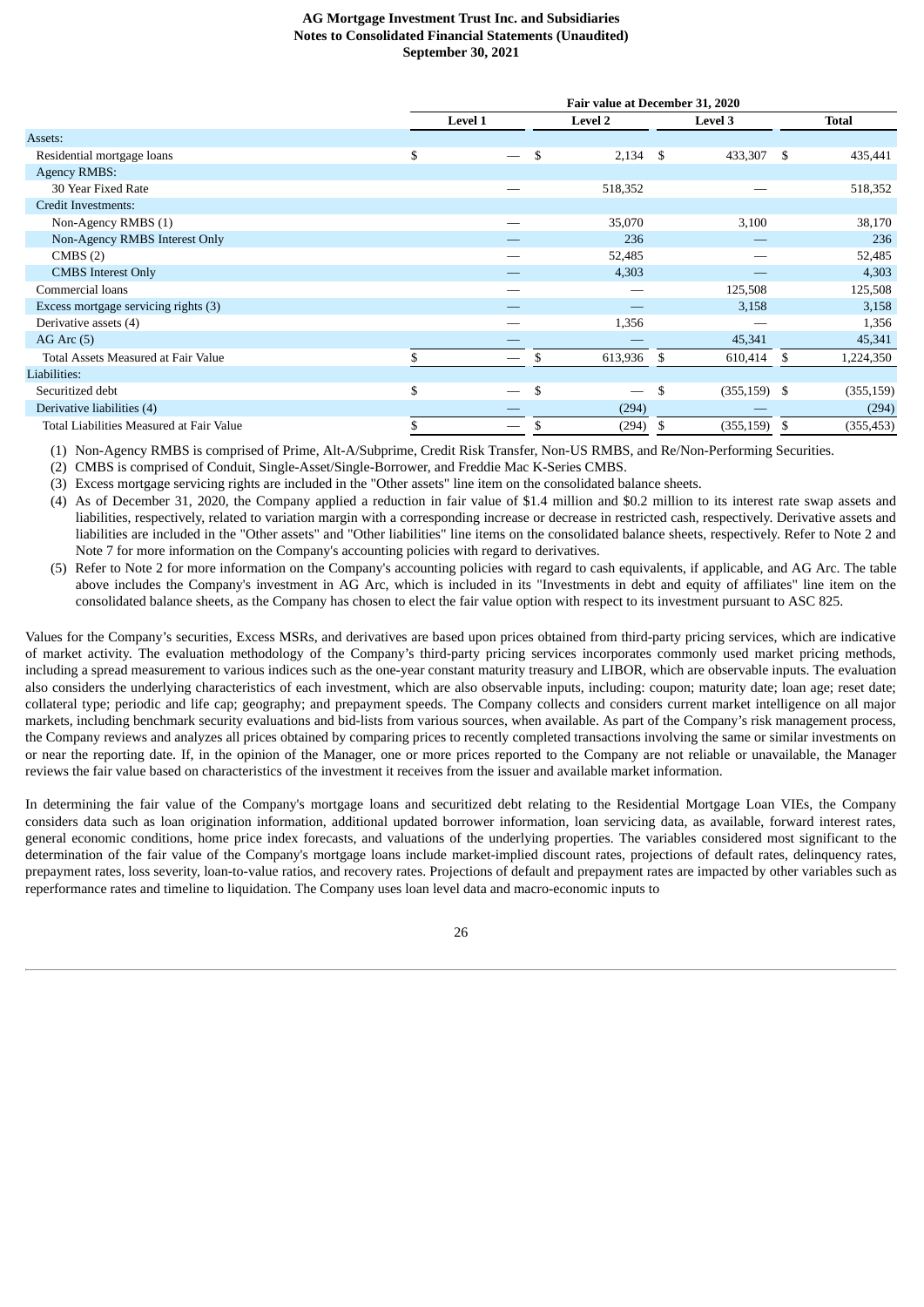|  | Fair value at December 31, 2020 | | | |
|---|---|---|---|---|
|  | Level 1 | Level 2 | Level 3 | Total |
| Assets: | | | | |
| Residential mortgage loans | $ — | $ 2,134 | $ 433,307 | $ 435,441 |
| Agency RMBS: | | | | |
| 30 Year Fixed Rate | — | 518,352 | — | 518,352 |
| Credit Investments: | | | | |
| Non-Agency RMBS (1) | — | 35,070 | 3,100 | 38,170 |
| Non-Agency RMBS Interest Only | — | 236 | — | 236 |
| CMBS (2) | — | 52,485 | — | 52,485 |
| CMBS Interest Only | — | 4,303 | — | 4,303 |
| Commercial loans | — | — | 125,508 | 125,508 |
| Excess mortgage servicing rights (3) | — | — | 3,158 | 3,158 |
| Derivative assets (4) | — | 1,356 | — | 1,356 |
| AG Arc (5) | — | — | 45,341 | 45,341 |
| Total Assets Measured at Fair Value | $ — | $ 613,936 | $ 610,414 | $ 1,224,350 |
| Liabilities: | | | | |
| Securitized debt | $ — | $ — | $ (355,159) | $ (355,159) |
| Derivative liabilities (4) | — | (294) | — | (294) |
| Total Liabilities Measured at Fair Value | $ — | $ (294) | $ (355,159) | $ (355,453) |

(1) Non-Agency RMBS is comprised of Prime, Alt-A/Subprime, Credit Risk Transfer, Non-US RMBS, and Re/Non-Performing Securities.

(2) CMBS is comprised of Conduit, Single-Asset/Single-Borrower, and Freddie Mac K-Series CMBS.

(3) Excess mortgage servicing rights are included in the "Other assets" line item on the consolidated balance sheets.

(4) As of December 31, 2020, the Company applied a reduction in fair value of $1.4 million and $0.2 million to its interest rate swap assets and liabilities, respectively, related to variation margin with a corresponding increase or decrease in restricted cash, respectively. Derivative assets and liabilities are included in the "Other assets" and "Other liabilities" line items on the consolidated balance sheets, respectively. Refer to Note 2 and Note 7 for more information on the Company's accounting policies with regard to derivatives.

(5) Refer to Note 2 for more information on the Company's accounting policies with regard to cash equivalents, if applicable, and AG Arc. The table above includes the Company's investment in AG Arc, which is included in its "Investments in debt and equity of affiliates" line item on the consolidated balance sheets, as the Company has chosen to elect the fair value option with respect to its investment pursuant to ASC 825.

Values for the Company's securities, Excess MSRs, and derivatives are based upon prices obtained from third-party pricing services, which are indicative of market activity. The evaluation methodology of the Company's third-party pricing services incorporates commonly used market pricing methods, including a spread measurement to various indices such as the one-year constant maturity treasury and LIBOR, which are observable inputs. The evaluation also considers the underlying characteristics of each investment, which are also observable inputs, including: coupon; maturity date; loan age; reset date; collateral type; periodic and life cap; geography; and prepayment speeds. The Company collects and considers current market intelligence on all major markets, including benchmark security evaluations and bid-lists from various sources, when available. As part of the Company's risk management process, the Company reviews and analyzes all prices obtained by comparing prices to recently completed transactions involving the same or similar investments on or near the reporting date. If, in the opinion of the Manager, one or more prices reported to the Company are not reliable or unavailable, the Manager reviews the fair value based on characteristics of the investment it receives from the issuer and available market information.

In determining the fair value of the Company's mortgage loans and securitized debt relating to the Residential Mortgage Loan VIEs, the Company considers data such as loan origination information, additional updated borrower information, loan servicing data, as available, forward interest rates, general economic conditions, home price index forecasts, and valuations of the underlying properties. The variables considered most significant to the determination of the fair value of the Company's mortgage loans include market-implied discount rates, projections of default rates, delinquency rates, prepayment rates, loss severity, loan-to-value ratios, and recovery rates. Projections of default and prepayment rates are impacted by other variables such as reperformance rates and timeline to liquidation. The Company uses loan level data and macro-economic inputs to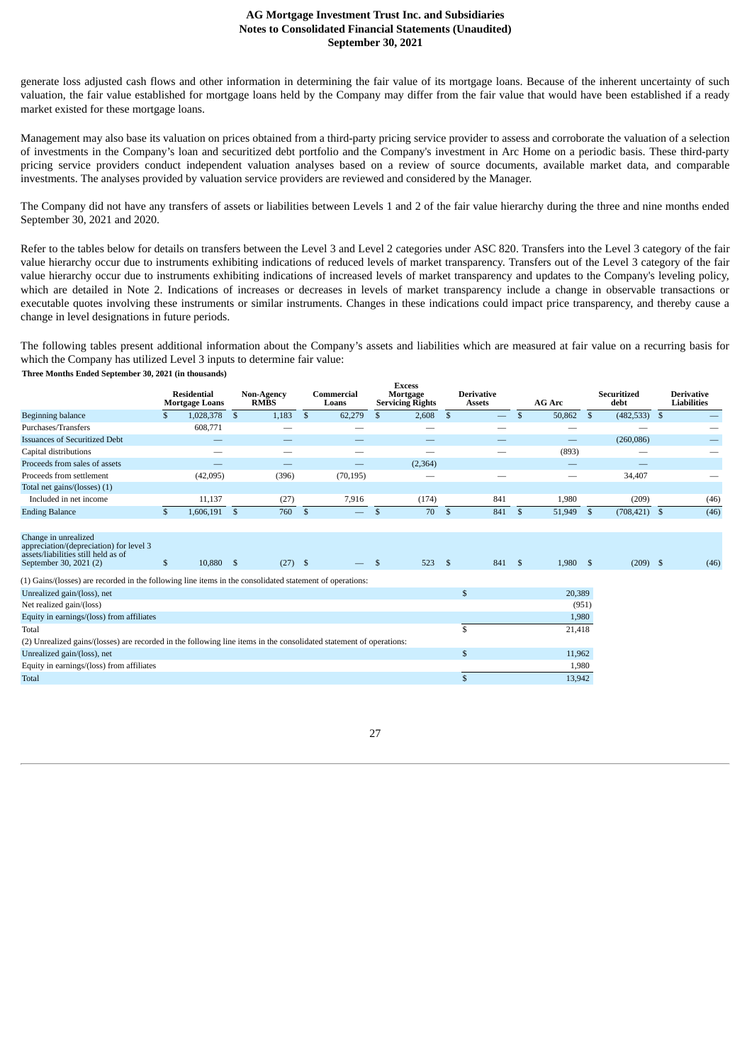generate loss adjusted cash flows and other information in determining the fair value of its mortgage loans. Because of the inherent uncertainty of such valuation, the fair value established for mortgage loans held by the Company may differ from the fair value that would have been established if a ready market existed for these mortgage loans.

Management may also base its valuation on prices obtained from a third-party pricing service provider to assess and corroborate the valuation of a selection of investments in the Company's loan and securitized debt portfolio and the Company's investment in Arc Home on a periodic basis. These third-party pricing service providers conduct independent valuation analyses based on a review of source documents, available market data, and comparable investments. The analyses provided by valuation service providers are reviewed and considered by the Manager.

The Company did not have any transfers of assets or liabilities between Levels 1 and 2 of the fair value hierarchy during the three and nine months ended September 30, 2021 and 2020.

Refer to the tables below for details on transfers between the Level 3 and Level 2 categories under ASC 820. Transfers into the Level 3 category of the fair value hierarchy occur due to instruments exhibiting indications of reduced levels of market transparency. Transfers out of the Level 3 category of the fair value hierarchy occur due to instruments exhibiting indications of increased levels of market transparency and updates to the Company's leveling policy, which are detailed in Note 2. Indications of increases or decreases in levels of market transparency include a change in observable transactions or executable quotes involving these instruments or similar instruments. Changes in these indications could impact price transparency, and thereby cause a change in level designations in future periods.

The following tables present additional information about the Company's assets and liabilities which are measured at fair value on a recurring basis for which the Company has utilized Level 3 inputs to determine fair value:

**Three Months Ended September 30, 2021 (in thousands)**

| | Residential Mortgage Loans | Non-Agency RMBS | Commercial Loans | Excess Mortgage Servicing Rights | Derivative Assets | AG Arc | Securitized debt | Derivative Liabilities |
|---|---|---|---|---|---|---|---|---|
| Beginning balance | $ 1,028,378 | $ 1,183 | $ 62,279 | $ 2,608 | $ — | $ 50,862 | $ (482,533) | $ — |
| Purchases/Transfers | 608,771 | — | — | — | — | — | — | — |
| Issuances of Securitized Debt | — | — | — | — | — | — | (260,086) | — |
| Capital distributions | — | — | — | — | — | (893) | — | — |
| Proceeds from sales of assets | — | — | — | (2,364) | | — | — | |
| Proceeds from settlement | (42,095) | (396) | (70,195) | — | — | — | 34,407 | — |
| Total net gains/(losses) (1) | | | | | | | | |
| Included in net income | 11,137 | (27) | 7,916 | (174) | 841 | 1,980 | (209) | (46) |
| Ending Balance | $ 1,606,191 | $ 760 | $ — | $ 70 | $ 841 | $ 51,949 | $ (708,421) | $ (46) |
| Change in unrealized appreciation/(depreciation) for level 3 assets/liabilities still held as of September 30, 2021 (2) | $ 10,880 | $ (27) | $ — | $ 523 | $ 841 | $ 1,980 | $ (209) | $ (46) |

(1) Gains/(losses) are recorded in the following line items in the consolidated statement of operations:

| | |
|---|---|
| Unrealized gain/(loss), net | $ 20,389 |
| Net realized gain/(loss) | (951) |
| Equity in earnings/(loss) from affiliates | 1,980 |
| Total | $ 21,418 |

(2) Unrealized gains/(losses) are recorded in the following line items in the consolidated statement of operations:

| | |
|---|---|
| Unrealized gain/(loss), net | $ 11,962 |
| Equity in earnings/(loss) from affiliates | 1,980 |
| Total | $ 13,942 |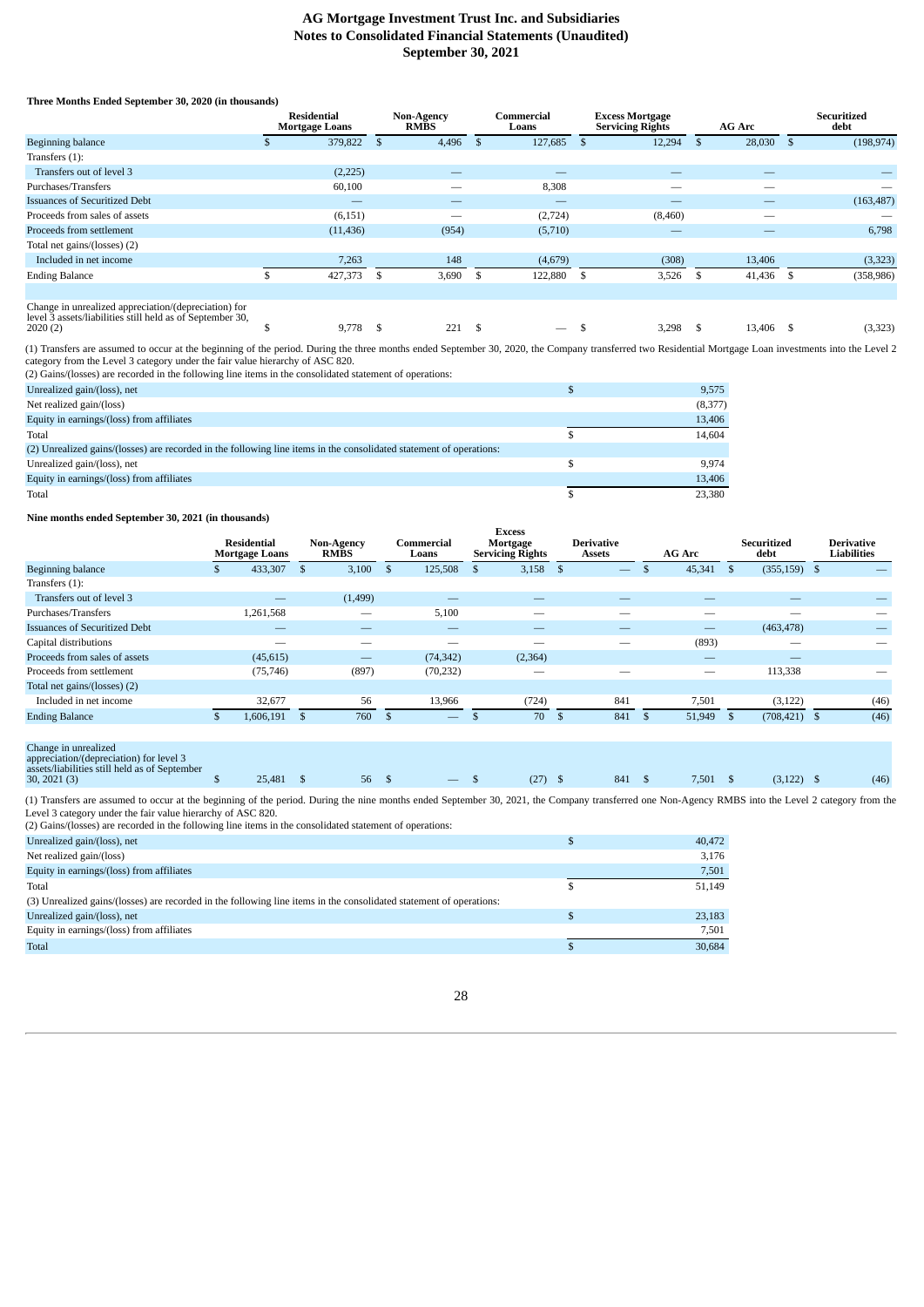**Three Months Ended September 30, 2020 (in thousands)**

| | Residential Mortgage Loans | Non-Agency RMBS | Commercial Loans | Excess Mortgage Servicing Rights | AG Arc | Securitized debt |
|---|---|---|---|---|---|---|
| Beginning balance | $ 379,822 | $ 4,496 | $ 127,685 | $ 12,294 | $ 28,030 | $ (198,974) |
| Transfers (1): | | | | | | |
| Transfers out of level 3 | (2,225) | — | — | — | — | — |
| Purchases/Transfers | 60,100 | — | 8,308 | — | — | — |
| Issuances of Securitized Debt | — | — | — | — | — | (163,487) |
| Proceeds from sales of assets | (6,151) | — | (2,724) | (8,460) | — | — |
| Proceeds from settlement | (11,436) | (954) | (5,710) | — | — | 6,798 |
| Total net gains/(losses) (2) | | | | | | |
| Included in net income | 7,263 | 148 | (4,679) | (308) | 13,406 | (3,323) |
| Ending Balance | $ 427,373 | $ 3,690 | $ 122,880 | $ 3,526 | $ 41,436 | $ (358,986) |
| | | | | | | |
| Change in unrealized appreciation/(depreciation) for level 3 assets/liabilities still held as of September 30, 2020 (2) | $ 9,778 | $ 221 | $ — | $ 3,298 | $ 13,406 | $ (3,323) |

(1) Transfers are assumed to occur at the beginning of the period. During the three months ended September 30, 2020, the Company transferred two Residential Mortgage Loan investments into the Level 2 category from the Level 3 category under the fair value hierarchy of ASC 820.
(2) Gains/(losses) are recorded in the following line items in the consolidated statement of operations:

| | |
|---|---|
| Unrealized gain/(loss), net | $ 9,575 |
| Net realized gain/(loss) | (8,377) |
| Equity in earnings/(loss) from affiliates | 13,406 |
| Total | $ 14,604 |
| (2) Unrealized gains/(losses) are recorded in the following line items in the consolidated statement of operations: | |
| Unrealized gain/(loss), net | $ 9,974 |
| Equity in earnings/(loss) from affiliates | 13,406 |
| Total | $ 23,380 |

**Nine months ended September 30, 2021 (in thousands)**

| | Residential Mortgage Loans | Non-Agency RMBS | Commercial Loans | Excess Mortgage Servicing Rights | Derivative Assets | AG Arc | Securitized debt | Derivative Liabilities |
|---|---|---|---|---|---|---|---|---|
| Beginning balance | $ 433,307 | $ 3,100 | $ 125,508 | $ 3,158 | $ — | $ 45,341 | $ (355,159) | $ — |
| Transfers (1): | | | | | | | | |
| Transfers out of level 3 | — | (1,499) | — | — | — | — | — | — |
| Purchases/Transfers | 1,261,568 | — | 5,100 | — | — | — | — | — |
| Issuances of Securitized Debt | — | — | — | — | — | — | (463,478) | — |
| Capital distributions | — | — | — | — | — | (893) | — | — |
| Proceeds from sales of assets | (45,615) | — | (74,342) | (2,364) | | — | — | |
| Proceeds from settlement | (75,746) | (897) | (70,232) | — | — | — | 113,338 | — |
| Total net gains/(losses) (2) | | | | | | | | |
| Included in net income | 32,677 | 56 | 13,966 | (724) | 841 | 7,501 | (3,122) | (46) |
| Ending Balance | $ 1,606,191 | $ 760 | $ — | $ 70 | $ 841 | $ 51,949 | $ (708,421) | $ (46) |
| | | | | | | | | |
| Change in unrealized appreciation/(depreciation) for level 3 assets/liabilities still held as of September 30, 2021 (3) | $ 25,481 | $ 56 | $ — | $ (27) | $ 841 | $ 7,501 | $ (3,122) | $ (46) |

(1) Transfers are assumed to occur at the beginning of the period. During the nine months ended September 30, 2021, the Company transferred one Non-Agency RMBS into the Level 2 category from the Level 3 category under the fair value hierarchy of ASC 820.
(2) Gains/(losses) are recorded in the following line items in the consolidated statement of operations:

| | |
|---|---|
| Unrealized gain/(loss), net | $ 40,472 |
| Net realized gain/(loss) | 3,176 |
| Equity in earnings/(loss) from affiliates | 7,501 |
| Total | $ 51,149 |
| (3) Unrealized gains/(losses) are recorded in the following line items in the consolidated statement of operations: | |
| Unrealized gain/(loss), net | $ 23,183 |
| Equity in earnings/(loss) from affiliates | 7,501 |
| Total | $ 30,684 |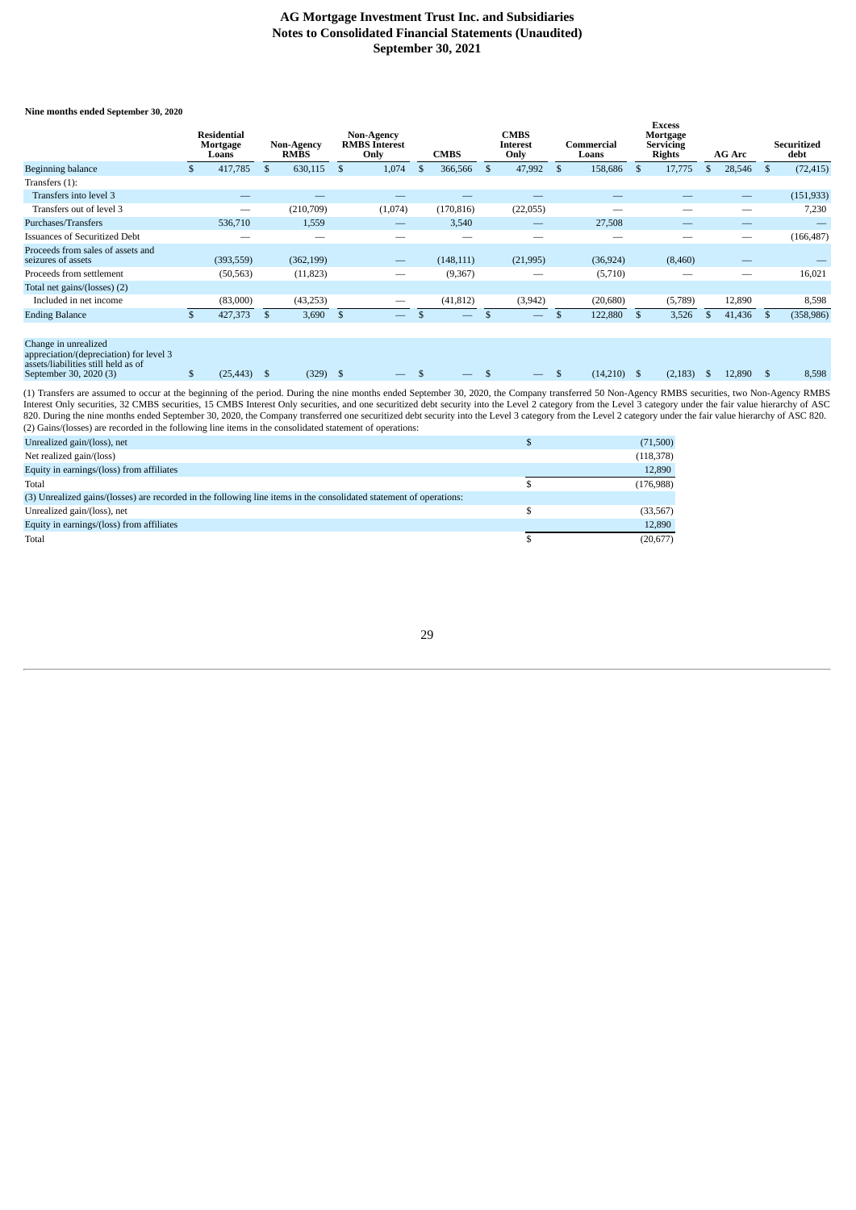**Nine months ended September 30, 2020**

| | Residential Mortgage Loans | Non-Agency RMBS | Non-Agency RMBS Interest Only | CMBS | CMBS Interest Only | Commercial Loans | Excess Mortgage Servicing Rights | AG Arc | Securitized debt |
|---|---|---|---|---|---|---|---|---|---|
| Beginning balance | $ 417,785 | $ 630,115 | $ 1,074 | $ 366,566 | $ 47,992 | $ 158,686 | $ 17,775 | $ 28,546 | $ (72,415) |
| Transfers (1): | | | | | | | | | |
| Transfers into level 3 | — | — | — | — | — | — | — | — | (151,933) |
| Transfers out of level 3 | — | (210,709) | (1,074) | (170,816) | (22,055) | — | — | — | 7,230 |
| Purchases/Transfers | 536,710 | 1,559 | — | 3,540 | — | 27,508 | — | — | — |
| Issuances of Securitized Debt | — | — | — | — | — | — | — | — | (166,487) |
| Proceeds from sales of assets and seizures of assets | (393,559) | (362,199) | — | (148,111) | (21,995) | (36,924) | (8,460) | — | — |
| Proceeds from settlement | (50,563) | (11,823) | — | (9,367) | — | (5,710) | — | — | 16,021 |
| Total net gains/(losses) (2) | | | | | | | | | |
| Included in net income | (83,000) | (43,253) | — | (41,812) | (3,942) | (20,680) | (5,789) | 12,890 | 8,598 |
| Ending Balance | $ 427,373 | $ 3,690 | $ — | $ — | $ — | $ 122,880 | $ 3,526 | $ 41,436 | $ (358,986) |
| | | | | | | | | | |
| Change in unrealized appreciation/(depreciation) for level 3 assets/liabilities still held as of September 30, 2020 (3) | $ (25,443) | $ (329) | $ — | $ — | $ — | $ (14,210) | $ (2,183) | $ 12,890 | $ 8,598 |

(1) Transfers are assumed to occur at the beginning of the period. During the nine months ended September 30, 2020, the Company transferred 50 Non-Agency RMBS securities, two Non-Agency RMBS Interest Only securities, 32 CMBS securities, 15 CMBS Interest Only securities, and one securitized debt security into the Level 2 category from the Level 3 category under the fair value hierarchy of ASC 820. During the nine months ended September 30, 2020, the Company transferred one securitized debt security into the Level 3 category from the Level 2 category under the fair value hierarchy of ASC 820.
(2) Gains/(losses) are recorded in the following line items in the consolidated statement of operations:

| | | |
|---|---|---|
| Unrealized gain/(loss), net | $ | (71,500) |
| Net realized gain/(loss) | | (118,378) |
| Equity in earnings/(loss) from affiliates | | 12,890 |
| Total | $ | (176,988) |
| (3) Unrealized gains/(losses) are recorded in the following line items in the consolidated statement of operations: | | |
| Unrealized gain/(loss), net | $ | (33,567) |
| Equity in earnings/(loss) from affiliates | | 12,890 |
| Total | $ | (20,677) |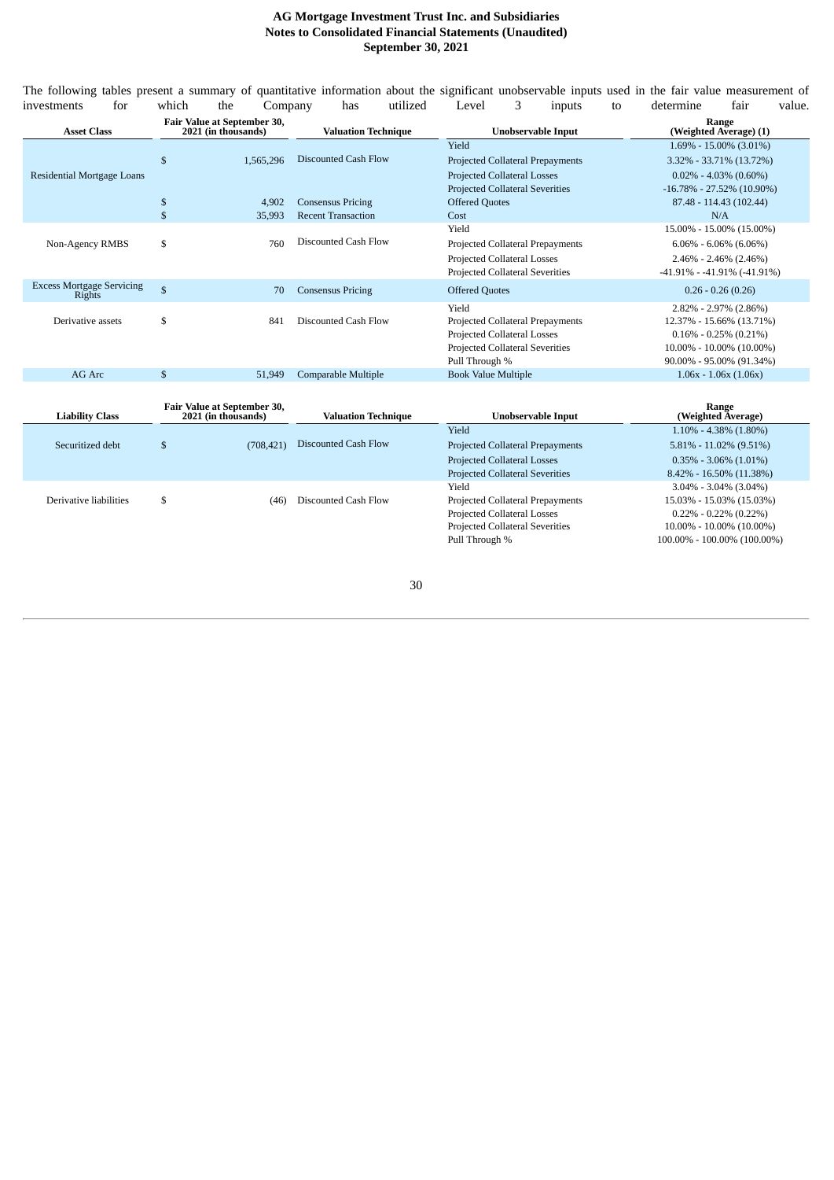The following tables present a summary of quantitative information about the significant unobservable inputs used in the fair value measurement of investments for which the Company has utilized Level 3 inputs to determine fair value.

| Asset Class | Fair Value at September 30, 2021 (in thousands) | Valuation Technique | Unobservable Input | Range (Weighted Average) (1) |
|---|---|---|---|---|
| Residential Mortgage Loans | $ 1,565,296 | Discounted Cash Flow | Yield | 1.69% - 15.00% (3.01%) |
| | | | Projected Collateral Prepayments | 3.32% - 33.71% (13.72%) |
| | | | Projected Collateral Losses | 0.02% - 4.03% (0.60%) |
| | | | Projected Collateral Severities | -16.78% - 27.52% (10.90%) |
| | $ 4,902 | Consensus Pricing | Offered Quotes | 87.48 - 114.43 (102.44) |
| | $ 35,993 | Recent Transaction | Cost | N/A |
| Non-Agency RMBS | $ 760 | Discounted Cash Flow | Yield | 15.00% - 15.00% (15.00%) |
| | | | Projected Collateral Prepayments | 6.06% - 6.06% (6.06%) |
| | | | Projected Collateral Losses | 2.46% - 2.46% (2.46%) |
| | | | Projected Collateral Severities | -41.91% - -41.91% (-41.91%) |
| Excess Mortgage Servicing Rights | $ 70 | Consensus Pricing | Offered Quotes | 0.26 - 0.26 (0.26) |
| Derivative assets | $ 841 | Discounted Cash Flow | Yield | 2.82% - 2.97% (2.86%) |
| | | | Projected Collateral Prepayments | 12.37% - 15.66% (13.71%) |
| | | | Projected Collateral Losses | 0.16% - 0.25% (0.21%) |
| | | | Projected Collateral Severities | 10.00% - 10.00% (10.00%) |
| | | | Pull Through % | 90.00% - 95.00% (91.34%) |
| AG Arc | $ 51,949 | Comparable Multiple | Book Value Multiple | 1.06x - 1.06x (1.06x) |

| Liability Class | Fair Value at September 30, 2021 (in thousands) | Valuation Technique | Unobservable Input | Range (Weighted Average) |
|---|---|---|---|---|
| Securitized debt | $ (708,421) | Discounted Cash Flow | Yield | 1.10% - 4.38% (1.80%) |
| | | | Projected Collateral Prepayments | 5.81% - 11.02% (9.51%) |
| | | | Projected Collateral Losses | 0.35% - 3.06% (1.01%) |
| | | | Projected Collateral Severities | 8.42% - 16.50% (11.38%) |
| Derivative liabilities | $ (46) | Discounted Cash Flow | Yield | 3.04% - 3.04% (3.04%) |
| | | | Projected Collateral Prepayments | 15.03% - 15.03% (15.03%) |
| | | | Projected Collateral Losses | 0.22% - 0.22% (0.22%) |
| | | | Projected Collateral Severities | 10.00% - 10.00% (10.00%) |
| | | | Pull Through % | 100.00% - 100.00% (100.00%) |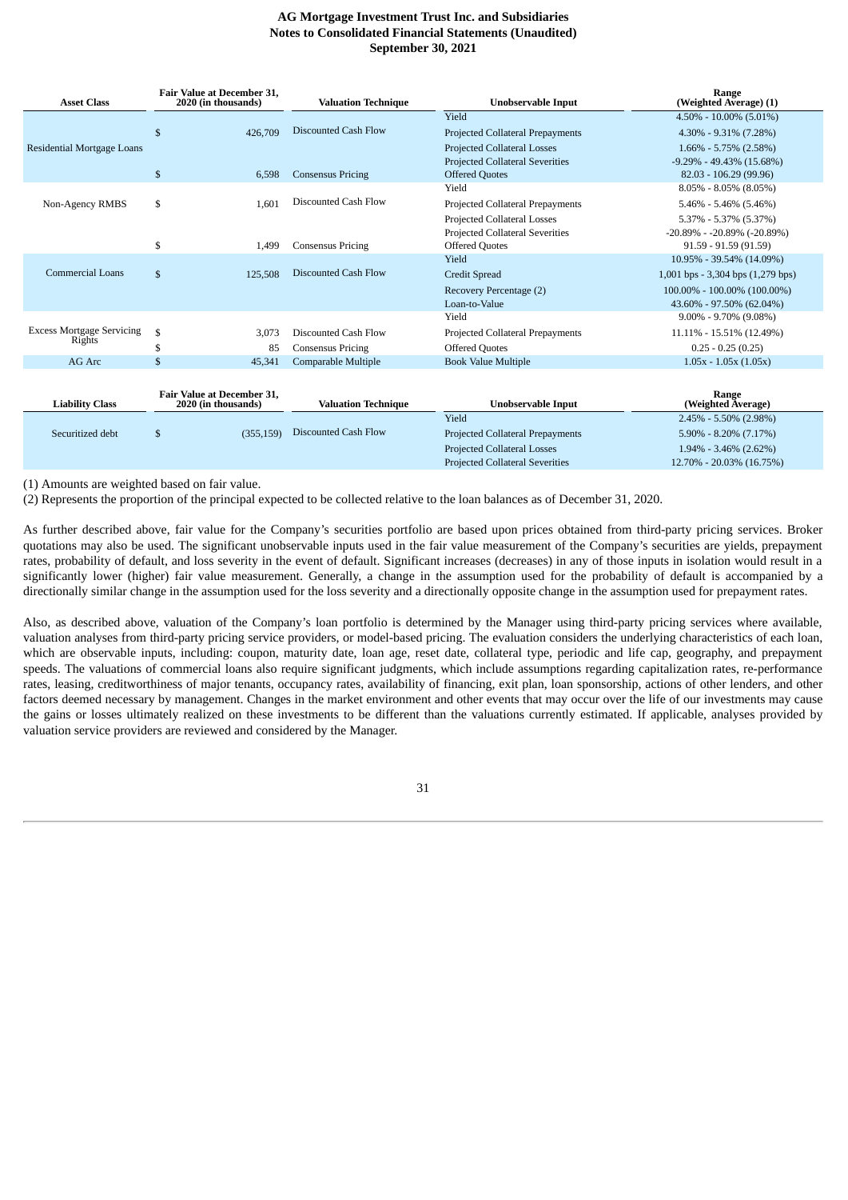| Asset Class | Fair Value at December 31, 2020 (in thousands) | Valuation Technique | Unobservable Input | Range (Weighted Average) (1) |
|---|---|---|---|---|
| Residential Mortgage Loans | $ 426,709 | Discounted Cash Flow | Yield | 4.50% - 10.00% (5.01%) |
| | | | Projected Collateral Prepayments | 4.30% - 9.31% (7.28%) |
| | | | Projected Collateral Losses | 1.66% - 5.75% (2.58%) |
| | | | Projected Collateral Severities | -9.29% - 49.43% (15.68%) |
| | $ 6,598 | Consensus Pricing | Offered Quotes | 82.03 - 106.29 (99.96) |
| Non-Agency RMBS | $ 1,601 | Discounted Cash Flow | Yield | 8.05% - 8.05% (8.05%) |
| | | | Projected Collateral Prepayments | 5.46% - 5.46% (5.46%) |
| | | | Projected Collateral Losses | 5.37% - 5.37% (5.37%) |
| | | | Projected Collateral Severities | -20.89% - -20.89% (-20.89%) |
| | $ 1,499 | Consensus Pricing | Offered Quotes | 91.59 - 91.59 (91.59) |
| Commercial Loans | $ 125,508 | Discounted Cash Flow | Yield | 10.95% - 39.54% (14.09%) |
| | | | Credit Spread | 1,001 bps - 3,304 bps (1,279 bps) |
| | | | Recovery Percentage (2) | 100.00% - 100.00% (100.00%) |
| | | | Loan-to-Value | 43.60% - 97.50% (62.04%) |
| Excess Mortgage Servicing Rights | $ 3,073 | Discounted Cash Flow | Yield | 9.00% - 9.70% (9.08%) |
| | | | Projected Collateral Prepayments | 11.11% - 15.51% (12.49%) |
| | $ 85 | Consensus Pricing | Offered Quotes | 0.25 - 0.25 (0.25) |
| AG Arc | $ 45,341 | Comparable Multiple | Book Value Multiple | 1.05x - 1.05x (1.05x) |

| Liability Class | Fair Value at December 31, 2020 (in thousands) | Valuation Technique | Unobservable Input | Range (Weighted Average) |
|---|---|---|---|---|
| Securitized debt | $ (355,159) | Discounted Cash Flow | Yield | 2.45% - 5.50% (2.98%) |
| | | | Projected Collateral Prepayments | 5.90% - 8.20% (7.17%) |
| | | | Projected Collateral Losses | 1.94% - 3.46% (2.62%) |
| | | | Projected Collateral Severities | 12.70% - 20.03% (16.75%) |

(1) Amounts are weighted based on fair value.

(2) Represents the proportion of the principal expected to be collected relative to the loan balances as of December 31, 2020.

As further described above, fair value for the Company's securities portfolio are based upon prices obtained from third-party pricing services. Broker quotations may also be used. The significant unobservable inputs used in the fair value measurement of the Company's securities are yields, prepayment rates, probability of default, and loss severity in the event of default. Significant increases (decreases) in any of those inputs in isolation would result in a significantly lower (higher) fair value measurement. Generally, a change in the assumption used for the probability of default is accompanied by a directionally similar change in the assumption used for the loss severity and a directionally opposite change in the assumption used for prepayment rates.

Also, as described above, valuation of the Company's loan portfolio is determined by the Manager using third-party pricing services where available, valuation analyses from third-party pricing service providers, or model-based pricing. The evaluation considers the underlying characteristics of each loan, which are observable inputs, including: coupon, maturity date, loan age, reset date, collateral type, periodic and life cap, geography, and prepayment speeds. The valuations of commercial loans also require significant judgments, which include assumptions regarding capitalization rates, re-performance rates, leasing, creditworthiness of major tenants, occupancy rates, availability of financing, exit plan, loan sponsorship, actions of other lenders, and other factors deemed necessary by management. Changes in the market environment and other events that may occur over the life of our investments may cause the gains or losses ultimately realized on these investments to be different than the valuations currently estimated. If applicable, analyses provided by valuation service providers are reviewed and considered by the Manager.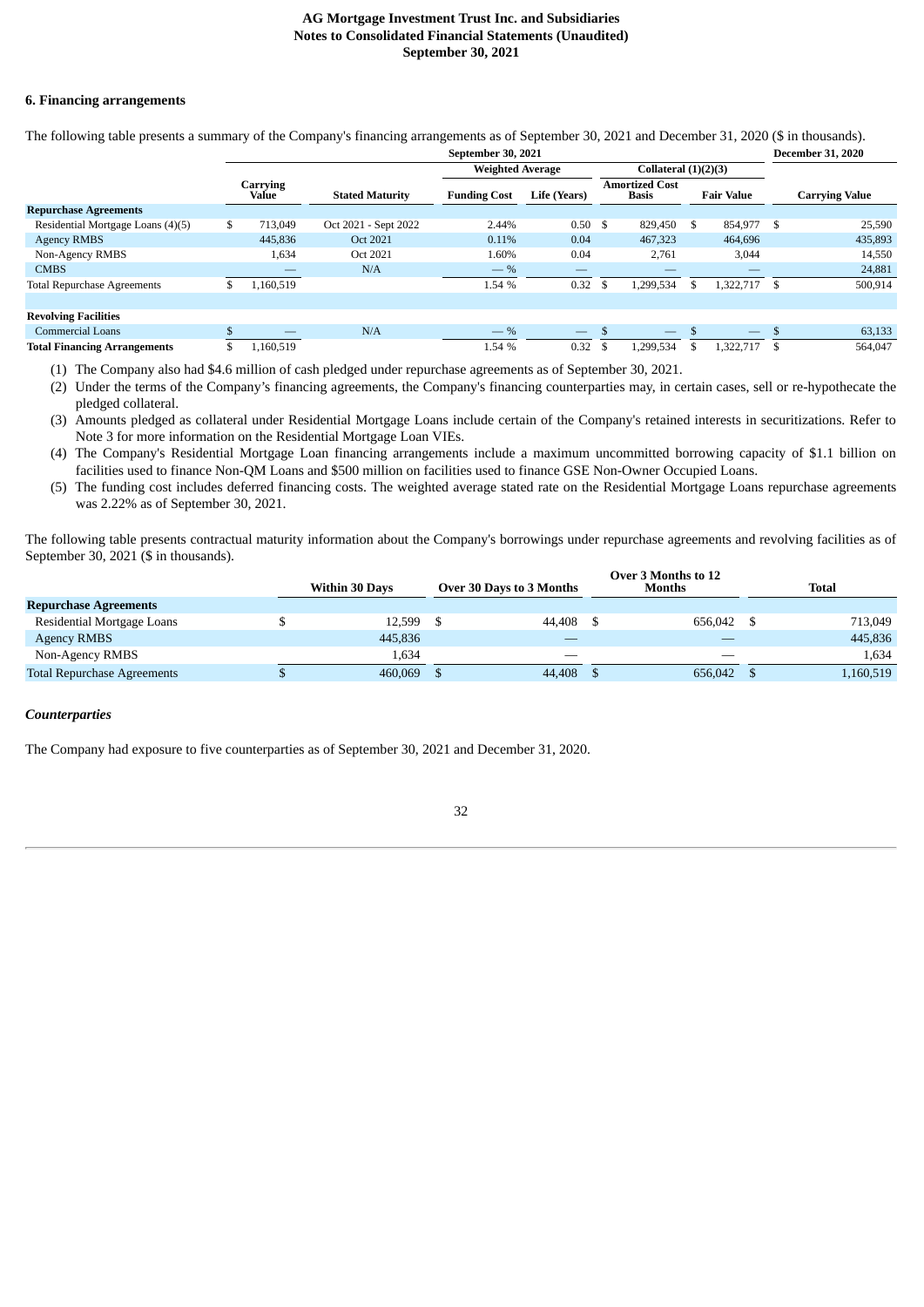### 6. Financing arrangements

The following table presents a summary of the Company's financing arrangements as of September 30, 2021 and December 31, 2020 ($ in thousands).

| | September 30, 2021 | | | | | | December 31, 2020 |
|---|---|---|---|---|---|---|---|
| | | | Weighted Average | | Collateral (1)(2)(3) | | |
| | Carrying Value | Stated Maturity | Funding Cost | Life (Years) | Amortized Cost Basis | Fair Value | Carrying Value |
| **Repurchase Agreements** | | | | | | | |
| Residential Mortgage Loans (4)(5) | $ 713,049 | Oct 2021 - Sept 2022 | 2.44% | 0.50 | $ 829,450 | $ 854,977 | $ 25,590 |
| Agency RMBS | 445,836 | Oct 2021 | 0.11% | 0.04 | 467,323 | 464,696 | 435,893 |
| Non-Agency RMBS | 1,634 | Oct 2021 | 1.60% | 0.04 | 2,761 | 3,044 | 14,550 |
| CMBS | — | N/A | — % | — | — | — | 24,881 |
| Total Repurchase Agreements | $ 1,160,519 | | 1.54 % | 0.32 | $ 1,299,534 | $ 1,322,717 | $ 500,914 |
| | | | | | | | |
| **Revolving Facilities** | | | | | | | |
| Commercial Loans | $ — | N/A | — % | — | $ — | $ — | $ 63,133 |
| **Total Financing Arrangements** | $ 1,160,519 | | 1.54 % | 0.32 | $ 1,299,534 | $ 1,322,717 | $ 564,047 |

(1) The Company also had $4.6 million of cash pledged under repurchase agreements as of September 30, 2021.

(2) Under the terms of the Company's financing agreements, the Company's financing counterparties may, in certain cases, sell or re-hypothecate the pledged collateral.

(3) Amounts pledged as collateral under Residential Mortgage Loans include certain of the Company's retained interests in securitizations. Refer to Note 3 for more information on the Residential Mortgage Loan VIEs.

(4) The Company's Residential Mortgage Loan financing arrangements include a maximum uncommitted borrowing capacity of $1.1 billion on facilities used to finance Non-QM Loans and $500 million on facilities used to finance GSE Non-Owner Occupied Loans.

(5) The funding cost includes deferred financing costs. The weighted average stated rate on the Residential Mortgage Loans repurchase agreements was 2.22% as of September 30, 2021.

The following table presents contractual maturity information about the Company's borrowings under repurchase agreements and revolving facilities as of September 30, 2021 ($ in thousands).

| | Within 30 Days | Over 30 Days to 3 Months | Over 3 Months to 12 Months | Total |
|---|---|---|---|---|
| **Repurchase Agreements** | | | | |
| Residential Mortgage Loans | $ 12,599 | $ 44,408 | $ 656,042 | $ 713,049 |
| Agency RMBS | 445,836 | — | — | 445,836 |
| Non-Agency RMBS | 1,634 | — | — | 1,634 |
| Total Repurchase Agreements | $ 460,069 | $ 44,408 | $ 656,042 | $ 1,160,519 |

***Counterparties***

The Company had exposure to five counterparties as of September 30, 2021 and December 31, 2020.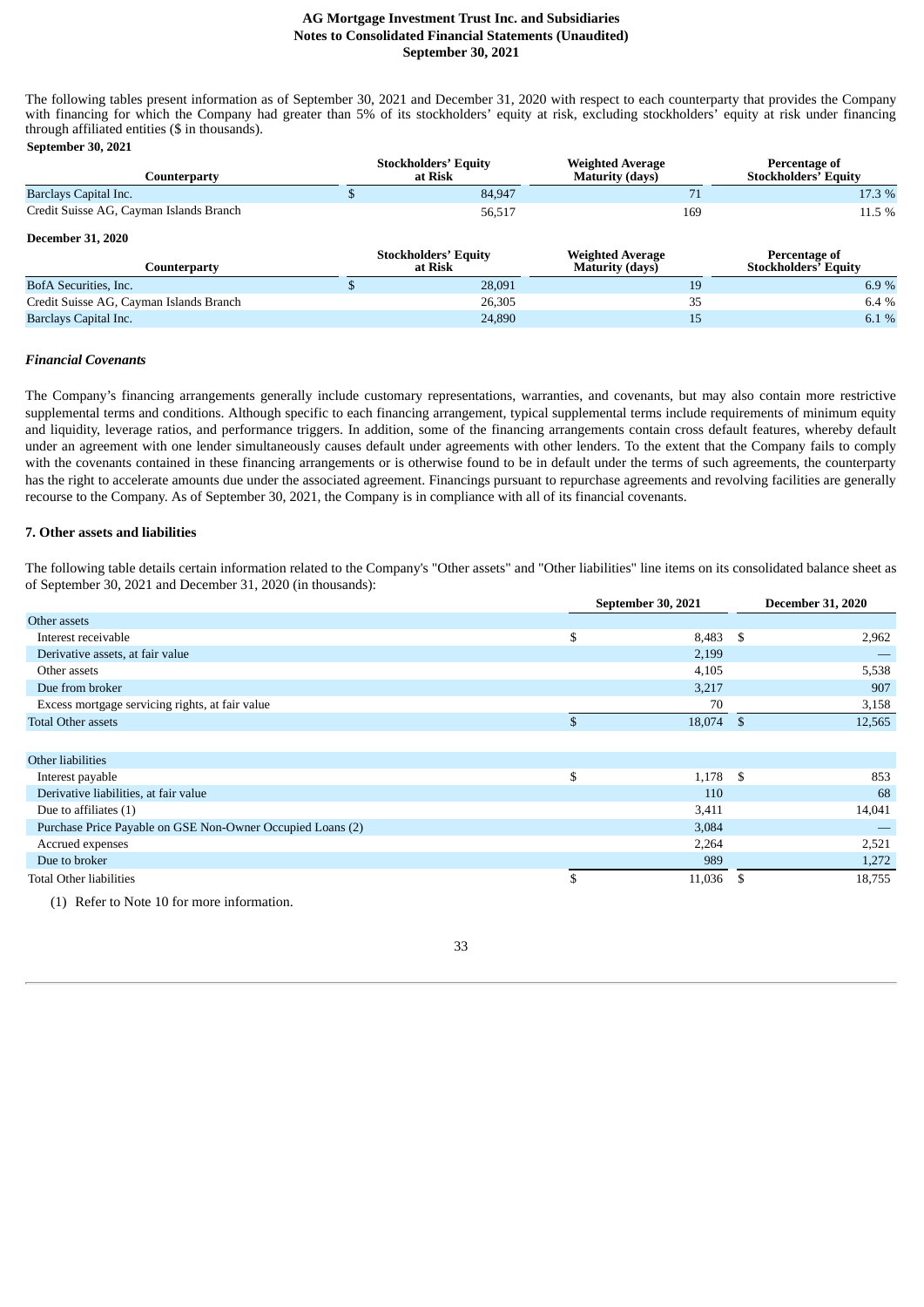The following tables present information as of September 30, 2021 and December 31, 2020 with respect to each counterparty that provides the Company with financing for which the Company had greater than 5% of its stockholders' equity at risk, excluding stockholders' equity at risk under financing through affiliated entities ($ in thousands).

**September 30, 2021**

| Counterparty | Stockholders' Equity at Risk | Weighted Average Maturity (days) | Percentage of Stockholders' Equity |
|---|---|---|---|
| Barclays Capital Inc. | $ 84,947 | 71 | 17.3 % |
| Credit Suisse AG, Cayman Islands Branch | 56,517 | 169 | 11.5 % |

**December 31, 2020**

| Counterparty | Stockholders' Equity at Risk | Weighted Average Maturity (days) | Percentage of Stockholders' Equity |
|---|---|---|---|
| BofA Securities, Inc. | $ 28,091 | 19 | 6.9 % |
| Credit Suisse AG, Cayman Islands Branch | 26,305 | 35 | 6.4 % |
| Barclays Capital Inc. | 24,890 | 15 | 6.1 % |

### *Financial Covenants*

The Company's financing arrangements generally include customary representations, warranties, and covenants, but may also contain more restrictive supplemental terms and conditions. Although specific to each financing arrangement, typical supplemental terms include requirements of minimum equity and liquidity, leverage ratios, and performance triggers. In addition, some of the financing arrangements contain cross default features, whereby default under an agreement with one lender simultaneously causes default under agreements with other lenders. To the extent that the Company fails to comply with the covenants contained in these financing arrangements or is otherwise found to be in default under the terms of such agreements, the counterparty has the right to accelerate amounts due under the associated agreement. Financings pursuant to repurchase agreements and revolving facilities are generally recourse to the Company. As of September 30, 2021, the Company is in compliance with all of its financial covenants.

## 7. Other assets and liabilities

The following table details certain information related to the Company's "Other assets" and "Other liabilities" line items on its consolidated balance sheet as of September 30, 2021 and December 31, 2020 (in thousands):

| | September 30, 2021 | December 31, 2020 |
|---|---|---|
| Other assets | | |
| Interest receivable | $ 8,483 | $ 2,962 |
| Derivative assets, at fair value | 2,199 | — |
| Other assets | 4,105 | 5,538 |
| Due from broker | 3,217 | 907 |
| Excess mortgage servicing rights, at fair value | 70 | 3,158 |
| Total Other assets | $ 18,074 | $ 12,565 |
| | | |
| Other liabilities | | |
| Interest payable | $ 1,178 | $ 853 |
| Derivative liabilities, at fair value | 110 | 68 |
| Due to affiliates (1) | 3,411 | 14,041 |
| Purchase Price Payable on GSE Non-Owner Occupied Loans (2) | 3,084 | — |
| Accrued expenses | 2,264 | 2,521 |
| Due to broker | 989 | 1,272 |
| Total Other liabilities | $ 11,036 | $ 18,755 |

(1) Refer to Note 10 for more information.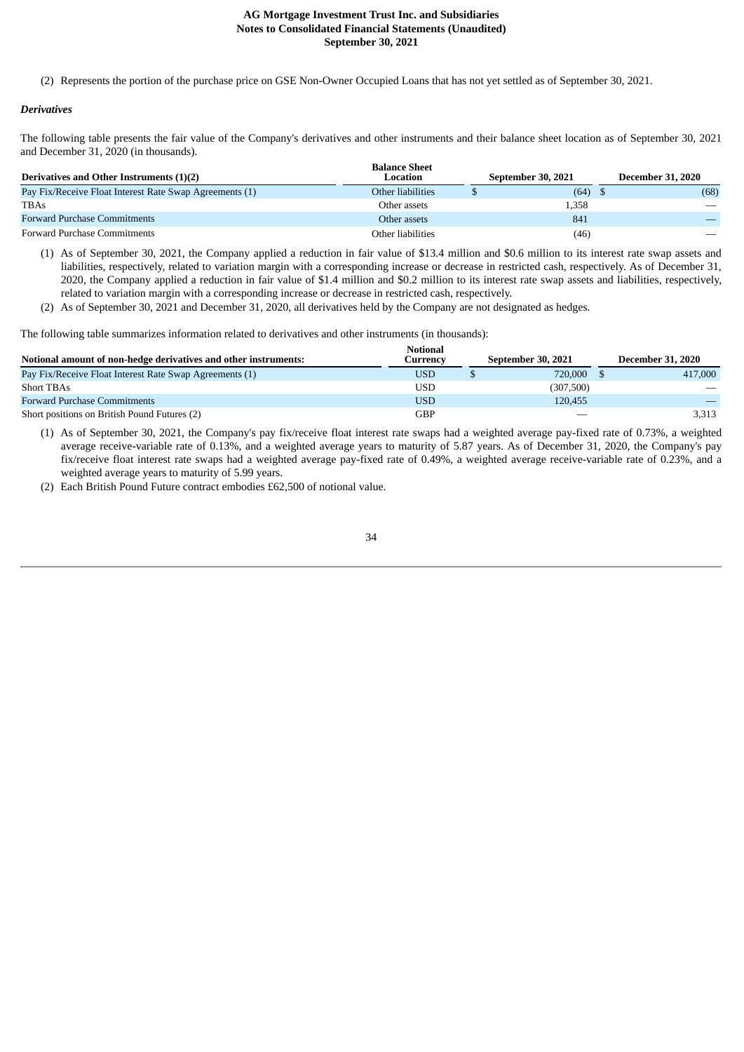(2) Represents the portion of the purchase price on GSE Non-Owner Occupied Loans that has not yet settled as of September 30, 2021.

***Derivatives***

The following table presents the fair value of the Company's derivatives and other instruments and their balance sheet location as of September 30, 2021 and December 31, 2020 (in thousands).

| Derivatives and Other Instruments (1)(2) | Balance Sheet Location | September 30, 2021 | December 31, 2020 |
|---|---|---|---|
| Pay Fix/Receive Float Interest Rate Swap Agreements (1) | Other liabilities | $ (64) | $ (68) |
| TBAs | Other assets | 1,358 | — |
| Forward Purchase Commitments | Other assets | 841 | — |
| Forward Purchase Commitments | Other liabilities | (46) | — |

(1) As of September 30, 2021, the Company applied a reduction in fair value of $13.4 million and $0.6 million to its interest rate swap assets and liabilities, respectively, related to variation margin with a corresponding increase or decrease in restricted cash, respectively. As of December 31, 2020, the Company applied a reduction in fair value of $1.4 million and $0.2 million to its interest rate swap assets and liabilities, respectively, related to variation margin with a corresponding increase or decrease in restricted cash, respectively.

(2) As of September 30, 2021 and December 31, 2020, all derivatives held by the Company are not designated as hedges.

The following table summarizes information related to derivatives and other instruments (in thousands):

| Notional amount of non-hedge derivatives and other instruments: | Notional Currency | September 30, 2021 | December 31, 2020 |
|---|---|---|---|
| Pay Fix/Receive Float Interest Rate Swap Agreements (1) | USD | $ 720,000 | $ 417,000 |
| Short TBAs | USD | (307,500) | — |
| Forward Purchase Commitments | USD | 120,455 | — |
| Short positions on British Pound Futures (2) | GBP | — | 3,313 |

(1) As of September 30, 2021, the Company's pay fix/receive float interest rate swaps had a weighted average pay-fixed rate of 0.73%, a weighted average receive-variable rate of 0.13%, and a weighted average years to maturity of 5.87 years. As of December 31, 2020, the Company's pay fix/receive float interest rate swaps had a weighted average pay-fixed rate of 0.49%, a weighted average receive-variable rate of 0.23%, and a weighted average years to maturity of 5.99 years.

(2) Each British Pound Future contract embodies £62,500 of notional value.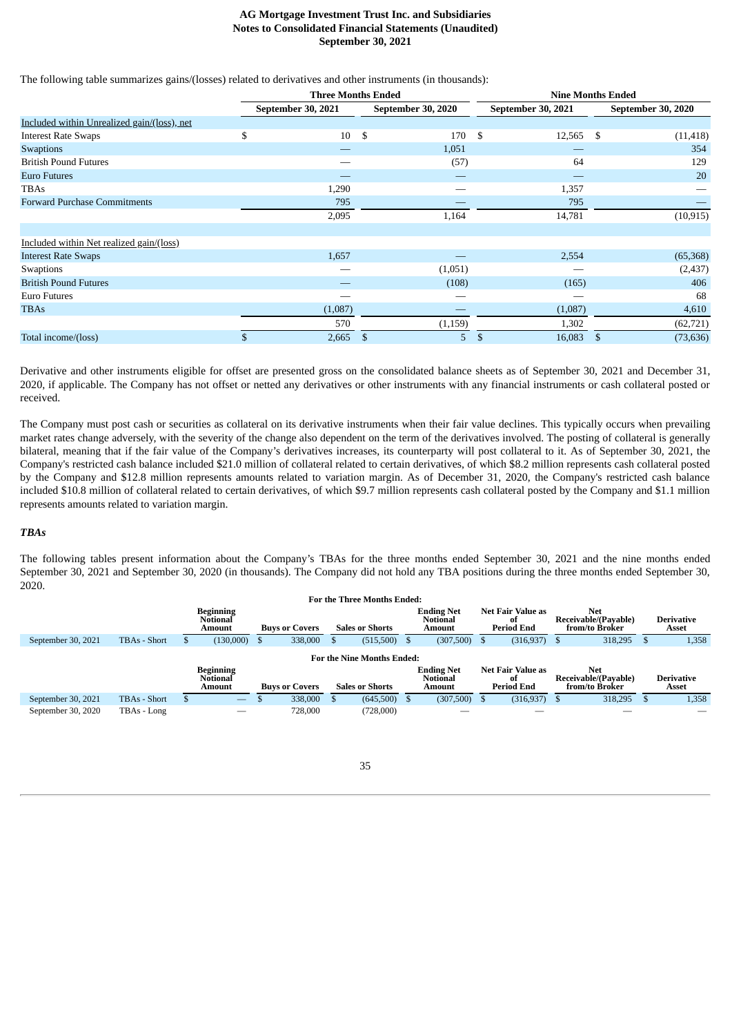The following table summarizes gains/(losses) related to derivatives and other instruments (in thousands):

| | Three Months Ended | | Nine Months Ended | |
|---|---|---|---|---|
| | September 30, 2021 | September 30, 2020 | September 30, 2021 | September 30, 2020 |
| Included within Unrealized gain/(loss), net | | | | |
| Interest Rate Swaps | $ 10 | $ 170 | $ 12,565 | $ (11,418) |
| Swaptions | — | 1,051 | — | 354 |
| British Pound Futures | — | (57) | 64 | 129 |
| Euro Futures | — | — | — | 20 |
| TBAs | 1,290 | — | 1,357 | — |
| Forward Purchase Commitments | 795 | — | 795 | — |
| | 2,095 | 1,164 | 14,781 | (10,915) |
| | | | | |
| Included within Net realized gain/(loss) | | | | |
| Interest Rate Swaps | 1,657 | — | 2,554 | (65,368) |
| Swaptions | — | (1,051) | — | (2,437) |
| British Pound Futures | — | (108) | (165) | 406 |
| Euro Futures | — | — | — | 68 |
| TBAs | (1,087) | — | (1,087) | 4,610 |
| | 570 | (1,159) | 1,302 | (62,721) |
| Total income/(loss) | $ 2,665 | $ 5 | $ 16,083 | $ (73,636) |

Derivative and other instruments eligible for offset are presented gross on the consolidated balance sheets as of September 30, 2021 and December 31, 2020, if applicable. The Company has not offset or netted any derivatives or other instruments with any financial instruments or cash collateral posted or received.

The Company must post cash or securities as collateral on its derivative instruments when their fair value declines. This typically occurs when prevailing market rates change adversely, with the severity of the change also dependent on the term of the derivatives involved. The posting of collateral is generally bilateral, meaning that if the fair value of the Company's derivatives increases, its counterparty will post collateral to it. As of September 30, 2021, the Company's restricted cash balance included $21.0 million of collateral related to certain derivatives, of which $8.2 million represents cash collateral posted by the Company and $12.8 million represents amounts related to variation margin. As of December 31, 2020, the Company's restricted cash balance included $10.8 million of collateral related to certain derivatives, of which $9.7 million represents cash collateral posted by the Company and $1.1 million represents amounts related to variation margin.

### *TBAs*

The following tables present information about the Company's TBAs for the three months ended September 30, 2021 and the nine months ended September 30, 2021 and September 30, 2020 (in thousands). The Company did not hold any TBA positions during the three months ended September 30, 2020.

**For the Three Months Ended:**

| | | Beginning Notional Amount | Buys or Covers | Sales or Shorts | Ending Net Notional Amount | Net Fair Value as of Period End | Net Receivable/(Payable) from/to Broker | Derivative Asset |
|---|---|---|---|---|---|---|---|---|
| September 30, 2021 | TBAs - Short | $ (130,000) | $ 338,000 | $ (515,500) | $ (307,500) | $ (316,937) | $ 318,295 | $ 1,358 |

**For the Nine Months Ended:**

| | | Beginning Notional Amount | Buys or Covers | Sales or Shorts | Ending Net Notional Amount | Net Fair Value as of Period End | Net Receivable/(Payable) from/to Broker | Derivative Asset |
|---|---|---|---|---|---|---|---|---|
| September 30, 2021 | TBAs - Short | $ — | $ 338,000 | $ (645,500) | $ (307,500) | $ (316,937) | $ 318,295 | $ 1,358 |
| September 30, 2020 | TBAs - Long | — | 728,000 | (728,000) | — | — | — | — |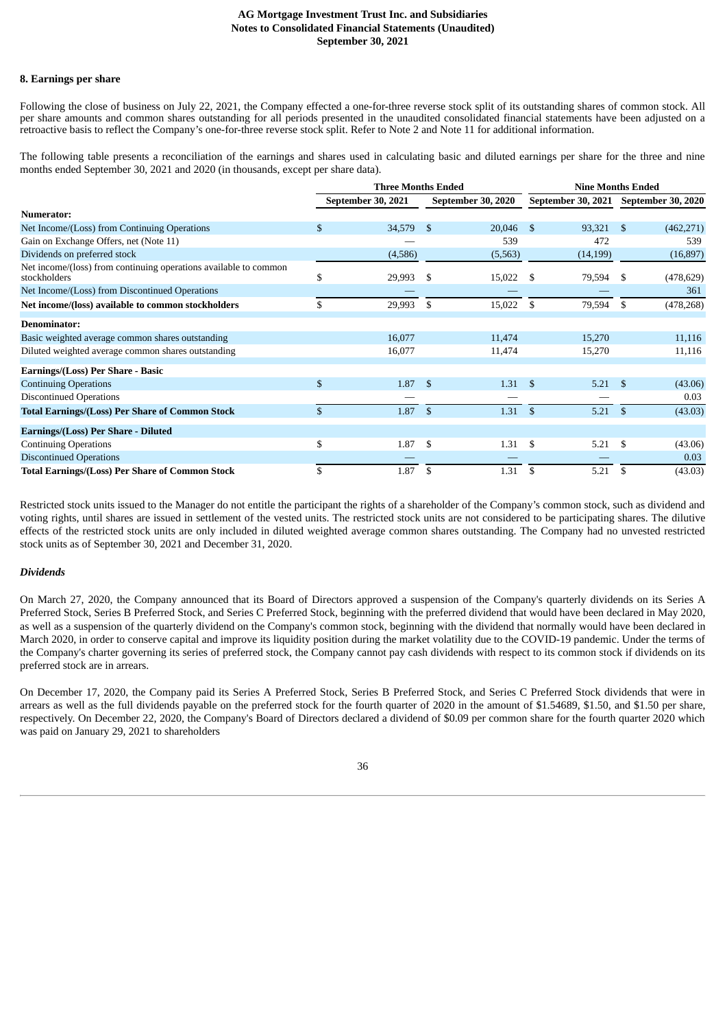### 8. Earnings per share

Following the close of business on July 22, 2021, the Company effected a one-for-three reverse stock split of its outstanding shares of common stock. All per share amounts and common shares outstanding for all periods presented in the unaudited consolidated financial statements have been adjusted on a retroactive basis to reflect the Company's one-for-three reverse stock split. Refer to Note 2 and Note 11 for additional information.

The following table presents a reconciliation of the earnings and shares used in calculating basic and diluted earnings per share for the three and nine months ended September 30, 2021 and 2020 (in thousands, except per share data).

| | Three Months Ended | | Nine Months Ended | |
|---|---|---|---|---|
| | September 30, 2021 | September 30, 2020 | September 30, 2021 | September 30, 2020 |
| **Numerator:** | | | | |
| Net Income/(Loss) from Continuing Operations | $ 34,579 | $ 20,046 | $ 93,321 | $ (462,271) |
| Gain on Exchange Offers, net (Note 11) | — | 539 | 472 | 539 |
| Dividends on preferred stock | (4,586) | (5,563) | (14,199) | (16,897) |
| Net income/(loss) from continuing operations available to common stockholders | $ 29,993 | $ 15,022 | $ 79,594 | $ (478,629) |
| Net Income/(Loss) from Discontinued Operations | — | — | — | 361 |
| **Net income/(loss) available to common stockholders** | $ 29,993 | $ 15,022 | $ 79,594 | $ (478,268) |
| **Denominator:** | | | | |
| Basic weighted average common shares outstanding | 16,077 | 11,474 | 15,270 | 11,116 |
| Diluted weighted average common shares outstanding | 16,077 | 11,474 | 15,270 | 11,116 |
| **Earnings/(Loss) Per Share - Basic** | | | | |
| Continuing Operations | $ 1.87 | $ 1.31 | $ 5.21 | $ (43.06) |
| Discontinued Operations | — | — | — | 0.03 |
| **Total Earnings/(Loss) Per Share of Common Stock** | $ 1.87 | $ 1.31 | $ 5.21 | $ (43.03) |
| **Earnings/(Loss) Per Share - Diluted** | | | | |
| Continuing Operations | $ 1.87 | $ 1.31 | $ 5.21 | $ (43.06) |
| Discontinued Operations | — | — | — | 0.03 |
| **Total Earnings/(Loss) Per Share of Common Stock** | $ 1.87 | $ 1.31 | $ 5.21 | $ (43.03) |

Restricted stock units issued to the Manager do not entitle the participant the rights of a shareholder of the Company's common stock, such as dividend and voting rights, until shares are issued in settlement of the vested units. The restricted stock units are not considered to be participating shares. The dilutive effects of the restricted stock units are only included in diluted weighted average common shares outstanding. The Company had no unvested restricted stock units as of September 30, 2021 and December 31, 2020.

***Dividends***

On March 27, 2020, the Company announced that its Board of Directors approved a suspension of the Company's quarterly dividends on its Series A Preferred Stock, Series B Preferred Stock, and Series C Preferred Stock, beginning with the preferred dividend that would have been declared in May 2020, as well as a suspension of the quarterly dividend on the Company's common stock, beginning with the dividend that normally would have been declared in March 2020, in order to conserve capital and improve its liquidity position during the market volatility due to the COVID-19 pandemic. Under the terms of the Company's charter governing its series of preferred stock, the Company cannot pay cash dividends with respect to its common stock if dividends on its preferred stock are in arrears.

On December 17, 2020, the Company paid its Series A Preferred Stock, Series B Preferred Stock, and Series C Preferred Stock dividends that were in arrears as well as the full dividends payable on the preferred stock for the fourth quarter of 2020 in the amount of $1.54689, $1.50, and $1.50 per share, respectively. On December 22, 2020, the Company's Board of Directors declared a dividend of $0.09 per common share for the fourth quarter 2020 which was paid on January 29, 2021 to shareholders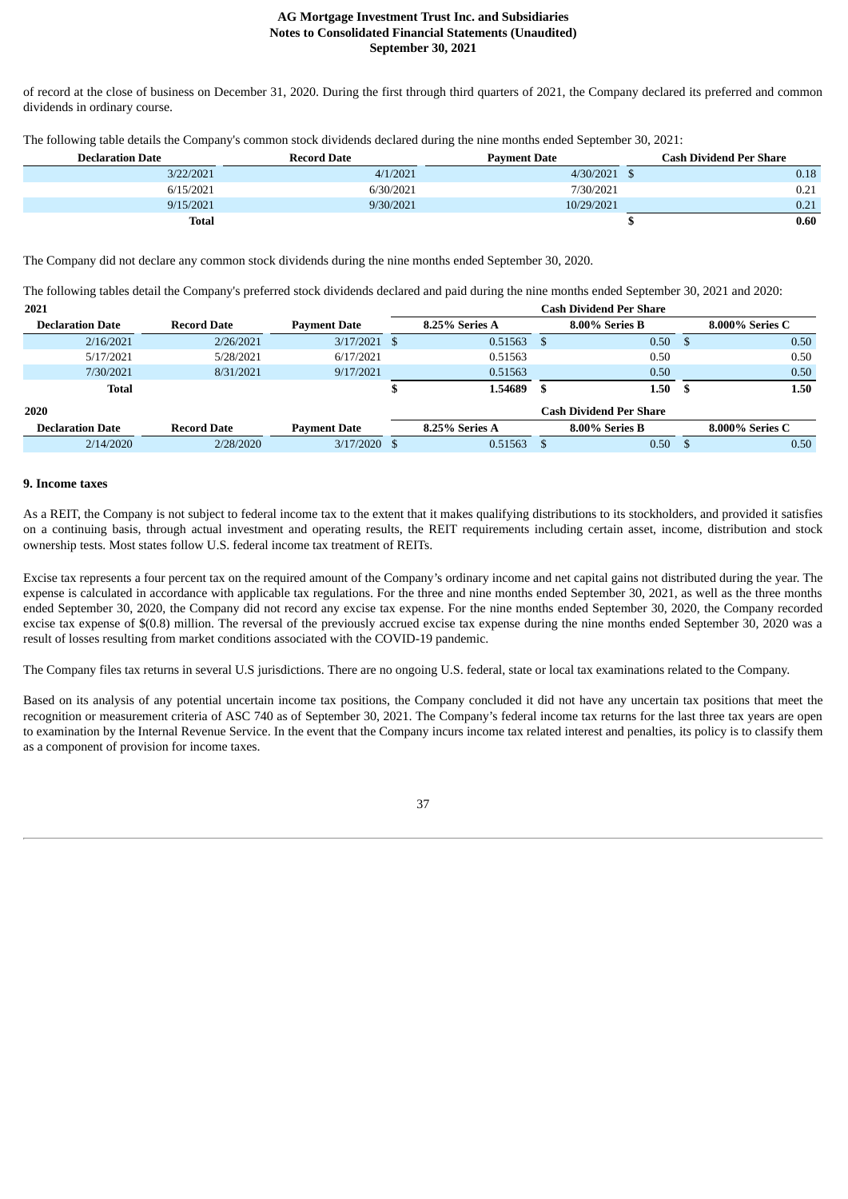of record at the close of business on December 31, 2020. During the first through third quarters of 2021, the Company declared its preferred and common dividends in ordinary course.

The following table details the Company's common stock dividends declared during the nine months ended September 30, 2021:

| Declaration Date | Record Date | Payment Date | Cash Dividend Per Share |
|---|---|---|---|
| 3/22/2021 | 4/1/2021 | 4/30/2021 | $ 0.18 |
| 6/15/2021 | 6/30/2021 | 7/30/2021 | 0.21 |
| 9/15/2021 | 9/30/2021 | 10/29/2021 | 0.21 |
| **Total** | | | **$ 0.60** |

The Company did not declare any common stock dividends during the nine months ended September 30, 2020.

The following tables detail the Company's preferred stock dividends declared and paid during the nine months ended September 30, 2021 and 2020:

| **2021** | | | **Cash Dividend Per Share** | | |
|---|---|---|---|---|---|
| **Declaration Date** | **Record Date** | **Payment Date** | **8.25% Series A** | **8.00% Series B** | **8.000% Series C** |
| 2/16/2021 | 2/26/2021 | 3/17/2021 | $ 0.51563 | $ 0.50 | $ 0.50 |
| 5/17/2021 | 5/28/2021 | 6/17/2021 | 0.51563 | 0.50 | 0.50 |
| 7/30/2021 | 8/31/2021 | 9/17/2021 | 0.51563 | 0.50 | 0.50 |
| **Total** | | | **$ 1.54689** | **$ 1.50** | **$ 1.50** |

| **2020** | | | **Cash Dividend Per Share** | | |
|---|---|---|---|---|---|
| **Declaration Date** | **Record Date** | **Payment Date** | **8.25% Series A** | **8.00% Series B** | **8.000% Series C** |
| 2/14/2020 | 2/28/2020 | 3/17/2020 | $ 0.51563 | $ 0.50 | $ 0.50 |

**9. Income taxes**

As a REIT, the Company is not subject to federal income tax to the extent that it makes qualifying distributions to its stockholders, and provided it satisfies on a continuing basis, through actual investment and operating results, the REIT requirements including certain asset, income, distribution and stock ownership tests. Most states follow U.S. federal income tax treatment of REITs.

Excise tax represents a four percent tax on the required amount of the Company's ordinary income and net capital gains not distributed during the year. The expense is calculated in accordance with applicable tax regulations. For the three and nine months ended September 30, 2021, as well as the three months ended September 30, 2020, the Company did not record any excise tax expense. For the nine months ended September 30, 2020, the Company recorded excise tax expense of $(0.8) million. The reversal of the previously accrued excise tax expense during the nine months ended September 30, 2020 was a result of losses resulting from market conditions associated with the COVID-19 pandemic.

The Company files tax returns in several U.S jurisdictions. There are no ongoing U.S. federal, state or local tax examinations related to the Company.

Based on its analysis of any potential uncertain income tax positions, the Company concluded it did not have any uncertain tax positions that meet the recognition or measurement criteria of ASC 740 as of September 30, 2021. The Company's federal income tax returns for the last three tax years are open to examination by the Internal Revenue Service. In the event that the Company incurs income tax related interest and penalties, its policy is to classify them as a component of provision for income taxes.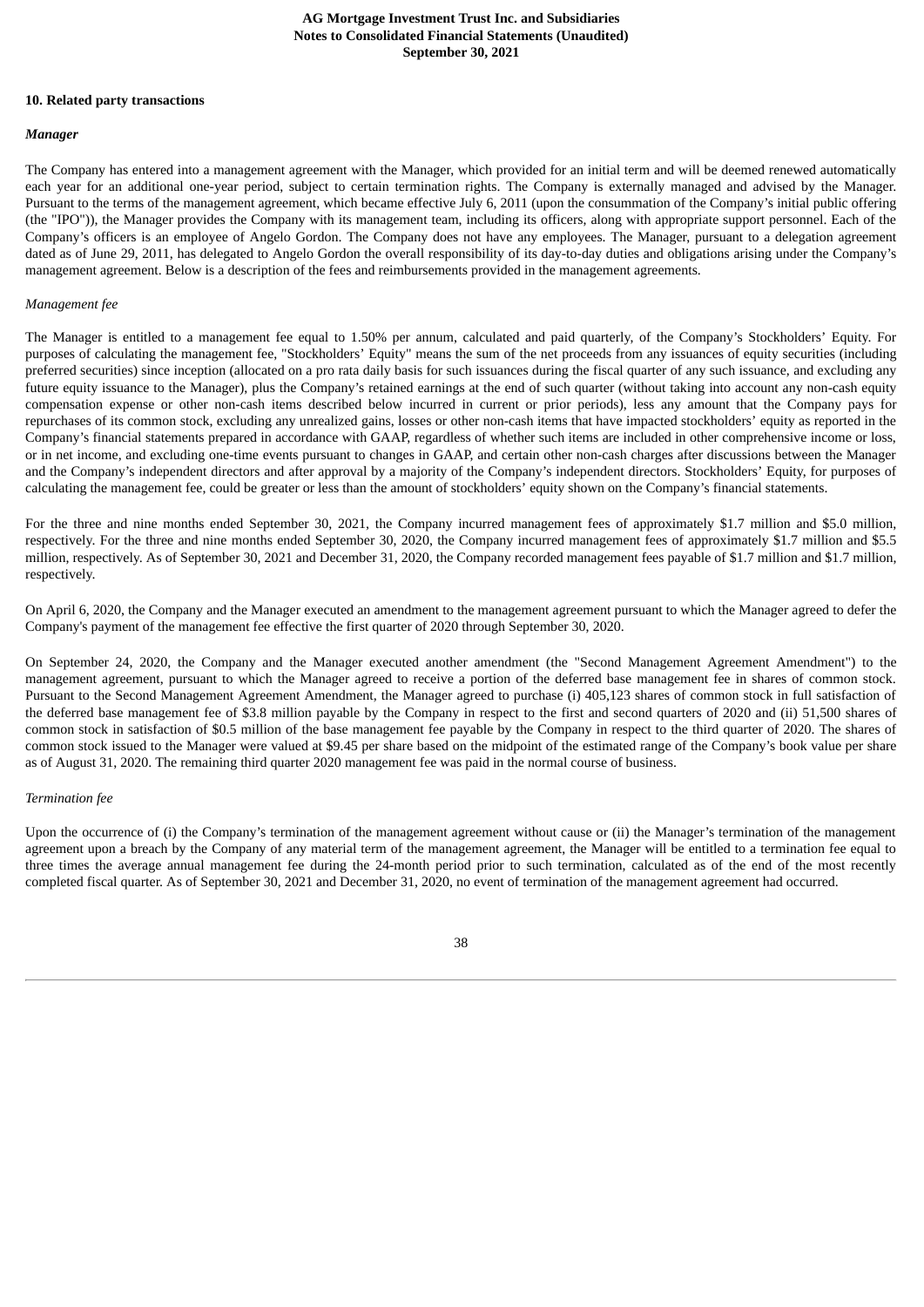## 10. Related party transactions

### *Manager*

The Company has entered into a management agreement with the Manager, which provided for an initial term and will be deemed renewed automatically each year for an additional one-year period, subject to certain termination rights. The Company is externally managed and advised by the Manager. Pursuant to the terms of the management agreement, which became effective July 6, 2011 (upon the consummation of the Company's initial public offering (the "IPO")), the Manager provides the Company with its management team, including its officers, along with appropriate support personnel. Each of the Company's officers is an employee of Angelo Gordon. The Company does not have any employees. The Manager, pursuant to a delegation agreement dated as of June 29, 2011, has delegated to Angelo Gordon the overall responsibility of its day-to-day duties and obligations arising under the Company's management agreement. Below is a description of the fees and reimbursements provided in the management agreements.

*Management fee*

The Manager is entitled to a management fee equal to 1.50% per annum, calculated and paid quarterly, of the Company's Stockholders' Equity. For purposes of calculating the management fee, "Stockholders' Equity" means the sum of the net proceeds from any issuances of equity securities (including preferred securities) since inception (allocated on a pro rata daily basis for such issuances during the fiscal quarter of any such issuance, and excluding any future equity issuance to the Manager), plus the Company's retained earnings at the end of such quarter (without taking into account any non-cash equity compensation expense or other non-cash items described below incurred in current or prior periods), less any amount that the Company pays for repurchases of its common stock, excluding any unrealized gains, losses or other non-cash items that have impacted stockholders' equity as reported in the Company's financial statements prepared in accordance with GAAP, regardless of whether such items are included in other comprehensive income or loss, or in net income, and excluding one-time events pursuant to changes in GAAP, and certain other non-cash charges after discussions between the Manager and the Company's independent directors and after approval by a majority of the Company's independent directors. Stockholders' Equity, for purposes of calculating the management fee, could be greater or less than the amount of stockholders' equity shown on the Company's financial statements.

For the three and nine months ended September 30, 2021, the Company incurred management fees of approximately $1.7 million and $5.0 million, respectively. For the three and nine months ended September 30, 2020, the Company incurred management fees of approximately $1.7 million and $5.5 million, respectively. As of September 30, 2021 and December 31, 2020, the Company recorded management fees payable of $1.7 million and $1.7 million, respectively.

On April 6, 2020, the Company and the Manager executed an amendment to the management agreement pursuant to which the Manager agreed to defer the Company's payment of the management fee effective the first quarter of 2020 through September 30, 2020.

On September 24, 2020, the Company and the Manager executed another amendment (the "Second Management Agreement Amendment") to the management agreement, pursuant to which the Manager agreed to receive a portion of the deferred base management fee in shares of common stock. Pursuant to the Second Management Agreement Amendment, the Manager agreed to purchase (i) 405,123 shares of common stock in full satisfaction of the deferred base management fee of $3.8 million payable by the Company in respect to the first and second quarters of 2020 and (ii) 51,500 shares of common stock in satisfaction of $0.5 million of the base management fee payable by the Company in respect to the third quarter of 2020. The shares of common stock issued to the Manager were valued at $9.45 per share based on the midpoint of the estimated range of the Company's book value per share as of August 31, 2020. The remaining third quarter 2020 management fee was paid in the normal course of business.

*Termination fee*

Upon the occurrence of (i) the Company's termination of the management agreement without cause or (ii) the Manager's termination of the management agreement upon a breach by the Company of any material term of the management agreement, the Manager will be entitled to a termination fee equal to three times the average annual management fee during the 24-month period prior to such termination, calculated as of the end of the most recently completed fiscal quarter. As of September 30, 2021 and December 31, 2020, no event of termination of the management agreement had occurred.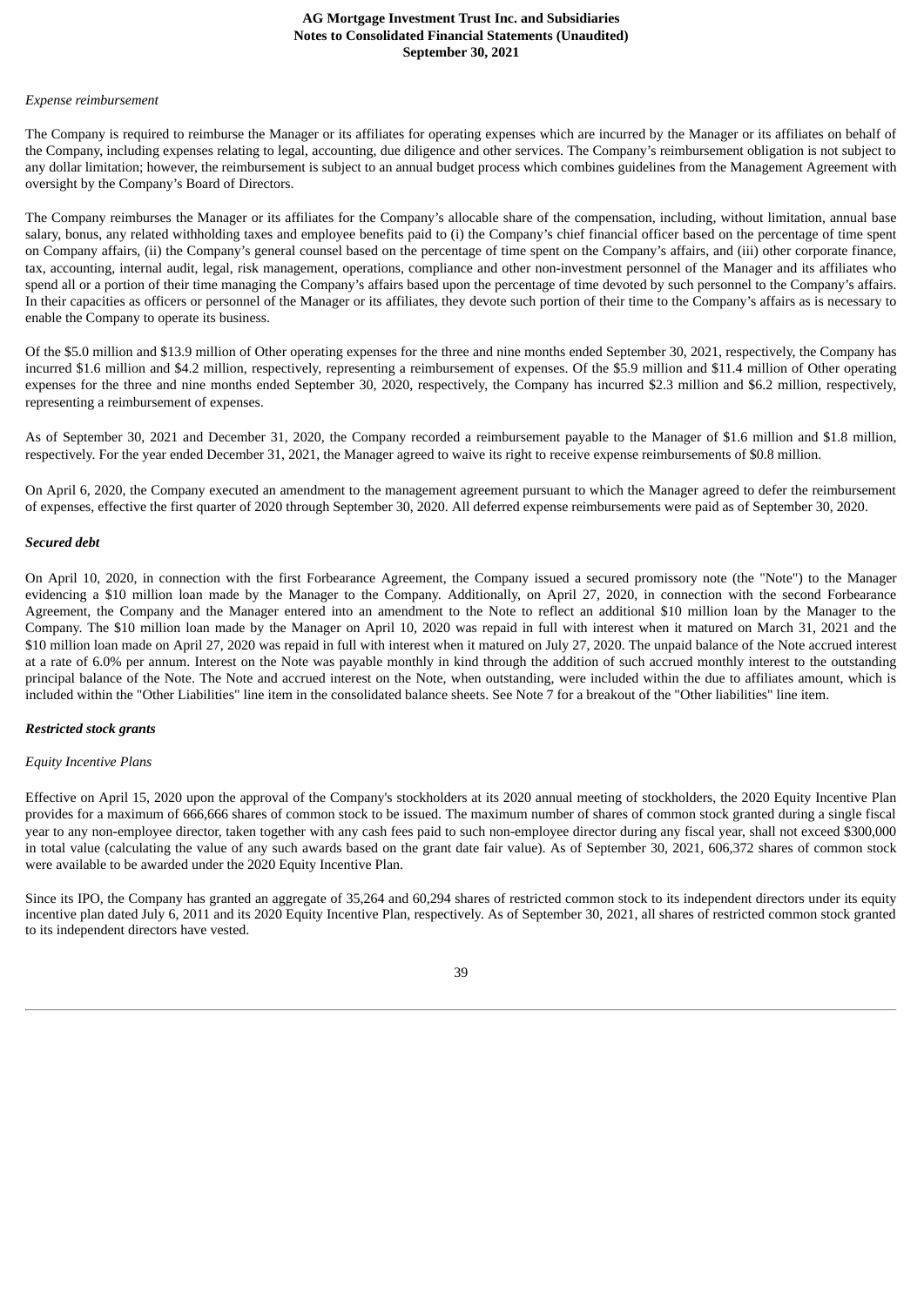*Expense reimbursement*

The Company is required to reimburse the Manager or its affiliates for operating expenses which are incurred by the Manager or its affiliates on behalf of the Company, including expenses relating to legal, accounting, due diligence and other services. The Company's reimbursement obligation is not subject to any dollar limitation; however, the reimbursement is subject to an annual budget process which combines guidelines from the Management Agreement with oversight by the Company's Board of Directors.

The Company reimburses the Manager or its affiliates for the Company's allocable share of the compensation, including, without limitation, annual base salary, bonus, any related withholding taxes and employee benefits paid to (i) the Company's chief financial officer based on the percentage of time spent on Company affairs, (ii) the Company's general counsel based on the percentage of time spent on the Company's affairs, and (iii) other corporate finance, tax, accounting, internal audit, legal, risk management, operations, compliance and other non-investment personnel of the Manager and its affiliates who spend all or a portion of their time managing the Company's affairs based upon the percentage of time devoted by such personnel to the Company's affairs. In their capacities as officers or personnel of the Manager or its affiliates, they devote such portion of their time to the Company's affairs as is necessary to enable the Company to operate its business.

Of the $5.0 million and $13.9 million of Other operating expenses for the three and nine months ended September 30, 2021, respectively, the Company has incurred $1.6 million and $4.2 million, respectively, representing a reimbursement of expenses. Of the $5.9 million and $11.4 million of Other operating expenses for the three and nine months ended September 30, 2020, respectively, the Company has incurred $2.3 million and $6.2 million, respectively, representing a reimbursement of expenses.

As of September 30, 2021 and December 31, 2020, the Company recorded a reimbursement payable to the Manager of $1.6 million and $1.8 million, respectively. For the year ended December 31, 2021, the Manager agreed to waive its right to receive expense reimbursements of $0.8 million.

On April 6, 2020, the Company executed an amendment to the management agreement pursuant to which the Manager agreed to defer the reimbursement of expenses, effective the first quarter of 2020 through September 30, 2020. All deferred expense reimbursements were paid as of September 30, 2020.

***Secured debt***

On April 10, 2020, in connection with the first Forbearance Agreement, the Company issued a secured promissory note (the "Note") to the Manager evidencing a $10 million loan made by the Manager to the Company. Additionally, on April 27, 2020, in connection with the second Forbearance Agreement, the Company and the Manager entered into an amendment to the Note to reflect an additional $10 million loan by the Manager to the Company. The $10 million loan made by the Manager on April 10, 2020 was repaid in full with interest when it matured on March 31, 2021 and the $10 million loan made on April 27, 2020 was repaid in full with interest when it matured on July 27, 2020. The unpaid balance of the Note accrued interest at a rate of 6.0% per annum. Interest on the Note was payable monthly in kind through the addition of such accrued monthly interest to the outstanding principal balance of the Note. The Note and accrued interest on the Note, when outstanding, were included within the due to affiliates amount, which is included within the "Other Liabilities" line item in the consolidated balance sheets. See Note 7 for a breakout of the "Other liabilities" line item.

***Restricted stock grants***

*Equity Incentive Plans*

Effective on April 15, 2020 upon the approval of the Company's stockholders at its 2020 annual meeting of stockholders, the 2020 Equity Incentive Plan provides for a maximum of 666,666 shares of common stock to be issued. The maximum number of shares of common stock granted during a single fiscal year to any non-employee director, taken together with any cash fees paid to such non-employee director during any fiscal year, shall not exceed $300,000 in total value (calculating the value of any such awards based on the grant date fair value). As of September 30, 2021, 606,372 shares of common stock were available to be awarded under the 2020 Equity Incentive Plan.

Since its IPO, the Company has granted an aggregate of 35,264 and 60,294 shares of restricted common stock to its independent directors under its equity incentive plan dated July 6, 2011 and its 2020 Equity Incentive Plan, respectively. As of September 30, 2021, all shares of restricted common stock granted to its independent directors have vested.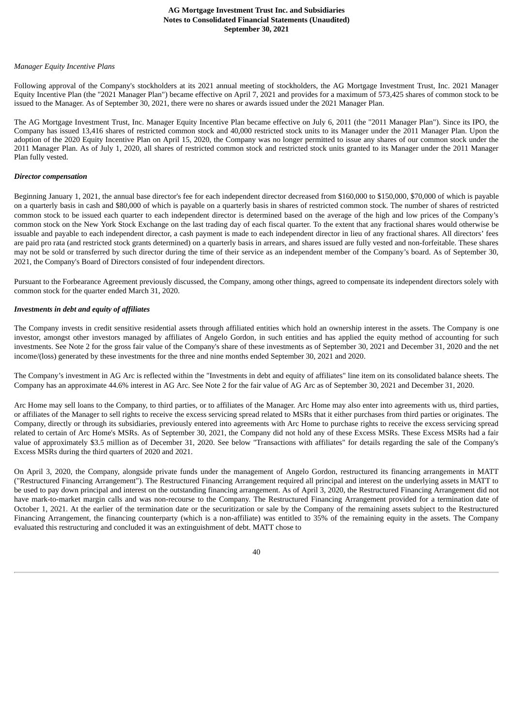*Manager Equity Incentive Plans*

Following approval of the Company's stockholders at its 2021 annual meeting of stockholders, the AG Mortgage Investment Trust, Inc. 2021 Manager Equity Incentive Plan (the "2021 Manager Plan") became effective on April 7, 2021 and provides for a maximum of 573,425 shares of common stock to be issued to the Manager. As of September 30, 2021, there were no shares or awards issued under the 2021 Manager Plan.

The AG Mortgage Investment Trust, Inc. Manager Equity Incentive Plan became effective on July 6, 2011 (the "2011 Manager Plan"). Since its IPO, the Company has issued 13,416 shares of restricted common stock and 40,000 restricted stock units to its Manager under the 2011 Manager Plan. Upon the adoption of the 2020 Equity Incentive Plan on April 15, 2020, the Company was no longer permitted to issue any shares of our common stock under the 2011 Manager Plan. As of July 1, 2020, all shares of restricted common stock and restricted stock units granted to its Manager under the 2011 Manager Plan fully vested.

***Director compensation***

Beginning January 1, 2021, the annual base director's fee for each independent director decreased from $160,000 to $150,000, $70,000 of which is payable on a quarterly basis in cash and $80,000 of which is payable on a quarterly basis in shares of restricted common stock. The number of shares of restricted common stock to be issued each quarter to each independent director is determined based on the average of the high and low prices of the Company's common stock on the New York Stock Exchange on the last trading day of each fiscal quarter. To the extent that any fractional shares would otherwise be issuable and payable to each independent director, a cash payment is made to each independent director in lieu of any fractional shares. All directors' fees are paid pro rata (and restricted stock grants determined) on a quarterly basis in arrears, and shares issued are fully vested and non-forfeitable. These shares may not be sold or transferred by such director during the time of their service as an independent member of the Company's board. As of September 30, 2021, the Company's Board of Directors consisted of four independent directors.

Pursuant to the Forbearance Agreement previously discussed, the Company, among other things, agreed to compensate its independent directors solely with common stock for the quarter ended March 31, 2020.

***Investments in debt and equity of affiliates***

The Company invests in credit sensitive residential assets through affiliated entities which hold an ownership interest in the assets. The Company is one investor, amongst other investors managed by affiliates of Angelo Gordon, in such entities and has applied the equity method of accounting for such investments. See Note 2 for the gross fair value of the Company's share of these investments as of September 30, 2021 and December 31, 2020 and the net income/(loss) generated by these investments for the three and nine months ended September 30, 2021 and 2020.

The Company's investment in AG Arc is reflected within the "Investments in debt and equity of affiliates" line item on its consolidated balance sheets. The Company has an approximate 44.6% interest in AG Arc. See Note 2 for the fair value of AG Arc as of September 30, 2021 and December 31, 2020.

Arc Home may sell loans to the Company, to third parties, or to affiliates of the Manager. Arc Home may also enter into agreements with us, third parties, or affiliates of the Manager to sell rights to receive the excess servicing spread related to MSRs that it either purchases from third parties or originates. The Company, directly or through its subsidiaries, previously entered into agreements with Arc Home to purchase rights to receive the excess servicing spread related to certain of Arc Home's MSRs. As of September 30, 2021, the Company did not hold any of these Excess MSRs. These Excess MSRs had a fair value of approximately $3.5 million as of December 31, 2020. See below "Transactions with affiliates" for details regarding the sale of the Company's Excess MSRs during the third quarters of 2020 and 2021.

On April 3, 2020, the Company, alongside private funds under the management of Angelo Gordon, restructured its financing arrangements in MATT ("Restructured Financing Arrangement"). The Restructured Financing Arrangement required all principal and interest on the underlying assets in MATT to be used to pay down principal and interest on the outstanding financing arrangement. As of April 3, 2020, the Restructured Financing Arrangement did not have mark-to-market margin calls and was non-recourse to the Company. The Restructured Financing Arrangement provided for a termination date of October 1, 2021. At the earlier of the termination date or the securitization or sale by the Company of the remaining assets subject to the Restructured Financing Arrangement, the financing counterparty (which is a non-affiliate) was entitled to 35% of the remaining equity in the assets. The Company evaluated this restructuring and concluded it was an extinguishment of debt. MATT chose to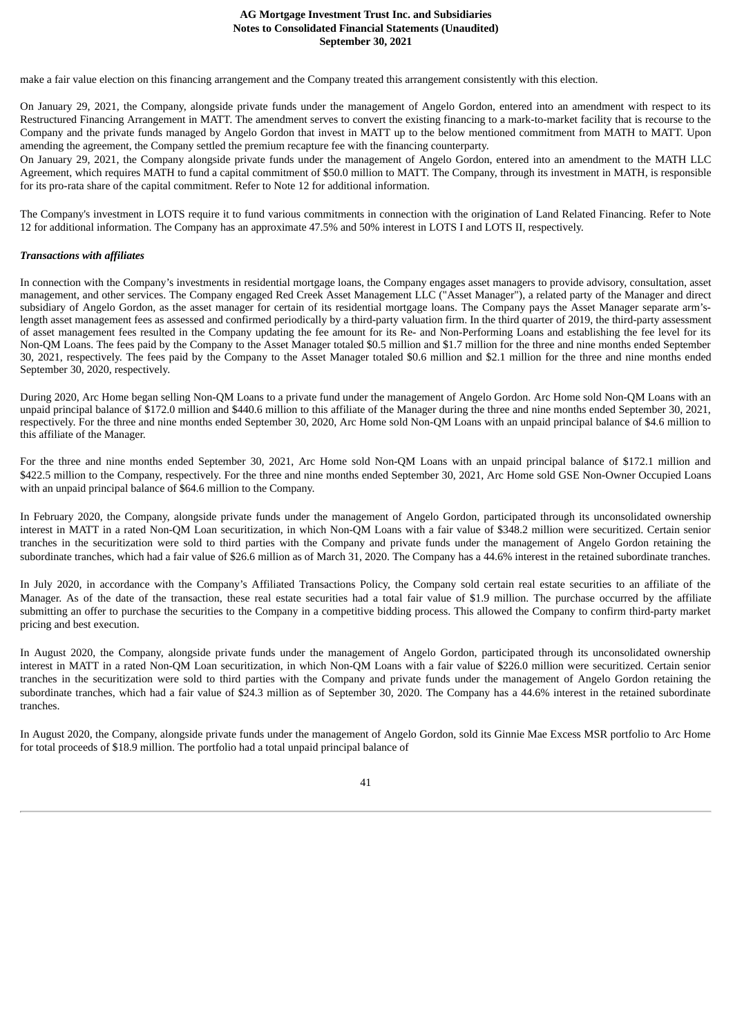make a fair value election on this financing arrangement and the Company treated this arrangement consistently with this election.

On January 29, 2021, the Company, alongside private funds under the management of Angelo Gordon, entered into an amendment with respect to its Restructured Financing Arrangement in MATT. The amendment serves to convert the existing financing to a mark-to-market facility that is recourse to the Company and the private funds managed by Angelo Gordon that invest in MATT up to the below mentioned commitment from MATH to MATT. Upon amending the agreement, the Company settled the premium recapture fee with the financing counterparty.
On January 29, 2021, the Company alongside private funds under the management of Angelo Gordon, entered into an amendment to the MATH LLC Agreement, which requires MATH to fund a capital commitment of $50.0 million to MATT. The Company, through its investment in MATH, is responsible for its pro-rata share of the capital commitment. Refer to Note 12 for additional information.

The Company's investment in LOTS require it to fund various commitments in connection with the origination of Land Related Financing. Refer to Note 12 for additional information. The Company has an approximate 47.5% and 50% interest in LOTS I and LOTS II, respectively.

***Transactions with affiliates***

In connection with the Company's investments in residential mortgage loans, the Company engages asset managers to provide advisory, consultation, asset management, and other services. The Company engaged Red Creek Asset Management LLC ("Asset Manager"), a related party of the Manager and direct subsidiary of Angelo Gordon, as the asset manager for certain of its residential mortgage loans. The Company pays the Asset Manager separate arm's-length asset management fees as assessed and confirmed periodically by a third-party valuation firm. In the third quarter of 2019, the third-party assessment of asset management fees resulted in the Company updating the fee amount for its Re- and Non-Performing Loans and establishing the fee level for its Non-QM Loans. The fees paid by the Company to the Asset Manager totaled $0.5 million and $1.7 million for the three and nine months ended September 30, 2021, respectively. The fees paid by the Company to the Asset Manager totaled $0.6 million and $2.1 million for the three and nine months ended September 30, 2020, respectively.

During 2020, Arc Home began selling Non-QM Loans to a private fund under the management of Angelo Gordon. Arc Home sold Non-QM Loans with an unpaid principal balance of $172.0 million and $440.6 million to this affiliate of the Manager during the three and nine months ended September 30, 2021, respectively. For the three and nine months ended September 30, 2020, Arc Home sold Non-QM Loans with an unpaid principal balance of $4.6 million to this affiliate of the Manager.

For the three and nine months ended September 30, 2021, Arc Home sold Non-QM Loans with an unpaid principal balance of $172.1 million and $422.5 million to the Company, respectively. For the three and nine months ended September 30, 2021, Arc Home sold GSE Non-Owner Occupied Loans with an unpaid principal balance of $64.6 million to the Company.

In February 2020, the Company, alongside private funds under the management of Angelo Gordon, participated through its unconsolidated ownership interest in MATT in a rated Non-QM Loan securitization, in which Non-QM Loans with a fair value of $348.2 million were securitized. Certain senior tranches in the securitization were sold to third parties with the Company and private funds under the management of Angelo Gordon retaining the subordinate tranches, which had a fair value of $26.6 million as of March 31, 2020. The Company has a 44.6% interest in the retained subordinate tranches.

In July 2020, in accordance with the Company's Affiliated Transactions Policy, the Company sold certain real estate securities to an affiliate of the Manager. As of the date of the transaction, these real estate securities had a total fair value of $1.9 million. The purchase occurred by the affiliate submitting an offer to purchase the securities to the Company in a competitive bidding process. This allowed the Company to confirm third-party market pricing and best execution.

In August 2020, the Company, alongside private funds under the management of Angelo Gordon, participated through its unconsolidated ownership interest in MATT in a rated Non-QM Loan securitization, in which Non-QM Loans with a fair value of $226.0 million were securitized. Certain senior tranches in the securitization were sold to third parties with the Company and private funds under the management of Angelo Gordon retaining the subordinate tranches, which had a fair value of $24.3 million as of September 30, 2020. The Company has a 44.6% interest in the retained subordinate tranches.

In August 2020, the Company, alongside private funds under the management of Angelo Gordon, sold its Ginnie Mae Excess MSR portfolio to Arc Home for total proceeds of $18.9 million. The portfolio had a total unpaid principal balance of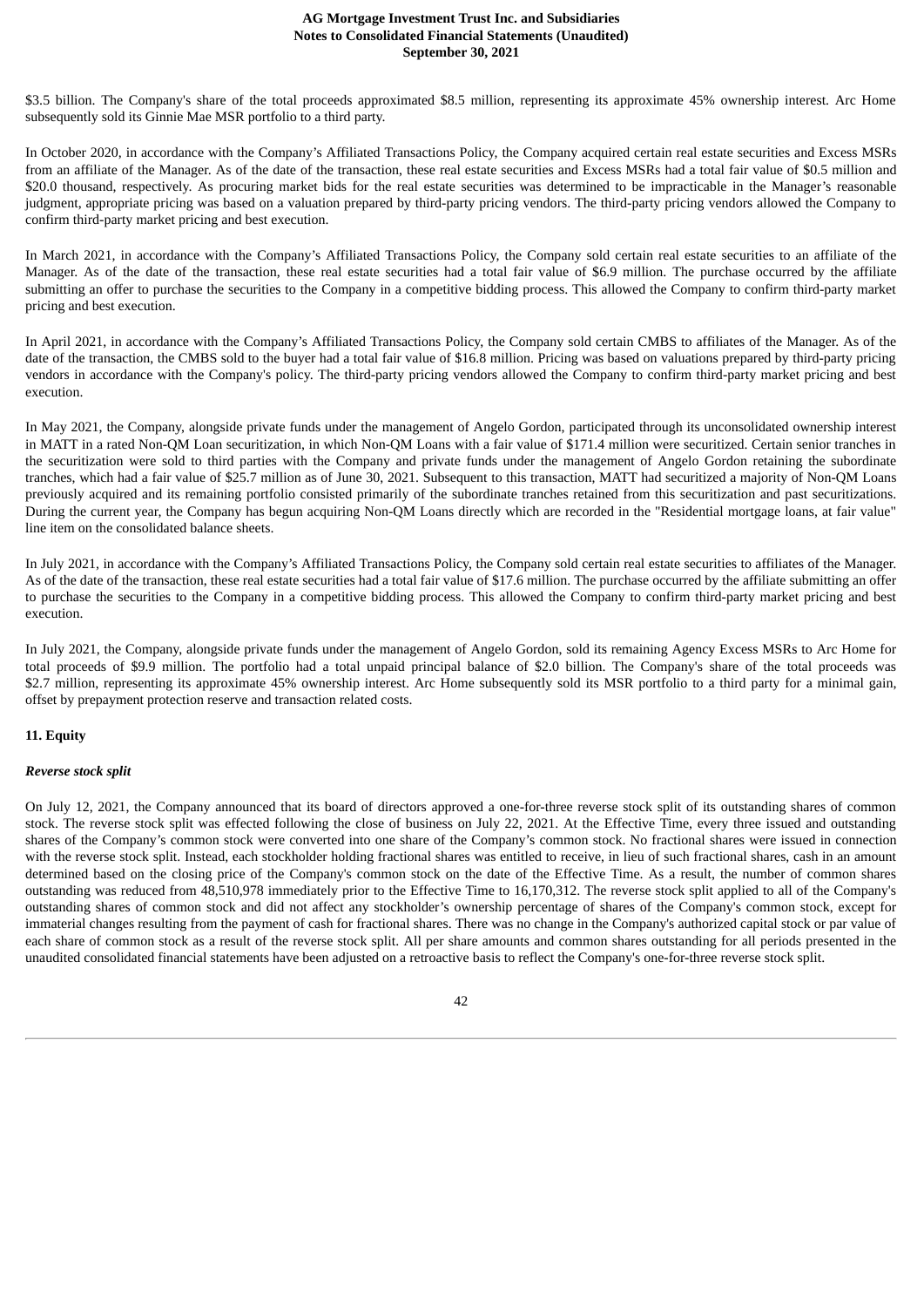$3.5 billion. The Company's share of the total proceeds approximated $8.5 million, representing its approximate 45% ownership interest. Arc Home subsequently sold its Ginnie Mae MSR portfolio to a third party.

In October 2020, in accordance with the Company's Affiliated Transactions Policy, the Company acquired certain real estate securities and Excess MSRs from an affiliate of the Manager. As of the date of the transaction, these real estate securities and Excess MSRs had a total fair value of $0.5 million and $20.0 thousand, respectively. As procuring market bids for the real estate securities was determined to be impracticable in the Manager's reasonable judgment, appropriate pricing was based on a valuation prepared by third-party pricing vendors. The third-party pricing vendors allowed the Company to confirm third-party market pricing and best execution.

In March 2021, in accordance with the Company's Affiliated Transactions Policy, the Company sold certain real estate securities to an affiliate of the Manager. As of the date of the transaction, these real estate securities had a total fair value of $6.9 million. The purchase occurred by the affiliate submitting an offer to purchase the securities to the Company in a competitive bidding process. This allowed the Company to confirm third-party market pricing and best execution.

In April 2021, in accordance with the Company's Affiliated Transactions Policy, the Company sold certain CMBS to affiliates of the Manager. As of the date of the transaction, the CMBS sold to the buyer had a total fair value of $16.8 million. Pricing was based on valuations prepared by third-party pricing vendors in accordance with the Company's policy. The third-party pricing vendors allowed the Company to confirm third-party market pricing and best execution.

In May 2021, the Company, alongside private funds under the management of Angelo Gordon, participated through its unconsolidated ownership interest in MATT in a rated Non-QM Loan securitization, in which Non-QM Loans with a fair value of $171.4 million were securitized. Certain senior tranches in the securitization were sold to third parties with the Company and private funds under the management of Angelo Gordon retaining the subordinate tranches, which had a fair value of $25.7 million as of June 30, 2021. Subsequent to this transaction, MATT had securitized a majority of Non-QM Loans previously acquired and its remaining portfolio consisted primarily of the subordinate tranches retained from this securitization and past securitizations. During the current year, the Company has begun acquiring Non-QM Loans directly which are recorded in the "Residential mortgage loans, at fair value" line item on the consolidated balance sheets.

In July 2021, in accordance with the Company's Affiliated Transactions Policy, the Company sold certain real estate securities to affiliates of the Manager. As of the date of the transaction, these real estate securities had a total fair value of $17.6 million. The purchase occurred by the affiliate submitting an offer to purchase the securities to the Company in a competitive bidding process. This allowed the Company to confirm third-party market pricing and best execution.

In July 2021, the Company, alongside private funds under the management of Angelo Gordon, sold its remaining Agency Excess MSRs to Arc Home for total proceeds of $9.9 million. The portfolio had a total unpaid principal balance of $2.0 billion. The Company's share of the total proceeds was $2.7 million, representing its approximate 45% ownership interest. Arc Home subsequently sold its MSR portfolio to a third party for a minimal gain, offset by prepayment protection reserve and transaction related costs.

## 11. Equity

### *Reverse stock split*

On July 12, 2021, the Company announced that its board of directors approved a one-for-three reverse stock split of its outstanding shares of common stock. The reverse stock split was effected following the close of business on July 22, 2021. At the Effective Time, every three issued and outstanding shares of the Company's common stock were converted into one share of the Company's common stock. No fractional shares were issued in connection with the reverse stock split. Instead, each stockholder holding fractional shares was entitled to receive, in lieu of such fractional shares, cash in an amount determined based on the closing price of the Company's common stock on the date of the Effective Time. As a result, the number of common shares outstanding was reduced from 48,510,978 immediately prior to the Effective Time to 16,170,312. The reverse stock split applied to all of the Company's outstanding shares of common stock and did not affect any stockholder's ownership percentage of shares of the Company's common stock, except for immaterial changes resulting from the payment of cash for fractional shares. There was no change in the Company's authorized capital stock or par value of each share of common stock as a result of the reverse stock split. All per share amounts and common shares outstanding for all periods presented in the unaudited consolidated financial statements have been adjusted on a retroactive basis to reflect the Company's one-for-three reverse stock split.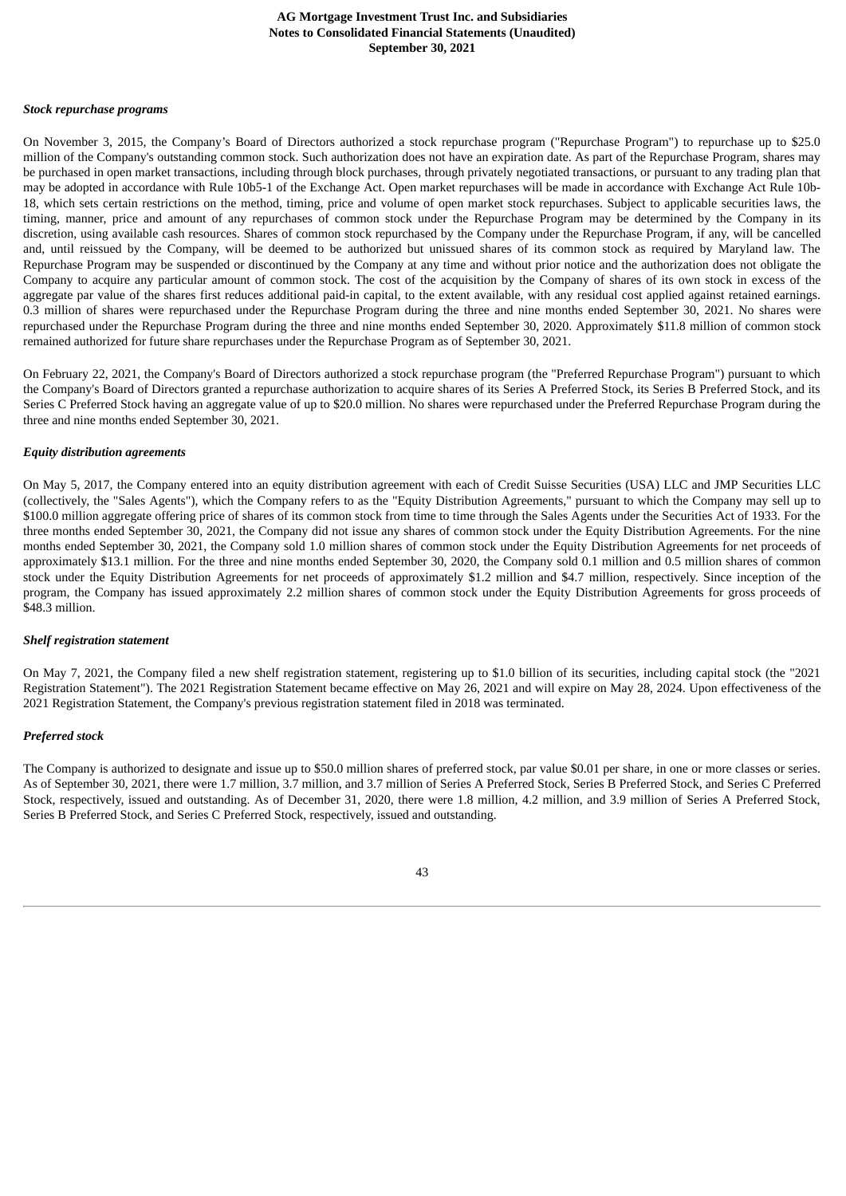### *Stock repurchase programs*

On November 3, 2015, the Company's Board of Directors authorized a stock repurchase program ("Repurchase Program") to repurchase up to $25.0 million of the Company's outstanding common stock. Such authorization does not have an expiration date. As part of the Repurchase Program, shares may be purchased in open market transactions, including through block purchases, through privately negotiated transactions, or pursuant to any trading plan that may be adopted in accordance with Rule 10b5-1 of the Exchange Act. Open market repurchases will be made in accordance with Exchange Act Rule 10b-18, which sets certain restrictions on the method, timing, price and volume of open market stock repurchases. Subject to applicable securities laws, the timing, manner, price and amount of any repurchases of common stock under the Repurchase Program may be determined by the Company in its discretion, using available cash resources. Shares of common stock repurchased by the Company under the Repurchase Program, if any, will be cancelled and, until reissued by the Company, will be deemed to be authorized but unissued shares of its common stock as required by Maryland law. The Repurchase Program may be suspended or discontinued by the Company at any time and without prior notice and the authorization does not obligate the Company to acquire any particular amount of common stock. The cost of the acquisition by the Company of shares of its own stock in excess of the aggregate par value of the shares first reduces additional paid-in capital, to the extent available, with any residual cost applied against retained earnings. 0.3 million of shares were repurchased under the Repurchase Program during the three and nine months ended September 30, 2021. No shares were repurchased under the Repurchase Program during the three and nine months ended September 30, 2020. Approximately $11.8 million of common stock remained authorized for future share repurchases under the Repurchase Program as of September 30, 2021.

On February 22, 2021, the Company's Board of Directors authorized a stock repurchase program (the "Preferred Repurchase Program") pursuant to which the Company's Board of Directors granted a repurchase authorization to acquire shares of its Series A Preferred Stock, its Series B Preferred Stock, and its Series C Preferred Stock having an aggregate value of up to $20.0 million. No shares were repurchased under the Preferred Repurchase Program during the three and nine months ended September 30, 2021.

### *Equity distribution agreements*

On May 5, 2017, the Company entered into an equity distribution agreement with each of Credit Suisse Securities (USA) LLC and JMP Securities LLC (collectively, the "Sales Agents"), which the Company refers to as the "Equity Distribution Agreements," pursuant to which the Company may sell up to $100.0 million aggregate offering price of shares of its common stock from time to time through the Sales Agents under the Securities Act of 1933. For the three months ended September 30, 2021, the Company did not issue any shares of common stock under the Equity Distribution Agreements. For the nine months ended September 30, 2021, the Company sold 1.0 million shares of common stock under the Equity Distribution Agreements for net proceeds of approximately $13.1 million. For the three and nine months ended September 30, 2020, the Company sold 0.1 million and 0.5 million shares of common stock under the Equity Distribution Agreements for net proceeds of approximately $1.2 million and $4.7 million, respectively. Since inception of the program, the Company has issued approximately 2.2 million shares of common stock under the Equity Distribution Agreements for gross proceeds of $48.3 million.

### *Shelf registration statement*

On May 7, 2021, the Company filed a new shelf registration statement, registering up to $1.0 billion of its securities, including capital stock (the "2021 Registration Statement"). The 2021 Registration Statement became effective on May 26, 2021 and will expire on May 28, 2024. Upon effectiveness of the 2021 Registration Statement, the Company's previous registration statement filed in 2018 was terminated.

### *Preferred stock*

The Company is authorized to designate and issue up to $50.0 million shares of preferred stock, par value $0.01 per share, in one or more classes or series. As of September 30, 2021, there were 1.7 million, 3.7 million, and 3.7 million of Series A Preferred Stock, Series B Preferred Stock, and Series C Preferred Stock, respectively, issued and outstanding. As of December 31, 2020, there were 1.8 million, 4.2 million, and 3.9 million of Series A Preferred Stock, Series B Preferred Stock, and Series C Preferred Stock, respectively, issued and outstanding.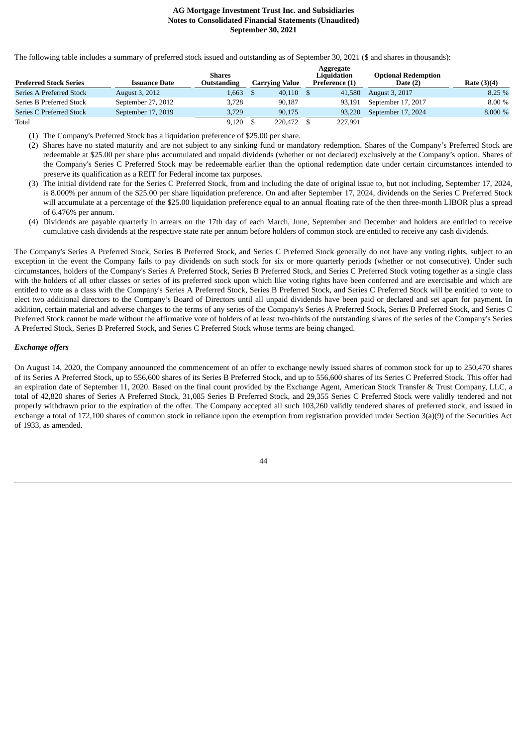The following table includes a summary of preferred stock issued and outstanding as of September 30, 2021 ($ and shares in thousands):

| Preferred Stock Series | Issuance Date | Shares Outstanding | Carrying Value | Aggregate Liquidation Preference (1) | Optional Redemption Date (2) | Rate (3)(4) |
|---|---|---|---|---|---|---|
| Series A Preferred Stock | August 3, 2012 | 1,663 | $ 40,110 | $ 41,580 | August 3, 2017 | 8.25 % |
| Series B Preferred Stock | September 27, 2012 | 3,728 | 90,187 | 93,191 | September 17, 2017 | 8.00 % |
| Series C Preferred Stock | September 17, 2019 | 3,729 | 90,175 | 93,220 | September 17, 2024 | 8.000 % |
| Total | | 9,120 | $ 220,472 | $ 227,991 | | |

(1) The Company's Preferred Stock has a liquidation preference of $25.00 per share.

(2) Shares have no stated maturity and are not subject to any sinking fund or mandatory redemption. Shares of the Company's Preferred Stock are redeemable at $25.00 per share plus accumulated and unpaid dividends (whether or not declared) exclusively at the Company's option. Shares of the Company's Series C Preferred Stock may be redeemable earlier than the optional redemption date under certain circumstances intended to preserve its qualification as a REIT for Federal income tax purposes.

(3) The initial dividend rate for the Series C Preferred Stock, from and including the date of original issue to, but not including, September 17, 2024, is 8.000% per annum of the $25.00 per share liquidation preference. On and after September 17, 2024, dividends on the Series C Preferred Stock will accumulate at a percentage of the $25.00 liquidation preference equal to an annual floating rate of the then three-month LIBOR plus a spread of 6.476% per annum.

(4) Dividends are payable quarterly in arrears on the 17th day of each March, June, September and December and holders are entitled to receive cumulative cash dividends at the respective state rate per annum before holders of common stock are entitled to receive any cash dividends.

The Company's Series A Preferred Stock, Series B Preferred Stock, and Series C Preferred Stock generally do not have any voting rights, subject to an exception in the event the Company fails to pay dividends on such stock for six or more quarterly periods (whether or not consecutive). Under such circumstances, holders of the Company's Series A Preferred Stock, Series B Preferred Stock, and Series C Preferred Stock voting together as a single class with the holders of all other classes or series of its preferred stock upon which like voting rights have been conferred and are exercisable and which are entitled to vote as a class with the Company's Series A Preferred Stock, Series B Preferred Stock, and Series C Preferred Stock will be entitled to vote to elect two additional directors to the Company's Board of Directors until all unpaid dividends have been paid or declared and set apart for payment. In addition, certain material and adverse changes to the terms of any series of the Company's Series A Preferred Stock, Series B Preferred Stock, and Series C Preferred Stock cannot be made without the affirmative vote of holders of at least two-thirds of the outstanding shares of the series of the Company's Series A Preferred Stock, Series B Preferred Stock, and Series C Preferred Stock whose terms are being changed.

### *Exchange offers*

On August 14, 2020, the Company announced the commencement of an offer to exchange newly issued shares of common stock for up to 250,470 shares of its Series A Preferred Stock, up to 556,600 shares of its Series B Preferred Stock, and up to 556,600 shares of its Series C Preferred Stock. This offer had an expiration date of September 11, 2020. Based on the final count provided by the Exchange Agent, American Stock Transfer & Trust Company, LLC, a total of 42,820 shares of Series A Preferred Stock, 31,085 Series B Preferred Stock, and 29,355 Series C Preferred Stock were validly tendered and not properly withdrawn prior to the expiration of the offer. The Company accepted all such 103,260 validly tendered shares of preferred stock, and issued in exchange a total of 172,100 shares of common stock in reliance upon the exemption from registration provided under Section 3(a)(9) of the Securities Act of 1933, as amended.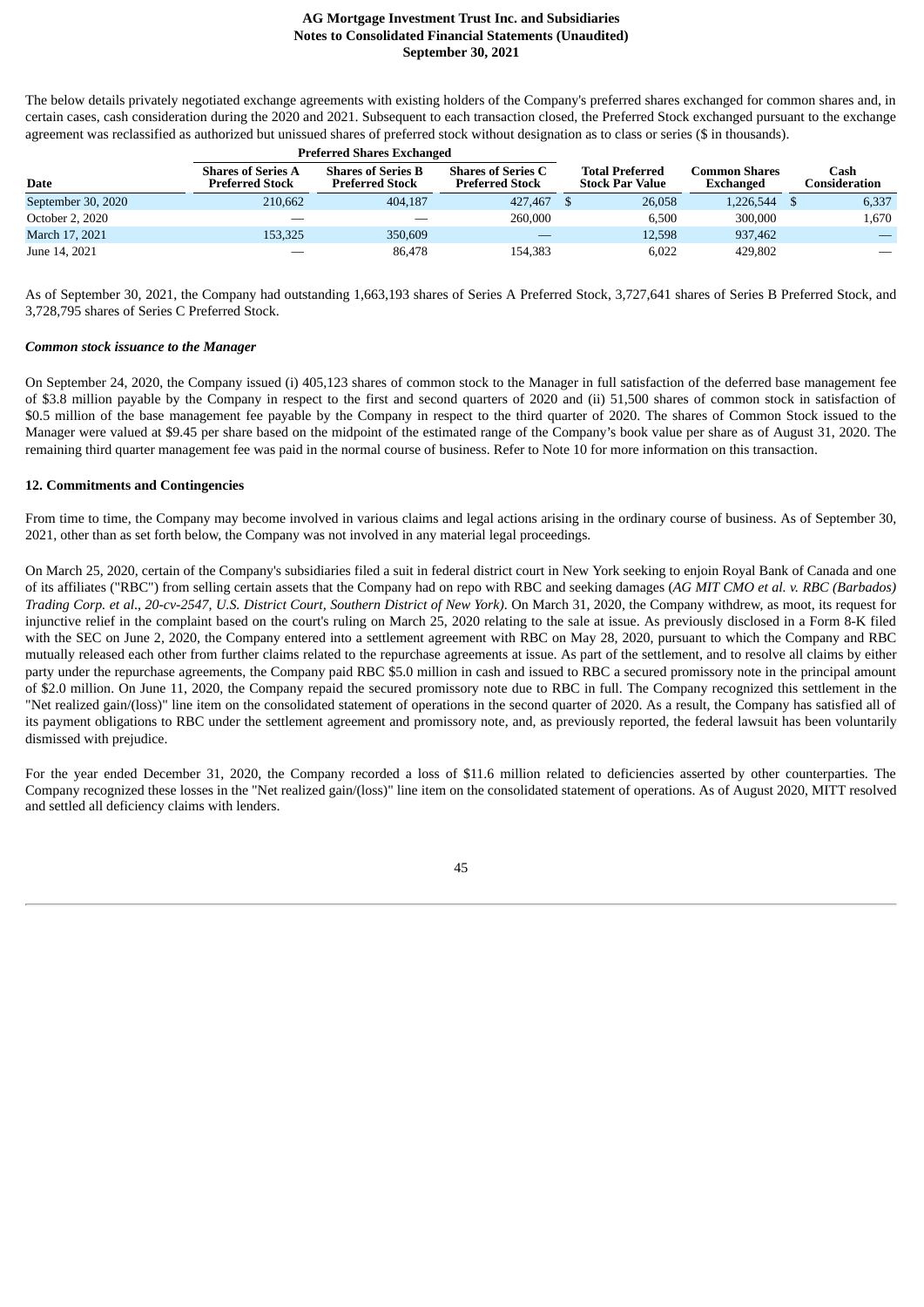The below details privately negotiated exchange agreements with existing holders of the Company's preferred shares exchanged for common shares and, in certain cases, cash consideration during the 2020 and 2021. Subsequent to each transaction closed, the Preferred Stock exchanged pursuant to the exchange agreement was reclassified as authorized but unissued shares of preferred stock without designation as to class or series ($ in thousands).

| | Preferred Shares Exchanged | | | | | |
|---|---|---|---|---|---|---|
| **Date** | **Shares of Series A Preferred Stock** | **Shares of Series B Preferred Stock** | **Shares of Series C Preferred Stock** | **Total Preferred Stock Par Value** | **Common Shares Exchanged** | **Cash Consideration** |
| September 30, 2020 | 210,662 | 404,187 | 427,467 | $ 26,058 | 1,226,544 | $ 6,337 |
| October 2, 2020 | — | — | 260,000 | 6,500 | 300,000 | 1,670 |
| March 17, 2021 | 153,325 | 350,609 | — | 12,598 | 937,462 | — |
| June 14, 2021 | — | 86,478 | 154,383 | 6,022 | 429,802 | — |

As of September 30, 2021, the Company had outstanding 1,663,193 shares of Series A Preferred Stock, 3,727,641 shares of Series B Preferred Stock, and 3,728,795 shares of Series C Preferred Stock.

***Common stock issuance to the Manager***

On September 24, 2020, the Company issued (i) 405,123 shares of common stock to the Manager in full satisfaction of the deferred base management fee of $3.8 million payable by the Company in respect to the first and second quarters of 2020 and (ii) 51,500 shares of common stock in satisfaction of $0.5 million of the base management fee payable by the Company in respect to the third quarter of 2020. The shares of Common Stock issued to the Manager were valued at $9.45 per share based on the midpoint of the estimated range of the Company's book value per share as of August 31, 2020. The remaining third quarter management fee was paid in the normal course of business. Refer to Note 10 for more information on this transaction.

## 12. Commitments and Contingencies

From time to time, the Company may become involved in various claims and legal actions arising in the ordinary course of business. As of September 30, 2021, other than as set forth below, the Company was not involved in any material legal proceedings.

On March 25, 2020, certain of the Company's subsidiaries filed a suit in federal district court in New York seeking to enjoin Royal Bank of Canada and one of its affiliates ("RBC") from selling certain assets that the Company had on repo with RBC and seeking damages (*AG MIT CMO et al. v. RBC (Barbados) Trading Corp. et al., 20-cv-2547, U.S. District Court, Southern District of New York)*. On March 31, 2020, the Company withdrew, as moot, its request for injunctive relief in the complaint based on the court's ruling on March 25, 2020 relating to the sale at issue. As previously disclosed in a Form 8-K filed with the SEC on June 2, 2020, the Company entered into a settlement agreement with RBC on May 28, 2020, pursuant to which the Company and RBC mutually released each other from further claims related to the repurchase agreements at issue. As part of the settlement, and to resolve all claims by either party under the repurchase agreements, the Company paid RBC $5.0 million in cash and issued to RBC a secured promissory note in the principal amount of $2.0 million. On June 11, 2020, the Company repaid the secured promissory note due to RBC in full. The Company recognized this settlement in the "Net realized gain/(loss)" line item on the consolidated statement of operations in the second quarter of 2020. As a result, the Company has satisfied all of its payment obligations to RBC under the settlement agreement and promissory note, and, as previously reported, the federal lawsuit has been voluntarily dismissed with prejudice.

For the year ended December 31, 2020, the Company recorded a loss of $11.6 million related to deficiencies asserted by other counterparties. The Company recognized these losses in the "Net realized gain/(loss)" line item on the consolidated statement of operations. As of August 2020, MITT resolved and settled all deficiency claims with lenders.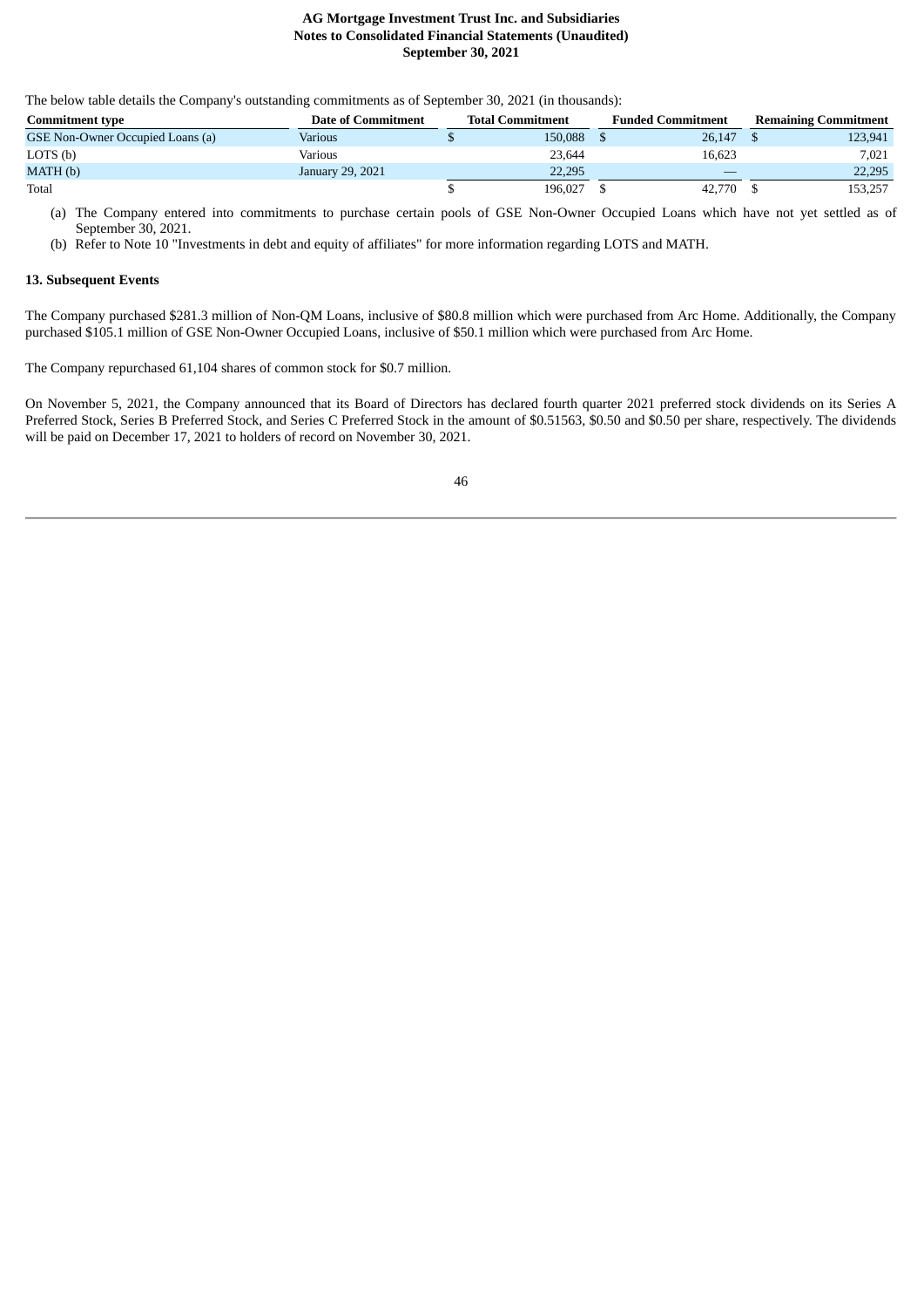The below table details the Company's outstanding commitments as of September 30, 2021 (in thousands):

| Commitment type | Date of Commitment | Total Commitment | Funded Commitment | Remaining Commitment |
|---|---|---|---|---|
| GSE Non-Owner Occupied Loans (a) | Various | $ 150,088 | $ 26,147 | $ 123,941 |
| LOTS (b) | Various | 23,644 | 16,623 | 7,021 |
| MATH (b) | January 29, 2021 | 22,295 | — | 22,295 |
| Total | | $ 196,027 | $ 42,770 | $ 153,257 |

(a) The Company entered into commitments to purchase certain pools of GSE Non-Owner Occupied Loans which have not yet settled as of September 30, 2021.

(b) Refer to Note 10 "Investments in debt and equity of affiliates" for more information regarding LOTS and MATH.

**13. Subsequent Events**

The Company purchased $281.3 million of Non-QM Loans, inclusive of $80.8 million which were purchased from Arc Home. Additionally, the Company purchased $105.1 million of GSE Non-Owner Occupied Loans, inclusive of $50.1 million which were purchased from Arc Home.

The Company repurchased 61,104 shares of common stock for $0.7 million.

On November 5, 2021, the Company announced that its Board of Directors has declared fourth quarter 2021 preferred stock dividends on its Series A Preferred Stock, Series B Preferred Stock, and Series C Preferred Stock in the amount of $0.51563, $0.50 and $0.50 per share, respectively. The dividends will be paid on December 17, 2021 to holders of record on November 30, 2021.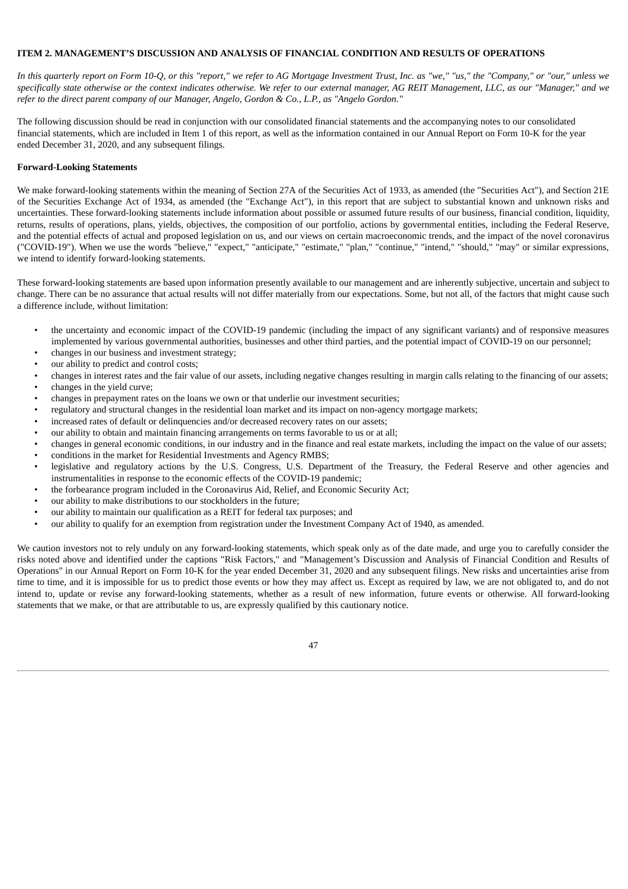**ITEM 2. MANAGEMENT'S DISCUSSION AND ANALYSIS OF FINANCIAL CONDITION AND RESULTS OF OPERATIONS**

*In this quarterly report on Form 10-Q, or this "report," we refer to AG Mortgage Investment Trust, Inc. as "we," "us," the "Company," or "our," unless we specifically state otherwise or the context indicates otherwise. We refer to our external manager, AG REIT Management, LLC, as our "Manager," and we refer to the direct parent company of our Manager, Angelo, Gordon & Co., L.P., as "Angelo Gordon."*

The following discussion should be read in conjunction with our consolidated financial statements and the accompanying notes to our consolidated financial statements, which are included in Item 1 of this report, as well as the information contained in our Annual Report on Form 10-K for the year ended December 31, 2020, and any subsequent filings.

**Forward-Looking Statements**

We make forward-looking statements within the meaning of Section 27A of the Securities Act of 1933, as amended (the "Securities Act"), and Section 21E of the Securities Exchange Act of 1934, as amended (the "Exchange Act"), in this report that are subject to substantial known and unknown risks and uncertainties. These forward-looking statements include information about possible or assumed future results of our business, financial condition, liquidity, returns, results of operations, plans, yields, objectives, the composition of our portfolio, actions by governmental entities, including the Federal Reserve, and the potential effects of actual and proposed legislation on us, and our views on certain macroeconomic trends, and the impact of the novel coronavirus ("COVID-19"). When we use the words "believe," "expect," "anticipate," "estimate," "plan," "continue," "intend," "should," "may" or similar expressions, we intend to identify forward-looking statements.

These forward-looking statements are based upon information presently available to our management and are inherently subjective, uncertain and subject to change. There can be no assurance that actual results will not differ materially from our expectations. Some, but not all, of the factors that might cause such a difference include, without limitation:

- the uncertainty and economic impact of the COVID-19 pandemic (including the impact of any significant variants) and of responsive measures implemented by various governmental authorities, businesses and other third parties, and the potential impact of COVID-19 on our personnel;
- changes in our business and investment strategy;
- our ability to predict and control costs;
- changes in interest rates and the fair value of our assets, including negative changes resulting in margin calls relating to the financing of our assets;
- changes in the yield curve;
- changes in prepayment rates on the loans we own or that underlie our investment securities;
- regulatory and structural changes in the residential loan market and its impact on non-agency mortgage markets;
- increased rates of default or delinquencies and/or decreased recovery rates on our assets;
- our ability to obtain and maintain financing arrangements on terms favorable to us or at all;
- changes in general economic conditions, in our industry and in the finance and real estate markets, including the impact on the value of our assets;
- conditions in the market for Residential Investments and Agency RMBS;
- legislative and regulatory actions by the U.S. Congress, U.S. Department of the Treasury, the Federal Reserve and other agencies and instrumentalities in response to the economic effects of the COVID-19 pandemic;
- the forbearance program included in the Coronavirus Aid, Relief, and Economic Security Act;
- our ability to make distributions to our stockholders in the future;
- our ability to maintain our qualification as a REIT for federal tax purposes; and
- our ability to qualify for an exemption from registration under the Investment Company Act of 1940, as amended.

We caution investors not to rely unduly on any forward-looking statements, which speak only as of the date made, and urge you to carefully consider the risks noted above and identified under the captions "Risk Factors," and "Management's Discussion and Analysis of Financial Condition and Results of Operations" in our Annual Report on Form 10-K for the year ended December 31, 2020 and any subsequent filings. New risks and uncertainties arise from time to time, and it is impossible for us to predict those events or how they may affect us. Except as required by law, we are not obligated to, and do not intend to, update or revise any forward-looking statements, whether as a result of new information, future events or otherwise. All forward-looking statements that we make, or that are attributable to us, are expressly qualified by this cautionary notice.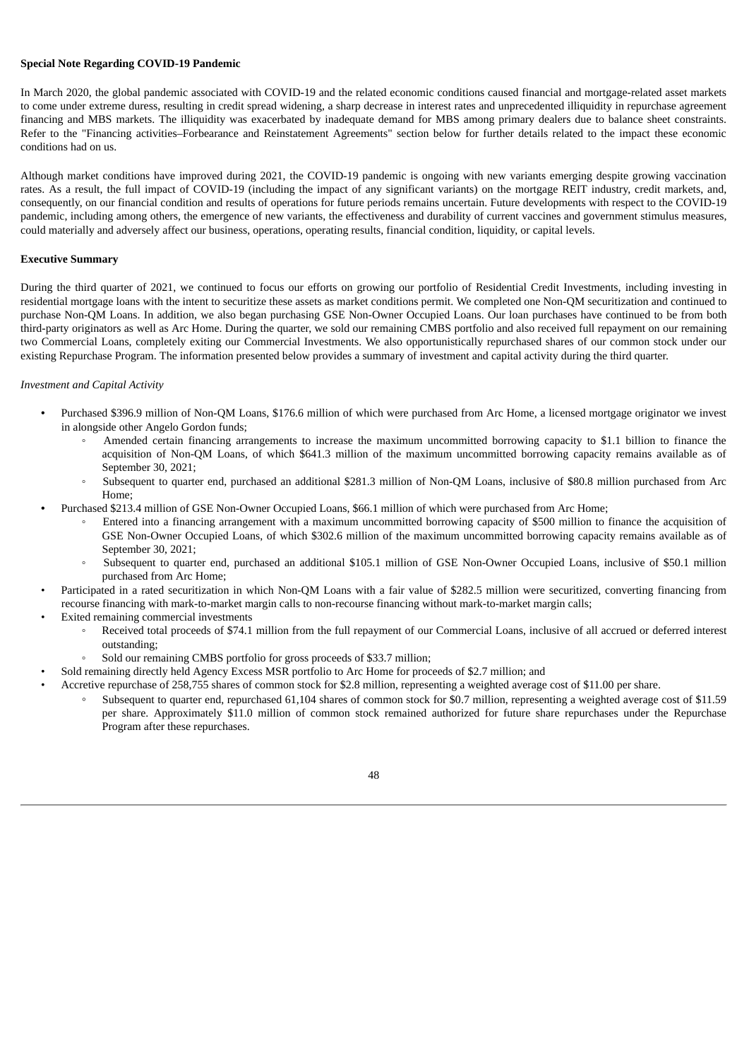**Special Note Regarding COVID-19 Pandemic**

In March 2020, the global pandemic associated with COVID-19 and the related economic conditions caused financial and mortgage-related asset markets to come under extreme duress, resulting in credit spread widening, a sharp decrease in interest rates and unprecedented illiquidity in repurchase agreement financing and MBS markets. The illiquidity was exacerbated by inadequate demand for MBS among primary dealers due to balance sheet constraints. Refer to the "Financing activities–Forbearance and Reinstatement Agreements" section below for further details related to the impact these economic conditions had on us.

Although market conditions have improved during 2021, the COVID-19 pandemic is ongoing with new variants emerging despite growing vaccination rates. As a result, the full impact of COVID-19 (including the impact of any significant variants) on the mortgage REIT industry, credit markets, and, consequently, on our financial condition and results of operations for future periods remains uncertain. Future developments with respect to the COVID-19 pandemic, including among others, the emergence of new variants, the effectiveness and durability of current vaccines and government stimulus measures, could materially and adversely affect our business, operations, operating results, financial condition, liquidity, or capital levels.

**Executive Summary**

During the third quarter of 2021, we continued to focus our efforts on growing our portfolio of Residential Credit Investments, including investing in residential mortgage loans with the intent to securitize these assets as market conditions permit. We completed one Non-QM securitization and continued to purchase Non-QM Loans. In addition, we also began purchasing GSE Non-Owner Occupied Loans. Our loan purchases have continued to be from both third-party originators as well as Arc Home. During the quarter, we sold our remaining CMBS portfolio and also received full repayment on our remaining two Commercial Loans, completely exiting our Commercial Investments. We also opportunistically repurchased shares of our common stock under our existing Repurchase Program. The information presented below provides a summary of investment and capital activity during the third quarter.

*Investment and Capital Activity*

- Purchased $396.9 million of Non-QM Loans, $176.6 million of which were purchased from Arc Home, a licensed mortgage originator we invest in alongside other Angelo Gordon funds;
  - Amended certain financing arrangements to increase the maximum uncommitted borrowing capacity to $1.1 billion to finance the acquisition of Non-QM Loans, of which $641.3 million of the maximum uncommitted borrowing capacity remains available as of September 30, 2021;
  - Subsequent to quarter end, purchased an additional $281.3 million of Non-QM Loans, inclusive of $80.8 million purchased from Arc Home;
- Purchased $213.4 million of GSE Non-Owner Occupied Loans, $66.1 million of which were purchased from Arc Home;
  - Entered into a financing arrangement with a maximum uncommitted borrowing capacity of $500 million to finance the acquisition of GSE Non-Owner Occupied Loans, of which $302.6 million of the maximum uncommitted borrowing capacity remains available as of September 30, 2021;
  - Subsequent to quarter end, purchased an additional $105.1 million of GSE Non-Owner Occupied Loans, inclusive of $50.1 million purchased from Arc Home;
- Participated in a rated securitization in which Non-QM Loans with a fair value of $282.5 million were securitized, converting financing from recourse financing with mark-to-market margin calls to non-recourse financing without mark-to-market margin calls;
- Exited remaining commercial investments
  - Received total proceeds of $74.1 million from the full repayment of our Commercial Loans, inclusive of all accrued or deferred interest outstanding;
  - Sold our remaining CMBS portfolio for gross proceeds of $33.7 million;
- Sold remaining directly held Agency Excess MSR portfolio to Arc Home for proceeds of $2.7 million; and
- Accretive repurchase of 258,755 shares of common stock for $2.8 million, representing a weighted average cost of $11.00 per share.
  - Subsequent to quarter end, repurchased 61,104 shares of common stock for $0.7 million, representing a weighted average cost of $11.59 per share. Approximately $11.0 million of common stock remained authorized for future share repurchases under the Repurchase Program after these repurchases.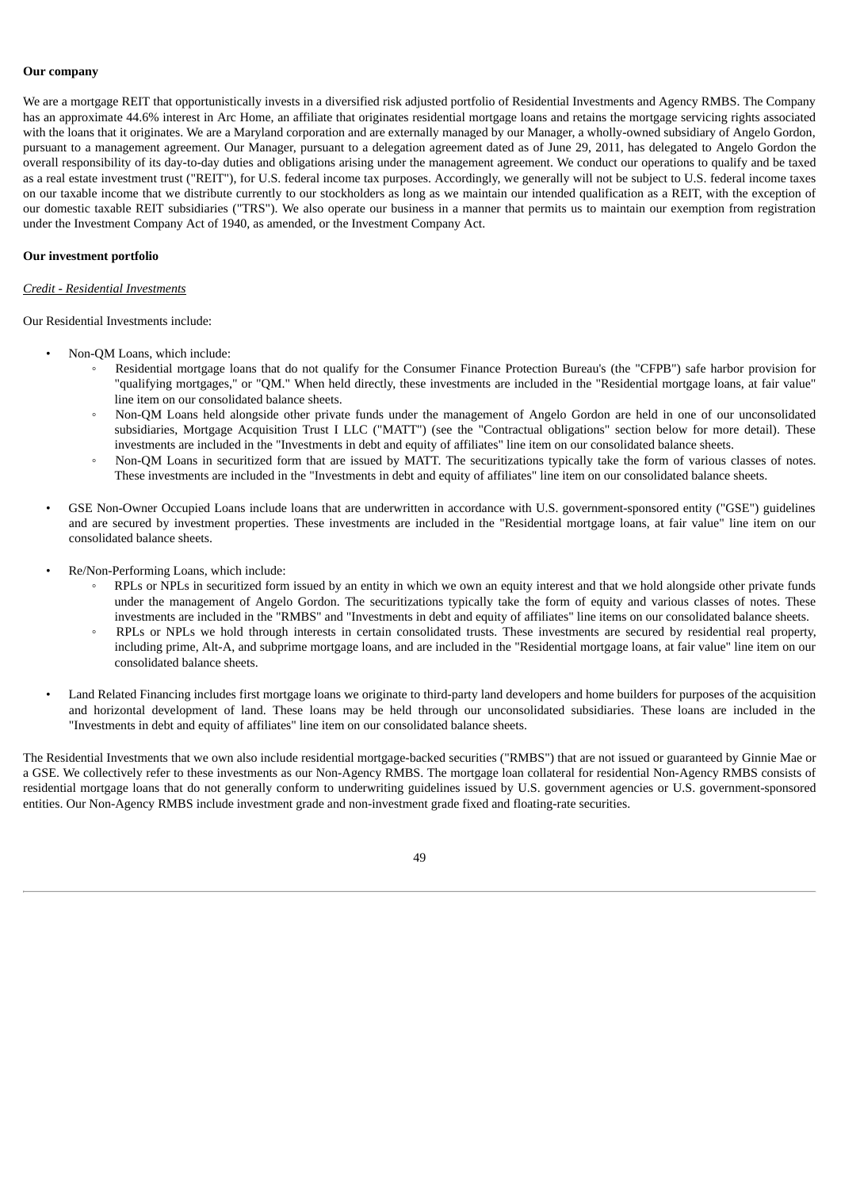**Our company**

We are a mortgage REIT that opportunistically invests in a diversified risk adjusted portfolio of Residential Investments and Agency RMBS. The Company has an approximate 44.6% interest in Arc Home, an affiliate that originates residential mortgage loans and retains the mortgage servicing rights associated with the loans that it originates. We are a Maryland corporation and are externally managed by our Manager, a wholly-owned subsidiary of Angelo Gordon, pursuant to a management agreement. Our Manager, pursuant to a delegation agreement dated as of June 29, 2011, has delegated to Angelo Gordon the overall responsibility of its day-to-day duties and obligations arising under the management agreement. We conduct our operations to qualify and be taxed as a real estate investment trust ("REIT"), for U.S. federal income tax purposes. Accordingly, we generally will not be subject to U.S. federal income taxes on our taxable income that we distribute currently to our stockholders as long as we maintain our intended qualification as a REIT, with the exception of our domestic taxable REIT subsidiaries ("TRS"). We also operate our business in a manner that permits us to maintain our exemption from registration under the Investment Company Act of 1940, as amended, or the Investment Company Act.

**Our investment portfolio**

*Credit - Residential Investments*

Our Residential Investments include:

- Non-QM Loans, which include:
  - Residential mortgage loans that do not qualify for the Consumer Finance Protection Bureau's (the "CFPB") safe harbor provision for "qualifying mortgages," or "QM." When held directly, these investments are included in the "Residential mortgage loans, at fair value" line item on our consolidated balance sheets.
  - Non-QM Loans held alongside other private funds under the management of Angelo Gordon are held in one of our unconsolidated subsidiaries, Mortgage Acquisition Trust I LLC ("MATT") (see the "Contractual obligations" section below for more detail). These investments are included in the "Investments in debt and equity of affiliates" line item on our consolidated balance sheets.
  - Non-QM Loans in securitized form that are issued by MATT. The securitizations typically take the form of various classes of notes. These investments are included in the "Investments in debt and equity of affiliates" line item on our consolidated balance sheets.

- GSE Non-Owner Occupied Loans include loans that are underwritten in accordance with U.S. government-sponsored entity ("GSE") guidelines and are secured by investment properties. These investments are included in the "Residential mortgage loans, at fair value" line item on our consolidated balance sheets.

- Re/Non-Performing Loans, which include:
  - RPLs or NPLs in securitized form issued by an entity in which we own an equity interest and that we hold alongside other private funds under the management of Angelo Gordon. The securitizations typically take the form of equity and various classes of notes. These investments are included in the "RMBS" and "Investments in debt and equity of affiliates" line items on our consolidated balance sheets.
  - RPLs or NPLs we hold through interests in certain consolidated trusts. These investments are secured by residential real property, including prime, Alt-A, and subprime mortgage loans, and are included in the "Residential mortgage loans, at fair value" line item on our consolidated balance sheets.

- Land Related Financing includes first mortgage loans we originate to third-party land developers and home builders for purposes of the acquisition and horizontal development of land. These loans may be held through our unconsolidated subsidiaries. These loans are included in the "Investments in debt and equity of affiliates" line item on our consolidated balance sheets.

The Residential Investments that we own also include residential mortgage-backed securities ("RMBS") that are not issued or guaranteed by Ginnie Mae or a GSE. We collectively refer to these investments as our Non-Agency RMBS. The mortgage loan collateral for residential Non-Agency RMBS consists of residential mortgage loans that do not generally conform to underwriting guidelines issued by U.S. government agencies or U.S. government-sponsored entities. Our Non-Agency RMBS include investment grade and non-investment grade fixed and floating-rate securities.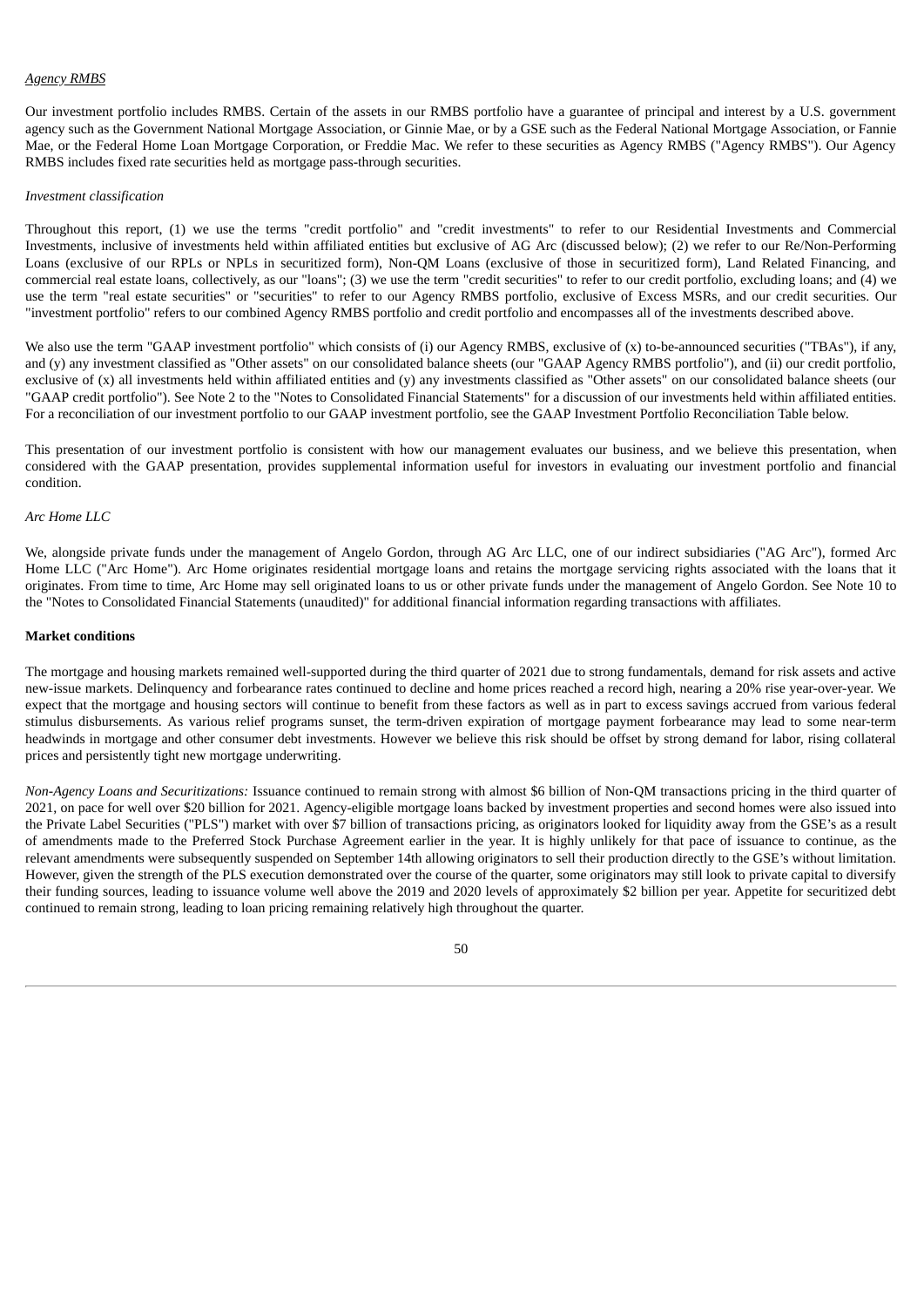*Agency RMBS*

Our investment portfolio includes RMBS. Certain of the assets in our RMBS portfolio have a guarantee of principal and interest by a U.S. government agency such as the Government National Mortgage Association, or Ginnie Mae, or by a GSE such as the Federal National Mortgage Association, or Fannie Mae, or the Federal Home Loan Mortgage Corporation, or Freddie Mac. We refer to these securities as Agency RMBS ("Agency RMBS"). Our Agency RMBS includes fixed rate securities held as mortgage pass-through securities.

*Investment classification*

Throughout this report, (1) we use the terms "credit portfolio" and "credit investments" to refer to our Residential Investments and Commercial Investments, inclusive of investments held within affiliated entities but exclusive of AG Arc (discussed below); (2) we refer to our Re/Non-Performing Loans (exclusive of our RPLs or NPLs in securitized form), Non-QM Loans (exclusive of those in securitized form), Land Related Financing, and commercial real estate loans, collectively, as our "loans"; (3) we use the term "credit securities" to refer to our credit portfolio, excluding loans; and (4) we use the term "real estate securities" or "securities" to refer to our Agency RMBS portfolio, exclusive of Excess MSRs, and our credit securities. Our "investment portfolio" refers to our combined Agency RMBS portfolio and credit portfolio and encompasses all of the investments described above.

We also use the term "GAAP investment portfolio" which consists of (i) our Agency RMBS, exclusive of (x) to-be-announced securities ("TBAs"), if any, and (y) any investment classified as "Other assets" on our consolidated balance sheets (our "GAAP Agency RMBS portfolio"), and (ii) our credit portfolio, exclusive of (x) all investments held within affiliated entities and (y) any investments classified as "Other assets" on our consolidated balance sheets (our "GAAP credit portfolio"). See Note 2 to the "Notes to Consolidated Financial Statements" for a discussion of our investments held within affiliated entities. For a reconciliation of our investment portfolio to our GAAP investment portfolio, see the GAAP Investment Portfolio Reconciliation Table below.

This presentation of our investment portfolio is consistent with how our management evaluates our business, and we believe this presentation, when considered with the GAAP presentation, provides supplemental information useful for investors in evaluating our investment portfolio and financial condition.

*Arc Home LLC*

We, alongside private funds under the management of Angelo Gordon, through AG Arc LLC, one of our indirect subsidiaries ("AG Arc"), formed Arc Home LLC ("Arc Home"). Arc Home originates residential mortgage loans and retains the mortgage servicing rights associated with the loans that it originates. From time to time, Arc Home may sell originated loans to us or other private funds under the management of Angelo Gordon. See Note 10 to the "Notes to Consolidated Financial Statements (unaudited)" for additional financial information regarding transactions with affiliates.

**Market conditions**

The mortgage and housing markets remained well-supported during the third quarter of 2021 due to strong fundamentals, demand for risk assets and active new-issue markets. Delinquency and forbearance rates continued to decline and home prices reached a record high, nearing a 20% rise year-over-year. We expect that the mortgage and housing sectors will continue to benefit from these factors as well as in part to excess savings accrued from various federal stimulus disbursements. As various relief programs sunset, the term-driven expiration of mortgage payment forbearance may lead to some near-term headwinds in mortgage and other consumer debt investments. However we believe this risk should be offset by strong demand for labor, rising collateral prices and persistently tight new mortgage underwriting.

*Non-Agency Loans and Securitizations:* Issuance continued to remain strong with almost $6 billion of Non-QM transactions pricing in the third quarter of 2021, on pace for well over $20 billion for 2021. Agency-eligible mortgage loans backed by investment properties and second homes were also issued into the Private Label Securities ("PLS") market with over $7 billion of transactions pricing, as originators looked for liquidity away from the GSE's as a result of amendments made to the Preferred Stock Purchase Agreement earlier in the year. It is highly unlikely for that pace of issuance to continue, as the relevant amendments were subsequently suspended on September 14th allowing originators to sell their production directly to the GSE's without limitation. However, given the strength of the PLS execution demonstrated over the course of the quarter, some originators may still look to private capital to diversify their funding sources, leading to issuance volume well above the 2019 and 2020 levels of approximately $2 billion per year. Appetite for securitized debt continued to remain strong, leading to loan pricing remaining relatively high throughout the quarter.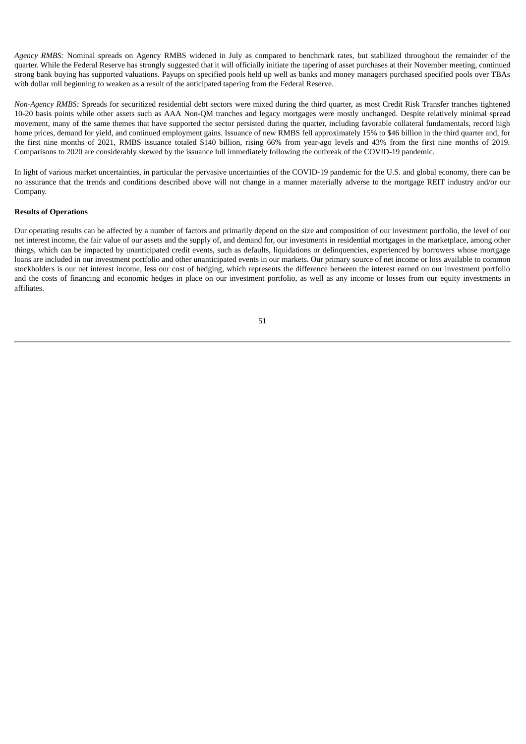*Agency RMBS:* Nominal spreads on Agency RMBS widened in July as compared to benchmark rates, but stabilized throughout the remainder of the quarter. While the Federal Reserve has strongly suggested that it will officially initiate the tapering of asset purchases at their November meeting, continued strong bank buying has supported valuations. Payups on specified pools held up well as banks and money managers purchased specified pools over TBAs with dollar roll beginning to weaken as a result of the anticipated tapering from the Federal Reserve.

*Non-Agency RMBS:* Spreads for securitized residential debt sectors were mixed during the third quarter, as most Credit Risk Transfer tranches tightened 10-20 basis points while other assets such as AAA Non-QM tranches and legacy mortgages were mostly unchanged. Despite relatively minimal spread movement, many of the same themes that have supported the sector persisted during the quarter, including favorable collateral fundamentals, record high home prices, demand for yield, and continued employment gains. Issuance of new RMBS fell approximately 15% to $46 billion in the third quarter and, for the first nine months of 2021, RMBS issuance totaled $140 billion, rising 66% from year-ago levels and 43% from the first nine months of 2019. Comparisons to 2020 are considerably skewed by the issuance lull immediately following the outbreak of the COVID-19 pandemic.

In light of various market uncertainties, in particular the pervasive uncertainties of the COVID-19 pandemic for the U.S. and global economy, there can be no assurance that the trends and conditions described above will not change in a manner materially adverse to the mortgage REIT industry and/or our Company.

**Results of Operations**

Our operating results can be affected by a number of factors and primarily depend on the size and composition of our investment portfolio, the level of our net interest income, the fair value of our assets and the supply of, and demand for, our investments in residential mortgages in the marketplace, among other things, which can be impacted by unanticipated credit events, such as defaults, liquidations or delinquencies, experienced by borrowers whose mortgage loans are included in our investment portfolio and other unanticipated events in our markets. Our primary source of net income or loss available to common stockholders is our net interest income, less our cost of hedging, which represents the difference between the interest earned on our investment portfolio and the costs of financing and economic hedges in place on our investment portfolio, as well as any income or losses from our equity investments in affiliates.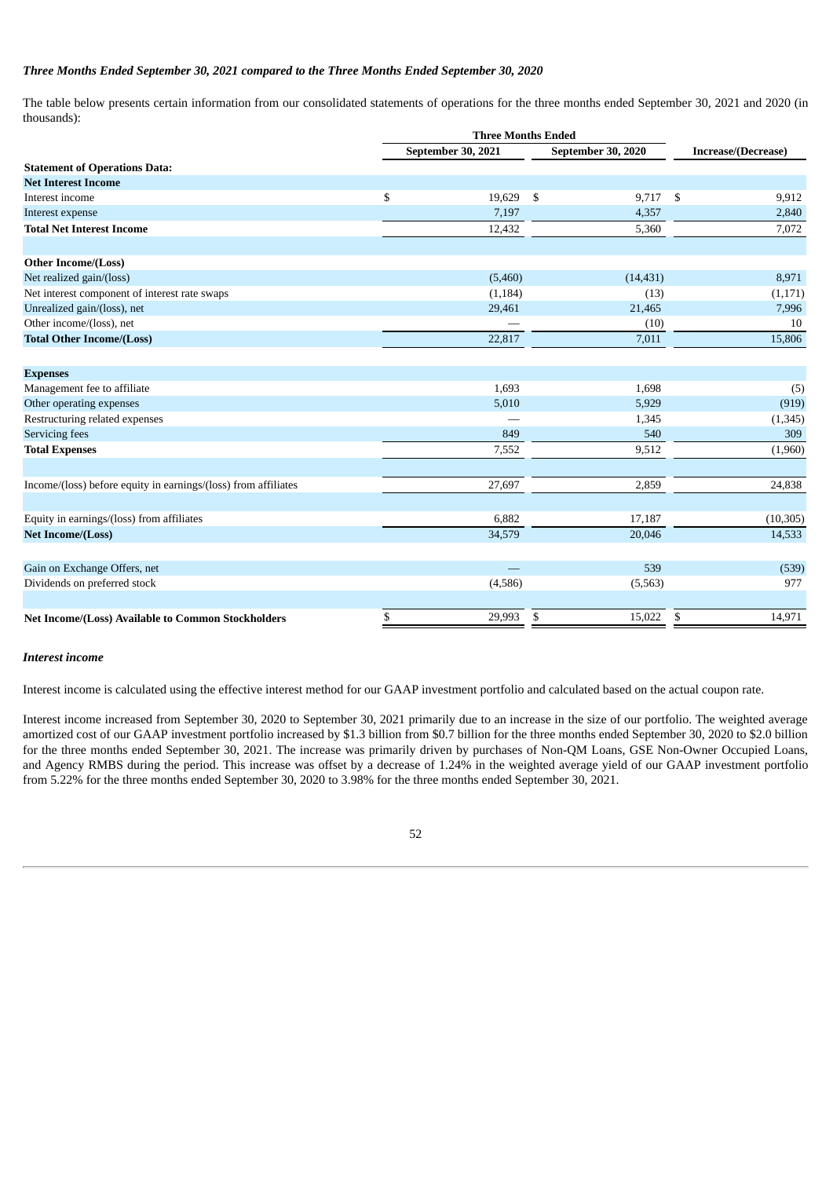*Three Months Ended September 30, 2021 compared to the Three Months Ended September 30, 2020*

The table below presents certain information from our consolidated statements of operations for the three months ended September 30, 2021 and 2020 (in thousands):

| | Three Months Ended | | |
|---|---|---|---|
| | September 30, 2021 | September 30, 2020 | Increase/(Decrease) |
| **Statement of Operations Data:** | | | |
| **Net Interest Income** | | | |
| Interest income | $ 19,629 | $ 9,717 | $ 9,912 |
| Interest expense | 7,197 | 4,357 | 2,840 |
| **Total Net Interest Income** | 12,432 | 5,360 | 7,072 |
| | | | |
| **Other Income/(Loss)** | | | |
| Net realized gain/(loss) | (5,460) | (14,431) | 8,971 |
| Net interest component of interest rate swaps | (1,184) | (13) | (1,171) |
| Unrealized gain/(loss), net | 29,461 | 21,465 | 7,996 |
| Other income/(loss), net | — | (10) | 10 |
| **Total Other Income/(Loss)** | 22,817 | 7,011 | 15,806 |
| | | | |
| **Expenses** | | | |
| Management fee to affiliate | 1,693 | 1,698 | (5) |
| Other operating expenses | 5,010 | 5,929 | (919) |
| Restructuring related expenses | — | 1,345 | (1,345) |
| Servicing fees | 849 | 540 | 309 |
| **Total Expenses** | 7,552 | 9,512 | (1,960) |
| | | | |
| Income/(loss) before equity in earnings/(loss) from affiliates | 27,697 | 2,859 | 24,838 |
| | | | |
| Equity in earnings/(loss) from affiliates | 6,882 | 17,187 | (10,305) |
| **Net Income/(Loss)** | 34,579 | 20,046 | 14,533 |
| | | | |
| Gain on Exchange Offers, net | — | 539 | (539) |
| Dividends on preferred stock | (4,586) | (5,563) | 977 |
| | | | |
| **Net Income/(Loss) Available to Common Stockholders** | $ 29,993 | $ 15,022 | $ 14,971 |

*Interest income*

Interest income is calculated using the effective interest method for our GAAP investment portfolio and calculated based on the actual coupon rate.

Interest income increased from September 30, 2020 to September 30, 2021 primarily due to an increase in the size of our portfolio. The weighted average amortized cost of our GAAP investment portfolio increased by $1.3 billion from $0.7 billion for the three months ended September 30, 2020 to $2.0 billion for the three months ended September 30, 2021. The increase was primarily driven by purchases of Non-QM Loans, GSE Non-Owner Occupied Loans, and Agency RMBS during the period. This increase was offset by a decrease of 1.24% in the weighted average yield of our GAAP investment portfolio from 5.22% for the three months ended September 30, 2020 to 3.98% for the three months ended September 30, 2021.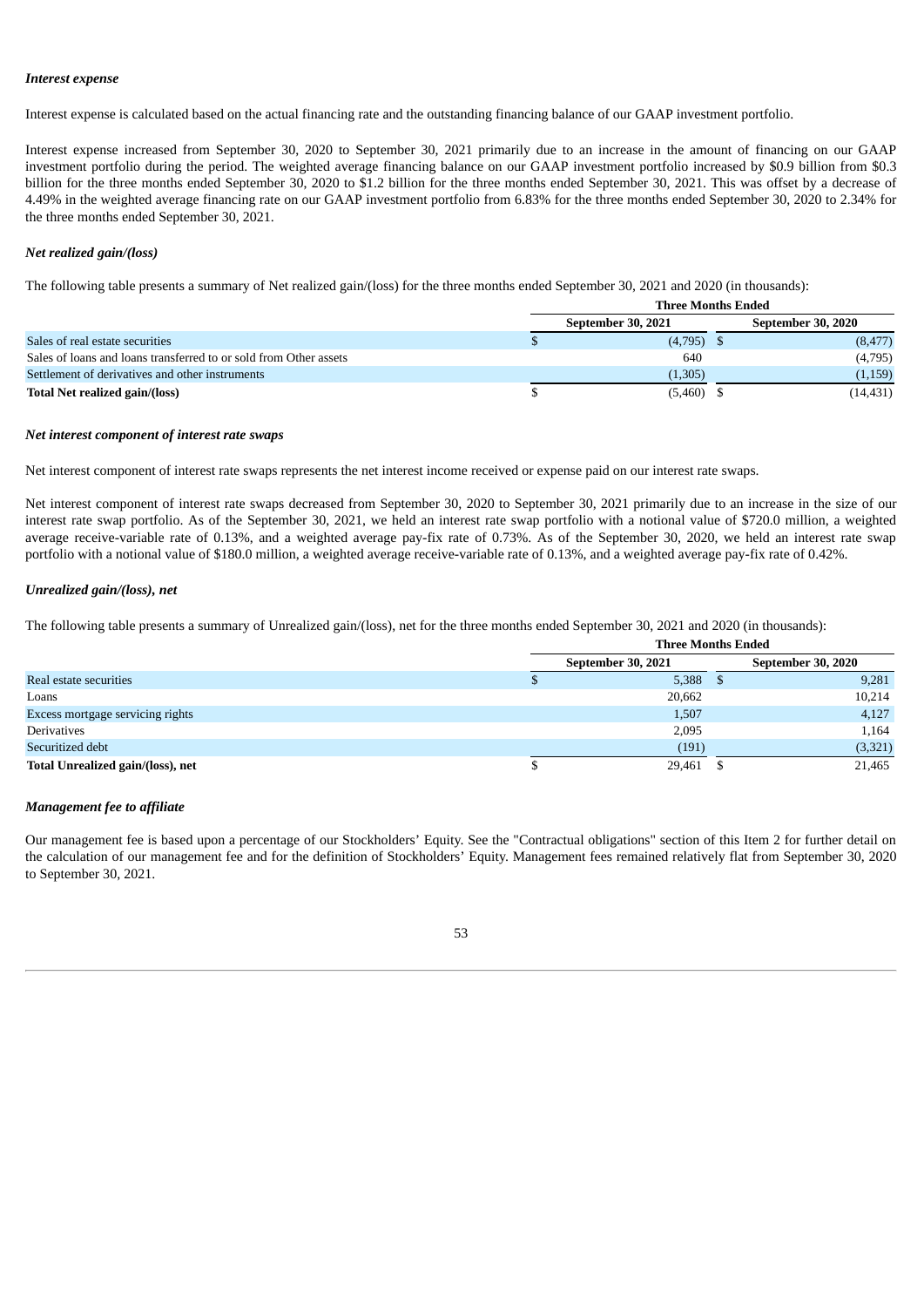***Interest expense***

Interest expense is calculated based on the actual financing rate and the outstanding financing balance of our GAAP investment portfolio.

Interest expense increased from September 30, 2020 to September 30, 2021 primarily due to an increase in the amount of financing on our GAAP investment portfolio during the period. The weighted average financing balance on our GAAP investment portfolio increased by $0.9 billion from $0.3 billion for the three months ended September 30, 2020 to $1.2 billion for the three months ended September 30, 2021. This was offset by a decrease of 4.49% in the weighted average financing rate on our GAAP investment portfolio from 6.83% for the three months ended September 30, 2020 to 2.34% for the three months ended September 30, 2021.

***Net realized gain/(loss)***

The following table presents a summary of Net realized gain/(loss) for the three months ended September 30, 2021 and 2020 (in thousands):

| | Three Months Ended | |
|---|---|---|
| | September 30, 2021 | September 30, 2020 |
| Sales of real estate securities | $ (4,795) | $ (8,477) |
| Sales of loans and loans transferred to or sold from Other assets | 640 | (4,795) |
| Settlement of derivatives and other instruments | (1,305) | (1,159) |
| **Total Net realized gain/(loss)** | $ (5,460) | $ (14,431) |

***Net interest component of interest rate swaps***

Net interest component of interest rate swaps represents the net interest income received or expense paid on our interest rate swaps.

Net interest component of interest rate swaps decreased from September 30, 2020 to September 30, 2021 primarily due to an increase in the size of our interest rate swap portfolio. As of the September 30, 2021, we held an interest rate swap portfolio with a notional value of $720.0 million, a weighted average receive-variable rate of 0.13%, and a weighted average pay-fix rate of 0.73%. As of the September 30, 2020, we held an interest rate swap portfolio with a notional value of $180.0 million, a weighted average receive-variable rate of 0.13%, and a weighted average pay-fix rate of 0.42%.

***Unrealized gain/(loss), net***

The following table presents a summary of Unrealized gain/(loss), net for the three months ended September 30, 2021 and 2020 (in thousands):

| | Three Months Ended | |
|---|---|---|
| | September 30, 2021 | September 30, 2020 |
| Real estate securities | $ 5,388 | $ 9,281 |
| Loans | 20,662 | 10,214 |
| Excess mortgage servicing rights | 1,507 | 4,127 |
| Derivatives | 2,095 | 1,164 |
| Securitized debt | (191) | (3,321) |
| **Total Unrealized gain/(loss), net** | $ 29,461 | $ 21,465 |

***Management fee to affiliate***

Our management fee is based upon a percentage of our Stockholders' Equity. See the "Contractual obligations" section of this Item 2 for further detail on the calculation of our management fee and for the definition of Stockholders' Equity. Management fees remained relatively flat from September 30, 2020 to September 30, 2021.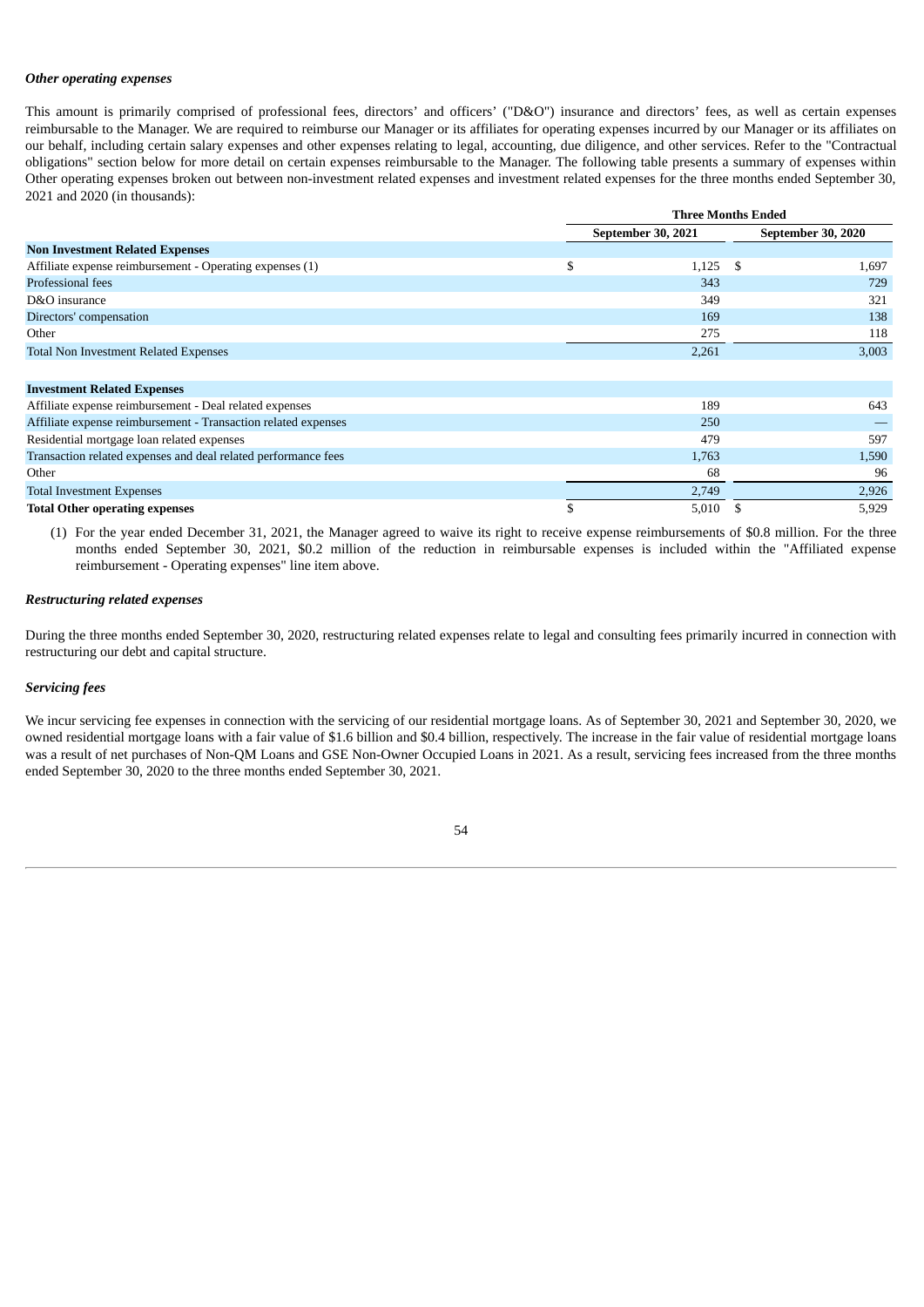### *Other operating expenses*

This amount is primarily comprised of professional fees, directors' and officers' ("D&O") insurance and directors' fees, as well as certain expenses reimbursable to the Manager. We are required to reimburse our Manager or its affiliates for operating expenses incurred by our Manager or its affiliates on our behalf, including certain salary expenses and other expenses relating to legal, accounting, due diligence, and other services. Refer to the "Contractual obligations" section below for more detail on certain expenses reimbursable to the Manager. The following table presents a summary of expenses within Other operating expenses broken out between non-investment related expenses and investment related expenses for the three months ended September 30, 2021 and 2020 (in thousands):

| | Three Months Ended | |
|---|---|---|
| | September 30, 2021 | September 30, 2020 |
| **Non Investment Related Expenses** | | |
| Affiliate expense reimbursement - Operating expenses (1) | $ 1,125 | $ 1,697 |
| Professional fees | 343 | 729 |
| D&O insurance | 349 | 321 |
| Directors' compensation | 169 | 138 |
| Other | 275 | 118 |
| Total Non Investment Related Expenses | 2,261 | 3,003 |
| | | |
| **Investment Related Expenses** | | |
| Affiliate expense reimbursement - Deal related expenses | 189 | 643 |
| Affiliate expense reimbursement - Transaction related expenses | 250 | — |
| Residential mortgage loan related expenses | 479 | 597 |
| Transaction related expenses and deal related performance fees | 1,763 | 1,590 |
| Other | 68 | 96 |
| Total Investment Expenses | 2,749 | 2,926 |
| **Total Other operating expenses** | $ 5,010 | $ 5,929 |

(1) For the year ended December 31, 2021, the Manager agreed to waive its right to receive expense reimbursements of $0.8 million. For the three months ended September 30, 2021, $0.2 million of the reduction in reimbursable expenses is included within the "Affiliated expense reimbursement - Operating expenses" line item above.

### *Restructuring related expenses*

During the three months ended September 30, 2020, restructuring related expenses relate to legal and consulting fees primarily incurred in connection with restructuring our debt and capital structure.

### *Servicing fees*

We incur servicing fee expenses in connection with the servicing of our residential mortgage loans. As of September 30, 2021 and September 30, 2020, we owned residential mortgage loans with a fair value of $1.6 billion and $0.4 billion, respectively. The increase in the fair value of residential mortgage loans was a result of net purchases of Non-QM Loans and GSE Non-Owner Occupied Loans in 2021. As a result, servicing fees increased from the three months ended September 30, 2020 to the three months ended September 30, 2021.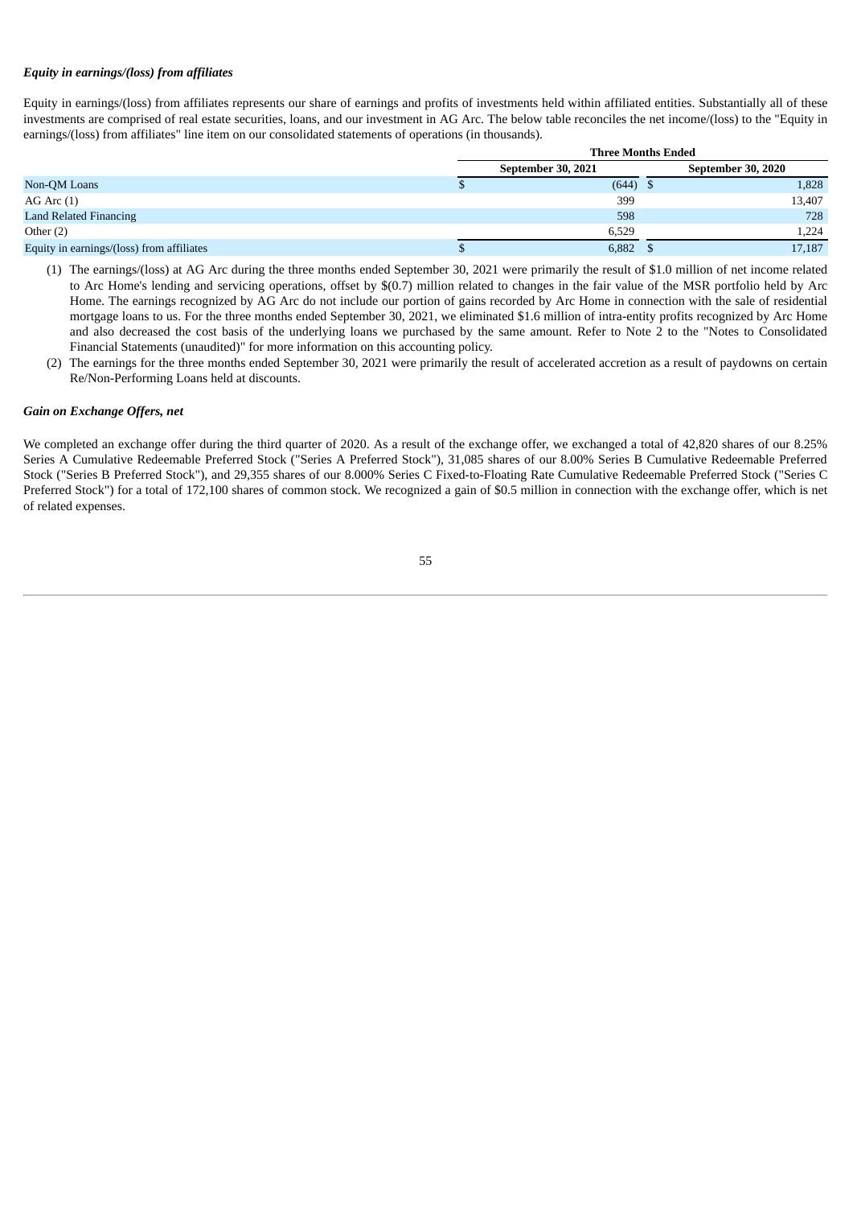***Equity in earnings/(loss) from affiliates***

Equity in earnings/(loss) from affiliates represents our share of earnings and profits of investments held within affiliated entities. Substantially all of these investments are comprised of real estate securities, loans, and our investment in AG Arc. The below table reconciles the net income/(loss) to the "Equity in earnings/(loss) from affiliates" line item on our consolidated statements of operations (in thousands).

| | Three Months Ended | |
|---|---|---|
| | September 30, 2021 | September 30, 2020 |
| Non-QM Loans | $ (644) | $ 1,828 |
| AG Arc (1) | 399 | 13,407 |
| Land Related Financing | 598 | 728 |
| Other (2) | 6,529 | 1,224 |
| Equity in earnings/(loss) from affiliates | $ 6,882 | $ 17,187 |

(1) The earnings/(loss) at AG Arc during the three months ended September 30, 2021 were primarily the result of $1.0 million of net income related to Arc Home's lending and servicing operations, offset by $(0.7) million related to changes in the fair value of the MSR portfolio held by Arc Home. The earnings recognized by AG Arc do not include our portion of gains recorded by Arc Home in connection with the sale of residential mortgage loans to us. For the three months ended September 30, 2021, we eliminated $1.6 million of intra-entity profits recognized by Arc Home and also decreased the cost basis of the underlying loans we purchased by the same amount. Refer to Note 2 to the "Notes to Consolidated Financial Statements (unaudited)" for more information on this accounting policy.

(2) The earnings for the three months ended September 30, 2021 were primarily the result of accelerated accretion as a result of paydowns on certain Re/Non-Performing Loans held at discounts.

***Gain on Exchange Offers, net***

We completed an exchange offer during the third quarter of 2020. As a result of the exchange offer, we exchanged a total of 42,820 shares of our 8.25% Series A Cumulative Redeemable Preferred Stock ("Series A Preferred Stock"), 31,085 shares of our 8.00% Series B Cumulative Redeemable Preferred Stock ("Series B Preferred Stock"), and 29,355 shares of our 8.000% Series C Fixed-to-Floating Rate Cumulative Redeemable Preferred Stock ("Series C Preferred Stock") for a total of 172,100 shares of common stock. We recognized a gain of $0.5 million in connection with the exchange offer, which is net of related expenses.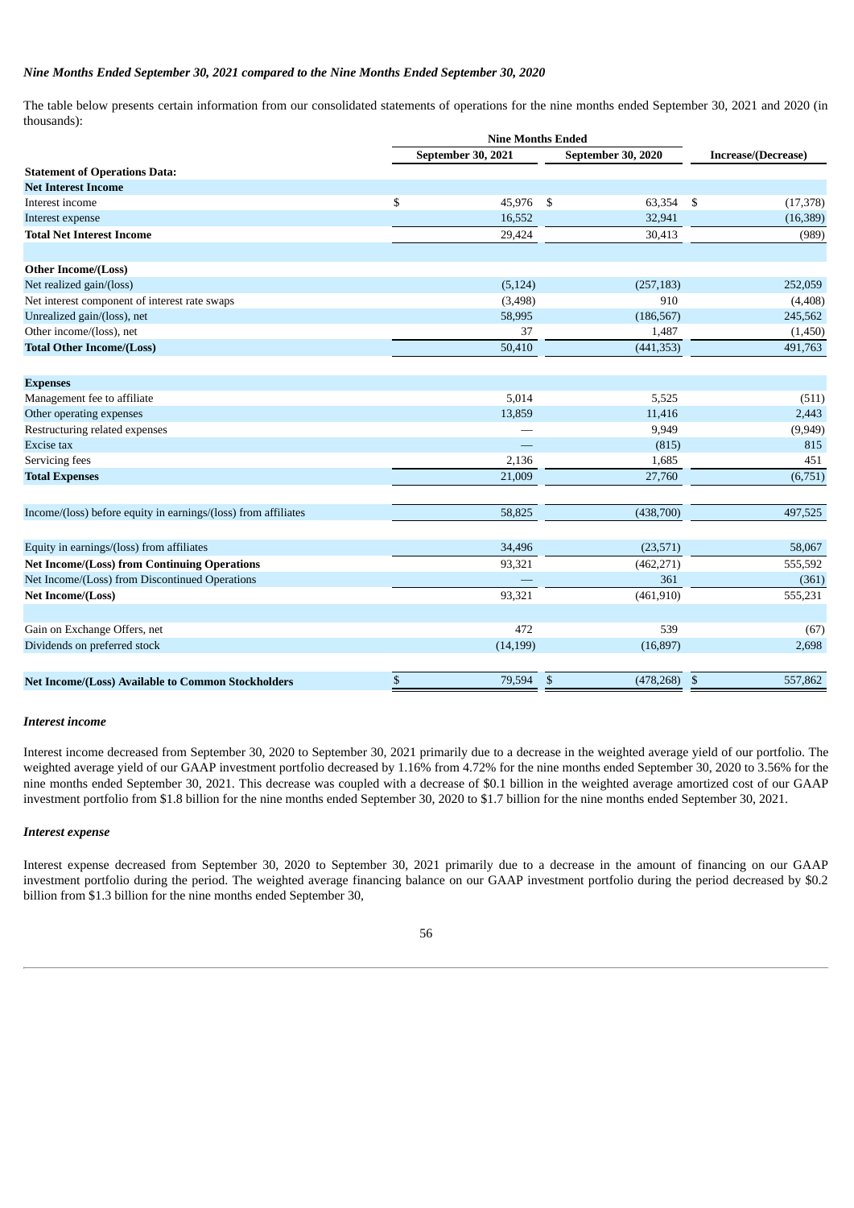### *Nine Months Ended September 30, 2021 compared to the Nine Months Ended September 30, 2020*

The table below presents certain information from our consolidated statements of operations for the nine months ended September 30, 2021 and 2020 (in thousands):

| | Nine Months Ended | | |
|---|---|---|---|
| | September 30, 2021 | September 30, 2020 | Increase/(Decrease) |
| **Statement of Operations Data:** | | | |
| **Net Interest Income** | | | |
| Interest income | $ 45,976 | $ 63,354 | $ (17,378) |
| Interest expense | 16,552 | 32,941 | (16,389) |
| **Total Net Interest Income** | 29,424 | 30,413 | (989) |
| | | | |
| **Other Income/(Loss)** | | | |
| Net realized gain/(loss) | (5,124) | (257,183) | 252,059 |
| Net interest component of interest rate swaps | (3,498) | 910 | (4,408) |
| Unrealized gain/(loss), net | 58,995 | (186,567) | 245,562 |
| Other income/(loss), net | 37 | 1,487 | (1,450) |
| **Total Other Income/(Loss)** | 50,410 | (441,353) | 491,763 |
| | | | |
| **Expenses** | | | |
| Management fee to affiliate | 5,014 | 5,525 | (511) |
| Other operating expenses | 13,859 | 11,416 | 2,443 |
| Restructuring related expenses | — | 9,949 | (9,949) |
| Excise tax | — | (815) | 815 |
| Servicing fees | 2,136 | 1,685 | 451 |
| **Total Expenses** | 21,009 | 27,760 | (6,751) |
| | | | |
| Income/(loss) before equity in earnings/(loss) from affiliates | 58,825 | (438,700) | 497,525 |
| | | | |
| Equity in earnings/(loss) from affiliates | 34,496 | (23,571) | 58,067 |
| **Net Income/(Loss) from Continuing Operations** | 93,321 | (462,271) | 555,592 |
| Net Income/(Loss) from Discontinued Operations | — | 361 | (361) |
| **Net Income/(Loss)** | 93,321 | (461,910) | 555,231 |
| | | | |
| Gain on Exchange Offers, net | 472 | 539 | (67) |
| Dividends on preferred stock | (14,199) | (16,897) | 2,698 |
| | | | |
| **Net Income/(Loss) Available to Common Stockholders** | $ 79,594 | $ (478,268) | $ 557,862 |

### *Interest income*

Interest income decreased from September 30, 2020 to September 30, 2021 primarily due to a decrease in the weighted average yield of our portfolio. The weighted average yield of our GAAP investment portfolio decreased by 1.16% from 4.72% for the nine months ended September 30, 2020 to 3.56% for the nine months ended September 30, 2021. This decrease was coupled with a decrease of $0.1 billion in the weighted average amortized cost of our GAAP investment portfolio from $1.8 billion for the nine months ended September 30, 2020 to $1.7 billion for the nine months ended September 30, 2021.

### *Interest expense*

Interest expense decreased from September 30, 2020 to September 30, 2021 primarily due to a decrease in the amount of financing on our GAAP investment portfolio during the period. The weighted average financing balance on our GAAP investment portfolio during the period decreased by $0.2 billion from $1.3 billion for the nine months ended September 30,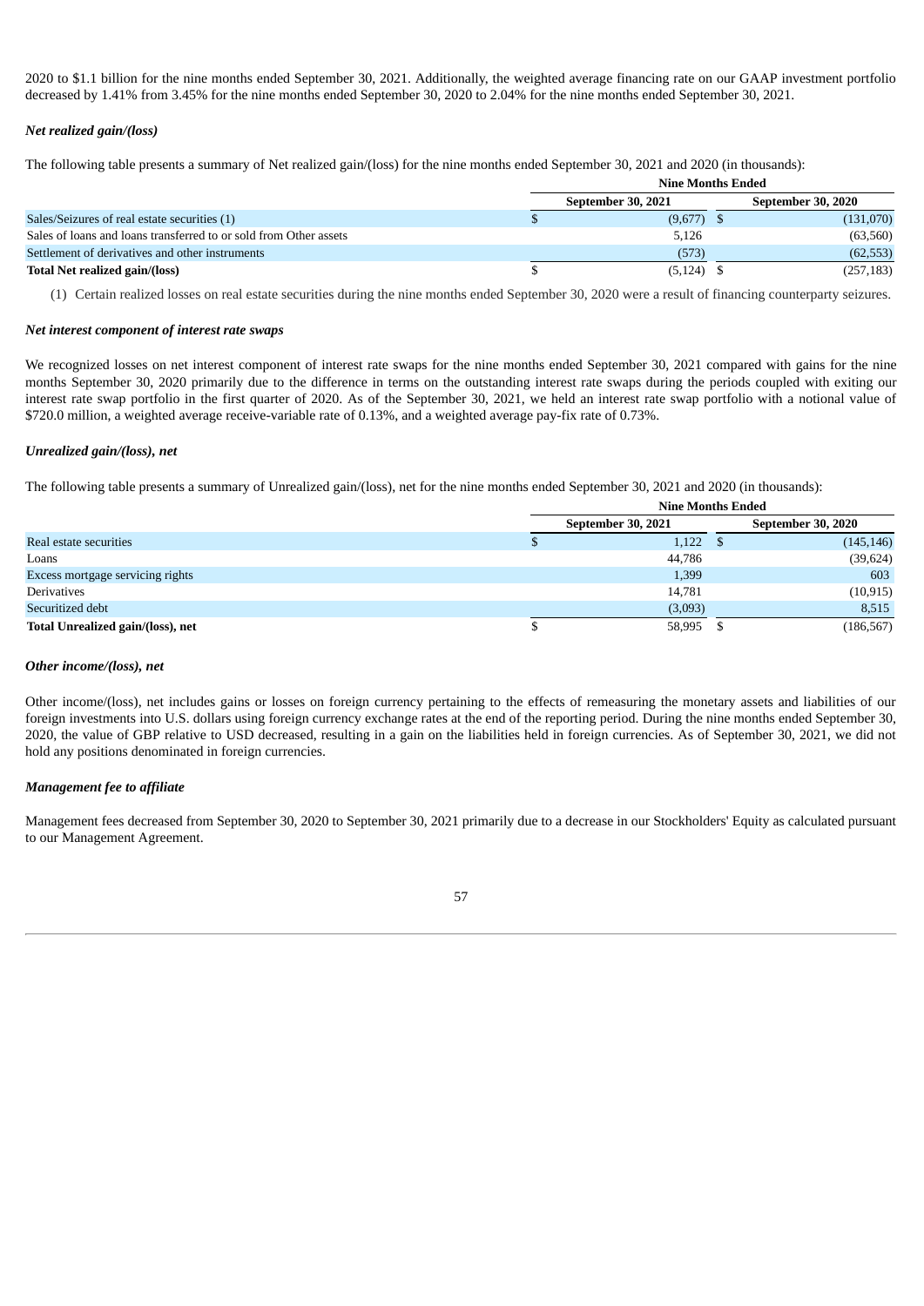2020 to $1.1 billion for the nine months ended September 30, 2021. Additionally, the weighted average financing rate on our GAAP investment portfolio decreased by 1.41% from 3.45% for the nine months ended September 30, 2020 to 2.04% for the nine months ended September 30, 2021.

***Net realized gain/(loss)***

The following table presents a summary of Net realized gain/(loss) for the nine months ended September 30, 2021 and 2020 (in thousands):

| | Nine Months Ended | |
|---|---|---|
| | September 30, 2021 | September 30, 2020 |
| Sales/Seizures of real estate securities (1) | $ (9,677) | $ (131,070) |
| Sales of loans and loans transferred to or sold from Other assets | 5,126 | (63,560) |
| Settlement of derivatives and other instruments | (573) | (62,553) |
| **Total Net realized gain/(loss)** | $ (5,124) | $ (257,183) |

(1) Certain realized losses on real estate securities during the nine months ended September 30, 2020 were a result of financing counterparty seizures.

***Net interest component of interest rate swaps***

We recognized losses on net interest component of interest rate swaps for the nine months ended September 30, 2021 compared with gains for the nine months September 30, 2020 primarily due to the difference in terms on the outstanding interest rate swaps during the periods coupled with exiting our interest rate swap portfolio in the first quarter of 2020. As of the September 30, 2021, we held an interest rate swap portfolio with a notional value of $720.0 million, a weighted average receive-variable rate of 0.13%, and a weighted average pay-fix rate of 0.73%.

***Unrealized gain/(loss), net***

The following table presents a summary of Unrealized gain/(loss), net for the nine months ended September 30, 2021 and 2020 (in thousands):

| | Nine Months Ended | |
|---|---|---|
| | September 30, 2021 | September 30, 2020 |
| Real estate securities | $ 1,122 | $ (145,146) |
| Loans | 44,786 | (39,624) |
| Excess mortgage servicing rights | 1,399 | 603 |
| Derivatives | 14,781 | (10,915) |
| Securitized debt | (3,093) | 8,515 |
| **Total Unrealized gain/(loss), net** | $ 58,995 | $ (186,567) |

***Other income/(loss), net***

Other income/(loss), net includes gains or losses on foreign currency pertaining to the effects of remeasuring the monetary assets and liabilities of our foreign investments into U.S. dollars using foreign currency exchange rates at the end of the reporting period. During the nine months ended September 30, 2020, the value of GBP relative to USD decreased, resulting in a gain on the liabilities held in foreign currencies. As of September 30, 2021, we did not hold any positions denominated in foreign currencies.

***Management fee to affiliate***

Management fees decreased from September 30, 2020 to September 30, 2021 primarily due to a decrease in our Stockholders' Equity as calculated pursuant to our Management Agreement.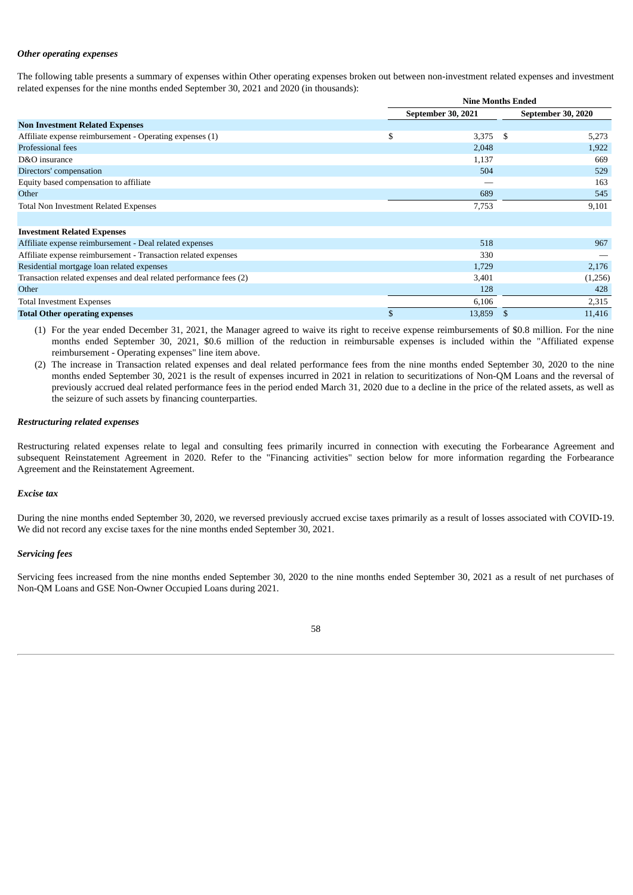### *Other operating expenses*

The following table presents a summary of expenses within Other operating expenses broken out between non-investment related expenses and investment related expenses for the nine months ended September 30, 2021 and 2020 (in thousands):

| | Nine Months Ended | |
|---|---|---|
| | September 30, 2021 | September 30, 2020 |
| **Non Investment Related Expenses** | | |
| Affiliate expense reimbursement - Operating expenses (1) | $ 3,375 | $ 5,273 |
| Professional fees | 2,048 | 1,922 |
| D&O insurance | 1,137 | 669 |
| Directors' compensation | 504 | 529 |
| Equity based compensation to affiliate | — | 163 |
| Other | 689 | 545 |
| Total Non Investment Related Expenses | 7,753 | 9,101 |
| | | |
| **Investment Related Expenses** | | |
| Affiliate expense reimbursement - Deal related expenses | 518 | 967 |
| Affiliate expense reimbursement - Transaction related expenses | 330 | — |
| Residential mortgage loan related expenses | 1,729 | 2,176 |
| Transaction related expenses and deal related performance fees (2) | 3,401 | (1,256) |
| Other | 128 | 428 |
| Total Investment Expenses | 6,106 | 2,315 |
| **Total Other operating expenses** | $ 13,859 | $ 11,416 |

(1) For the year ended December 31, 2021, the Manager agreed to waive its right to receive expense reimbursements of $0.8 million. For the nine months ended September 30, 2021, $0.6 million of the reduction in reimbursable expenses is included within the "Affiliated expense reimbursement - Operating expenses" line item above.

(2) The increase in Transaction related expenses and deal related performance fees from the nine months ended September 30, 2020 to the nine months ended September 30, 2021 is the result of expenses incurred in 2021 in relation to securitizations of Non-QM Loans and the reversal of previously accrued deal related performance fees in the period ended March 31, 2020 due to a decline in the price of the related assets, as well as the seizure of such assets by financing counterparties.

### *Restructuring related expenses*

Restructuring related expenses relate to legal and consulting fees primarily incurred in connection with executing the Forbearance Agreement and subsequent Reinstatement Agreement in 2020. Refer to the "Financing activities" section below for more information regarding the Forbearance Agreement and the Reinstatement Agreement.

### *Excise tax*

During the nine months ended September 30, 2020, we reversed previously accrued excise taxes primarily as a result of losses associated with COVID-19. We did not record any excise taxes for the nine months ended September 30, 2021.

### *Servicing fees*

Servicing fees increased from the nine months ended September 30, 2020 to the nine months ended September 30, 2021 as a result of net purchases of Non-QM Loans and GSE Non-Owner Occupied Loans during 2021.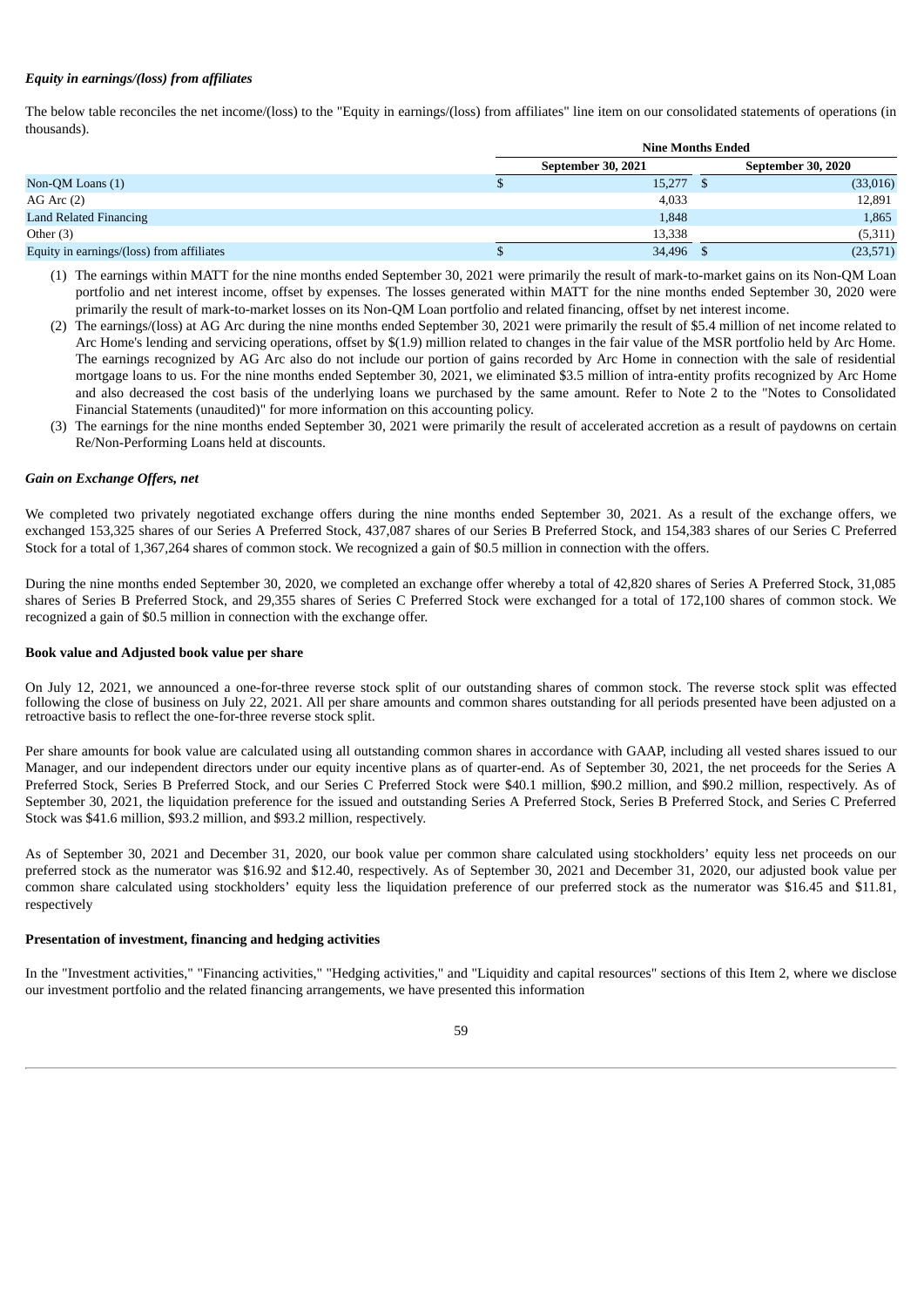### *Equity in earnings/(loss) from affiliates*

The below table reconciles the net income/(loss) to the "Equity in earnings/(loss) from affiliates" line item on our consolidated statements of operations (in thousands).

| | Nine Months Ended | |
|---|---|---|
| | September 30, 2021 | September 30, 2020 |
| Non-QM Loans (1) | $ 15,277 | $ (33,016) |
| AG Arc (2) | 4,033 | 12,891 |
| Land Related Financing | 1,848 | 1,865 |
| Other (3) | 13,338 | (5,311) |
| Equity in earnings/(loss) from affiliates | $ 34,496 | $ (23,571) |

(1) The earnings within MATT for the nine months ended September 30, 2021 were primarily the result of mark-to-market gains on its Non-QM Loan portfolio and net interest income, offset by expenses. The losses generated within MATT for the nine months ended September 30, 2020 were primarily the result of mark-to-market losses on its Non-QM Loan portfolio and related financing, offset by net interest income.

(2) The earnings/(loss) at AG Arc during the nine months ended September 30, 2021 were primarily the result of $5.4 million of net income related to Arc Home's lending and servicing operations, offset by $(1.9) million related to changes in the fair value of the MSR portfolio held by Arc Home. The earnings recognized by AG Arc also do not include our portion of gains recorded by Arc Home in connection with the sale of residential mortgage loans to us. For the nine months ended September 30, 2021, we eliminated $3.5 million of intra-entity profits recognized by Arc Home and also decreased the cost basis of the underlying loans we purchased by the same amount. Refer to Note 2 to the "Notes to Consolidated Financial Statements (unaudited)" for more information on this accounting policy.

(3) The earnings for the nine months ended September 30, 2021 were primarily the result of accelerated accretion as a result of paydowns on certain Re/Non-Performing Loans held at discounts.

### *Gain on Exchange Offers, net*

We completed two privately negotiated exchange offers during the nine months ended September 30, 2021. As a result of the exchange offers, we exchanged 153,325 shares of our Series A Preferred Stock, 437,087 shares of our Series B Preferred Stock, and 154,383 shares of our Series C Preferred Stock for a total of 1,367,264 shares of common stock. We recognized a gain of $0.5 million in connection with the offers.

During the nine months ended September 30, 2020, we completed an exchange offer whereby a total of 42,820 shares of Series A Preferred Stock, 31,085 shares of Series B Preferred Stock, and 29,355 shares of Series C Preferred Stock were exchanged for a total of 172,100 shares of common stock. We recognized a gain of $0.5 million in connection with the exchange offer.

### **Book value and Adjusted book value per share**

On July 12, 2021, we announced a one-for-three reverse stock split of our outstanding shares of common stock. The reverse stock split was effected following the close of business on July 22, 2021. All per share amounts and common shares outstanding for all periods presented have been adjusted on a retroactive basis to reflect the one-for-three reverse stock split.

Per share amounts for book value are calculated using all outstanding common shares in accordance with GAAP, including all vested shares issued to our Manager, and our independent directors under our equity incentive plans as of quarter-end. As of September 30, 2021, the net proceeds for the Series A Preferred Stock, Series B Preferred Stock, and our Series C Preferred Stock were $40.1 million, $90.2 million, and $90.2 million, respectively. As of September 30, 2021, the liquidation preference for the issued and outstanding Series A Preferred Stock, Series B Preferred Stock, and Series C Preferred Stock was $41.6 million, $93.2 million, and $93.2 million, respectively.

As of September 30, 2021 and December 31, 2020, our book value per common share calculated using stockholders' equity less net proceeds on our preferred stock as the numerator was $16.92 and $12.40, respectively. As of September 30, 2021 and December 31, 2020, our adjusted book value per common share calculated using stockholders' equity less the liquidation preference of our preferred stock as the numerator was $16.45 and $11.81, respectively

### **Presentation of investment, financing and hedging activities**

In the "Investment activities," "Financing activities," "Hedging activities," and "Liquidity and capital resources" sections of this Item 2, where we disclose our investment portfolio and the related financing arrangements, we have presented this information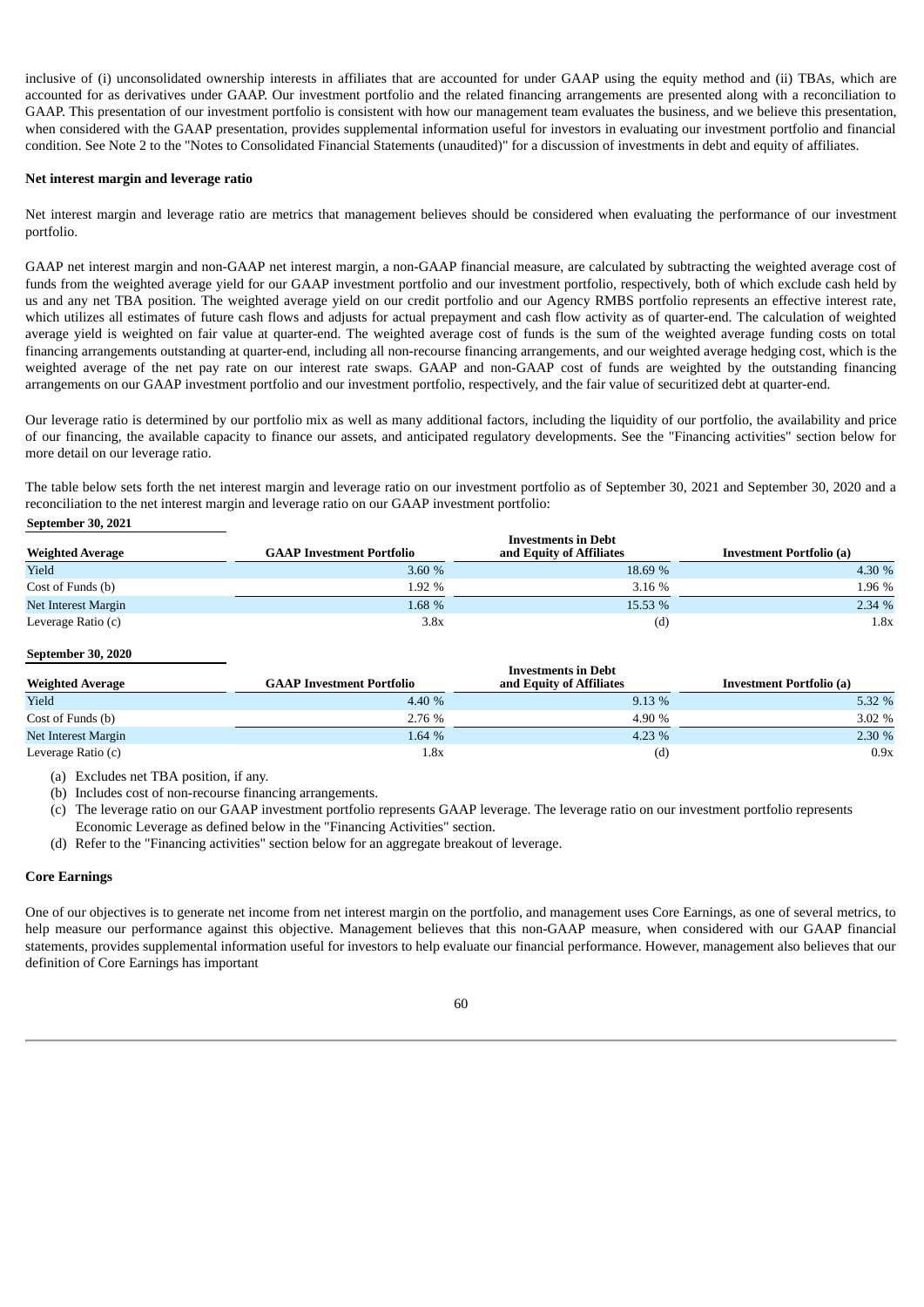inclusive of (i) unconsolidated ownership interests in affiliates that are accounted for under GAAP using the equity method and (ii) TBAs, which are accounted for as derivatives under GAAP. Our investment portfolio and the related financing arrangements are presented along with a reconciliation to GAAP. This presentation of our investment portfolio is consistent with how our management team evaluates the business, and we believe this presentation, when considered with the GAAP presentation, provides supplemental information useful for investors in evaluating our investment portfolio and financial condition. See Note 2 to the "Notes to Consolidated Financial Statements (unaudited)" for a discussion of investments in debt and equity of affiliates.

**Net interest margin and leverage ratio**

Net interest margin and leverage ratio are metrics that management believes should be considered when evaluating the performance of our investment portfolio.

GAAP net interest margin and non-GAAP net interest margin, a non-GAAP financial measure, are calculated by subtracting the weighted average cost of funds from the weighted average yield for our GAAP investment portfolio and our investment portfolio, respectively, both of which exclude cash held by us and any net TBA position. The weighted average yield on our credit portfolio and our Agency RMBS portfolio represents an effective interest rate, which utilizes all estimates of future cash flows and adjusts for actual prepayment and cash flow activity as of quarter-end. The calculation of weighted average yield is weighted on fair value at quarter-end. The weighted average cost of funds is the sum of the weighted average funding costs on total financing arrangements outstanding at quarter-end, including all non-recourse financing arrangements, and our weighted average hedging cost, which is the weighted average of the net pay rate on our interest rate swaps. GAAP and non-GAAP cost of funds are weighted by the outstanding financing arrangements on our GAAP investment portfolio and our investment portfolio, respectively, and the fair value of securitized debt at quarter-end.

Our leverage ratio is determined by our portfolio mix as well as many additional factors, including the liquidity of our portfolio, the availability and price of our financing, the available capacity to finance our assets, and anticipated regulatory developments. See the "Financing activities" section below for more detail on our leverage ratio.

The table below sets forth the net interest margin and leverage ratio on our investment portfolio as of September 30, 2021 and September 30, 2020 and a reconciliation to the net interest margin and leverage ratio on our GAAP investment portfolio:

**September 30, 2021**

| Weighted Average | GAAP Investment Portfolio | Investments in Debt and Equity of Affiliates | Investment Portfolio (a) |
|---|---|---|---|
| Yield | 3.60 % | 18.69 % | 4.30 % |
| Cost of Funds (b) | 1.92 % | 3.16 % | 1.96 % |
| Net Interest Margin | 1.68 % | 15.53 % | 2.34 % |
| Leverage Ratio (c) | 3.8x | (d) | 1.8x |

**September 30, 2020**

| Weighted Average | GAAP Investment Portfolio | Investments in Debt and Equity of Affiliates | Investment Portfolio (a) |
|---|---|---|---|
| Yield | 4.40 % | 9.13 % | 5.32 % |
| Cost of Funds (b) | 2.76 % | 4.90 % | 3.02 % |
| Net Interest Margin | 1.64 % | 4.23 % | 2.30 % |
| Leverage Ratio (c) | 1.8x | (d) | 0.9x |

(a) Excludes net TBA position, if any.

(b) Includes cost of non-recourse financing arrangements.

(c) The leverage ratio on our GAAP investment portfolio represents GAAP leverage. The leverage ratio on our investment portfolio represents Economic Leverage as defined below in the "Financing Activities" section.

(d) Refer to the "Financing activities" section below for an aggregate breakout of leverage.

**Core Earnings**

One of our objectives is to generate net income from net interest margin on the portfolio, and management uses Core Earnings, as one of several metrics, to help measure our performance against this objective. Management believes that this non-GAAP measure, when considered with our GAAP financial statements, provides supplemental information useful for investors to help evaluate our financial performance. However, management also believes that our definition of Core Earnings has important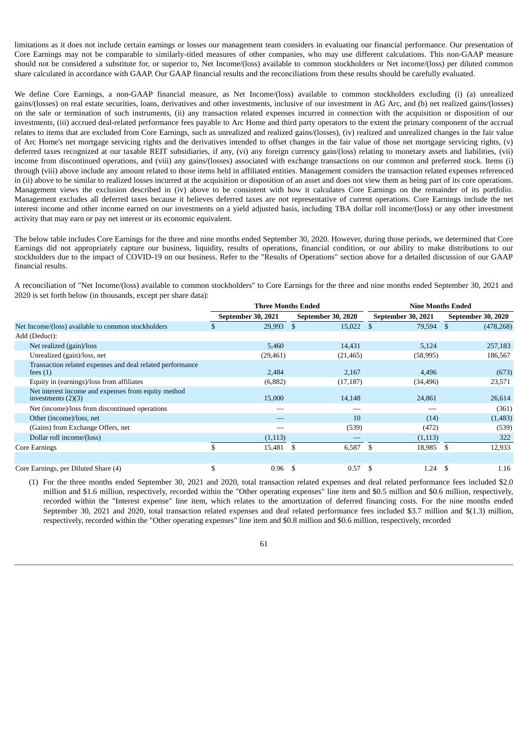limitations as it does not include certain earnings or losses our management team considers in evaluating our financial performance. Our presentation of Core Earnings may not be comparable to similarly-titled measures of other companies, who may use different calculations. This non-GAAP measure should not be considered a substitute for, or superior to, Net Income/(loss) available to common stockholders or Net income/(loss) per diluted common share calculated in accordance with GAAP. Our GAAP financial results and the reconciliations from these results should be carefully evaluated.

We define Core Earnings, a non-GAAP financial measure, as Net Income/(loss) available to common stockholders excluding (i) (a) unrealized gains/(losses) on real estate securities, loans, derivatives and other investments, inclusive of our investment in AG Arc, and (b) net realized gains/(losses) on the sale or termination of such instruments, (ii) any transaction related expenses incurred in connection with the acquisition or disposition of our investments, (iii) accrued deal-related performance fees payable to Arc Home and third party operators to the extent the primary component of the accrual relates to items that are excluded from Core Earnings, such as unrealized and realized gains/(losses), (iv) realized and unrealized changes in the fair value of Arc Home's net mortgage servicing rights and the derivatives intended to offset changes in the fair value of those net mortgage servicing rights, (v) deferred taxes recognized at our taxable REIT subsidiaries, if any, (vi) any foreign currency gain/(loss) relating to monetary assets and liabilities, (vii) income from discontinued operations, and (viii) any gains/(losses) associated with exchange transactions on our common and preferred stock. Items (i) through (viii) above include any amount related to those items held in affiliated entities. Management considers the transaction related expenses referenced in (ii) above to be similar to realized losses incurred at the acquisition or disposition of an asset and does not view them as being part of its core operations. Management views the exclusion described in (iv) above to be consistent with how it calculates Core Earnings on the remainder of its portfolio. Management excludes all deferred taxes because it believes deferred taxes are not representative of current operations. Core Earnings include the net interest income and other income earned on our investments on a yield adjusted basis, including TBA dollar roll income/(loss) or any other investment activity that may earn or pay net interest or its economic equivalent.

The below table includes Core Earnings for the three and nine months ended September 30, 2020. However, during those periods, we determined that Core Earnings did not appropriately capture our business, liquidity, results of operations, financial condition, or our ability to make distributions to our stockholders due to the impact of COVID-19 on our business. Refer to the "Results of Operations" section above for a detailed discussion of our GAAP financial results.

A reconciliation of "Net Income/(loss) available to common stockholders" to Core Earnings for the three and nine months ended September 30, 2021 and 2020 is set forth below (in thousands, except per share data):

| | Three Months Ended | | Nine Months Ended | |
|---|---|---|---|---|
| | September 30, 2021 | September 30, 2020 | September 30, 2021 | September 30, 2020 |
| Net Income/(loss) available to common stockholders | $ 29,993 | $ 15,022 | $ 79,594 | $ (478,268) |
| Add (Deduct): | | | | |
| Net realized (gain)/loss | 5,460 | 14,431 | 5,124 | 257,183 |
| Unrealized (gain)/loss, net | (29,461) | (21,465) | (58,995) | 186,567 |
| Transaction related expenses and deal related performance fees (1) | 2,484 | 2,167 | 4,496 | (673) |
| Equity in (earnings)/loss from affiliates | (6,882) | (17,187) | (34,496) | 23,571 |
| Net interest income and expenses from equity method investments (2)(3) | 15,000 | 14,148 | 24,861 | 26,614 |
| Net (income)/loss from discontinued operations | — | — | — | (361) |
| Other (income)/loss, net | — | 10 | (14) | (1,483) |
| (Gains) from Exchange Offers, net | — | (539) | (472) | (539) |
| Dollar roll income/(loss) | (1,113) | — | (1,113) | 322 |
| Core Earnings | $ 15,481 | $ 6,587 | $ 18,985 | $ 12,933 |
| | | | | |
| Core Earnings, per Diluted Share (4) | $ 0.96 | $ 0.57 | $ 1.24 | $ 1.16 |

(1) For the three months ended September 30, 2021 and 2020, total transaction related expenses and deal related performance fees included $2.0 million and $1.6 million, respectively, recorded within the "Other operating expenses" line item and $0.5 million and $0.6 million, respectively, recorded within the "Interest expense" line item, which relates to the amortization of deferred financing costs. For the nine months ended September 30, 2021 and 2020, total transaction related expenses and deal related performance fees included $3.7 million and $(1.3) million, respectively, recorded within the "Other operating expenses" line item and $0.8 million and $0.6 million, respectively, recorded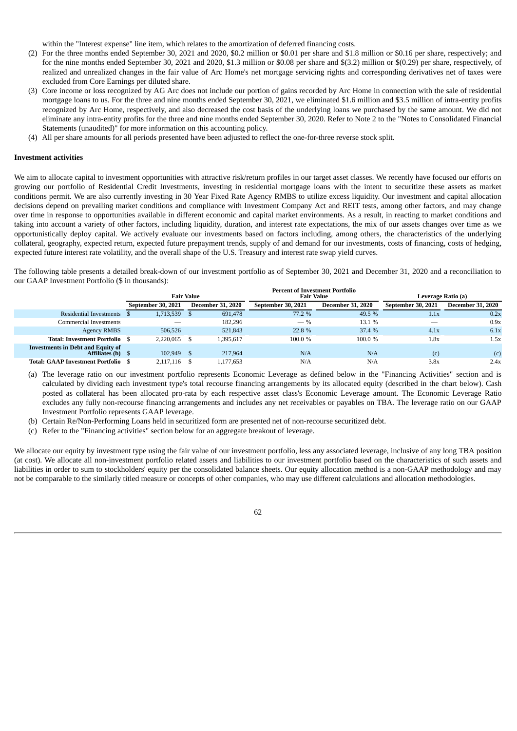within the "Interest expense" line item, which relates to the amortization of deferred financing costs.

(2) For the three months ended September 30, 2021 and 2020, $0.2 million or $0.01 per share and $1.8 million or $0.16 per share, respectively; and for the nine months ended September 30, 2021 and 2020, $1.3 million or $0.08 per share and $(3.2) million or $(0.29) per share, respectively, of realized and unrealized changes in the fair value of Arc Home's net mortgage servicing rights and corresponding derivatives net of taxes were excluded from Core Earnings per diluted share.

(3) Core income or loss recognized by AG Arc does not include our portion of gains recorded by Arc Home in connection with the sale of residential mortgage loans to us. For the three and nine months ended September 30, 2021, we eliminated $1.6 million and $3.5 million of intra-entity profits recognized by Arc Home, respectively, and also decreased the cost basis of the underlying loans we purchased by the same amount. We did not eliminate any intra-entity profits for the three and nine months ended September 30, 2020. Refer to Note 2 to the "Notes to Consolidated Financial Statements (unaudited)" for more information on this accounting policy.

(4) All per share amounts for all periods presented have been adjusted to reflect the one-for-three reverse stock split.

**Investment activities**

We aim to allocate capital to investment opportunities with attractive risk/return profiles in our target asset classes. We recently have focused our efforts on growing our portfolio of Residential Credit Investments, investing in residential mortgage loans with the intent to securitize these assets as market conditions permit. We are also currently investing in 30 Year Fixed Rate Agency RMBS to utilize excess liquidity. Our investment and capital allocation decisions depend on prevailing market conditions and compliance with Investment Company Act and REIT tests, among other factors, and may change over time in response to opportunities available in different economic and capital market environments. As a result, in reacting to market conditions and taking into account a variety of other factors, including liquidity, duration, and interest rate expectations, the mix of our assets changes over time as we opportunistically deploy capital. We actively evaluate our investments based on factors including, among others, the characteristics of the underlying collateral, geography, expected return, expected future prepayment trends, supply of and demand for our investments, costs of financing, costs of hedging, expected future interest rate volatility, and the overall shape of the U.S. Treasury and interest rate swap yield curves.

The following table presents a detailed break-down of our investment portfolio as of September 30, 2021 and December 31, 2020 and a reconciliation to our GAAP Investment Portfolio ($ in thousands):

| | Fair Value | | Percent of Investment Portfolio Fair Value | | Leverage Ratio (a) | |
|---|---|---|---|---|---|---|
| | September 30, 2021 | December 31, 2020 | September 30, 2021 | December 31, 2020 | September 30, 2021 | December 31, 2020 |
| Residential Investments | $ 1,713,539 | $ 691,478 | 77.2 % | 49.5 % | 1.1x | 0.2x |
| Commercial Investments | — | 182,296 | — % | 13.1 % | — | 0.9x |
| Agency RMBS | 506,526 | 521,843 | 22.8 % | 37.4 % | 4.1x | 6.1x |
| **Total: Investment Portfolio** | $ 2,220,065 | $ 1,395,617 | 100.0 % | 100.0 % | 1.8x | 1.5x |
| **Investments in Debt and Equity of Affiliates (b)** | $ 102,949 | $ 217,964 | N/A | N/A | (c) | (c) |
| **Total: GAAP Investment Portfolio** | $ 2,117,116 | $ 1,177,653 | N/A | N/A | 3.8x | 2.4x |

(a) The leverage ratio on our investment portfolio represents Economic Leverage as defined below in the "Financing Activities" section and is calculated by dividing each investment type's total recourse financing arrangements by its allocated equity (described in the chart below). Cash posted as collateral has been allocated pro-rata by each respective asset class's Economic Leverage amount. The Economic Leverage Ratio excludes any fully non-recourse financing arrangements and includes any net receivables or payables on TBA. The leverage ratio on our GAAP Investment Portfolio represents GAAP leverage.

(b) Certain Re/Non-Performing Loans held in securitized form are presented net of non-recourse securitized debt.

(c) Refer to the "Financing activities" section below for an aggregate breakout of leverage.

We allocate our equity by investment type using the fair value of our investment portfolio, less any associated leverage, inclusive of any long TBA position (at cost). We allocate all non-investment portfolio related assets and liabilities to our investment portfolio based on the characteristics of such assets and liabilities in order to sum to stockholders' equity per the consolidated balance sheets. Our equity allocation method is a non-GAAP methodology and may not be comparable to the similarly titled measure or concepts of other companies, who may use different calculations and allocation methodologies.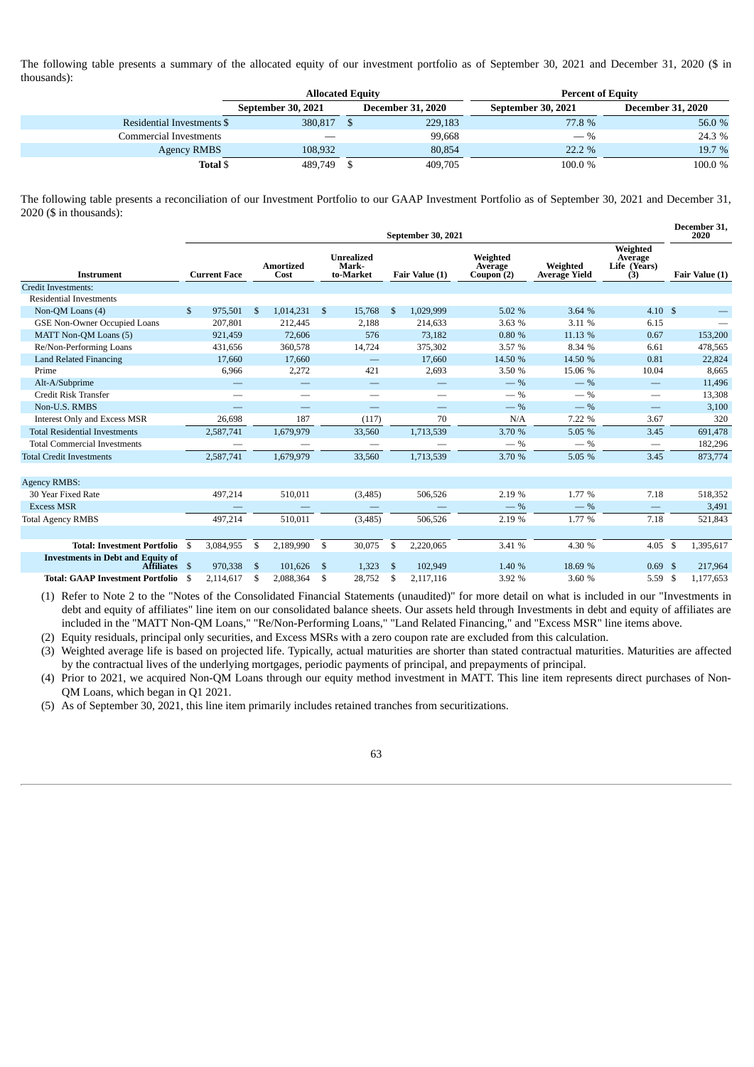The following table presents a summary of the allocated equity of our investment portfolio as of September 30, 2021 and December 31, 2020 ($ in thousands):

| | Allocated Equity | | Percent of Equity | |
|---|---|---|---|---|
| | September 30, 2021 | December 31, 2020 | September 30, 2021 | December 31, 2020 |
| Residential Investments | $ 380,817 | $ 229,183 | 77.8 % | 56.0 % |
| Commercial Investments | — | 99,668 | — % | 24.3 % |
| Agency RMBS | 108,932 | 80,854 | 22.2 % | 19.7 % |
| **Total** | $ 489,749 | $ 409,705 | 100.0 % | 100.0 % |

The following table presents a reconciliation of our Investment Portfolio to our GAAP Investment Portfolio as of September 30, 2021 and December 31, 2020 ($ in thousands):

| | September 30, 2021 | | | | | | | December 31, 2020 |
|---|---|---|---|---|---|---|---|---|
| Instrument | Current Face | Amortized Cost | Unrealized Mark-to-Market | Fair Value (1) | Weighted Average Coupon (2) | Weighted Average Yield | Weighted Average Life (Years) (3) | Fair Value (1) |
| Credit Investments: | | | | | | | | |
| Residential Investments | | | | | | | | |
| Non-QM Loans (4) | $ 975,501 | $ 1,014,231 | $ 15,768 | $ 1,029,999 | 5.02 % | 3.64 % | 4.10 | $ — |
| GSE Non-Owner Occupied Loans | 207,801 | 212,445 | 2,188 | 214,633 | 3.63 % | 3.11 % | 6.15 | — |
| MATT Non-QM Loans (5) | 921,459 | 72,606 | 576 | 73,182 | 0.80 % | 11.13 % | 0.67 | 153,200 |
| Re/Non-Performing Loans | 431,656 | 360,578 | 14,724 | 375,302 | 3.57 % | 8.34 % | 6.61 | 478,565 |
| Land Related Financing | 17,660 | 17,660 | — | 17,660 | 14.50 % | 14.50 % | 0.81 | 22,824 |
| Prime | 6,966 | 2,272 | 421 | 2,693 | 3.50 % | 15.06 % | 10.04 | 8,665 |
| Alt-A/Subprime | — | — | — | — | — % | — % | — | 11,496 |
| Credit Risk Transfer | — | — | — | — | — % | — % | — | 13,308 |
| Non-U.S. RMBS | — | — | — | — | — % | — % | — | 3,100 |
| Interest Only and Excess MSR | 26,698 | 187 | (117) | 70 | N/A | 7.22 % | 3.67 | 320 |
| Total Residential Investments | 2,587,741 | 1,679,979 | 33,560 | 1,713,539 | 3.70 % | 5.05 % | 3.45 | 691,478 |
| Total Commercial Investments | — | — | — | — | — % | — % | — | 182,296 |
| Total Credit Investments | 2,587,741 | 1,679,979 | 33,560 | 1,713,539 | 3.70 % | 5.05 % | 3.45 | 873,774 |
| | | | | | | | | |
| Agency RMBS: | | | | | | | | |
| 30 Year Fixed Rate | 497,214 | 510,011 | (3,485) | 506,526 | 2.19 % | 1.77 % | 7.18 | 518,352 |
| Excess MSR | — | — | — | — | — % | — % | — | 3,491 |
| Total Agency RMBS | 497,214 | 510,011 | (3,485) | 506,526 | 2.19 % | 1.77 % | 7.18 | 521,843 |
| | | | | | | | | |
| **Total: Investment Portfolio** | $ 3,084,955 | $ 2,189,990 | $ 30,075 | $ 2,220,065 | 3.41 % | 4.30 % | 4.05 | $ 1,395,617 |
| **Investments in Debt and Equity of Affiliates** | $ 970,338 | $ 101,626 | $ 1,323 | $ 102,949 | 1.40 % | 18.69 % | 0.69 | $ 217,964 |
| **Total: GAAP Investment Portfolio** | $ 2,114,617 | $ 2,088,364 | $ 28,752 | $ 2,117,116 | 3.92 % | 3.60 % | 5.59 | $ 1,177,653 |

(1) Refer to Note 2 to the "Notes of the Consolidated Financial Statements (unaudited)" for more detail on what is included in our "Investments in debt and equity of affiliates" line item on our consolidated balance sheets. Our assets held through Investments in debt and equity of affiliates are included in the "MATT Non-QM Loans," "Re/Non-Performing Loans," "Land Related Financing," and "Excess MSR" line items above.

(2) Equity residuals, principal only securities, and Excess MSRs with a zero coupon rate are excluded from this calculation.

(3) Weighted average life is based on projected life. Typically, actual maturities are shorter than stated contractual maturities. Maturities are affected by the contractual lives of the underlying mortgages, periodic payments of principal, and prepayments of principal.

(4) Prior to 2021, we acquired Non-QM Loans through our equity method investment in MATT. This line item represents direct purchases of Non-QM Loans, which began in Q1 2021.

(5) As of September 30, 2021, this line item primarily includes retained tranches from securitizations.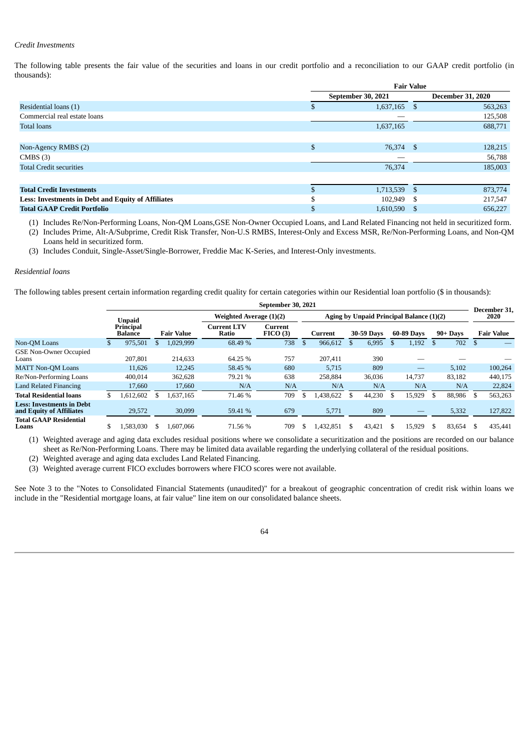*Credit Investments*

The following table presents the fair value of the securities and loans in our credit portfolio and a reconciliation to our GAAP credit portfolio (in thousands):

| | Fair Value | |
|---|---|---|
| | September 30, 2021 | December 31, 2020 |
| Residential loans (1) | $ 1,637,165 | $ 563,263 |
| Commercial real estate loans | — | 125,508 |
| Total loans | 1,637,165 | 688,771 |
| | | |
| Non-Agency RMBS (2) | $ 76,374 | $ 128,215 |
| CMBS (3) | — | 56,788 |
| Total Credit securities | 76,374 | 185,003 |
| | | |
| **Total Credit Investments** | $ 1,713,539 | $ 873,774 |
| **Less: Investments in Debt and Equity of Affiliates** | $ 102,949 | $ 217,547 |
| **Total GAAP Credit Portfolio** | $ 1,610,590 | $ 656,227 |

(1) Includes Re/Non-Performing Loans, Non-QM Loans,GSE Non-Owner Occupied Loans, and Land Related Financing not held in securitized form.

(2) Includes Prime, Alt-A/Subprime, Credit Risk Transfer, Non-U.S RMBS, Interest-Only and Excess MSR, Re/Non-Performing Loans, and Non-QM Loans held in securitized form.

(3) Includes Conduit, Single-Asset/Single-Borrower, Freddie Mac K-Series, and Interest-Only investments.

*Residential loans*

The following tables present certain information regarding credit quality for certain categories within our Residential loan portfolio ($ in thousands):

| | September 30, 2021 | | | | | | | | | December 31, 2020 |
|---|---|---|---|---|---|---|---|---|---|---|
| | Unpaid Principal Balance | Fair Value | Weighted Average (1)(2) | | Aging by Unpaid Principal Balance (1)(2) | | | | | |
| | | | Current LTV Ratio | Current FICO (3) | Current | 30-59 Days | 60-89 Days | 90+ Days | | Fair Value |
| Non-QM Loans | $ 975,501 | $ 1,029,999 | 68.49 % | 738 | $ 966,612 | $ 6,995 | $ 1,192 | $ 702 | | $ — |
| GSE Non-Owner Occupied Loans | 207,801 | 214,633 | 64.25 % | 757 | 207,411 | 390 | — | — | | — |
| MATT Non-QM Loans | 11,626 | 12,245 | 58.45 % | 680 | 5,715 | 809 | — | 5,102 | | 100,264 |
| Re/Non-Performing Loans | 400,014 | 362,628 | 79.21 % | 638 | 258,884 | 36,036 | 14,737 | 83,182 | | 440,175 |
| Land Related Financing | 17,660 | 17,660 | N/A | N/A | N/A | N/A | N/A | N/A | | 22,824 |
| **Total Residential loans** | $ 1,612,602 | $ 1,637,165 | 71.46 % | 709 | $ 1,438,622 | $ 44,230 | $ 15,929 | $ 88,986 | | $ 563,263 |
| **Less: Investments in Debt and Equity of Affiliates** | 29,572 | 30,099 | 59.41 % | 679 | 5,771 | 809 | — | 5,332 | | 127,822 |
| **Total GAAP Residential Loans** | $ 1,583,030 | $ 1,607,066 | 71.56 % | 709 | $ 1,432,851 | $ 43,421 | $ 15,929 | $ 83,654 | | $ 435,441 |

(1) Weighted average and aging data excludes residual positions where we consolidate a securitization and the positions are recorded on our balance sheet as Re/Non-Performing Loans. There may be limited data available regarding the underlying collateral of the residual positions.

(2) Weighted average and aging data excludes Land Related Financing.

(3) Weighted average current FICO excludes borrowers where FICO scores were not available.

See Note 3 to the "Notes to Consolidated Financial Statements (unaudited)" for a breakout of geographic concentration of credit risk within loans we include in the "Residential mortgage loans, at fair value" line item on our consolidated balance sheets.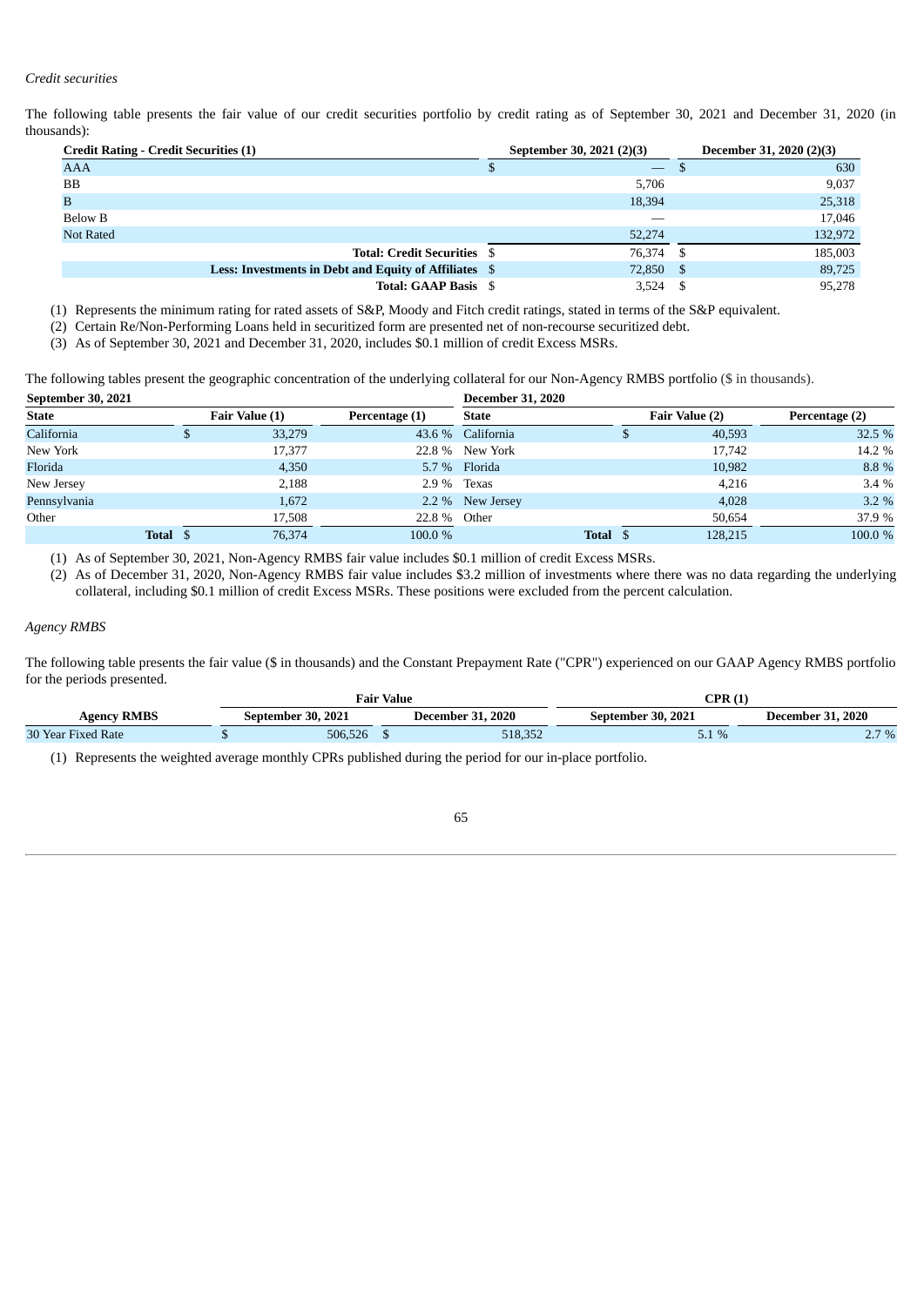*Credit securities*

The following table presents the fair value of our credit securities portfolio by credit rating as of September 30, 2021 and December 31, 2020 (in thousands):

| Credit Rating - Credit Securities (1) | September 30, 2021 (2)(3) | December 31, 2020 (2)(3) |
|---|---|---|
| AAA | $ — | $ 630 |
| BB | 5,706 | 9,037 |
| B | 18,394 | 25,318 |
| Below B | — | 17,046 |
| Not Rated | 52,274 | 132,972 |
| **Total: Credit Securities** | $ 76,374 | $ 185,003 |
| **Less: Investments in Debt and Equity of Affiliates** | $ 72,850 | $ 89,725 |
| **Total: GAAP Basis** | $ 3,524 | $ 95,278 |

(1) Represents the minimum rating for rated assets of S&P, Moody and Fitch credit ratings, stated in terms of the S&P equivalent.

(2) Certain Re/Non-Performing Loans held in securitized form are presented net of non-recourse securitized debt.

(3) As of September 30, 2021 and December 31, 2020, includes $0.1 million of credit Excess MSRs.

The following tables present the geographic concentration of the underlying collateral for our Non-Agency RMBS portfolio ($ in thousands).

| **September 30, 2021** | | | **December 31, 2020** | | |
|---|---|---|---|---|---|
| **State** | **Fair Value (1)** | **Percentage (1)** | **State** | **Fair Value (2)** | **Percentage (2)** |
| California | $ 33,279 | 43.6 % | California | $ 40,593 | 32.5 % |
| New York | 17,377 | 22.8 % | New York | 17,742 | 14.2 % |
| Florida | 4,350 | 5.7 % | Florida | 10,982 | 8.8 % |
| New Jersey | 2,188 | 2.9 % | Texas | 4,216 | 3.4 % |
| Pennsylvania | 1,672 | 2.2 % | New Jersey | 4,028 | 3.2 % |
| Other | 17,508 | 22.8 % | Other | 50,654 | 37.9 % |
| **Total** | $ 76,374 | 100.0 % | **Total** | $ 128,215 | 100.0 % |

(1) As of September 30, 2021, Non-Agency RMBS fair value includes $0.1 million of credit Excess MSRs.

(2) As of December 31, 2020, Non-Agency RMBS fair value includes $3.2 million of investments where there was no data regarding the underlying collateral, including $0.1 million of credit Excess MSRs. These positions were excluded from the percent calculation.

*Agency RMBS*

The following table presents the fair value ($ in thousands) and the Constant Prepayment Rate ("CPR") experienced on our GAAP Agency RMBS portfolio for the periods presented.

| | **Fair Value** | | **CPR (1)** | |
|---|---|---|---|---|
| **Agency RMBS** | **September 30, 2021** | **December 31, 2020** | **September 30, 2021** | **December 31, 2020** |
| 30 Year Fixed Rate | $ 506,526 | $ 518,352 | 5.1 % | 2.7 % |

(1) Represents the weighted average monthly CPRs published during the period for our in-place portfolio.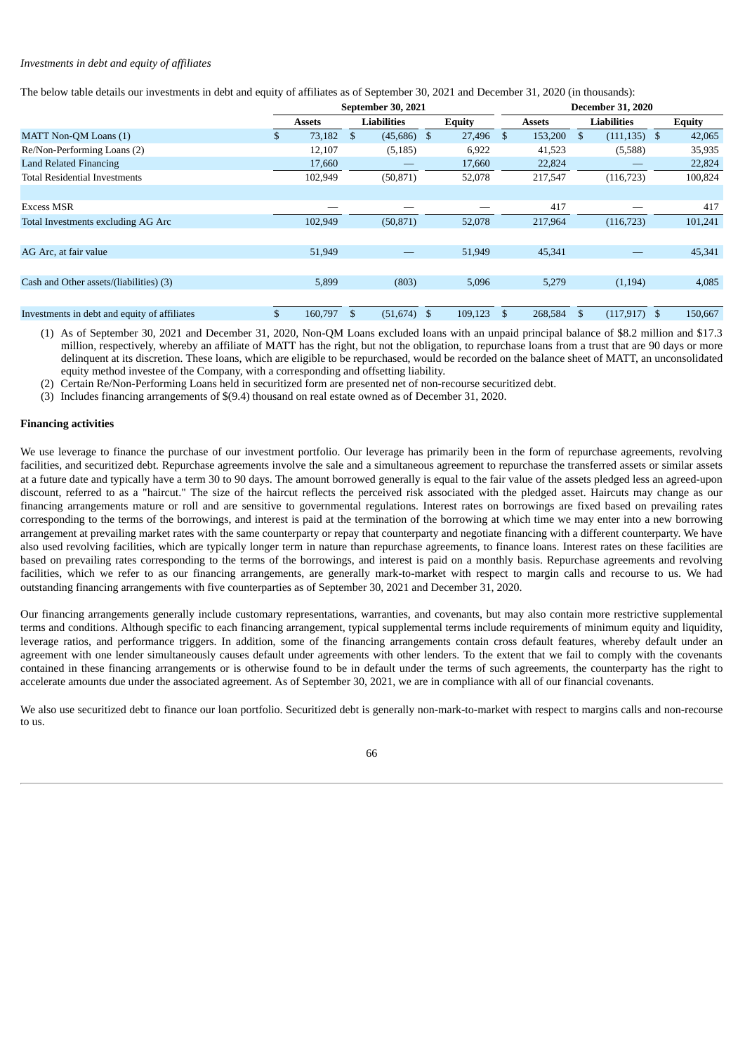*Investments in debt and equity of affiliates*

The below table details our investments in debt and equity of affiliates as of September 30, 2021 and December 31, 2020 (in thousands):

| | September 30, 2021 | | | December 31, 2020 | | |
|---|---|---|---|---|---|---|
| | Assets | Liabilities | Equity | Assets | Liabilities | Equity |
| MATT Non-QM Loans (1) | $ 73,182 | $ (45,686) | $ 27,496 | $ 153,200 | $ (111,135) | $ 42,065 |
| Re/Non-Performing Loans (2) | 12,107 | (5,185) | 6,922 | 41,523 | (5,588) | 35,935 |
| Land Related Financing | 17,660 | — | 17,660 | 22,824 | — | 22,824 |
| Total Residential Investments | 102,949 | (50,871) | 52,078 | 217,547 | (116,723) | 100,824 |
| | | | | | | |
| Excess MSR | — | — | — | 417 | — | 417 |
| Total Investments excluding AG Arc | 102,949 | (50,871) | 52,078 | 217,964 | (116,723) | 101,241 |
| | | | | | | |
| AG Arc, at fair value | 51,949 | — | 51,949 | 45,341 | — | 45,341 |
| | | | | | | |
| Cash and Other assets/(liabilities) (3) | 5,899 | (803) | 5,096 | 5,279 | (1,194) | 4,085 |
| | | | | | | |
| Investments in debt and equity of affiliates | $ 160,797 | $ (51,674) | $ 109,123 | $ 268,584 | $ (117,917) | $ 150,667 |

(1) As of September 30, 2021 and December 31, 2020, Non-QM Loans excluded loans with an unpaid principal balance of $8.2 million and $17.3 million, respectively, whereby an affiliate of MATT has the right, but not the obligation, to repurchase loans from a trust that are 90 days or more delinquent at its discretion. These loans, which are eligible to be repurchased, would be recorded on the balance sheet of MATT, an unconsolidated equity method investee of the Company, with a corresponding and offsetting liability.

(2) Certain Re/Non-Performing Loans held in securitized form are presented net of non-recourse securitized debt.

(3) Includes financing arrangements of $(9.4) thousand on real estate owned as of December 31, 2020.

**Financing activities**

We use leverage to finance the purchase of our investment portfolio. Our leverage has primarily been in the form of repurchase agreements, revolving facilities, and securitized debt. Repurchase agreements involve the sale and a simultaneous agreement to repurchase the transferred assets or similar assets at a future date and typically have a term 30 to 90 days. The amount borrowed generally is equal to the fair value of the assets pledged less an agreed-upon discount, referred to as a "haircut." The size of the haircut reflects the perceived risk associated with the pledged asset. Haircuts may change as our financing arrangements mature or roll and are sensitive to governmental regulations. Interest rates on borrowings are fixed based on prevailing rates corresponding to the terms of the borrowings, and interest is paid at the termination of the borrowing at which time we may enter into a new borrowing arrangement at prevailing market rates with the same counterparty or repay that counterparty and negotiate financing with a different counterparty. We have also used revolving facilities, which are typically longer term in nature than repurchase agreements, to finance loans. Interest rates on these facilities are based on prevailing rates corresponding to the terms of the borrowings, and interest is paid on a monthly basis. Repurchase agreements and revolving facilities, which we refer to as our financing arrangements, are generally mark-to-market with respect to margin calls and recourse to us. We had outstanding financing arrangements with five counterparties as of September 30, 2021 and December 31, 2020.

Our financing arrangements generally include customary representations, warranties, and covenants, but may also contain more restrictive supplemental terms and conditions. Although specific to each financing arrangement, typical supplemental terms include requirements of minimum equity and liquidity, leverage ratios, and performance triggers. In addition, some of the financing arrangements contain cross default features, whereby default under an agreement with one lender simultaneously causes default under agreements with other lenders. To the extent that we fail to comply with the covenants contained in these financing arrangements or is otherwise found to be in default under the terms of such agreements, the counterparty has the right to accelerate amounts due under the associated agreement. As of September 30, 2021, we are in compliance with all of our financial covenants.

We also use securitized debt to finance our loan portfolio. Securitized debt is generally non-mark-to-market with respect to margins calls and non-recourse to us.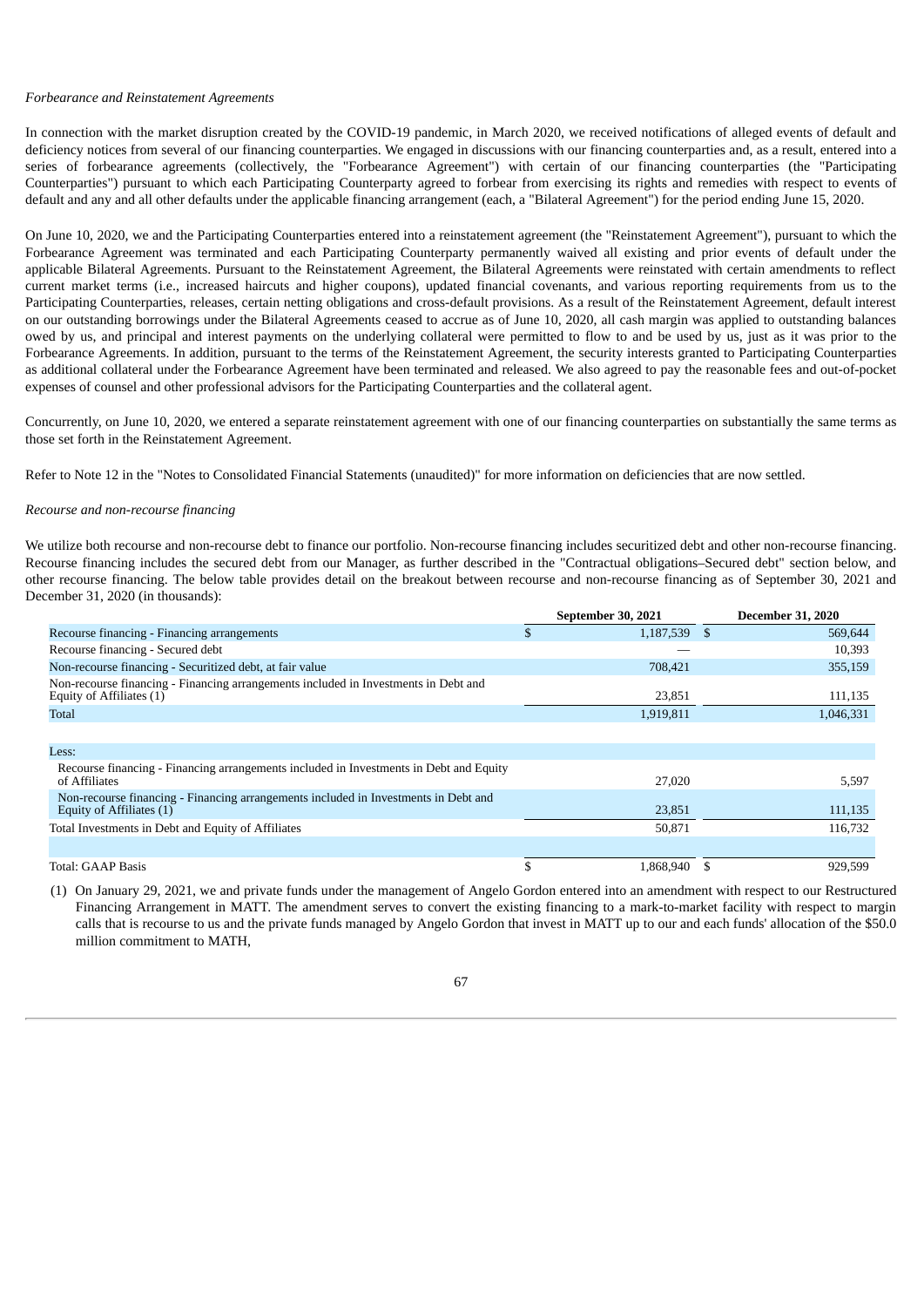*Forbearance and Reinstatement Agreements*

In connection with the market disruption created by the COVID-19 pandemic, in March 2020, we received notifications of alleged events of default and deficiency notices from several of our financing counterparties. We engaged in discussions with our financing counterparties and, as a result, entered into a series of forbearance agreements (collectively, the "Forbearance Agreement") with certain of our financing counterparties (the "Participating Counterparties") pursuant to which each Participating Counterparty agreed to forbear from exercising its rights and remedies with respect to events of default and any and all other defaults under the applicable financing arrangement (each, a "Bilateral Agreement") for the period ending June 15, 2020.

On June 10, 2020, we and the Participating Counterparties entered into a reinstatement agreement (the "Reinstatement Agreement"), pursuant to which the Forbearance Agreement was terminated and each Participating Counterparty permanently waived all existing and prior events of default under the applicable Bilateral Agreements. Pursuant to the Reinstatement Agreement, the Bilateral Agreements were reinstated with certain amendments to reflect current market terms (i.e., increased haircuts and higher coupons), updated financial covenants, and various reporting requirements from us to the Participating Counterparties, releases, certain netting obligations and cross-default provisions. As a result of the Reinstatement Agreement, default interest on our outstanding borrowings under the Bilateral Agreements ceased to accrue as of June 10, 2020, all cash margin was applied to outstanding balances owed by us, and principal and interest payments on the underlying collateral were permitted to flow to and be used by us, just as it was prior to the Forbearance Agreements. In addition, pursuant to the terms of the Reinstatement Agreement, the security interests granted to Participating Counterparties as additional collateral under the Forbearance Agreement have been terminated and released. We also agreed to pay the reasonable fees and out-of-pocket expenses of counsel and other professional advisors for the Participating Counterparties and the collateral agent.

Concurrently, on June 10, 2020, we entered a separate reinstatement agreement with one of our financing counterparties on substantially the same terms as those set forth in the Reinstatement Agreement.

Refer to Note 12 in the "Notes to Consolidated Financial Statements (unaudited)" for more information on deficiencies that are now settled.

*Recourse and non-recourse financing*

We utilize both recourse and non-recourse debt to finance our portfolio. Non-recourse financing includes securitized debt and other non-recourse financing. Recourse financing includes the secured debt from our Manager, as further described in the "Contractual obligations–Secured debt" section below, and other recourse financing. The below table provides detail on the breakout between recourse and non-recourse financing as of September 30, 2021 and December 31, 2020 (in thousands):

| | September 30, 2021 | December 31, 2020 |
|---|---|---|
| Recourse financing - Financing arrangements | $ 1,187,539 | $ 569,644 |
| Recourse financing - Secured debt | — | 10,393 |
| Non-recourse financing - Securitized debt, at fair value | 708,421 | 355,159 |
| Non-recourse financing - Financing arrangements included in Investments in Debt and Equity of Affiliates (1) | 23,851 | 111,135 |
| Total | 1,919,811 | 1,046,331 |
| | | |
| Less: | | |
| Recourse financing - Financing arrangements included in Investments in Debt and Equity of Affiliates | 27,020 | 5,597 |
| Non-recourse financing - Financing arrangements included in Investments in Debt and Equity of Affiliates (1) | 23,851 | 111,135 |
| Total Investments in Debt and Equity of Affiliates | 50,871 | 116,732 |
| | | |
| Total: GAAP Basis | $ 1,868,940 | $ 929,599 |

(1) On January 29, 2021, we and private funds under the management of Angelo Gordon entered into an amendment with respect to our Restructured Financing Arrangement in MATT. The amendment serves to convert the existing financing to a mark-to-market facility with respect to margin calls that is recourse to us and the private funds managed by Angelo Gordon that invest in MATT up to our and each funds' allocation of the $50.0 million commitment to MATH,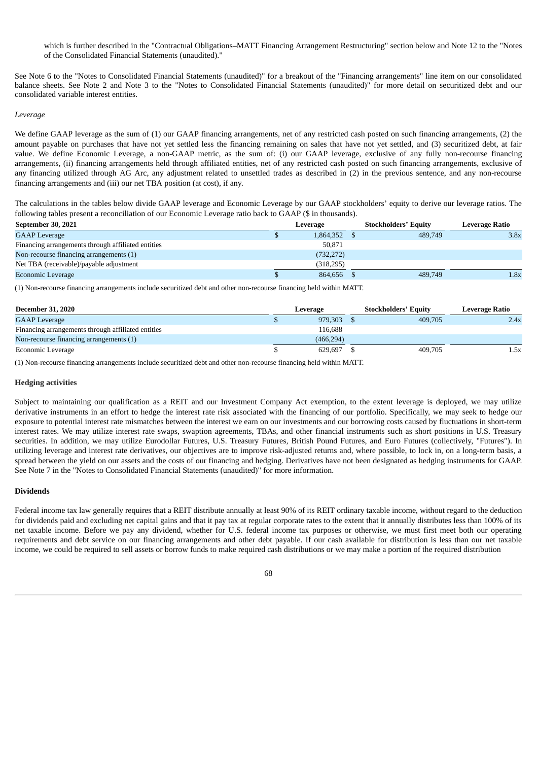which is further described in the "Contractual Obligations–MATT Financing Arrangement Restructuring" section below and Note 12 to the "Notes of the Consolidated Financial Statements (unaudited)."

See Note 6 to the "Notes to Consolidated Financial Statements (unaudited)" for a breakout of the "Financing arrangements" line item on our consolidated balance sheets. See Note 2 and Note 3 to the "Notes to Consolidated Financial Statements (unaudited)" for more detail on securitized debt and our consolidated variable interest entities.

*Leverage*

We define GAAP leverage as the sum of (1) our GAAP financing arrangements, net of any restricted cash posted on such financing arrangements, (2) the amount payable on purchases that have not yet settled less the financing remaining on sales that have not yet settled, and (3) securitized debt, at fair value. We define Economic Leverage, a non-GAAP metric, as the sum of: (i) our GAAP leverage, exclusive of any fully non-recourse financing arrangements, (ii) financing arrangements held through affiliated entities, net of any restricted cash posted on such financing arrangements, exclusive of any financing utilized through AG Arc, any adjustment related to unsettled trades as described in (2) in the previous sentence, and any non-recourse financing arrangements and (iii) our net TBA position (at cost), if any.

The calculations in the tables below divide GAAP leverage and Economic Leverage by our GAAP stockholders' equity to derive our leverage ratios. The following tables present a reconciliation of our Economic Leverage ratio back to GAAP ($ in thousands).

| September 30, 2021 | Leverage | Stockholders' Equity | Leverage Ratio |
|---|---|---|---|
| GAAP Leverage | $ 1,864,352 | $ 489,749 | 3.8x |
| Financing arrangements through affiliated entities | 50,871 | | |
| Non-recourse financing arrangements (1) | (732,272) | | |
| Net TBA (receivable)/payable adjustment | (318,295) | | |
| Economic Leverage | $ 864,656 | $ 489,749 | 1.8x |

(1) Non-recourse financing arrangements include securitized debt and other non-recourse financing held within MATT.

| December 31, 2020 | Leverage | Stockholders' Equity | Leverage Ratio |
|---|---|---|---|
| GAAP Leverage | $ 979,303 | $ 409,705 | 2.4x |
| Financing arrangements through affiliated entities | 116,688 | | |
| Non-recourse financing arrangements (1) | (466,294) | | |
| Economic Leverage | $ 629,697 | $ 409,705 | 1.5x |

(1) Non-recourse financing arrangements include securitized debt and other non-recourse financing held within MATT.

**Hedging activities**

Subject to maintaining our qualification as a REIT and our Investment Company Act exemption, to the extent leverage is deployed, we may utilize derivative instruments in an effort to hedge the interest rate risk associated with the financing of our portfolio. Specifically, we may seek to hedge our exposure to potential interest rate mismatches between the interest we earn on our investments and our borrowing costs caused by fluctuations in short-term interest rates. We may utilize interest rate swaps, swaption agreements, TBAs, and other financial instruments such as short positions in U.S. Treasury securities. In addition, we may utilize Eurodollar Futures, U.S. Treasury Futures, British Pound Futures, and Euro Futures (collectively, "Futures"). In utilizing leverage and interest rate derivatives, our objectives are to improve risk-adjusted returns and, where possible, to lock in, on a long-term basis, a spread between the yield on our assets and the costs of our financing and hedging. Derivatives have not been designated as hedging instruments for GAAP. See Note 7 in the "Notes to Consolidated Financial Statements (unaudited)" for more information.

**Dividends**

Federal income tax law generally requires that a REIT distribute annually at least 90% of its REIT ordinary taxable income, without regard to the deduction for dividends paid and excluding net capital gains and that it pay tax at regular corporate rates to the extent that it annually distributes less than 100% of its net taxable income. Before we pay any dividend, whether for U.S. federal income tax purposes or otherwise, we must first meet both our operating requirements and debt service on our financing arrangements and other debt payable. If our cash available for distribution is less than our net taxable income, we could be required to sell assets or borrow funds to make required cash distributions or we may make a portion of the required distribution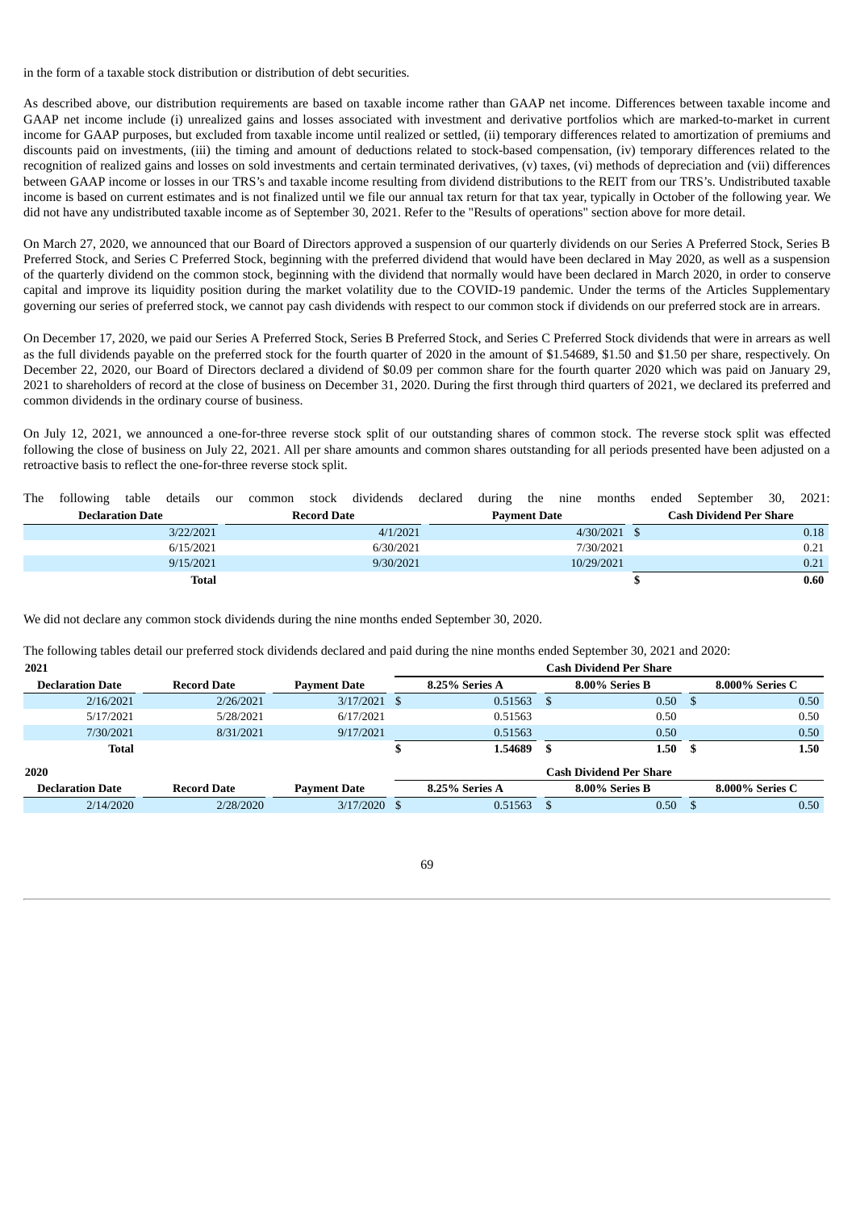in the form of a taxable stock distribution or distribution of debt securities.

As described above, our distribution requirements are based on taxable income rather than GAAP net income. Differences between taxable income and GAAP net income include (i) unrealized gains and losses associated with investment and derivative portfolios which are marked-to-market in current income for GAAP purposes, but excluded from taxable income until realized or settled, (ii) temporary differences related to amortization of premiums and discounts paid on investments, (iii) the timing and amount of deductions related to stock-based compensation, (iv) temporary differences related to the recognition of realized gains and losses on sold investments and certain terminated derivatives, (v) taxes, (vi) methods of depreciation and (vii) differences between GAAP income or losses in our TRS's and taxable income resulting from dividend distributions to the REIT from our TRS's. Undistributed taxable income is based on current estimates and is not finalized until we file our annual tax return for that tax year, typically in October of the following year. We did not have any undistributed taxable income as of September 30, 2021. Refer to the "Results of operations" section above for more detail.

On March 27, 2020, we announced that our Board of Directors approved a suspension of our quarterly dividends on our Series A Preferred Stock, Series B Preferred Stock, and Series C Preferred Stock, beginning with the preferred dividend that would have been declared in May 2020, as well as a suspension of the quarterly dividend on the common stock, beginning with the dividend that normally would have been declared in March 2020, in order to conserve capital and improve its liquidity position during the market volatility due to the COVID-19 pandemic. Under the terms of the Articles Supplementary governing our series of preferred stock, we cannot pay cash dividends with respect to our common stock if dividends on our preferred stock are in arrears.

On December 17, 2020, we paid our Series A Preferred Stock, Series B Preferred Stock, and Series C Preferred Stock dividends that were in arrears as well as the full dividends payable on the preferred stock for the fourth quarter of 2020 in the amount of $1.54689, $1.50 and $1.50 per share, respectively. On December 22, 2020, our Board of Directors declared a dividend of $0.09 per common share for the fourth quarter 2020 which was paid on January 29, 2021 to shareholders of record at the close of business on December 31, 2020. During the first through third quarters of 2021, we declared its preferred and common dividends in the ordinary course of business.

On July 12, 2021, we announced a one-for-three reverse stock split of our outstanding shares of common stock. The reverse stock split was effected following the close of business on July 22, 2021. All per share amounts and common shares outstanding for all periods presented have been adjusted on a retroactive basis to reflect the one-for-three reverse stock split.

The following table details our common stock dividends declared during the nine months ended September 30, 2021:

| Declaration Date | Record Date | Payment Date | Cash Dividend Per Share |
|---|---|---|---|
| 3/22/2021 | 4/1/2021 | 4/30/2021 | $ 0.18 |
| 6/15/2021 | 6/30/2021 | 7/30/2021 | 0.21 |
| 9/15/2021 | 9/30/2021 | 10/29/2021 | 0.21 |
| **Total** | | | **$ 0.60** |

We did not declare any common stock dividends during the nine months ended September 30, 2020.

The following tables detail our preferred stock dividends declared and paid during the nine months ended September 30, 2021 and 2020:

**2021**

| | | | Cash Dividend Per Share | | |
|---|---|---|---|---|---|
| Declaration Date | Record Date | Payment Date | 8.25% Series A | 8.00% Series B | 8.000% Series C |
| 2/16/2021 | 2/26/2021 | 3/17/2021 | $ 0.51563 | $ 0.50 | $ 0.50 |
| 5/17/2021 | 5/28/2021 | 6/17/2021 | 0.51563 | 0.50 | 0.50 |
| 7/30/2021 | 8/31/2021 | 9/17/2021 | 0.51563 | 0.50 | 0.50 |
| **Total** | | | **$ 1.54689** | **$ 1.50** | **$ 1.50** |

**2020**

| | | | Cash Dividend Per Share | | |
|---|---|---|---|---|---|
| Declaration Date | Record Date | Payment Date | 8.25% Series A | 8.00% Series B | 8.000% Series C |
| 2/14/2020 | 2/28/2020 | 3/17/2020 | $ 0.51563 | $ 0.50 | $ 0.50 |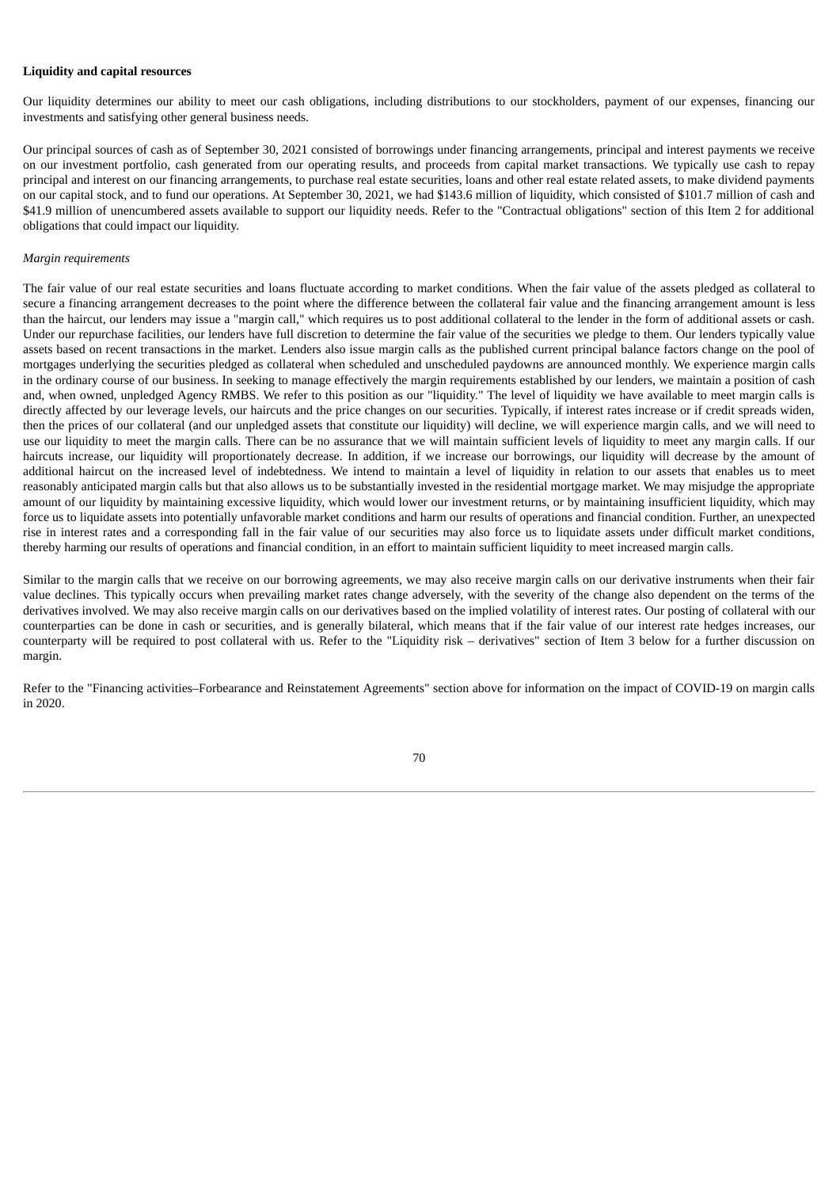**Liquidity and capital resources**

Our liquidity determines our ability to meet our cash obligations, including distributions to our stockholders, payment of our expenses, financing our investments and satisfying other general business needs.

Our principal sources of cash as of September 30, 2021 consisted of borrowings under financing arrangements, principal and interest payments we receive on our investment portfolio, cash generated from our operating results, and proceeds from capital market transactions. We typically use cash to repay principal and interest on our financing arrangements, to purchase real estate securities, loans and other real estate related assets, to make dividend payments on our capital stock, and to fund our operations. At September 30, 2021, we had $143.6 million of liquidity, which consisted of $101.7 million of cash and $41.9 million of unencumbered assets available to support our liquidity needs. Refer to the "Contractual obligations" section of this Item 2 for additional obligations that could impact our liquidity.

*Margin requirements*

The fair value of our real estate securities and loans fluctuate according to market conditions. When the fair value of the assets pledged as collateral to secure a financing arrangement decreases to the point where the difference between the collateral fair value and the financing arrangement amount is less than the haircut, our lenders may issue a "margin call," which requires us to post additional collateral to the lender in the form of additional assets or cash. Under our repurchase facilities, our lenders have full discretion to determine the fair value of the securities we pledge to them. Our lenders typically value assets based on recent transactions in the market. Lenders also issue margin calls as the published current principal balance factors change on the pool of mortgages underlying the securities pledged as collateral when scheduled and unscheduled paydowns are announced monthly. We experience margin calls in the ordinary course of our business. In seeking to manage effectively the margin requirements established by our lenders, we maintain a position of cash and, when owned, unpledged Agency RMBS. We refer to this position as our "liquidity." The level of liquidity we have available to meet margin calls is directly affected by our leverage levels, our haircuts and the price changes on our securities. Typically, if interest rates increase or if credit spreads widen, then the prices of our collateral (and our unpledged assets that constitute our liquidity) will decline, we will experience margin calls, and we will need to use our liquidity to meet the margin calls. There can be no assurance that we will maintain sufficient levels of liquidity to meet any margin calls. If our haircuts increase, our liquidity will proportionately decrease. In addition, if we increase our borrowings, our liquidity will decrease by the amount of additional haircut on the increased level of indebtedness. We intend to maintain a level of liquidity in relation to our assets that enables us to meet reasonably anticipated margin calls but that also allows us to be substantially invested in the residential mortgage market. We may misjudge the appropriate amount of our liquidity by maintaining excessive liquidity, which would lower our investment returns, or by maintaining insufficient liquidity, which may force us to liquidate assets into potentially unfavorable market conditions and harm our results of operations and financial condition. Further, an unexpected rise in interest rates and a corresponding fall in the fair value of our securities may also force us to liquidate assets under difficult market conditions, thereby harming our results of operations and financial condition, in an effort to maintain sufficient liquidity to meet increased margin calls.

Similar to the margin calls that we receive on our borrowing agreements, we may also receive margin calls on our derivative instruments when their fair value declines. This typically occurs when prevailing market rates change adversely, with the severity of the change also dependent on the terms of the derivatives involved. We may also receive margin calls on our derivatives based on the implied volatility of interest rates. Our posting of collateral with our counterparties can be done in cash or securities, and is generally bilateral, which means that if the fair value of our interest rate hedges increases, our counterparty will be required to post collateral with us. Refer to the "Liquidity risk – derivatives" section of Item 3 below for a further discussion on margin.

Refer to the "Financing activities–Forbearance and Reinstatement Agreements" section above for information on the impact of COVID-19 on margin calls in 2020.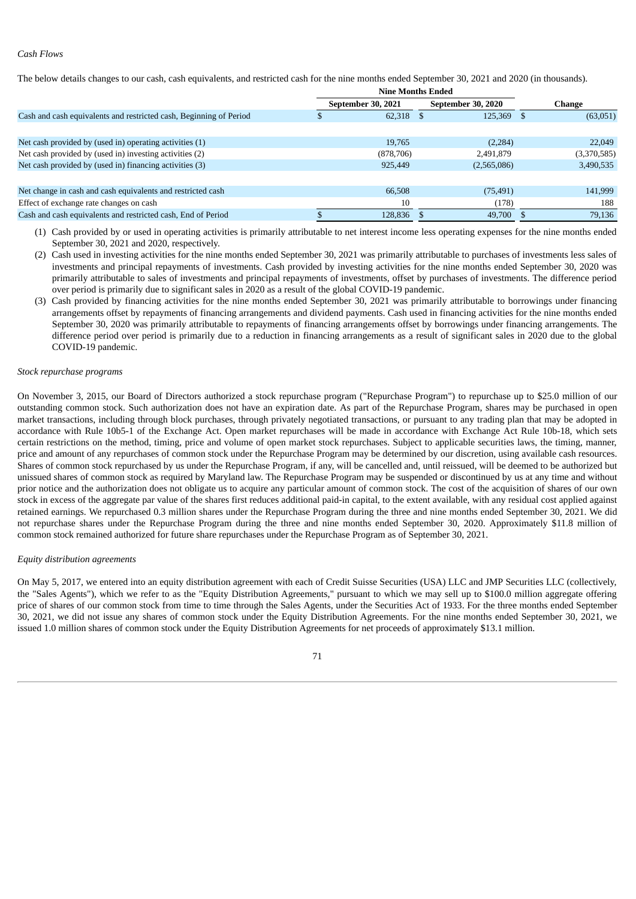*Cash Flows*

The below details changes to our cash, cash equivalents, and restricted cash for the nine months ended September 30, 2021 and 2020 (in thousands).

| | Nine Months Ended | | |
|---|---|---|---|
| | September 30, 2021 | September 30, 2020 | Change |
| Cash and cash equivalents and restricted cash, Beginning of Period | $ 62,318 | $ 125,369 | $ (63,051) |
| | | | |
| Net cash provided by (used in) operating activities (1) | 19,765 | (2,284) | 22,049 |
| Net cash provided by (used in) investing activities (2) | (878,706) | 2,491,879 | (3,370,585) |
| Net cash provided by (used in) financing activities (3) | 925,449 | (2,565,086) | 3,490,535 |
| | | | |
| Net change in cash and cash equivalents and restricted cash | 66,508 | (75,491) | 141,999 |
| Effect of exchange rate changes on cash | 10 | (178) | 188 |
| Cash and cash equivalents and restricted cash, End of Period | $ 128,836 | $ 49,700 | $ 79,136 |

(1) Cash provided by or used in operating activities is primarily attributable to net interest income less operating expenses for the nine months ended September 30, 2021 and 2020, respectively.

(2) Cash used in investing activities for the nine months ended September 30, 2021 was primarily attributable to purchases of investments less sales of investments and principal repayments of investments. Cash provided by investing activities for the nine months ended September 30, 2020 was primarily attributable to sales of investments and principal repayments of investments, offset by purchases of investments. The difference period over period is primarily due to significant sales in 2020 as a result of the global COVID-19 pandemic.

(3) Cash provided by financing activities for the nine months ended September 30, 2021 was primarily attributable to borrowings under financing arrangements offset by repayments of financing arrangements and dividend payments. Cash used in financing activities for the nine months ended September 30, 2020 was primarily attributable to repayments of financing arrangements offset by borrowings under financing arrangements. The difference period over period is primarily due to a reduction in financing arrangements as a result of significant sales in 2020 due to the global COVID-19 pandemic.

*Stock repurchase programs*

On November 3, 2015, our Board of Directors authorized a stock repurchase program ("Repurchase Program") to repurchase up to $25.0 million of our outstanding common stock. Such authorization does not have an expiration date. As part of the Repurchase Program, shares may be purchased in open market transactions, including through block purchases, through privately negotiated transactions, or pursuant to any trading plan that may be adopted in accordance with Rule 10b5-1 of the Exchange Act. Open market repurchases will be made in accordance with Exchange Act Rule 10b-18, which sets certain restrictions on the method, timing, price and volume of open market stock repurchases. Subject to applicable securities laws, the timing, manner, price and amount of any repurchases of common stock under the Repurchase Program may be determined by our discretion, using available cash resources. Shares of common stock repurchased by us under the Repurchase Program, if any, will be cancelled and, until reissued, will be deemed to be authorized but unissued shares of common stock as required by Maryland law. The Repurchase Program may be suspended or discontinued by us at any time and without prior notice and the authorization does not obligate us to acquire any particular amount of common stock. The cost of the acquisition of shares of our own stock in excess of the aggregate par value of the shares first reduces additional paid-in capital, to the extent available, with any residual cost applied against retained earnings. We repurchased 0.3 million shares under the Repurchase Program during the three and nine months ended September 30, 2021. We did not repurchase shares under the Repurchase Program during the three and nine months ended September 30, 2020. Approximately $11.8 million of common stock remained authorized for future share repurchases under the Repurchase Program as of September 30, 2021.

*Equity distribution agreements*

On May 5, 2017, we entered into an equity distribution agreement with each of Credit Suisse Securities (USA) LLC and JMP Securities LLC (collectively, the "Sales Agents"), which we refer to as the "Equity Distribution Agreements," pursuant to which we may sell up to $100.0 million aggregate offering price of shares of our common stock from time to time through the Sales Agents, under the Securities Act of 1933. For the three months ended September 30, 2021, we did not issue any shares of common stock under the Equity Distribution Agreements. For the nine months ended September 30, 2021, we issued 1.0 million shares of common stock under the Equity Distribution Agreements for net proceeds of approximately $13.1 million.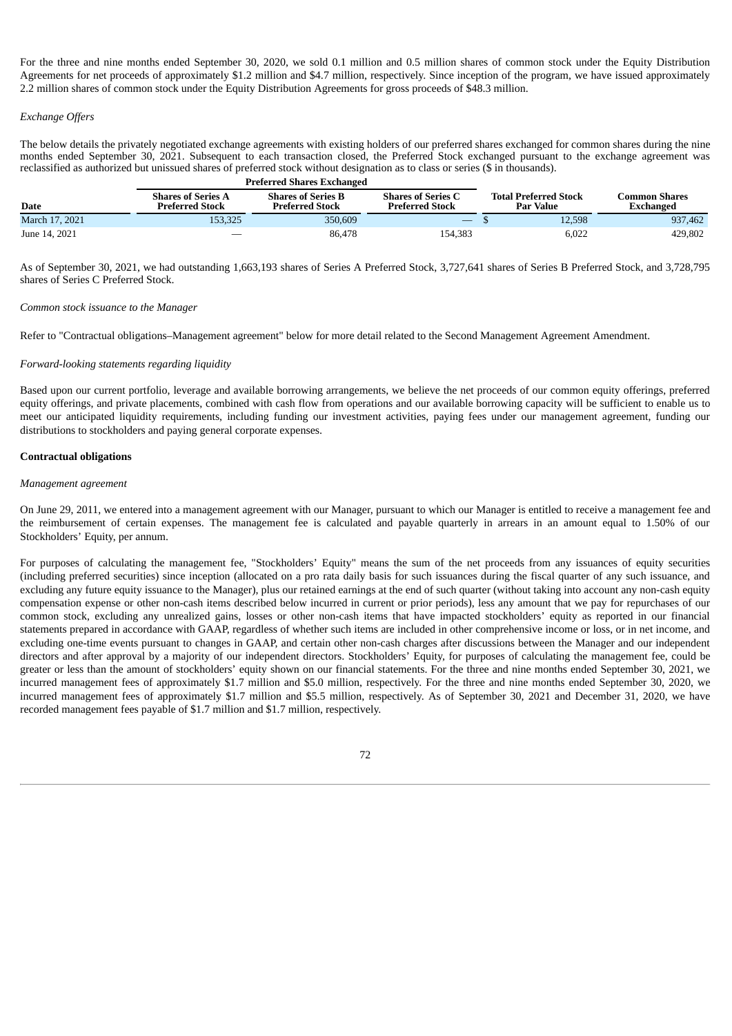For the three and nine months ended September 30, 2020, we sold 0.1 million and 0.5 million shares of common stock under the Equity Distribution Agreements for net proceeds of approximately $1.2 million and $4.7 million, respectively. Since inception of the program, we have issued approximately 2.2 million shares of common stock under the Equity Distribution Agreements for gross proceeds of $48.3 million.

*Exchange Offers*

The below details the privately negotiated exchange agreements with existing holders of our preferred shares exchanged for common shares during the nine months ended September 30, 2021. Subsequent to each transaction closed, the Preferred Stock exchanged pursuant to the exchange agreement was reclassified as authorized but unissued shares of preferred stock without designation as to class or series ($ in thousands).

| | Preferred Shares Exchanged | | | | |
|---|---|---|---|---|---|
| **Date** | **Shares of Series A Preferred Stock** | **Shares of Series B Preferred Stock** | **Shares of Series C Preferred Stock** | **Total Preferred Stock Par Value** | **Common Shares Exchanged** |
| March 17, 2021 | 153,325 | 350,609 | — | $ 12,598 | 937,462 |
| June 14, 2021 | — | 86,478 | 154,383 | 6,022 | 429,802 |

As of September 30, 2021, we had outstanding 1,663,193 shares of Series A Preferred Stock, 3,727,641 shares of Series B Preferred Stock, and 3,728,795 shares of Series C Preferred Stock.

*Common stock issuance to the Manager*

Refer to "Contractual obligations–Management agreement" below for more detail related to the Second Management Agreement Amendment.

*Forward-looking statements regarding liquidity*

Based upon our current portfolio, leverage and available borrowing arrangements, we believe the net proceeds of our common equity offerings, preferred equity offerings, and private placements, combined with cash flow from operations and our available borrowing capacity will be sufficient to enable us to meet our anticipated liquidity requirements, including funding our investment activities, paying fees under our management agreement, funding our distributions to stockholders and paying general corporate expenses.

**Contractual obligations**

*Management agreement*

On June 29, 2011, we entered into a management agreement with our Manager, pursuant to which our Manager is entitled to receive a management fee and the reimbursement of certain expenses. The management fee is calculated and payable quarterly in arrears in an amount equal to 1.50% of our Stockholders' Equity, per annum.

For purposes of calculating the management fee, "Stockholders' Equity" means the sum of the net proceeds from any issuances of equity securities (including preferred securities) since inception (allocated on a pro rata daily basis for such issuances during the fiscal quarter of any such issuance, and excluding any future equity issuance to the Manager), plus our retained earnings at the end of such quarter (without taking into account any non-cash equity compensation expense or other non-cash items described below incurred in current or prior periods), less any amount that we pay for repurchases of our common stock, excluding any unrealized gains, losses or other non-cash items that have impacted stockholders' equity as reported in our financial statements prepared in accordance with GAAP, regardless of whether such items are included in other comprehensive income or loss, or in net income, and excluding one-time events pursuant to changes in GAAP, and certain other non-cash charges after discussions between the Manager and our independent directors and after approval by a majority of our independent directors. Stockholders' Equity, for purposes of calculating the management fee, could be greater or less than the amount of stockholders' equity shown on our financial statements. For the three and nine months ended September 30, 2021, we incurred management fees of approximately $1.7 million and $5.0 million, respectively. For the three and nine months ended September 30, 2020, we incurred management fees of approximately $1.7 million and $5.5 million, respectively. As of September 30, 2021 and December 31, 2020, we have recorded management fees payable of $1.7 million and $1.7 million, respectively.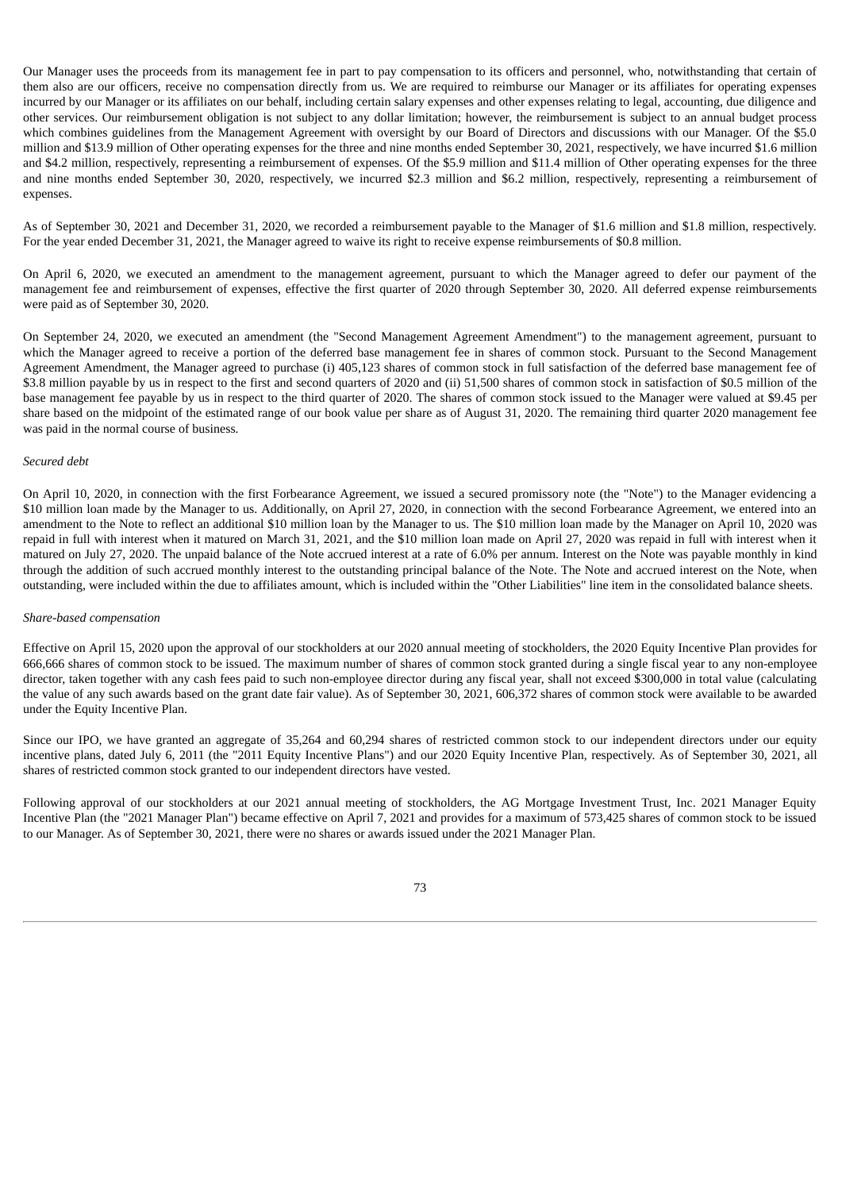Our Manager uses the proceeds from its management fee in part to pay compensation to its officers and personnel, who, notwithstanding that certain of them also are our officers, receive no compensation directly from us. We are required to reimburse our Manager or its affiliates for operating expenses incurred by our Manager or its affiliates on our behalf, including certain salary expenses and other expenses relating to legal, accounting, due diligence and other services. Our reimbursement obligation is not subject to any dollar limitation; however, the reimbursement is subject to an annual budget process which combines guidelines from the Management Agreement with oversight by our Board of Directors and discussions with our Manager. Of the $5.0 million and $13.9 million of Other operating expenses for the three and nine months ended September 30, 2021, respectively, we have incurred $1.6 million and $4.2 million, respectively, representing a reimbursement of expenses. Of the $5.9 million and $11.4 million of Other operating expenses for the three and nine months ended September 30, 2020, respectively, we incurred $2.3 million and $6.2 million, respectively, representing a reimbursement of expenses.

As of September 30, 2021 and December 31, 2020, we recorded a reimbursement payable to the Manager of $1.6 million and $1.8 million, respectively. For the year ended December 31, 2021, the Manager agreed to waive its right to receive expense reimbursements of $0.8 million.

On April 6, 2020, we executed an amendment to the management agreement, pursuant to which the Manager agreed to defer our payment of the management fee and reimbursement of expenses, effective the first quarter of 2020 through September 30, 2020. All deferred expense reimbursements were paid as of September 30, 2020.

On September 24, 2020, we executed an amendment (the "Second Management Agreement Amendment") to the management agreement, pursuant to which the Manager agreed to receive a portion of the deferred base management fee in shares of common stock. Pursuant to the Second Management Agreement Amendment, the Manager agreed to purchase (i) 405,123 shares of common stock in full satisfaction of the deferred base management fee of $3.8 million payable by us in respect to the first and second quarters of 2020 and (ii) 51,500 shares of common stock in satisfaction of $0.5 million of the base management fee payable by us in respect to the third quarter of 2020. The shares of common stock issued to the Manager were valued at $9.45 per share based on the midpoint of the estimated range of our book value per share as of August 31, 2020. The remaining third quarter 2020 management fee was paid in the normal course of business.

*Secured debt*

On April 10, 2020, in connection with the first Forbearance Agreement, we issued a secured promissory note (the "Note") to the Manager evidencing a $10 million loan made by the Manager to us. Additionally, on April 27, 2020, in connection with the second Forbearance Agreement, we entered into an amendment to the Note to reflect an additional $10 million loan by the Manager to us. The $10 million loan made by the Manager on April 10, 2020 was repaid in full with interest when it matured on March 31, 2021, and the $10 million loan made on April 27, 2020 was repaid in full with interest when it matured on July 27, 2020. The unpaid balance of the Note accrued interest at a rate of 6.0% per annum. Interest on the Note was payable monthly in kind through the addition of such accrued monthly interest to the outstanding principal balance of the Note. The Note and accrued interest on the Note, when outstanding, were included within the due to affiliates amount, which is included within the "Other Liabilities" line item in the consolidated balance sheets.

*Share-based compensation*

Effective on April 15, 2020 upon the approval of our stockholders at our 2020 annual meeting of stockholders, the 2020 Equity Incentive Plan provides for 666,666 shares of common stock to be issued. The maximum number of shares of common stock granted during a single fiscal year to any non-employee director, taken together with any cash fees paid to such non-employee director during any fiscal year, shall not exceed $300,000 in total value (calculating the value of any such awards based on the grant date fair value). As of September 30, 2021, 606,372 shares of common stock were available to be awarded under the Equity Incentive Plan.

Since our IPO, we have granted an aggregate of 35,264 and 60,294 shares of restricted common stock to our independent directors under our equity incentive plans, dated July 6, 2011 (the "2011 Equity Incentive Plans") and our 2020 Equity Incentive Plan, respectively. As of September 30, 2021, all shares of restricted common stock granted to our independent directors have vested.

Following approval of our stockholders at our 2021 annual meeting of stockholders, the AG Mortgage Investment Trust, Inc. 2021 Manager Equity Incentive Plan (the "2021 Manager Plan") became effective on April 7, 2021 and provides for a maximum of 573,425 shares of common stock to be issued to our Manager. As of September 30, 2021, there were no shares or awards issued under the 2021 Manager Plan.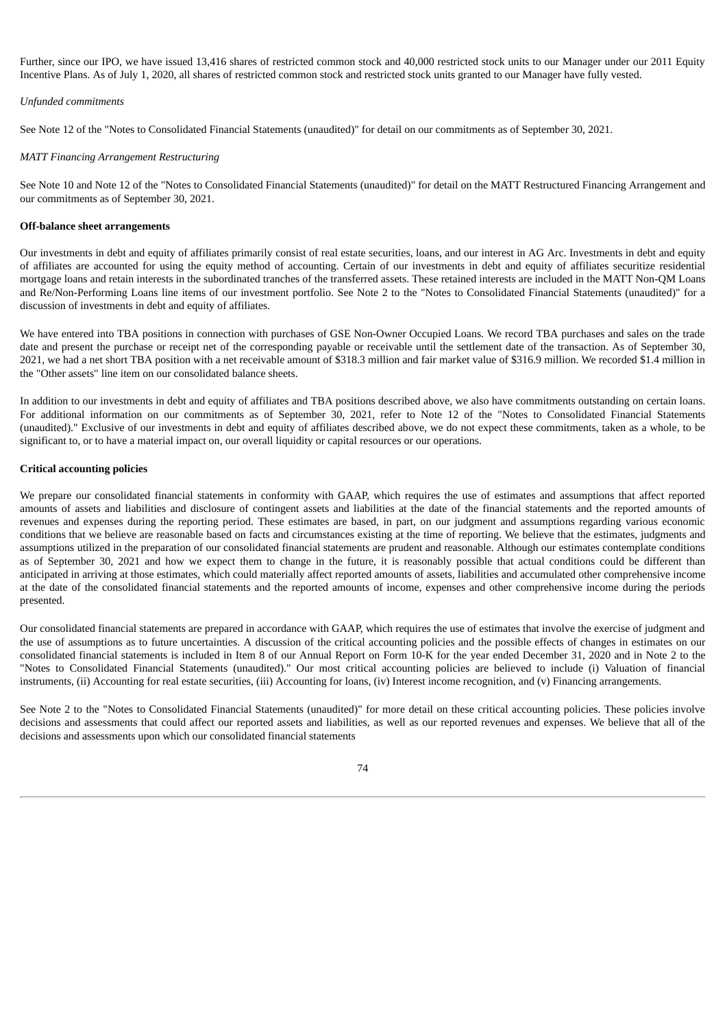Further, since our IPO, we have issued 13,416 shares of restricted common stock and 40,000 restricted stock units to our Manager under our 2011 Equity Incentive Plans. As of July 1, 2020, all shares of restricted common stock and restricted stock units granted to our Manager have fully vested.

*Unfunded commitments*

See Note 12 of the "Notes to Consolidated Financial Statements (unaudited)" for detail on our commitments as of September 30, 2021.

*MATT Financing Arrangement Restructuring*

See Note 10 and Note 12 of the "Notes to Consolidated Financial Statements (unaudited)" for detail on the MATT Restructured Financing Arrangement and our commitments as of September 30, 2021.

**Off-balance sheet arrangements**

Our investments in debt and equity of affiliates primarily consist of real estate securities, loans, and our interest in AG Arc. Investments in debt and equity of affiliates are accounted for using the equity method of accounting. Certain of our investments in debt and equity of affiliates securitize residential mortgage loans and retain interests in the subordinated tranches of the transferred assets. These retained interests are included in the MATT Non-QM Loans and Re/Non-Performing Loans line items of our investment portfolio. See Note 2 to the "Notes to Consolidated Financial Statements (unaudited)" for a discussion of investments in debt and equity of affiliates.

We have entered into TBA positions in connection with purchases of GSE Non-Owner Occupied Loans. We record TBA purchases and sales on the trade date and present the purchase or receipt net of the corresponding payable or receivable until the settlement date of the transaction. As of September 30, 2021, we had a net short TBA position with a net receivable amount of $318.3 million and fair market value of $316.9 million. We recorded $1.4 million in the "Other assets" line item on our consolidated balance sheets.

In addition to our investments in debt and equity of affiliates and TBA positions described above, we also have commitments outstanding on certain loans. For additional information on our commitments as of September 30, 2021, refer to Note 12 of the "Notes to Consolidated Financial Statements (unaudited)." Exclusive of our investments in debt and equity of affiliates described above, we do not expect these commitments, taken as a whole, to be significant to, or to have a material impact on, our overall liquidity or capital resources or our operations.

**Critical accounting policies**

We prepare our consolidated financial statements in conformity with GAAP, which requires the use of estimates and assumptions that affect reported amounts of assets and liabilities and disclosure of contingent assets and liabilities at the date of the financial statements and the reported amounts of revenues and expenses during the reporting period. These estimates are based, in part, on our judgment and assumptions regarding various economic conditions that we believe are reasonable based on facts and circumstances existing at the time of reporting. We believe that the estimates, judgments and assumptions utilized in the preparation of our consolidated financial statements are prudent and reasonable. Although our estimates contemplate conditions as of September 30, 2021 and how we expect them to change in the future, it is reasonably possible that actual conditions could be different than anticipated in arriving at those estimates, which could materially affect reported amounts of assets, liabilities and accumulated other comprehensive income at the date of the consolidated financial statements and the reported amounts of income, expenses and other comprehensive income during the periods presented.

Our consolidated financial statements are prepared in accordance with GAAP, which requires the use of estimates that involve the exercise of judgment and the use of assumptions as to future uncertainties. A discussion of the critical accounting policies and the possible effects of changes in estimates on our consolidated financial statements is included in Item 8 of our Annual Report on Form 10-K for the year ended December 31, 2020 and in Note 2 to the "Notes to Consolidated Financial Statements (unaudited)." Our most critical accounting policies are believed to include (i) Valuation of financial instruments, (ii) Accounting for real estate securities, (iii) Accounting for loans, (iv) Interest income recognition, and (v) Financing arrangements.

See Note 2 to the "Notes to Consolidated Financial Statements (unaudited)" for more detail on these critical accounting policies. These policies involve decisions and assessments that could affect our reported assets and liabilities, as well as our reported revenues and expenses. We believe that all of the decisions and assessments upon which our consolidated financial statements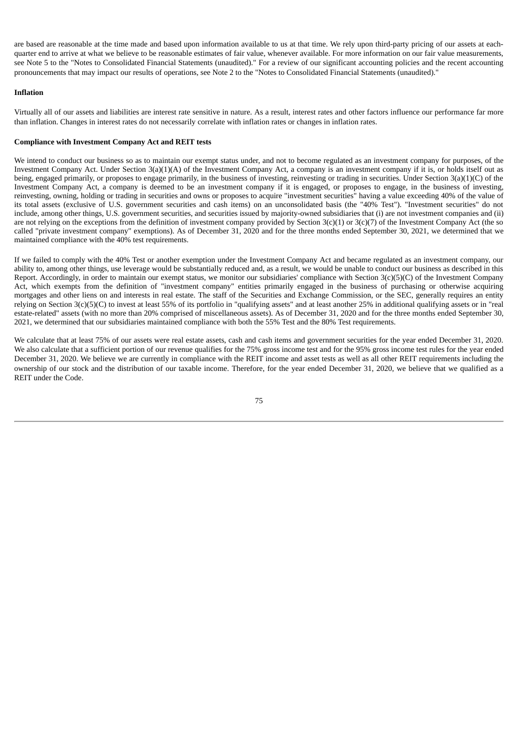are based are reasonable at the time made and based upon information available to us at that time. We rely upon third-party pricing of our assets at each-quarter end to arrive at what we believe to be reasonable estimates of fair value, whenever available. For more information on our fair value measurements, see Note 5 to the "Notes to Consolidated Financial Statements (unaudited)." For a review of our significant accounting policies and the recent accounting pronouncements that may impact our results of operations, see Note 2 to the "Notes to Consolidated Financial Statements (unaudited)."

**Inflation**

Virtually all of our assets and liabilities are interest rate sensitive in nature. As a result, interest rates and other factors influence our performance far more than inflation. Changes in interest rates do not necessarily correlate with inflation rates or changes in inflation rates.

**Compliance with Investment Company Act and REIT tests**

We intend to conduct our business so as to maintain our exempt status under, and not to become regulated as an investment company for purposes, of the Investment Company Act. Under Section 3(a)(1)(A) of the Investment Company Act, a company is an investment company if it is, or holds itself out as being, engaged primarily, or proposes to engage primarily, in the business of investing, reinvesting or trading in securities. Under Section 3(a)(1)(C) of the Investment Company Act, a company is deemed to be an investment company if it is engaged, or proposes to engage, in the business of investing, reinvesting, owning, holding or trading in securities and owns or proposes to acquire "investment securities" having a value exceeding 40% of the value of its total assets (exclusive of U.S. government securities and cash items) on an unconsolidated basis (the "40% Test"). "Investment securities" do not include, among other things, U.S. government securities, and securities issued by majority-owned subsidiaries that (i) are not investment companies and (ii) are not relying on the exceptions from the definition of investment company provided by Section 3(c)(1) or 3(c)(7) of the Investment Company Act (the so called "private investment company" exemptions). As of December 31, 2020 and for the three months ended September 30, 2021, we determined that we maintained compliance with the 40% test requirements.

If we failed to comply with the 40% Test or another exemption under the Investment Company Act and became regulated as an investment company, our ability to, among other things, use leverage would be substantially reduced and, as a result, we would be unable to conduct our business as described in this Report. Accordingly, in order to maintain our exempt status, we monitor our subsidiaries' compliance with Section 3(c)(5)(C) of the Investment Company Act, which exempts from the definition of "investment company" entities primarily engaged in the business of purchasing or otherwise acquiring mortgages and other liens on and interests in real estate. The staff of the Securities and Exchange Commission, or the SEC, generally requires an entity relying on Section 3(c)(5)(C) to invest at least 55% of its portfolio in "qualifying assets" and at least another 25% in additional qualifying assets or in "real estate-related" assets (with no more than 20% comprised of miscellaneous assets). As of December 31, 2020 and for the three months ended September 30, 2021, we determined that our subsidiaries maintained compliance with both the 55% Test and the 80% Test requirements.

We calculate that at least 75% of our assets were real estate assets, cash and cash items and government securities for the year ended December 31, 2020. We also calculate that a sufficient portion of our revenue qualifies for the 75% gross income test and for the 95% gross income test rules for the year ended December 31, 2020. We believe we are currently in compliance with the REIT income and asset tests as well as all other REIT requirements including the ownership of our stock and the distribution of our taxable income. Therefore, for the year ended December 31, 2020, we believe that we qualified as a REIT under the Code.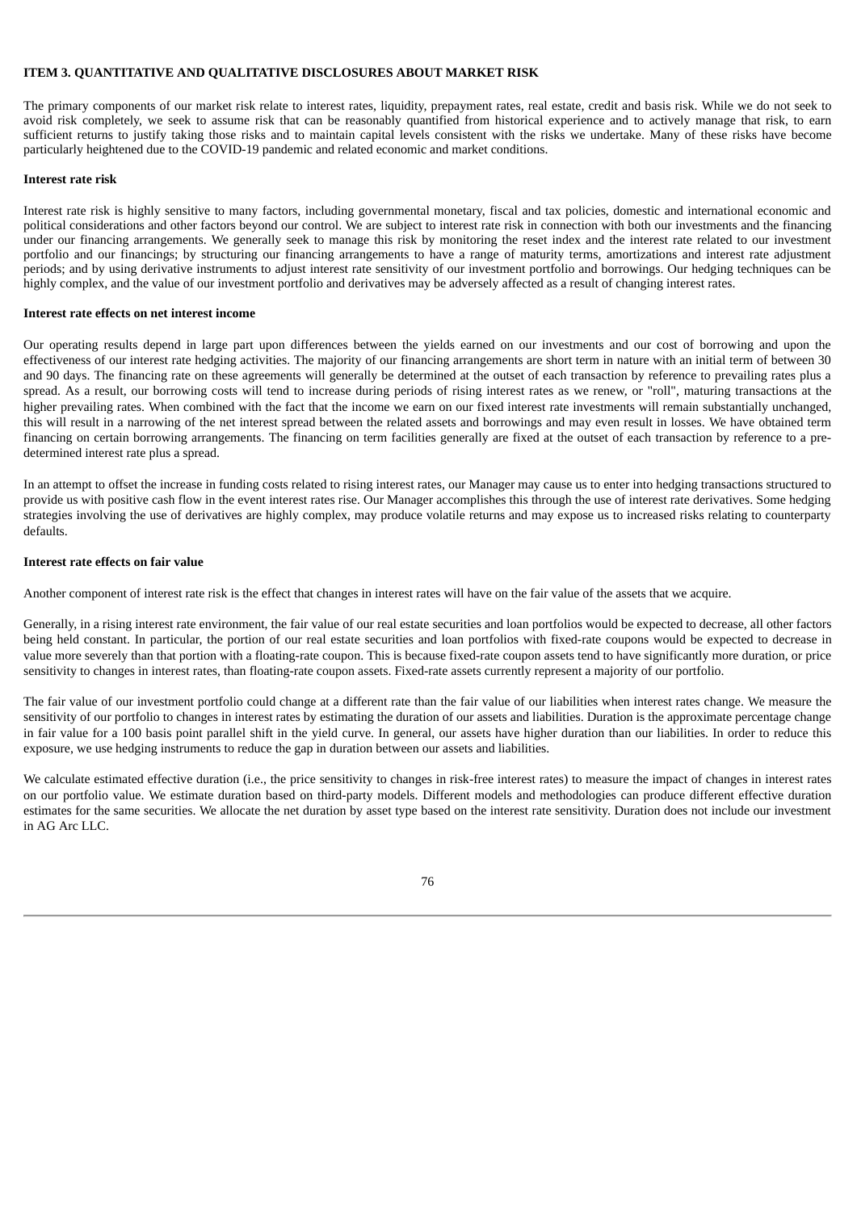### ITEM 3. QUANTITATIVE AND QUALITATIVE DISCLOSURES ABOUT MARKET RISK

The primary components of our market risk relate to interest rates, liquidity, prepayment rates, real estate, credit and basis risk. While we do not seek to avoid risk completely, we seek to assume risk that can be reasonably quantified from historical experience and to actively manage that risk, to earn sufficient returns to justify taking those risks and to maintain capital levels consistent with the risks we undertake. Many of these risks have become particularly heightened due to the COVID-19 pandemic and related economic and market conditions.

**Interest rate risk**

Interest rate risk is highly sensitive to many factors, including governmental monetary, fiscal and tax policies, domestic and international economic and political considerations and other factors beyond our control. We are subject to interest rate risk in connection with both our investments and the financing under our financing arrangements. We generally seek to manage this risk by monitoring the reset index and the interest rate related to our investment portfolio and our financings; by structuring our financing arrangements to have a range of maturity terms, amortizations and interest rate adjustment periods; and by using derivative instruments to adjust interest rate sensitivity of our investment portfolio and borrowings. Our hedging techniques can be highly complex, and the value of our investment portfolio and derivatives may be adversely affected as a result of changing interest rates.

**Interest rate effects on net interest income**

Our operating results depend in large part upon differences between the yields earned on our investments and our cost of borrowing and upon the effectiveness of our interest rate hedging activities. The majority of our financing arrangements are short term in nature with an initial term of between 30 and 90 days. The financing rate on these agreements will generally be determined at the outset of each transaction by reference to prevailing rates plus a spread. As a result, our borrowing costs will tend to increase during periods of rising interest rates as we renew, or "roll", maturing transactions at the higher prevailing rates. When combined with the fact that the income we earn on our fixed interest rate investments will remain substantially unchanged, this will result in a narrowing of the net interest spread between the related assets and borrowings and may even result in losses. We have obtained term financing on certain borrowing arrangements. The financing on term facilities generally are fixed at the outset of each transaction by reference to a pre-determined interest rate plus a spread.

In an attempt to offset the increase in funding costs related to rising interest rates, our Manager may cause us to enter into hedging transactions structured to provide us with positive cash flow in the event interest rates rise. Our Manager accomplishes this through the use of interest rate derivatives. Some hedging strategies involving the use of derivatives are highly complex, may produce volatile returns and may expose us to increased risks relating to counterparty defaults.

**Interest rate effects on fair value**

Another component of interest rate risk is the effect that changes in interest rates will have on the fair value of the assets that we acquire.

Generally, in a rising interest rate environment, the fair value of our real estate securities and loan portfolios would be expected to decrease, all other factors being held constant. In particular, the portion of our real estate securities and loan portfolios with fixed-rate coupons would be expected to decrease in value more severely than that portion with a floating-rate coupon. This is because fixed-rate coupon assets tend to have significantly more duration, or price sensitivity to changes in interest rates, than floating-rate coupon assets. Fixed-rate assets currently represent a majority of our portfolio.

The fair value of our investment portfolio could change at a different rate than the fair value of our liabilities when interest rates change. We measure the sensitivity of our portfolio to changes in interest rates by estimating the duration of our assets and liabilities. Duration is the approximate percentage change in fair value for a 100 basis point parallel shift in the yield curve. In general, our assets have higher duration than our liabilities. In order to reduce this exposure, we use hedging instruments to reduce the gap in duration between our assets and liabilities.

We calculate estimated effective duration (i.e., the price sensitivity to changes in risk-free interest rates) to measure the impact of changes in interest rates on our portfolio value. We estimate duration based on third-party models. Different models and methodologies can produce different effective duration estimates for the same securities. We allocate the net duration by asset type based on the interest rate sensitivity. Duration does not include our investment in AG Arc LLC.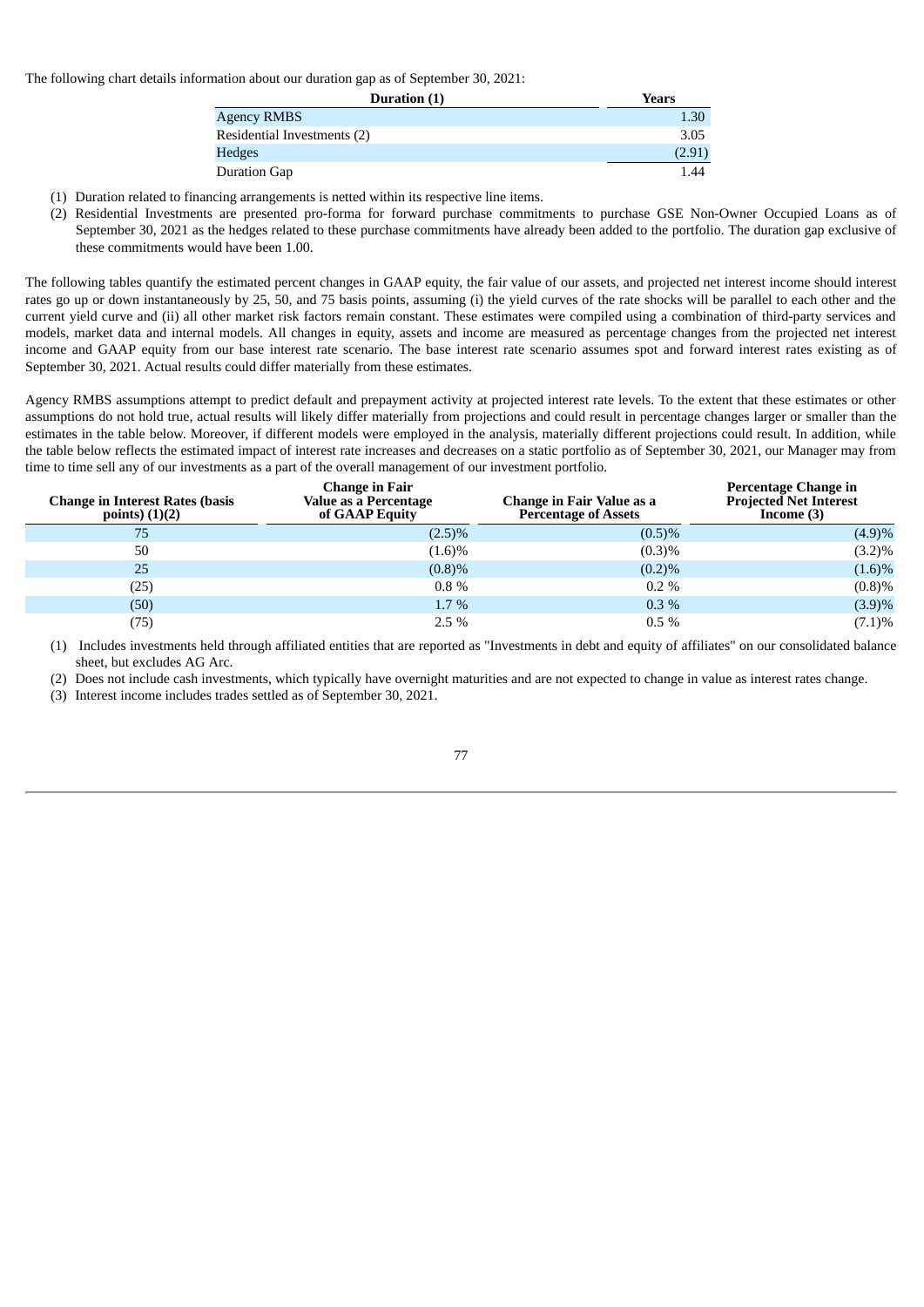The following chart details information about our duration gap as of September 30, 2021:

| Duration (1) | Years |
|---|---|
| Agency RMBS | 1.30 |
| Residential Investments (2) | 3.05 |
| Hedges | (2.91) |
| Duration Gap | 1.44 |

(1) Duration related to financing arrangements is netted within its respective line items.

(2) Residential Investments are presented pro-forma for forward purchase commitments to purchase GSE Non-Owner Occupied Loans as of September 30, 2021 as the hedges related to these purchase commitments have already been added to the portfolio. The duration gap exclusive of these commitments would have been 1.00.

The following tables quantify the estimated percent changes in GAAP equity, the fair value of our assets, and projected net interest income should interest rates go up or down instantaneously by 25, 50, and 75 basis points, assuming (i) the yield curves of the rate shocks will be parallel to each other and the current yield curve and (ii) all other market risk factors remain constant. These estimates were compiled using a combination of third-party services and models, market data and internal models. All changes in equity, assets and income are measured as percentage changes from the projected net interest income and GAAP equity from our base interest rate scenario. The base interest rate scenario assumes spot and forward interest rates existing as of September 30, 2021. Actual results could differ materially from these estimates.

Agency RMBS assumptions attempt to predict default and prepayment activity at projected interest rate levels. To the extent that these estimates or other assumptions do not hold true, actual results will likely differ materially from projections and could result in percentage changes larger or smaller than the estimates in the table below. Moreover, if different models were employed in the analysis, materially different projections could result. In addition, while the table below reflects the estimated impact of interest rate increases and decreases on a static portfolio as of September 30, 2021, our Manager may from time to time sell any of our investments as a part of the overall management of our investment portfolio.

| Change in Interest Rates (basis points) (1)(2) | Change in Fair Value as a Percentage of GAAP Equity | Change in Fair Value as a Percentage of Assets | Percentage Change in Projected Net Interest Income (3) |
|---|---|---|---|
| 75 | (2.5)% | (0.5)% | (4.9)% |
| 50 | (1.6)% | (0.3)% | (3.2)% |
| 25 | (0.8)% | (0.2)% | (1.6)% |
| (25) | 0.8 % | 0.2 % | (0.8)% |
| (50) | 1.7 % | 0.3 % | (3.9)% |
| (75) | 2.5 % | 0.5 % | (7.1)% |

(1) Includes investments held through affiliated entities that are reported as "Investments in debt and equity of affiliates" on our consolidated balance sheet, but excludes AG Arc.

(2) Does not include cash investments, which typically have overnight maturities and are not expected to change in value as interest rates change.

(3) Interest income includes trades settled as of September 30, 2021.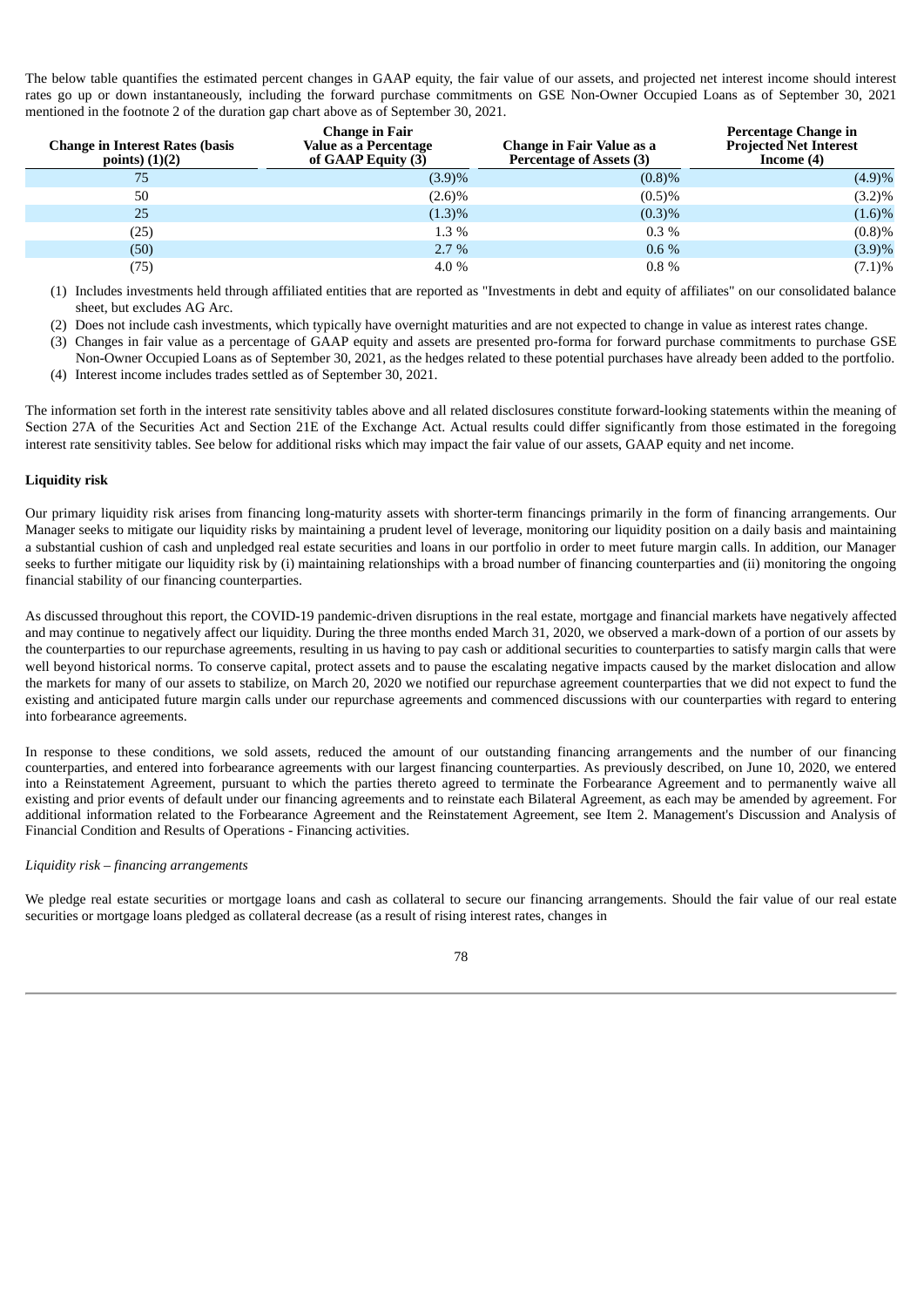The below table quantifies the estimated percent changes in GAAP equity, the fair value of our assets, and projected net interest income should interest rates go up or down instantaneously, including the forward purchase commitments on GSE Non-Owner Occupied Loans as of September 30, 2021 mentioned in the footnote 2 of the duration gap chart above as of September 30, 2021.

| Change in Interest Rates (basis points) (1)(2) | Change in Fair Value as a Percentage of GAAP Equity (3) | Change in Fair Value as a Percentage of Assets (3) | Percentage Change in Projected Net Interest Income (4) |
|---|---|---|---|
| 75 | (3.9)% | (0.8)% | (4.9)% |
| 50 | (2.6)% | (0.5)% | (3.2)% |
| 25 | (1.3)% | (0.3)% | (1.6)% |
| (25) | 1.3 % | 0.3 % | (0.8)% |
| (50) | 2.7 % | 0.6 % | (3.9)% |
| (75) | 4.0 % | 0.8 % | (7.1)% |

(1) Includes investments held through affiliated entities that are reported as "Investments in debt and equity of affiliates" on our consolidated balance sheet, but excludes AG Arc.

(2) Does not include cash investments, which typically have overnight maturities and are not expected to change in value as interest rates change.

(3) Changes in fair value as a percentage of GAAP equity and assets are presented pro-forma for forward purchase commitments to purchase GSE Non-Owner Occupied Loans as of September 30, 2021, as the hedges related to these potential purchases have already been added to the portfolio.

(4) Interest income includes trades settled as of September 30, 2021.

The information set forth in the interest rate sensitivity tables above and all related disclosures constitute forward-looking statements within the meaning of Section 27A of the Securities Act and Section 21E of the Exchange Act. Actual results could differ significantly from those estimated in the foregoing interest rate sensitivity tables. See below for additional risks which may impact the fair value of our assets, GAAP equity and net income.

**Liquidity risk**

Our primary liquidity risk arises from financing long-maturity assets with shorter-term financings primarily in the form of financing arrangements. Our Manager seeks to mitigate our liquidity risks by maintaining a prudent level of leverage, monitoring our liquidity position on a daily basis and maintaining a substantial cushion of cash and unpledged real estate securities and loans in our portfolio in order to meet future margin calls. In addition, our Manager seeks to further mitigate our liquidity risk by (i) maintaining relationships with a broad number of financing counterparties and (ii) monitoring the ongoing financial stability of our financing counterparties.

As discussed throughout this report, the COVID-19 pandemic-driven disruptions in the real estate, mortgage and financial markets have negatively affected and may continue to negatively affect our liquidity. During the three months ended March 31, 2020, we observed a mark-down of a portion of our assets by the counterparties to our repurchase agreements, resulting in us having to pay cash or additional securities to counterparties to satisfy margin calls that were well beyond historical norms. To conserve capital, protect assets and to pause the escalating negative impacts caused by the market dislocation and allow the markets for many of our assets to stabilize, on March 20, 2020 we notified our repurchase agreement counterparties that we did not expect to fund the existing and anticipated future margin calls under our repurchase agreements and commenced discussions with our counterparties with regard to entering into forbearance agreements.

In response to these conditions, we sold assets, reduced the amount of our outstanding financing arrangements and the number of our financing counterparties, and entered into forbearance agreements with our largest financing counterparties. As previously described, on June 10, 2020, we entered into a Reinstatement Agreement, pursuant to which the parties thereto agreed to terminate the Forbearance Agreement and to permanently waive all existing and prior events of default under our financing agreements and to reinstate each Bilateral Agreement, as each may be amended by agreement. For additional information related to the Forbearance Agreement and the Reinstatement Agreement, see Item 2. Management's Discussion and Analysis of Financial Condition and Results of Operations - Financing activities.

*Liquidity risk – financing arrangements*

We pledge real estate securities or mortgage loans and cash as collateral to secure our financing arrangements. Should the fair value of our real estate securities or mortgage loans pledged as collateral decrease (as a result of rising interest rates, changes in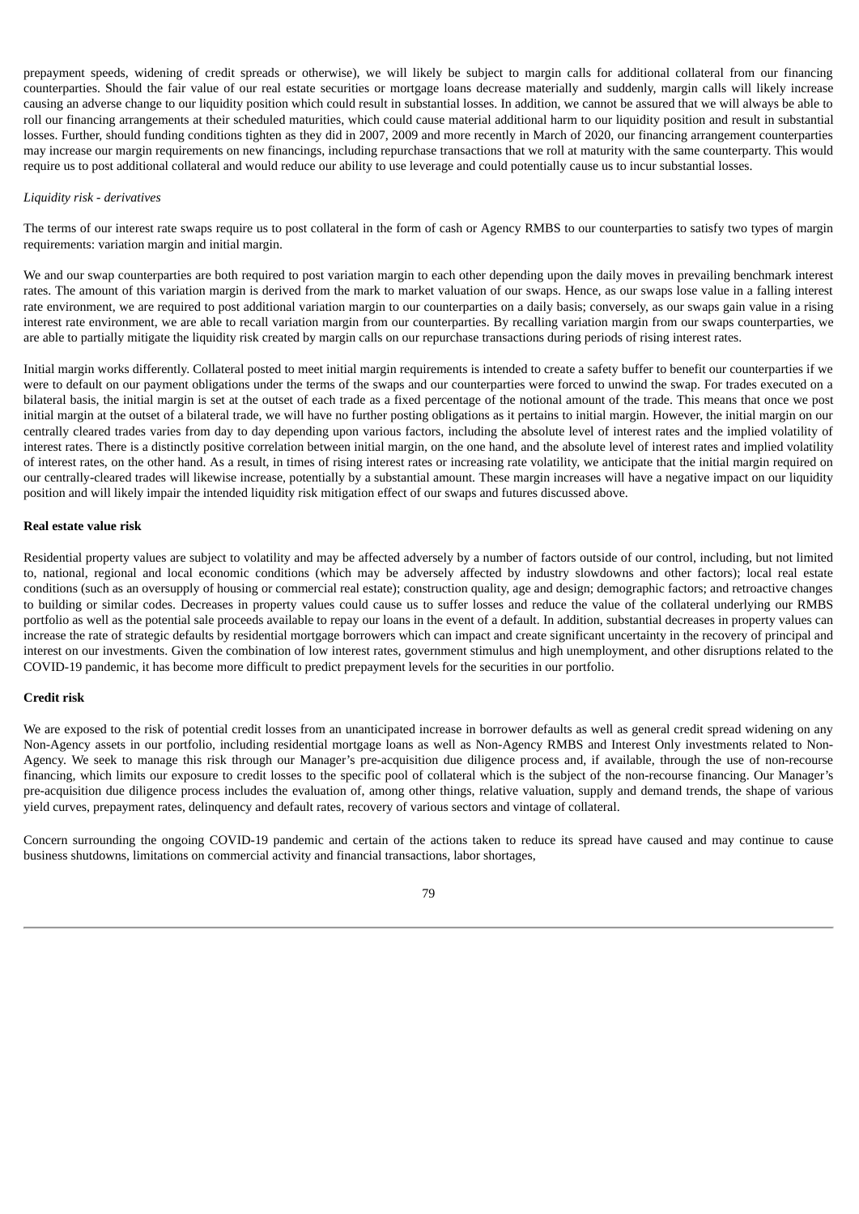prepayment speeds, widening of credit spreads or otherwise), we will likely be subject to margin calls for additional collateral from our financing counterparties. Should the fair value of our real estate securities or mortgage loans decrease materially and suddenly, margin calls will likely increase causing an adverse change to our liquidity position which could result in substantial losses. In addition, we cannot be assured that we will always be able to roll our financing arrangements at their scheduled maturities, which could cause material additional harm to our liquidity position and result in substantial losses. Further, should funding conditions tighten as they did in 2007, 2009 and more recently in March of 2020, our financing arrangement counterparties may increase our margin requirements on new financings, including repurchase transactions that we roll at maturity with the same counterparty. This would require us to post additional collateral and would reduce our ability to use leverage and could potentially cause us to incur substantial losses.

*Liquidity risk - derivatives*

The terms of our interest rate swaps require us to post collateral in the form of cash or Agency RMBS to our counterparties to satisfy two types of margin requirements: variation margin and initial margin.

We and our swap counterparties are both required to post variation margin to each other depending upon the daily moves in prevailing benchmark interest rates. The amount of this variation margin is derived from the mark to market valuation of our swaps. Hence, as our swaps lose value in a falling interest rate environment, we are required to post additional variation margin to our counterparties on a daily basis; conversely, as our swaps gain value in a rising interest rate environment, we are able to recall variation margin from our counterparties. By recalling variation margin from our swaps counterparties, we are able to partially mitigate the liquidity risk created by margin calls on our repurchase transactions during periods of rising interest rates.

Initial margin works differently. Collateral posted to meet initial margin requirements is intended to create a safety buffer to benefit our counterparties if we were to default on our payment obligations under the terms of the swaps and our counterparties were forced to unwind the swap. For trades executed on a bilateral basis, the initial margin is set at the outset of each trade as a fixed percentage of the notional amount of the trade. This means that once we post initial margin at the outset of a bilateral trade, we will have no further posting obligations as it pertains to initial margin. However, the initial margin on our centrally cleared trades varies from day to day depending upon various factors, including the absolute level of interest rates and the implied volatility of interest rates. There is a distinctly positive correlation between initial margin, on the one hand, and the absolute level of interest rates and implied volatility of interest rates, on the other hand. As a result, in times of rising interest rates or increasing rate volatility, we anticipate that the initial margin required on our centrally-cleared trades will likewise increase, potentially by a substantial amount. These margin increases will have a negative impact on our liquidity position and will likely impair the intended liquidity risk mitigation effect of our swaps and futures discussed above.

**Real estate value risk**

Residential property values are subject to volatility and may be affected adversely by a number of factors outside of our control, including, but not limited to, national, regional and local economic conditions (which may be adversely affected by industry slowdowns and other factors); local real estate conditions (such as an oversupply of housing or commercial real estate); construction quality, age and design; demographic factors; and retroactive changes to building or similar codes. Decreases in property values could cause us to suffer losses and reduce the value of the collateral underlying our RMBS portfolio as well as the potential sale proceeds available to repay our loans in the event of a default. In addition, substantial decreases in property values can increase the rate of strategic defaults by residential mortgage borrowers which can impact and create significant uncertainty in the recovery of principal and interest on our investments. Given the combination of low interest rates, government stimulus and high unemployment, and other disruptions related to the COVID-19 pandemic, it has become more difficult to predict prepayment levels for the securities in our portfolio.

**Credit risk**

We are exposed to the risk of potential credit losses from an unanticipated increase in borrower defaults as well as general credit spread widening on any Non-Agency assets in our portfolio, including residential mortgage loans as well as Non-Agency RMBS and Interest Only investments related to Non-Agency. We seek to manage this risk through our Manager's pre-acquisition due diligence process and, if available, through the use of non-recourse financing, which limits our exposure to credit losses to the specific pool of collateral which is the subject of the non-recourse financing. Our Manager's pre-acquisition due diligence process includes the evaluation of, among other things, relative valuation, supply and demand trends, the shape of various yield curves, prepayment rates, delinquency and default rates, recovery of various sectors and vintage of collateral.

Concern surrounding the ongoing COVID-19 pandemic and certain of the actions taken to reduce its spread have caused and may continue to cause business shutdowns, limitations on commercial activity and financial transactions, labor shortages,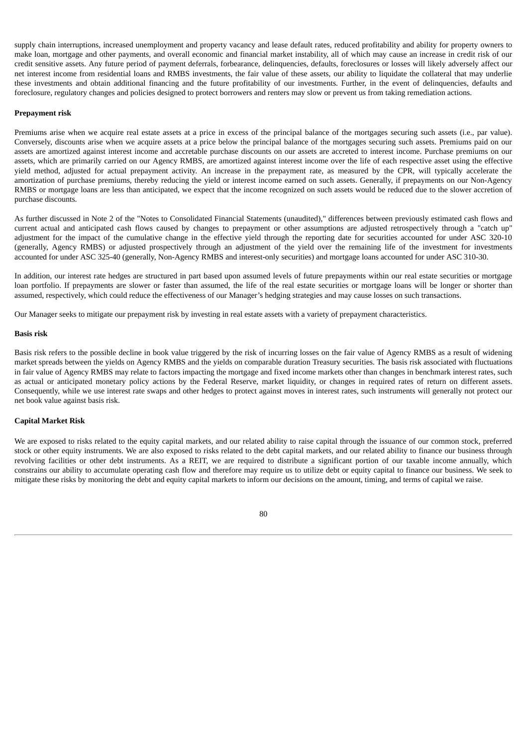supply chain interruptions, increased unemployment and property vacancy and lease default rates, reduced profitability and ability for property owners to make loan, mortgage and other payments, and overall economic and financial market instability, all of which may cause an increase in credit risk of our credit sensitive assets. Any future period of payment deferrals, forbearance, delinquencies, defaults, foreclosures or losses will likely adversely affect our net interest income from residential loans and RMBS investments, the fair value of these assets, our ability to liquidate the collateral that may underlie these investments and obtain additional financing and the future profitability of our investments. Further, in the event of delinquencies, defaults and foreclosure, regulatory changes and policies designed to protect borrowers and renters may slow or prevent us from taking remediation actions.

**Prepayment risk**

Premiums arise when we acquire real estate assets at a price in excess of the principal balance of the mortgages securing such assets (i.e., par value). Conversely, discounts arise when we acquire assets at a price below the principal balance of the mortgages securing such assets. Premiums paid on our assets are amortized against interest income and accretable purchase discounts on our assets are accreted to interest income. Purchase premiums on our assets, which are primarily carried on our Agency RMBS, are amortized against interest income over the life of each respective asset using the effective yield method, adjusted for actual prepayment activity. An increase in the prepayment rate, as measured by the CPR, will typically accelerate the amortization of purchase premiums, thereby reducing the yield or interest income earned on such assets. Generally, if prepayments on our Non-Agency RMBS or mortgage loans are less than anticipated, we expect that the income recognized on such assets would be reduced due to the slower accretion of purchase discounts.

As further discussed in Note 2 of the "Notes to Consolidated Financial Statements (unaudited)," differences between previously estimated cash flows and current actual and anticipated cash flows caused by changes to prepayment or other assumptions are adjusted retrospectively through a "catch up" adjustment for the impact of the cumulative change in the effective yield through the reporting date for securities accounted for under ASC 320-10 (generally, Agency RMBS) or adjusted prospectively through an adjustment of the yield over the remaining life of the investment for investments accounted for under ASC 325-40 (generally, Non-Agency RMBS and interest-only securities) and mortgage loans accounted for under ASC 310-30.

In addition, our interest rate hedges are structured in part based upon assumed levels of future prepayments within our real estate securities or mortgage loan portfolio. If prepayments are slower or faster than assumed, the life of the real estate securities or mortgage loans will be longer or shorter than assumed, respectively, which could reduce the effectiveness of our Manager's hedging strategies and may cause losses on such transactions.

Our Manager seeks to mitigate our prepayment risk by investing in real estate assets with a variety of prepayment characteristics.

**Basis risk**

Basis risk refers to the possible decline in book value triggered by the risk of incurring losses on the fair value of Agency RMBS as a result of widening market spreads between the yields on Agency RMBS and the yields on comparable duration Treasury securities. The basis risk associated with fluctuations in fair value of Agency RMBS may relate to factors impacting the mortgage and fixed income markets other than changes in benchmark interest rates, such as actual or anticipated monetary policy actions by the Federal Reserve, market liquidity, or changes in required rates of return on different assets. Consequently, while we use interest rate swaps and other hedges to protect against moves in interest rates, such instruments will generally not protect our net book value against basis risk.

**Capital Market Risk**

We are exposed to risks related to the equity capital markets, and our related ability to raise capital through the issuance of our common stock, preferred stock or other equity instruments. We are also exposed to risks related to the debt capital markets, and our related ability to finance our business through revolving facilities or other debt instruments. As a REIT, we are required to distribute a significant portion of our taxable income annually, which constrains our ability to accumulate operating cash flow and therefore may require us to utilize debt or equity capital to finance our business. We seek to mitigate these risks by monitoring the debt and equity capital markets to inform our decisions on the amount, timing, and terms of capital we raise.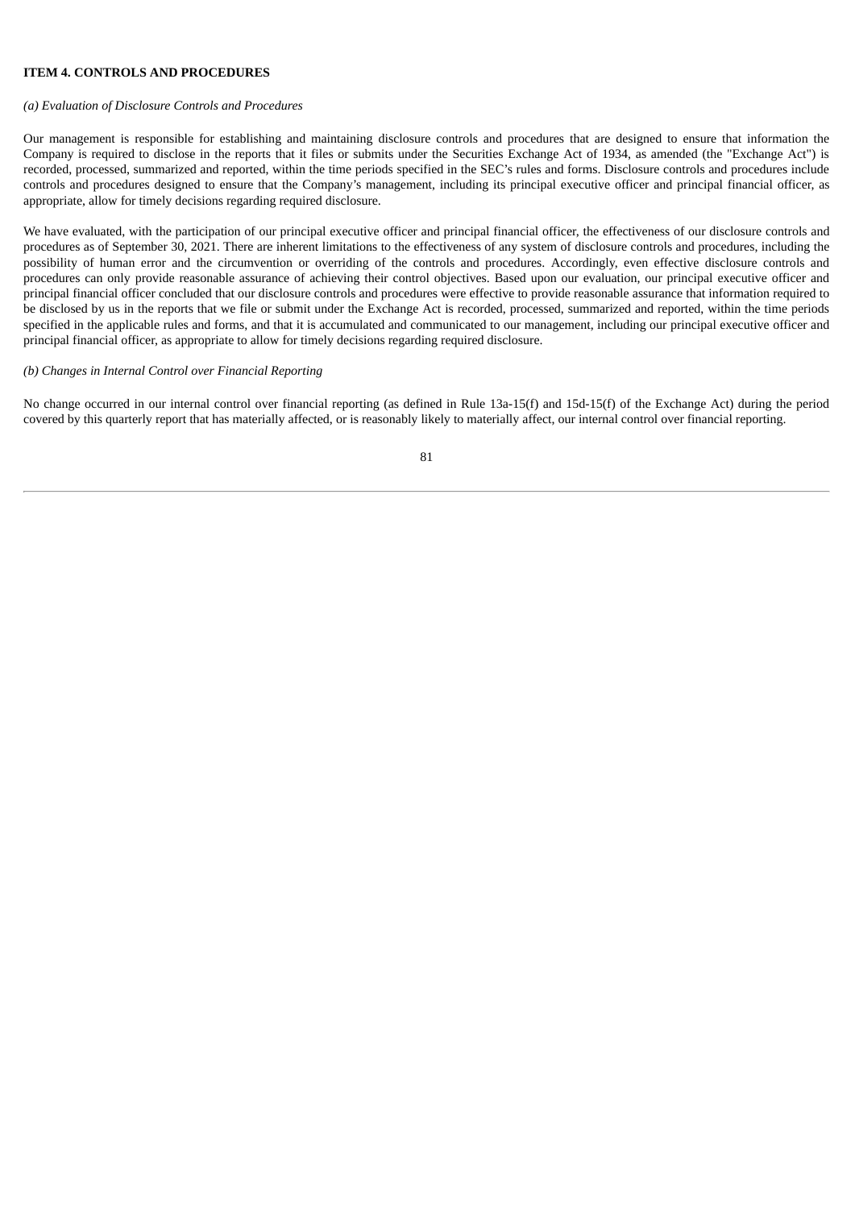**ITEM 4. CONTROLS AND PROCEDURES**

*(a) Evaluation of Disclosure Controls and Procedures*

Our management is responsible for establishing and maintaining disclosure controls and procedures that are designed to ensure that information the Company is required to disclose in the reports that it files or submits under the Securities Exchange Act of 1934, as amended (the "Exchange Act") is recorded, processed, summarized and reported, within the time periods specified in the SEC's rules and forms. Disclosure controls and procedures include controls and procedures designed to ensure that the Company's management, including its principal executive officer and principal financial officer, as appropriate, allow for timely decisions regarding required disclosure.

We have evaluated, with the participation of our principal executive officer and principal financial officer, the effectiveness of our disclosure controls and procedures as of September 30, 2021. There are inherent limitations to the effectiveness of any system of disclosure controls and procedures, including the possibility of human error and the circumvention or overriding of the controls and procedures. Accordingly, even effective disclosure controls and procedures can only provide reasonable assurance of achieving their control objectives. Based upon our evaluation, our principal executive officer and principal financial officer concluded that our disclosure controls and procedures were effective to provide reasonable assurance that information required to be disclosed by us in the reports that we file or submit under the Exchange Act is recorded, processed, summarized and reported, within the time periods specified in the applicable rules and forms, and that it is accumulated and communicated to our management, including our principal executive officer and principal financial officer, as appropriate to allow for timely decisions regarding required disclosure.

*(b) Changes in Internal Control over Financial Reporting*

No change occurred in our internal control over financial reporting (as defined in Rule 13a-15(f) and 15d-15(f) of the Exchange Act) during the period covered by this quarterly report that has materially affected, or is reasonably likely to materially affect, our internal control over financial reporting.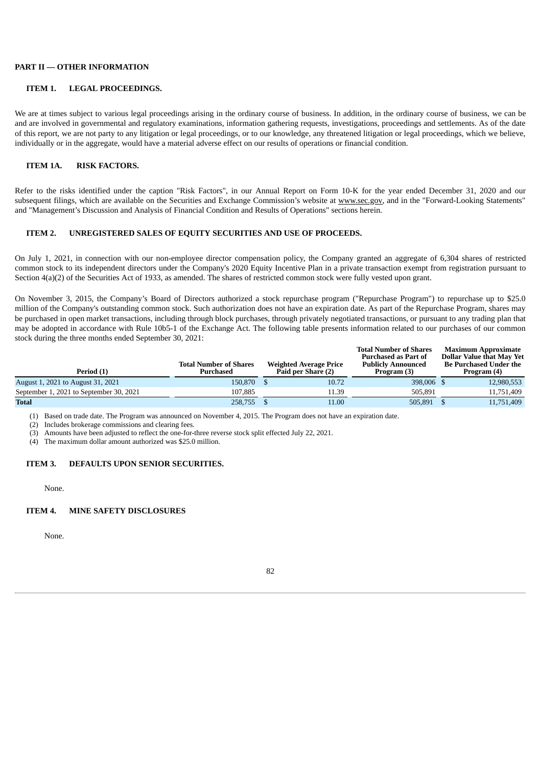# PART II — OTHER INFORMATION

## ITEM 1. LEGAL PROCEEDINGS.

We are at times subject to various legal proceedings arising in the ordinary course of business. In addition, in the ordinary course of business, we can be and are involved in governmental and regulatory examinations, information gathering requests, investigations, proceedings and settlements. As of the date of this report, we are not party to any litigation or legal proceedings, or to our knowledge, any threatened litigation or legal proceedings, which we believe, individually or in the aggregate, would have a material adverse effect on our results of operations or financial condition.

## ITEM 1A. RISK FACTORS.

Refer to the risks identified under the caption "Risk Factors", in our Annual Report on Form 10-K for the year ended December 31, 2020 and our subsequent filings, which are available on the Securities and Exchange Commission's website at www.sec.gov, and in the "Forward-Looking Statements" and "Management's Discussion and Analysis of Financial Condition and Results of Operations" sections herein.

## ITEM 2. UNREGISTERED SALES OF EQUITY SECURITIES AND USE OF PROCEEDS.

On July 1, 2021, in connection with our non-employee director compensation policy, the Company granted an aggregate of 6,304 shares of restricted common stock to its independent directors under the Company's 2020 Equity Incentive Plan in a private transaction exempt from registration pursuant to Section 4(a)(2) of the Securities Act of 1933, as amended. The shares of restricted common stock were fully vested upon grant.

On November 3, 2015, the Company's Board of Directors authorized a stock repurchase program ("Repurchase Program") to repurchase up to $25.0 million of the Company's outstanding common stock. Such authorization does not have an expiration date. As part of the Repurchase Program, shares may be purchased in open market transactions, including through block purchases, through privately negotiated transactions, or pursuant to any trading plan that may be adopted in accordance with Rule 10b5-1 of the Exchange Act. The following table presents information related to our purchases of our common stock during the three months ended September 30, 2021:

| Period (1) | Total Number of Shares Purchased | Weighted Average Price Paid per Share (2) | Total Number of Shares Purchased as Part of Publicly Announced Program (3) | Maximum Approximate Dollar Value that May Yet Be Purchased Under the Program (4) |
|---|---|---|---|---|
| August 1, 2021 to August 31, 2021 | 150,870 | $ 10.72 | 398,006 | $ 12,980,553 |
| September 1, 2021 to September 30, 2021 | 107,885 | 11.39 | 505,891 | 11,751,409 |
| **Total** | 258,755 | $ 11.00 | 505,891 | $ 11,751,409 |

(1) Based on trade date. The Program was announced on November 4, 2015. The Program does not have an expiration date.
(2) Includes brokerage commissions and clearing fees.
(3) Amounts have been adjusted to reflect the one-for-three reverse stock split effected July 22, 2021.
(4) The maximum dollar amount authorized was $25.0 million.

## ITEM 3. DEFAULTS UPON SENIOR SECURITIES.

None.

## ITEM 4. MINE SAFETY DISCLOSURES

None.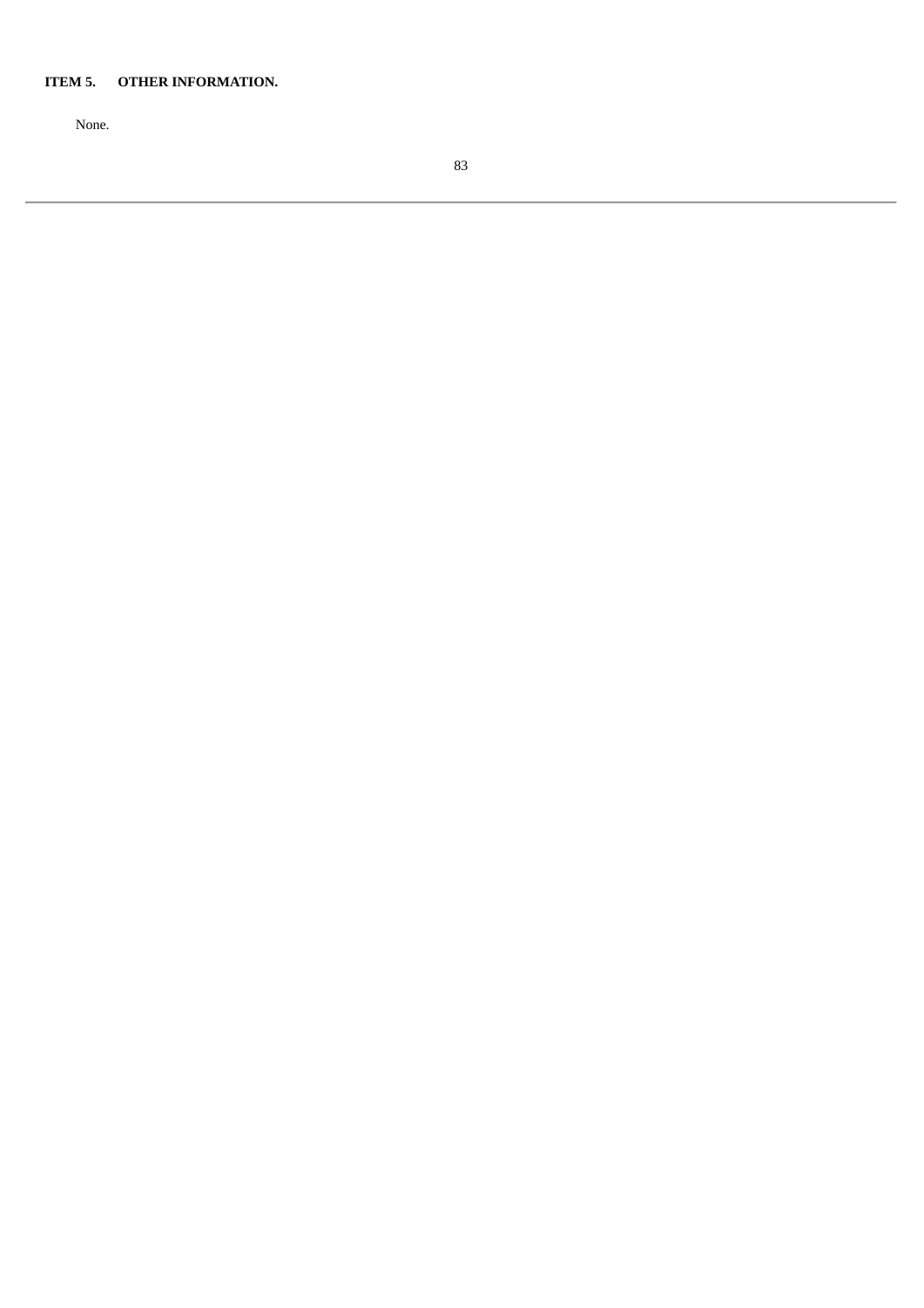### ITEM 5. OTHER INFORMATION.

None.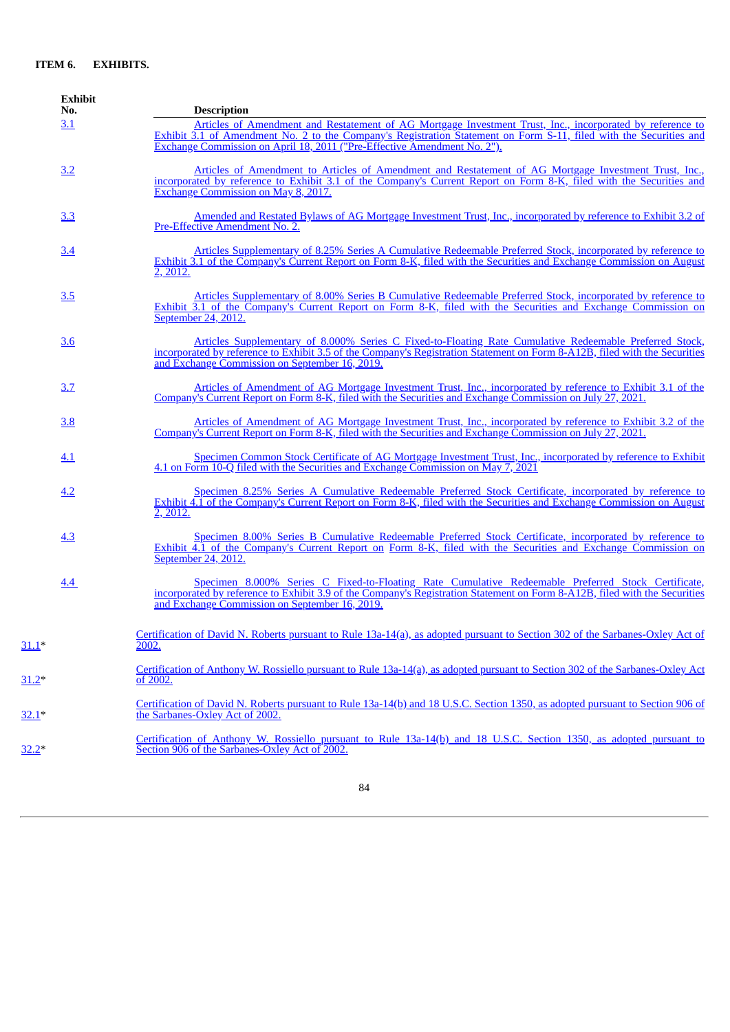## ITEM 6. EXHIBITS.

| Exhibit No. | Description |
|---|---|
| 3.1 | Articles of Amendment and Restatement of AG Mortgage Investment Trust, Inc., incorporated by reference to Exhibit 3.1 of Amendment No. 2 to the Company's Registration Statement on Form S-11, filed with the Securities and Exchange Commission on April 18, 2011 ("Pre-Effective Amendment No. 2"). |
| 3.2 | Articles of Amendment to Articles of Amendment and Restatement of AG Mortgage Investment Trust, Inc., incorporated by reference to Exhibit 3.1 of the Company's Current Report on Form 8-K, filed with the Securities and Exchange Commission on May 8, 2017. |
| 3.3 | Amended and Restated Bylaws of AG Mortgage Investment Trust, Inc., incorporated by reference to Exhibit 3.2 of Pre-Effective Amendment No. 2. |
| 3.4 | Articles Supplementary of 8.25% Series A Cumulative Redeemable Preferred Stock, incorporated by reference to Exhibit 3.1 of the Company's Current Report on Form 8-K, filed with the Securities and Exchange Commission on August 2, 2012. |
| 3.5 | Articles Supplementary of 8.00% Series B Cumulative Redeemable Preferred Stock, incorporated by reference to Exhibit 3.1 of the Company's Current Report on Form 8-K, filed with the Securities and Exchange Commission on September 24, 2012. |
| 3.6 | Articles Supplementary of 8.000% Series C Fixed-to-Floating Rate Cumulative Redeemable Preferred Stock, incorporated by reference to Exhibit 3.5 of the Company's Registration Statement on Form 8-A12B, filed with the Securities and Exchange Commission on September 16, 2019. |
| 3.7 | Articles of Amendment of AG Mortgage Investment Trust, Inc., incorporated by reference to Exhibit 3.1 of the Company's Current Report on Form 8-K, filed with the Securities and Exchange Commission on July 27, 2021. |
| 3.8 | Articles of Amendment of AG Mortgage Investment Trust, Inc., incorporated by reference to Exhibit 3.2 of the Company's Current Report on Form 8-K, filed with the Securities and Exchange Commission on July 27, 2021. |
| 4.1 | Specimen Common Stock Certificate of AG Mortgage Investment Trust, Inc., incorporated by reference to Exhibit 4.1 on Form 10-Q filed with the Securities and Exchange Commission on May 7, 2021 |
| 4.2 | Specimen 8.25% Series A Cumulative Redeemable Preferred Stock Certificate, incorporated by reference to Exhibit 4.1 of the Company's Current Report on Form 8-K, filed with the Securities and Exchange Commission on August 2, 2012. |
| 4.3 | Specimen 8.00% Series B Cumulative Redeemable Preferred Stock Certificate, incorporated by reference to Exhibit 4.1 of the Company's Current Report on Form 8-K, filed with the Securities and Exchange Commission on September 24, 2012. |
| 4.4 | Specimen 8.000% Series C Fixed-to-Floating Rate Cumulative Redeemable Preferred Stock Certificate, incorporated by reference to Exhibit 3.9 of the Company's Registration Statement on Form 8-A12B, filed with the Securities and Exchange Commission on September 16, 2019. |
| 31.1* | Certification of David N. Roberts pursuant to Rule 13a-14(a), as adopted pursuant to Section 302 of the Sarbanes-Oxley Act of 2002. |
| 31.2* | Certification of Anthony W. Rossiello pursuant to Rule 13a-14(a), as adopted pursuant to Section 302 of the Sarbanes-Oxley Act of 2002. |
| 32.1* | Certification of David N. Roberts pursuant to Rule 13a-14(b) and 18 U.S.C. Section 1350, as adopted pursuant to Section 906 of the Sarbanes-Oxley Act of 2002. |
| 32.2* | Certification of Anthony W. Rossiello pursuant to Rule 13a-14(b) and 18 U.S.C. Section 1350, as adopted pursuant to Section 906 of the Sarbanes-Oxley Act of 2002. |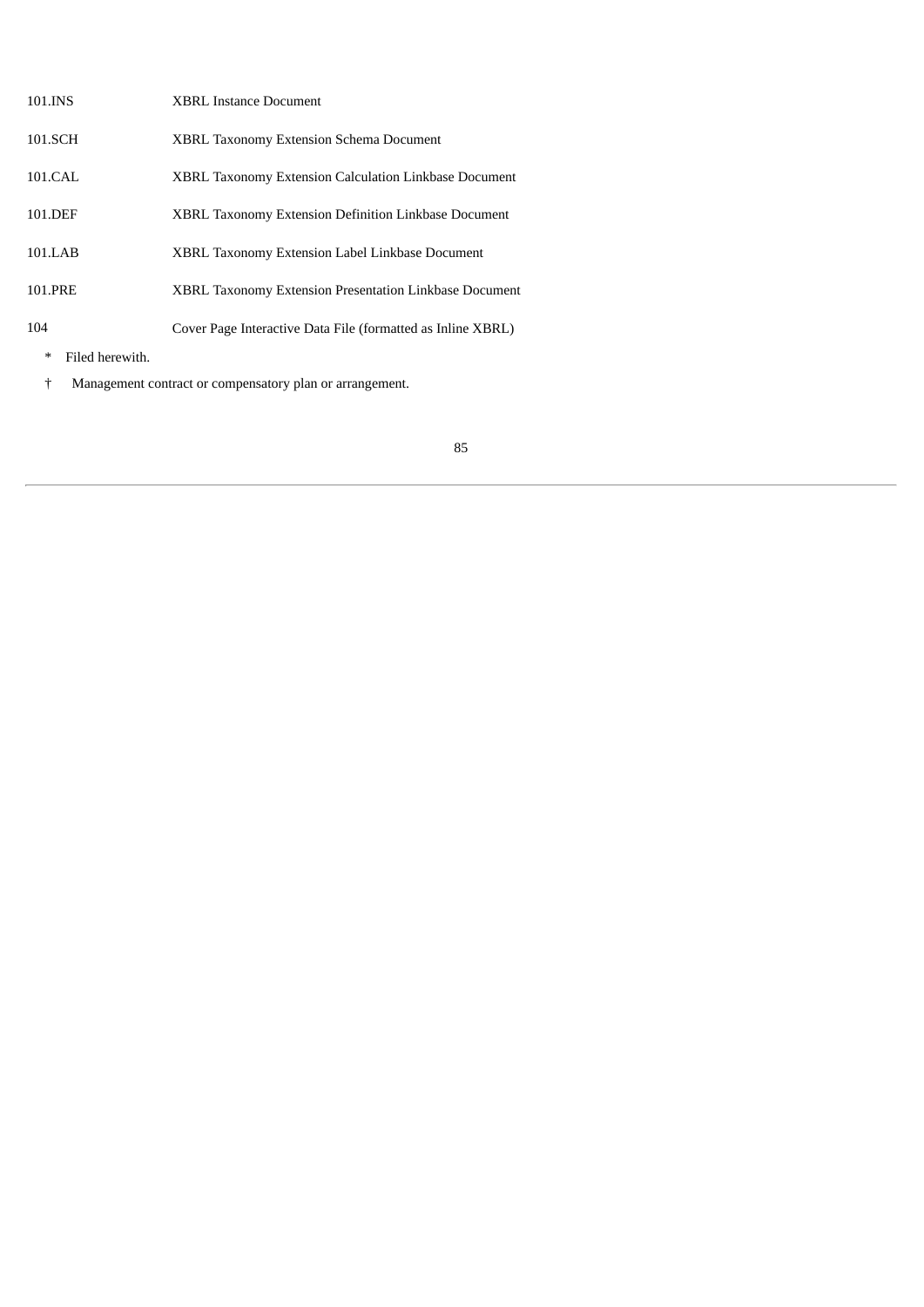| | |
|---|---|
| 101.INS | XBRL Instance Document |
| 101.SCH | XBRL Taxonomy Extension Schema Document |
| 101.CAL | XBRL Taxonomy Extension Calculation Linkbase Document |
| 101.DEF | XBRL Taxonomy Extension Definition Linkbase Document |
| 101.LAB | XBRL Taxonomy Extension Label Linkbase Document |
| 101.PRE | XBRL Taxonomy Extension Presentation Linkbase Document |
| 104 | Cover Page Interactive Data File (formatted as Inline XBRL) |

\* Filed herewith.

† Management contract or compensatory plan or arrangement.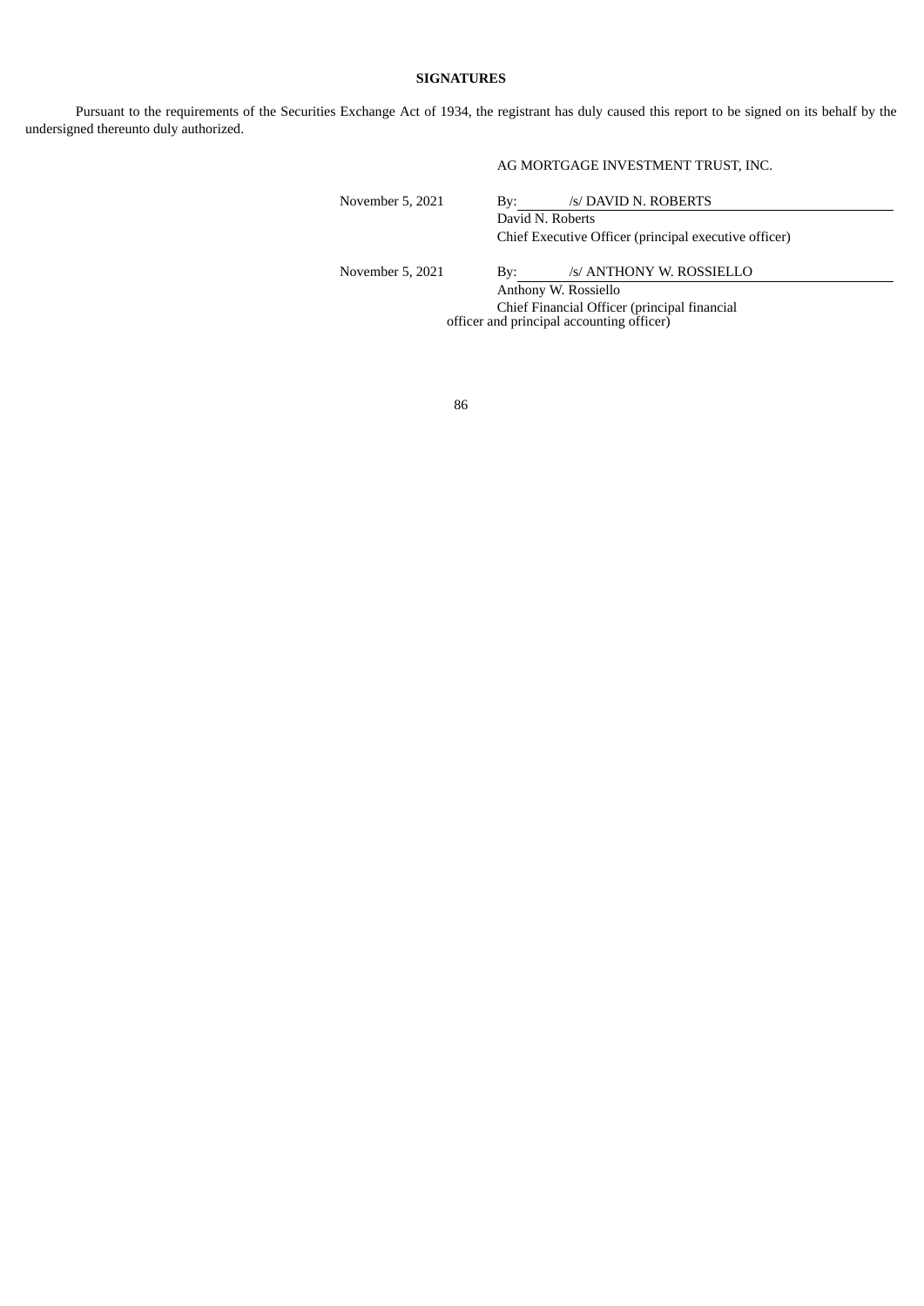**SIGNATURES**

Pursuant to the requirements of the Securities Exchange Act of 1934, the registrant has duly caused this report to be signed on its behalf by the undersigned thereunto duly authorized.

AG MORTGAGE INVESTMENT TRUST, INC.

| | |
|---|---|
| November 5, 2021 | By: /s/ DAVID N. ROBERTS |
| | David N. Roberts |
| | Chief Executive Officer (principal executive officer) |
| | |
| November 5, 2021 | By: /s/ ANTHONY W. ROSSIELLO |
| | Anthony W. Rossiello |
| | Chief Financial Officer (principal financial officer and principal accounting officer) |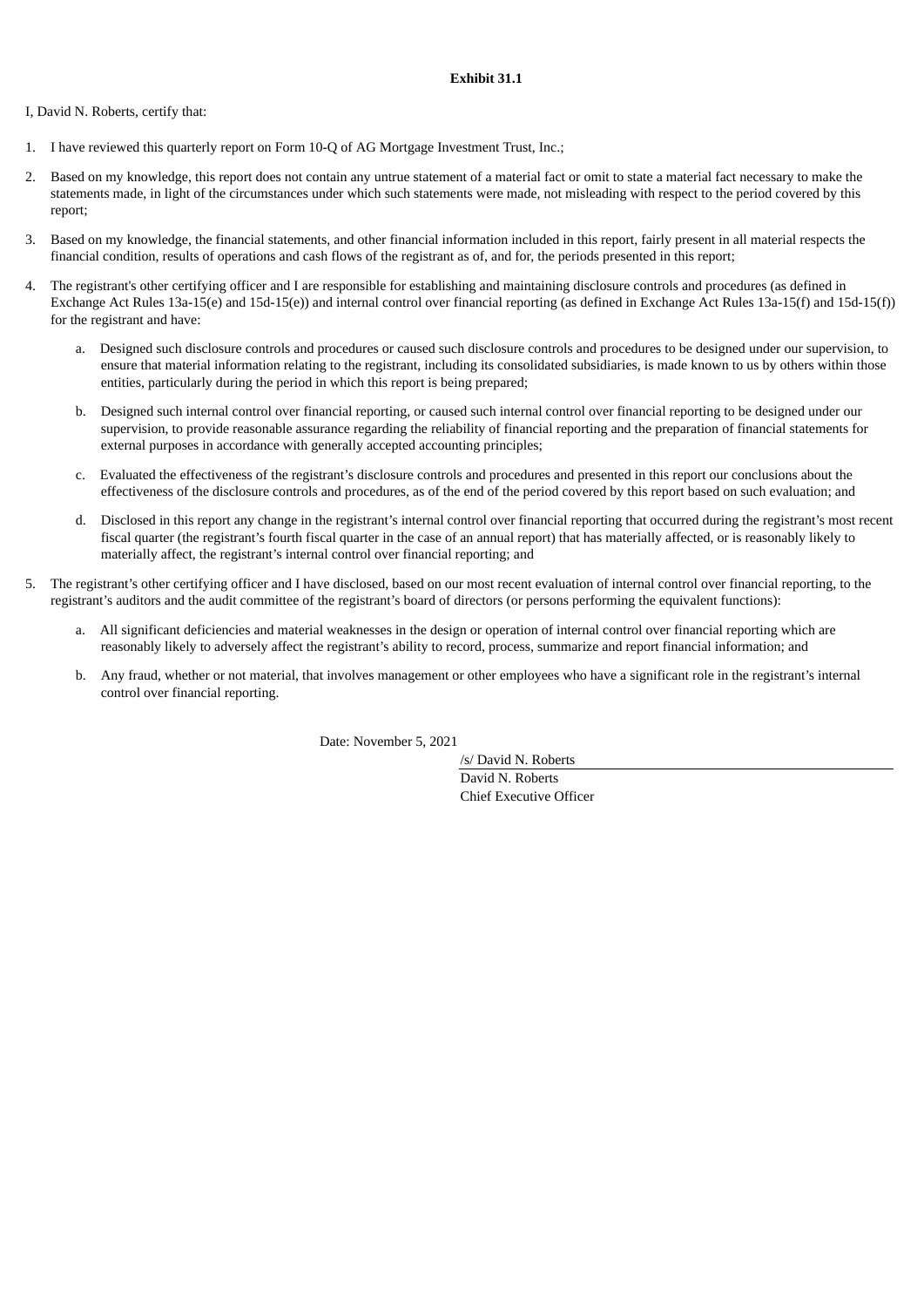**Exhibit 31.1**

I, David N. Roberts, certify that:

1. I have reviewed this quarterly report on Form 10-Q of AG Mortgage Investment Trust, Inc.;

2. Based on my knowledge, this report does not contain any untrue statement of a material fact or omit to state a material fact necessary to make the statements made, in light of the circumstances under which such statements were made, not misleading with respect to the period covered by this report;

3. Based on my knowledge, the financial statements, and other financial information included in this report, fairly present in all material respects the financial condition, results of operations and cash flows of the registrant as of, and for, the periods presented in this report;

4. The registrant's other certifying officer and I are responsible for establishing and maintaining disclosure controls and procedures (as defined in Exchange Act Rules 13a-15(e) and 15d-15(e)) and internal control over financial reporting (as defined in Exchange Act Rules 13a-15(f) and 15d-15(f)) for the registrant and have:

   a. Designed such disclosure controls and procedures or caused such disclosure controls and procedures to be designed under our supervision, to ensure that material information relating to the registrant, including its consolidated subsidiaries, is made known to us by others within those entities, particularly during the period in which this report is being prepared;

   b. Designed such internal control over financial reporting, or caused such internal control over financial reporting to be designed under our supervision, to provide reasonable assurance regarding the reliability of financial reporting and the preparation of financial statements for external purposes in accordance with generally accepted accounting principles;

   c. Evaluated the effectiveness of the registrant's disclosure controls and procedures and presented in this report our conclusions about the effectiveness of the disclosure controls and procedures, as of the end of the period covered by this report based on such evaluation; and

   d. Disclosed in this report any change in the registrant's internal control over financial reporting that occurred during the registrant's most recent fiscal quarter (the registrant's fourth fiscal quarter in the case of an annual report) that has materially affected, or is reasonably likely to materially affect, the registrant's internal control over financial reporting; and

5. The registrant's other certifying officer and I have disclosed, based on our most recent evaluation of internal control over financial reporting, to the registrant's auditors and the audit committee of the registrant's board of directors (or persons performing the equivalent functions):

   a. All significant deficiencies and material weaknesses in the design or operation of internal control over financial reporting which are reasonably likely to adversely affect the registrant's ability to record, process, summarize and report financial information; and

   b. Any fraud, whether or not material, that involves management or other employees who have a significant role in the registrant's internal control over financial reporting.

Date: November 5, 2021

/s/ David N. Roberts

David N. Roberts

Chief Executive Officer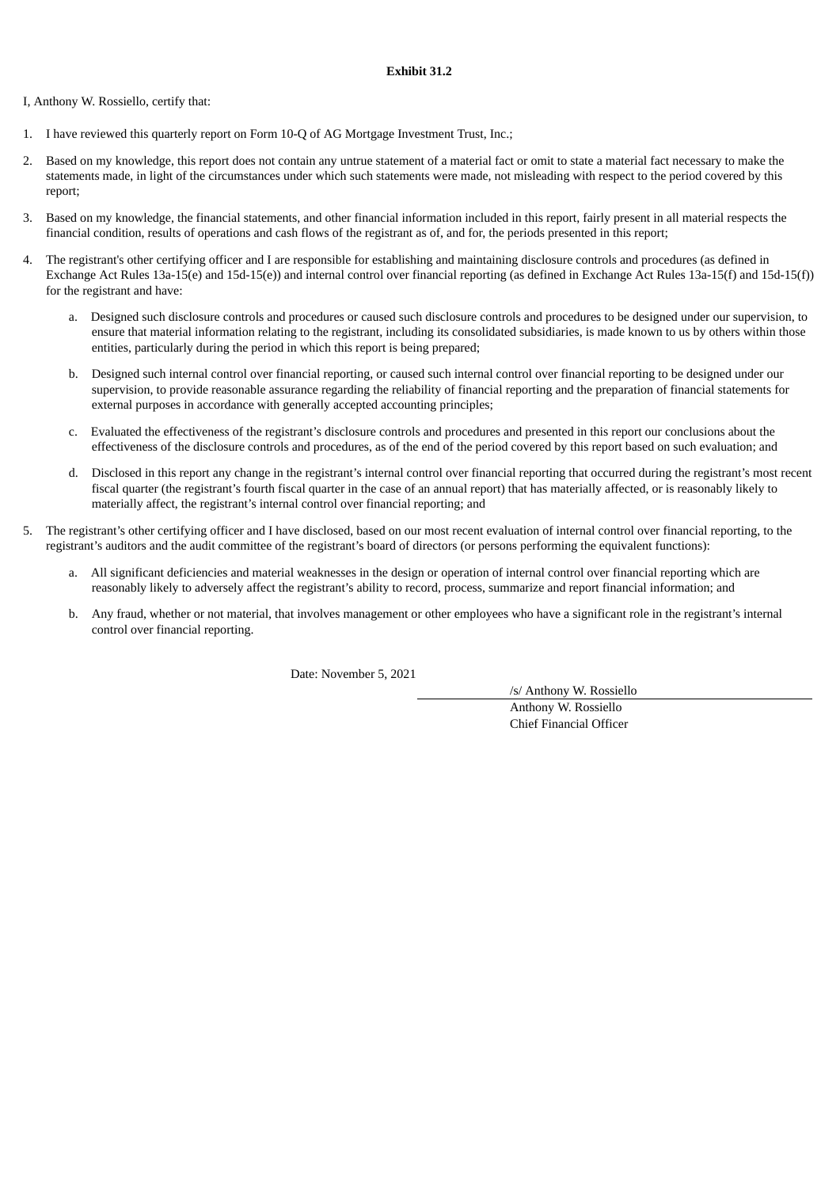**Exhibit 31.2**

I, Anthony W. Rossiello, certify that:

1. I have reviewed this quarterly report on Form 10-Q of AG Mortgage Investment Trust, Inc.;

2. Based on my knowledge, this report does not contain any untrue statement of a material fact or omit to state a material fact necessary to make the statements made, in light of the circumstances under which such statements were made, not misleading with respect to the period covered by this report;

3. Based on my knowledge, the financial statements, and other financial information included in this report, fairly present in all material respects the financial condition, results of operations and cash flows of the registrant as of, and for, the periods presented in this report;

4. The registrant's other certifying officer and I are responsible for establishing and maintaining disclosure controls and procedures (as defined in Exchange Act Rules 13a-15(e) and 15d-15(e)) and internal control over financial reporting (as defined in Exchange Act Rules 13a-15(f) and 15d-15(f)) for the registrant and have:

   a. Designed such disclosure controls and procedures or caused such disclosure controls and procedures to be designed under our supervision, to ensure that material information relating to the registrant, including its consolidated subsidiaries, is made known to us by others within those entities, particularly during the period in which this report is being prepared;

   b. Designed such internal control over financial reporting, or caused such internal control over financial reporting to be designed under our supervision, to provide reasonable assurance regarding the reliability of financial reporting and the preparation of financial statements for external purposes in accordance with generally accepted accounting principles;

   c. Evaluated the effectiveness of the registrant's disclosure controls and procedures and presented in this report our conclusions about the effectiveness of the disclosure controls and procedures, as of the end of the period covered by this report based on such evaluation; and

   d. Disclosed in this report any change in the registrant's internal control over financial reporting that occurred during the registrant's most recent fiscal quarter (the registrant's fourth fiscal quarter in the case of an annual report) that has materially affected, or is reasonably likely to materially affect, the registrant's internal control over financial reporting; and

5. The registrant's other certifying officer and I have disclosed, based on our most recent evaluation of internal control over financial reporting, to the registrant's auditors and the audit committee of the registrant's board of directors (or persons performing the equivalent functions):

   a. All significant deficiencies and material weaknesses in the design or operation of internal control over financial reporting which are reasonably likely to adversely affect the registrant's ability to record, process, summarize and report financial information; and

   b. Any fraud, whether or not material, that involves management or other employees who have a significant role in the registrant's internal control over financial reporting.

Date: November 5, 2021

/s/ Anthony W. Rossiello
Anthony W. Rossiello
Chief Financial Officer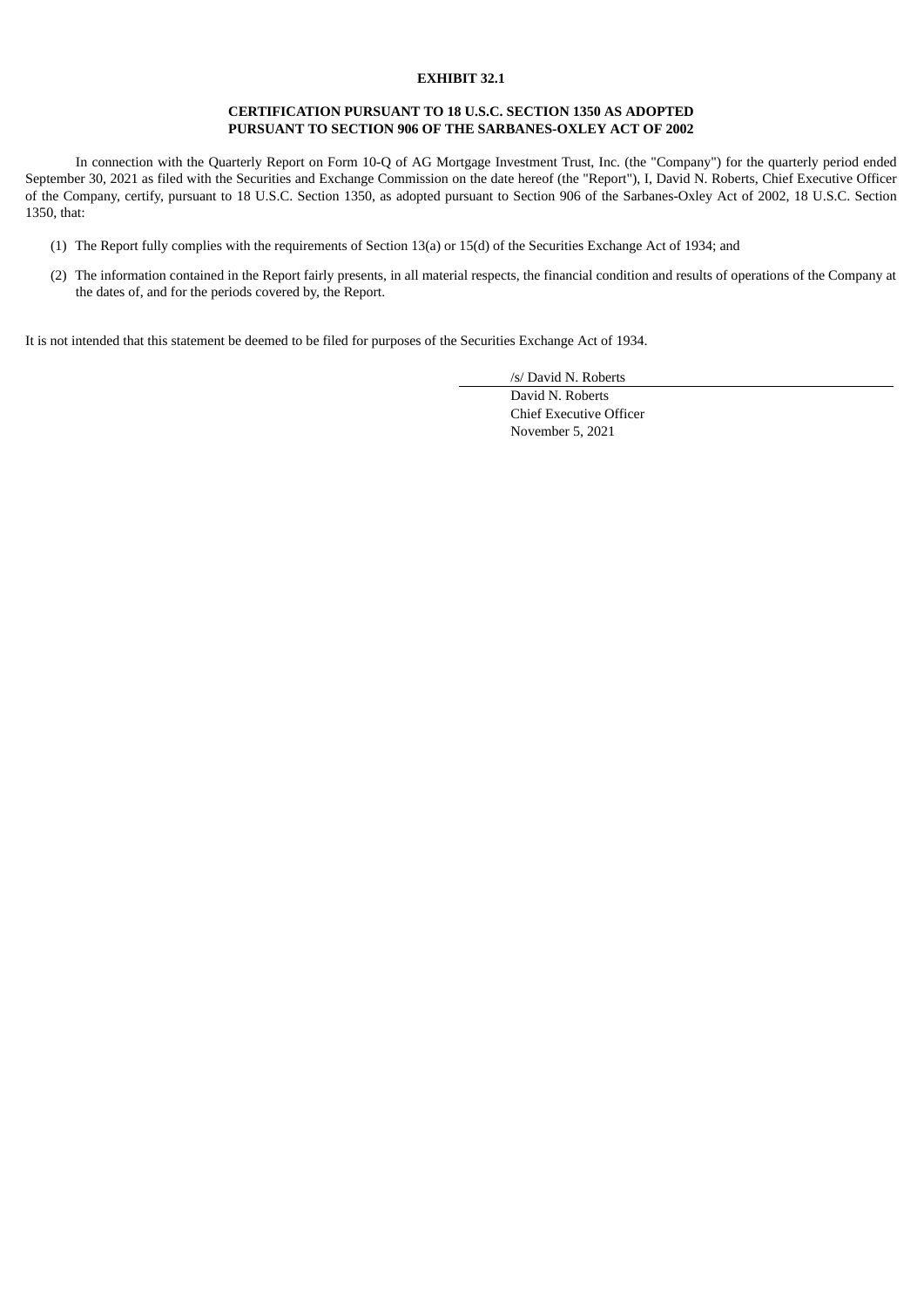**EXHIBIT 32.1**

**CERTIFICATION PURSUANT TO 18 U.S.C. SECTION 1350 AS ADOPTED PURSUANT TO SECTION 906 OF THE SARBANES-OXLEY ACT OF 2002**

In connection with the Quarterly Report on Form 10-Q of AG Mortgage Investment Trust, Inc. (the "Company") for the quarterly period ended September 30, 2021 as filed with the Securities and Exchange Commission on the date hereof (the "Report"), I, David N. Roberts, Chief Executive Officer of the Company, certify, pursuant to 18 U.S.C. Section 1350, as adopted pursuant to Section 906 of the Sarbanes-Oxley Act of 2002, 18 U.S.C. Section 1350, that:

(1) The Report fully complies with the requirements of Section 13(a) or 15(d) of the Securities Exchange Act of 1934; and

(2) The information contained in the Report fairly presents, in all material respects, the financial condition and results of operations of the Company at the dates of, and for the periods covered by, the Report.

It is not intended that this statement be deemed to be filed for purposes of the Securities Exchange Act of 1934.

/s/ David N. Roberts
David N. Roberts
Chief Executive Officer
November 5, 2021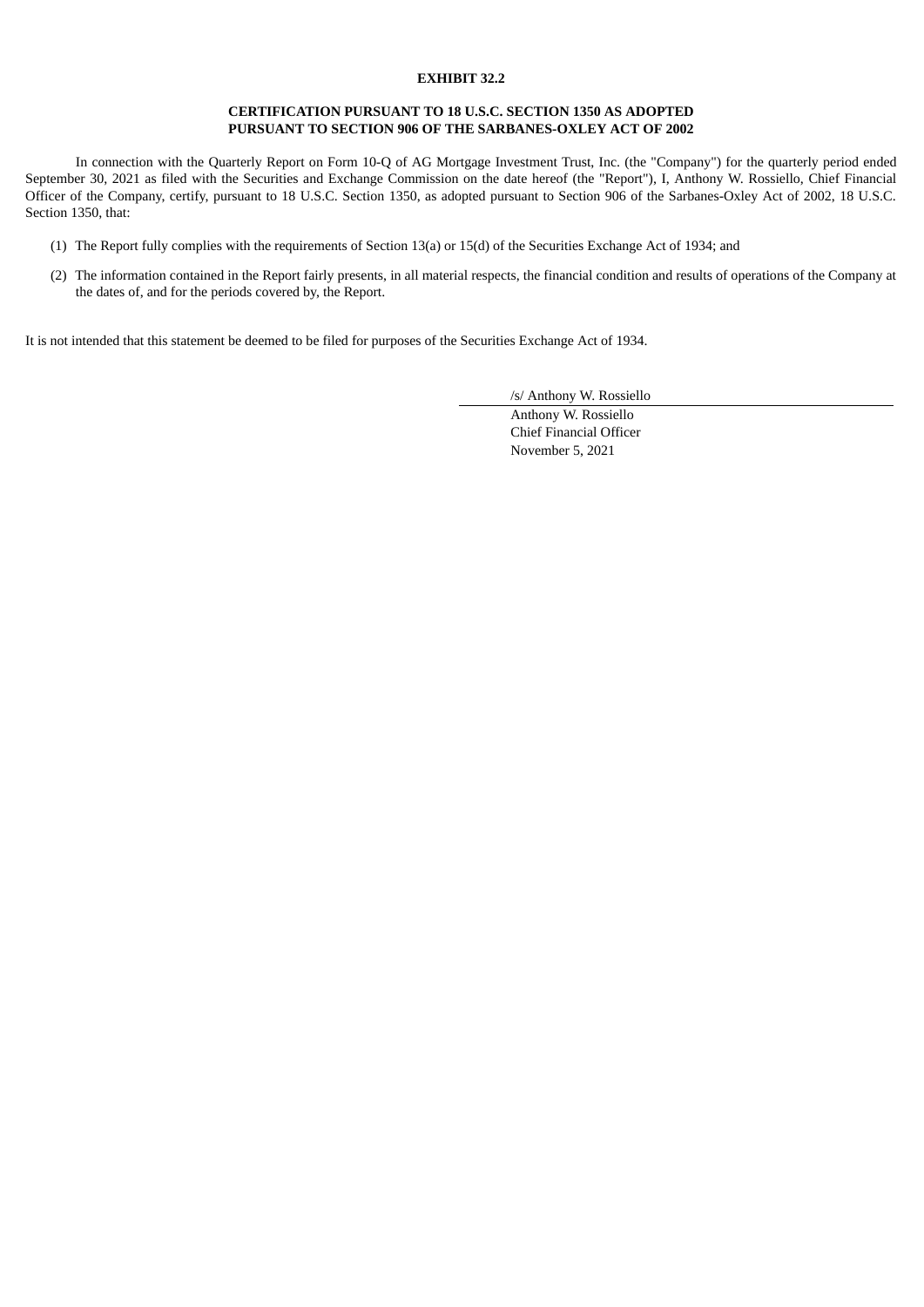**EXHIBIT 32.2**

**CERTIFICATION PURSUANT TO 18 U.S.C. SECTION 1350 AS ADOPTED PURSUANT TO SECTION 906 OF THE SARBANES-OXLEY ACT OF 2002**

In connection with the Quarterly Report on Form 10-Q of AG Mortgage Investment Trust, Inc. (the "Company") for the quarterly period ended September 30, 2021 as filed with the Securities and Exchange Commission on the date hereof (the "Report"), I, Anthony W. Rossiello, Chief Financial Officer of the Company, certify, pursuant to 18 U.S.C. Section 1350, as adopted pursuant to Section 906 of the Sarbanes-Oxley Act of 2002, 18 U.S.C. Section 1350, that:

(1) The Report fully complies with the requirements of Section 13(a) or 15(d) of the Securities Exchange Act of 1934; and

(2) The information contained in the Report fairly presents, in all material respects, the financial condition and results of operations of the Company at the dates of, and for the periods covered by, the Report.

It is not intended that this statement be deemed to be filed for purposes of the Securities Exchange Act of 1934.

/s/ Anthony W. Rossiello

Anthony W. Rossiello
Chief Financial Officer
November 5, 2021